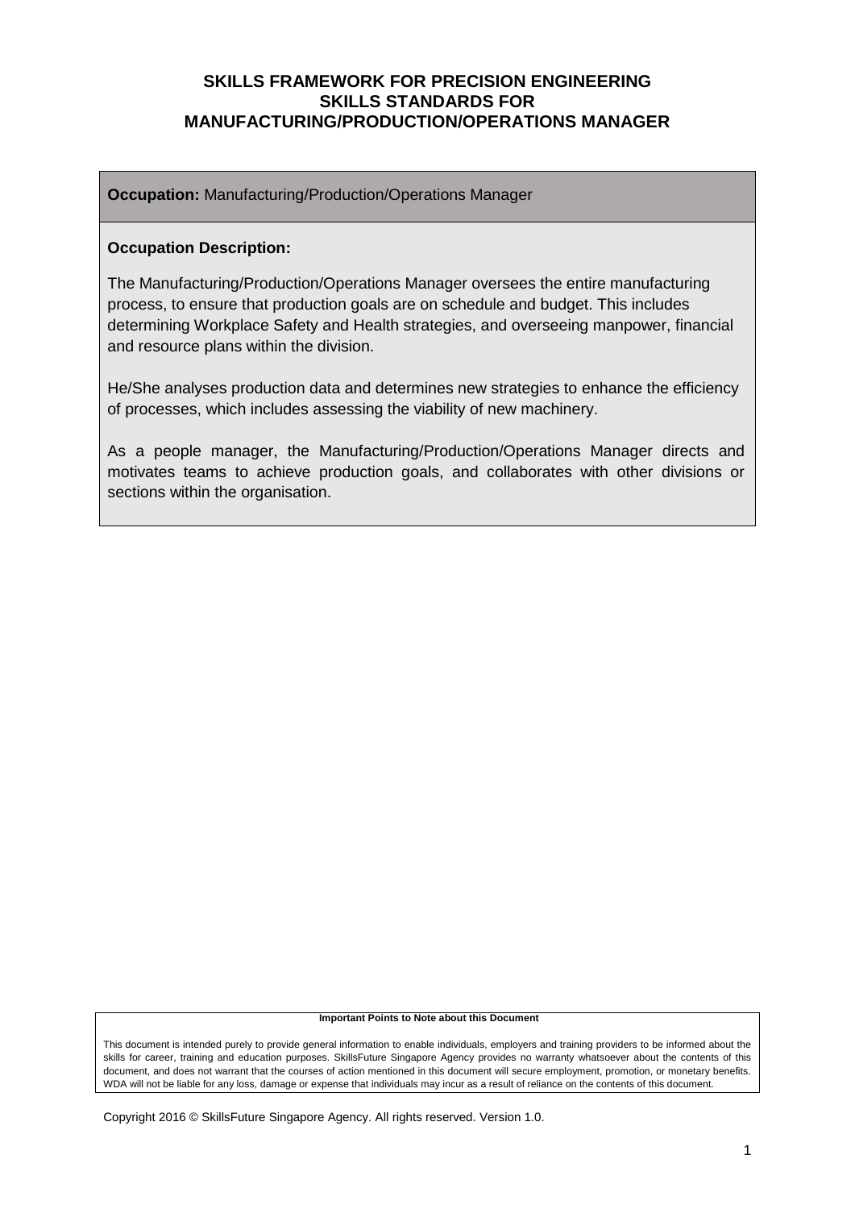# SKILLS FRAMEWORK FOR PRECISION ENGINEERING
## SKILLS STANDARDS FOR MANUFACTURING/PRODUCTION/OPERATIONS MANAGER

**Occupation:** Manufacturing/Production/Operations Manager

**Occupation Description:**

The Manufacturing/Production/Operations Manager oversees the entire manufacturing process, to ensure that production goals are on schedule and budget. This includes determining Workplace Safety and Health strategies, and overseeing manpower, financial and resource plans within the division.

He/She analyses production data and determines new strategies to enhance the efficiency of processes, which includes assessing the viability of new machinery.

As a people manager, the Manufacturing/Production/Operations Manager directs and motivates teams to achieve production goals, and collaborates with other divisions or sections within the organisation.

**Important Points to Note about this Document**

This document is intended purely to provide general information to enable individuals, employers and training providers to be informed about the skills for career, training and education purposes. SkillsFuture Singapore Agency provides no warranty whatsoever about the contents of this document, and does not warrant that the courses of action mentioned in this document will secure employment, promotion, or monetary benefits. WDA will not be liable for any loss, damage or expense that individuals may incur as a result of reliance on the contents of this document.

Copyright 2016 © SkillsFuture Singapore Agency. All rights reserved. Version 1.0.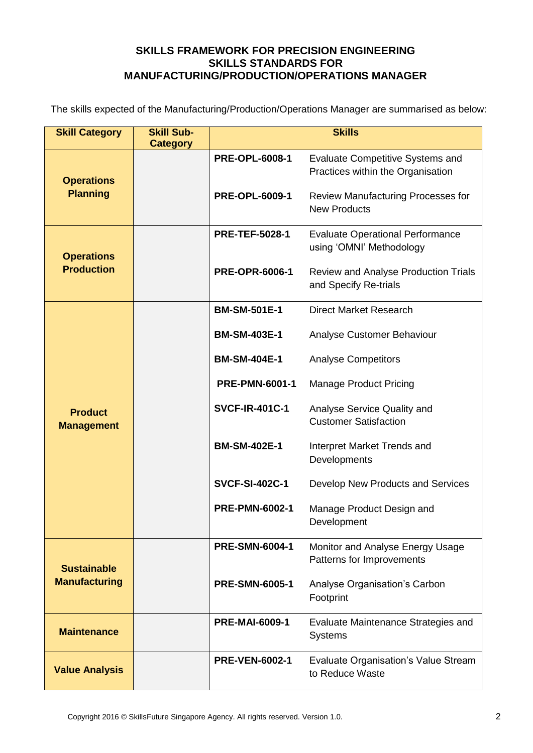**SKILLS FRAMEWORK FOR PRECISION ENGINEERING**
**SKILLS STANDARDS FOR**
**MANUFACTURING/PRODUCTION/OPERATIONS MANAGER**

The skills expected of the Manufacturing/Production/Operations Manager are summarised as below:

| Skill Category | Skill Sub-Category | Skills | |
|---|---|---|---|
| **Operations Planning** | | **PRE-OPL-6008-1** | Evaluate Competitive Systems and Practices within the Organisation |
| | | **PRE-OPL-6009-1** | Review Manufacturing Processes for New Products |
| **Operations Production** | | **PRE-TEF-5028-1** | Evaluate Operational Performance using 'OMNI' Methodology |
| | | **PRE-OPR-6006-1** | Review and Analyse Production Trials and Specify Re-trials |
| **Product Management** | | **BM-SM-501E-1** | Direct Market Research |
| | | **BM-SM-403E-1** | Analyse Customer Behaviour |
| | | **BM-SM-404E-1** | Analyse Competitors |
| | | **PRE-PMN-6001-1** | Manage Product Pricing |
| | | **SVCF-IR-401C-1** | Analyse Service Quality and Customer Satisfaction |
| | | **BM-SM-402E-1** | Interpret Market Trends and Developments |
| | | **SVCF-SI-402C-1** | Develop New Products and Services |
| | | **PRE-PMN-6002-1** | Manage Product Design and Development |
| **Sustainable Manufacturing** | | **PRE-SMN-6004-1** | Monitor and Analyse Energy Usage Patterns for Improvements |
| | | **PRE-SMN-6005-1** | Analyse Organisation's Carbon Footprint |
| **Maintenance** | | **PRE-MAI-6009-1** | Evaluate Maintenance Strategies and Systems |
| **Value Analysis** | | **PRE-VEN-6002-1** | Evaluate Organisation's Value Stream to Reduce Waste |

Copyright 2016 © SkillsFuture Singapore Agency. All rights reserved. Version 1.0.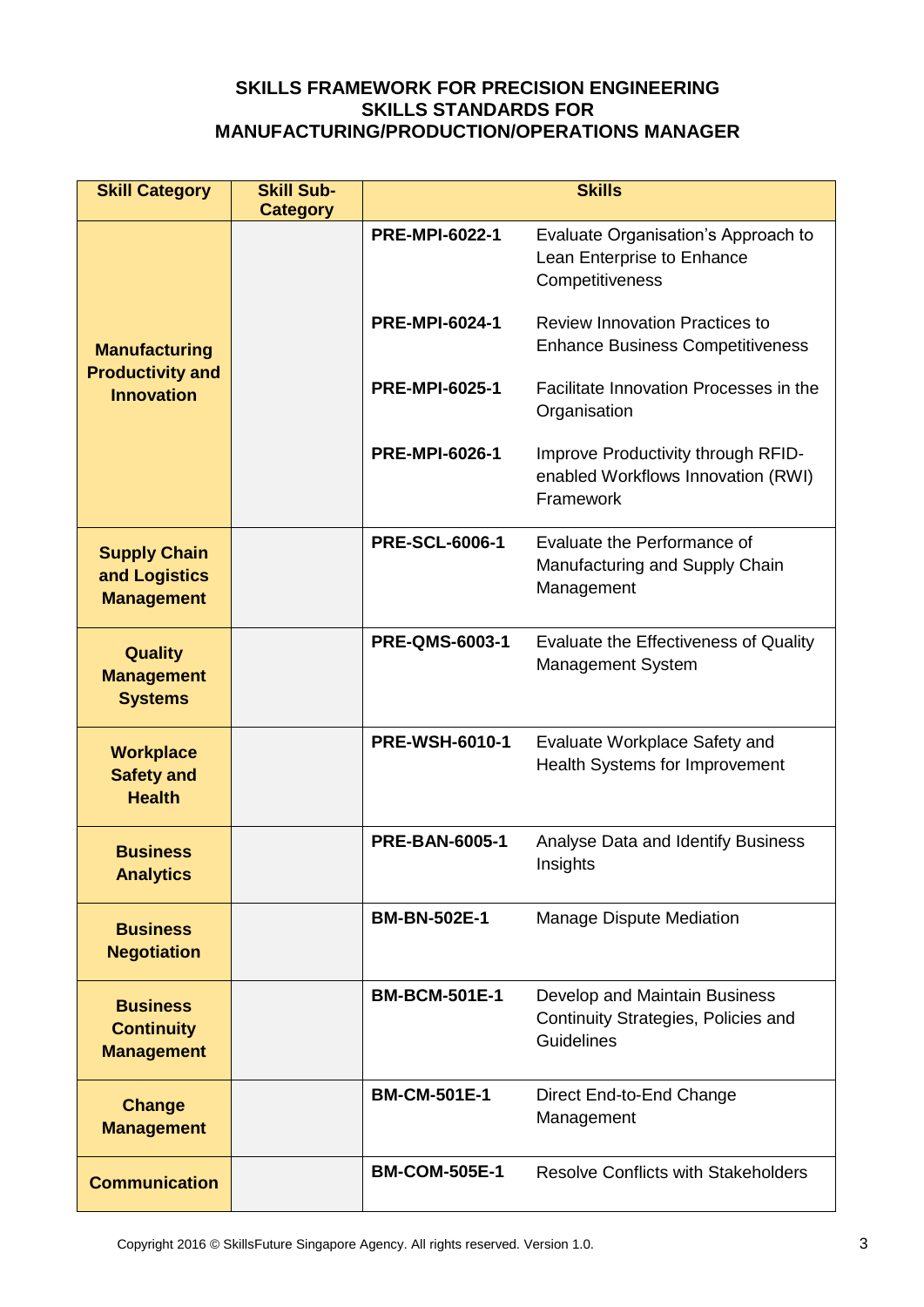**SKILLS FRAMEWORK FOR PRECISION ENGINEERING**
**SKILLS STANDARDS FOR**
**MANUFACTURING/PRODUCTION/OPERATIONS MANAGER**

| Skill Category | Skill Sub-Category | Skills | |
|---|---|---|---|
| **Manufacturing Productivity and Innovation** | | **PRE-MPI-6022-1** | Evaluate Organisation's Approach to Lean Enterprise to Enhance Competitiveness |
| | | **PRE-MPI-6024-1** | Review Innovation Practices to Enhance Business Competitiveness |
| | | **PRE-MPI-6025-1** | Facilitate Innovation Processes in the Organisation |
| | | **PRE-MPI-6026-1** | Improve Productivity through RFID-enabled Workflows Innovation (RWI) Framework |
| **Supply Chain and Logistics Management** | | **PRE-SCL-6006-1** | Evaluate the Performance of Manufacturing and Supply Chain Management |
| **Quality Management Systems** | | **PRE-QMS-6003-1** | Evaluate the Effectiveness of Quality Management System |
| **Workplace Safety and Health** | | **PRE-WSH-6010-1** | Evaluate Workplace Safety and Health Systems for Improvement |
| **Business Analytics** | | **PRE-BAN-6005-1** | Analyse Data and Identify Business Insights |
| **Business Negotiation** | | **BM-BN-502E-1** | Manage Dispute Mediation |
| **Business Continuity Management** | | **BM-BCM-501E-1** | Develop and Maintain Business Continuity Strategies, Policies and Guidelines |
| **Change Management** | | **BM-CM-501E-1** | Direct End-to-End Change Management |
| **Communication** | | **BM-COM-505E-1** | Resolve Conflicts with Stakeholders |

Copyright 2016 © SkillsFuture Singapore Agency. All rights reserved. Version 1.0.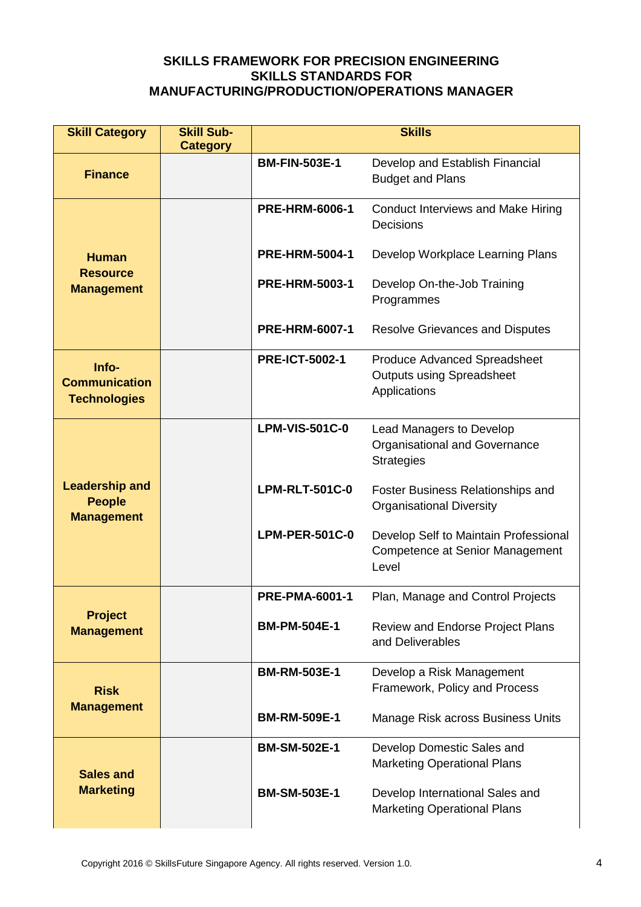## SKILLS FRAMEWORK FOR PRECISION ENGINEERING
## SKILLS STANDARDS FOR MANUFACTURING/PRODUCTION/OPERATIONS MANAGER

| Skill Category | Skill Sub-Category | Skills | |
|---|---|---|---|
| **Finance** | | **BM-FIN-503E-1** | Develop and Establish Financial Budget and Plans |
| **Human Resource Management** | | **PRE-HRM-6006-1** | Conduct Interviews and Make Hiring Decisions |
| | | **PRE-HRM-5004-1** | Develop Workplace Learning Plans |
| | | **PRE-HRM-5003-1** | Develop On-the-Job Training Programmes |
| | | **PRE-HRM-6007-1** | Resolve Grievances and Disputes |
| **Info-Communication Technologies** | | **PRE-ICT-5002-1** | Produce Advanced Spreadsheet Outputs using Spreadsheet Applications |
| **Leadership and People Management** | | **LPM-VIS-501C-0** | Lead Managers to Develop Organisational and Governance Strategies |
| | | **LPM-RLT-501C-0** | Foster Business Relationships and Organisational Diversity |
| | | **LPM-PER-501C-0** | Develop Self to Maintain Professional Competence at Senior Management Level |
| **Project Management** | | **PRE-PMA-6001-1** | Plan, Manage and Control Projects |
| | | **BM-PM-504E-1** | Review and Endorse Project Plans and Deliverables |
| **Risk Management** | | **BM-RM-503E-1** | Develop a Risk Management Framework, Policy and Process |
| | | **BM-RM-509E-1** | Manage Risk across Business Units |
| **Sales and Marketing** | | **BM-SM-502E-1** | Develop Domestic Sales and Marketing Operational Plans |
| | | **BM-SM-503E-1** | Develop International Sales and Marketing Operational Plans |

Copyright 2016 © SkillsFuture Singapore Agency. All rights reserved. Version 1.0.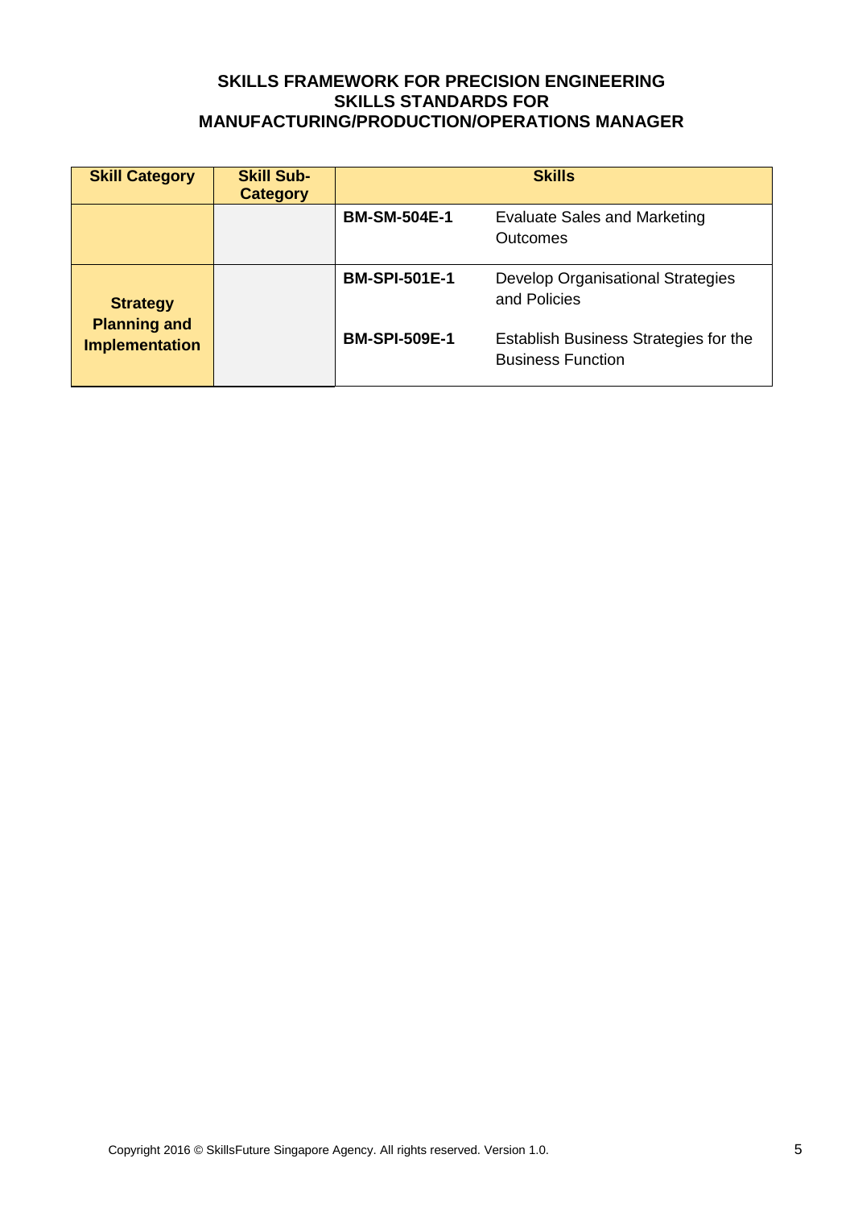**SKILLS FRAMEWORK FOR PRECISION ENGINEERING**
**SKILLS STANDARDS FOR**
**MANUFACTURING/PRODUCTION/OPERATIONS MANAGER**

| Skill Category | Skill Sub-Category | Skills | |
|---|---|---|---|
| | | **BM-SM-504E-1** | Evaluate Sales and Marketing Outcomes |
| **Strategy Planning and Implementation** | | **BM-SPI-501E-1** | Develop Organisational Strategies and Policies |
| | | **BM-SPI-509E-1** | Establish Business Strategies for the Business Function |

Copyright 2016 © SkillsFuture Singapore Agency. All rights reserved. Version 1.0.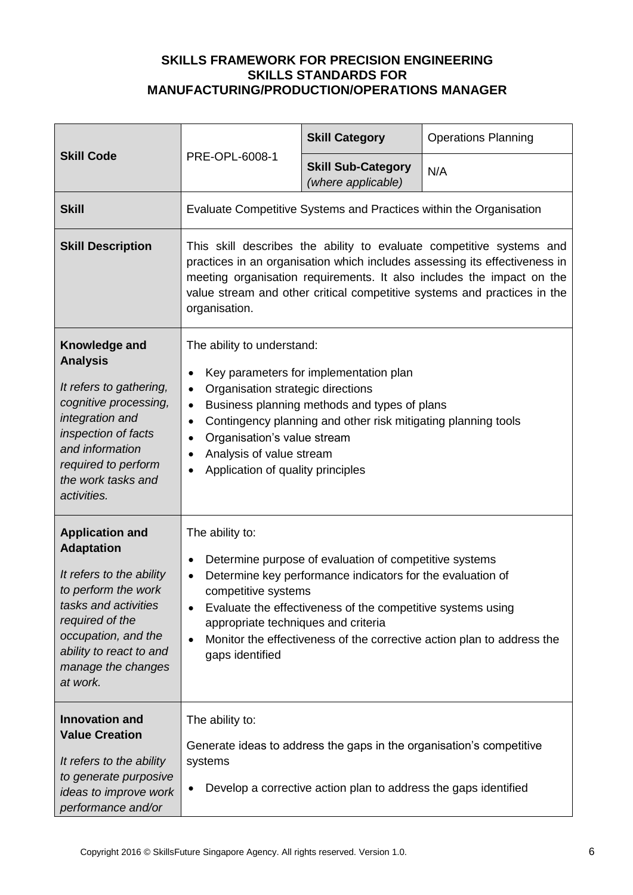# SKILLS FRAMEWORK FOR PRECISION ENGINEERING
## SKILLS STANDARDS FOR MANUFACTURING/PRODUCTION/OPERATIONS MANAGER

| **Skill Code** | PRE-OPL-6008-1 | **Skill Category** | Operations Planning |
|---|---|---|---|
| | | **Skill Sub-Category** *(where applicable)* | N/A |
| **Skill** | Evaluate Competitive Systems and Practices within the Organisation | | |
| **Skill Description** | This skill describes the ability to evaluate competitive systems and practices in an organisation which includes assessing its effectiveness in meeting organisation requirements. It also includes the impact on the value stream and other critical competitive systems and practices in the organisation. | | |
| **Knowledge and Analysis**<br><br>*It refers to gathering, cognitive processing, integration and inspection of facts and information required to perform the work tasks and activities.* | The ability to understand:<br>• Key parameters for implementation plan<br>• Organisation strategic directions<br>• Business planning methods and types of plans<br>• Contingency planning and other risk mitigating planning tools<br>• Organisation's value stream<br>• Analysis of value stream<br>• Application of quality principles | | |
| **Application and Adaptation**<br><br>*It refers to the ability to perform the work tasks and activities required of the occupation, and the ability to react to and manage the changes at work.* | The ability to:<br>• Determine purpose of evaluation of competitive systems<br>• Determine key performance indicators for the evaluation of competitive systems<br>• Evaluate the effectiveness of the competitive systems using appropriate techniques and criteria<br>• Monitor the effectiveness of the corrective action plan to address the gaps identified | | |
| **Innovation and Value Creation**<br><br>*It refers to the ability to generate purposive ideas to improve work performance and/or* | The ability to:<br><br>Generate ideas to address the gaps in the organisation's competitive systems<br>• Develop a corrective action plan to address the gaps identified | | |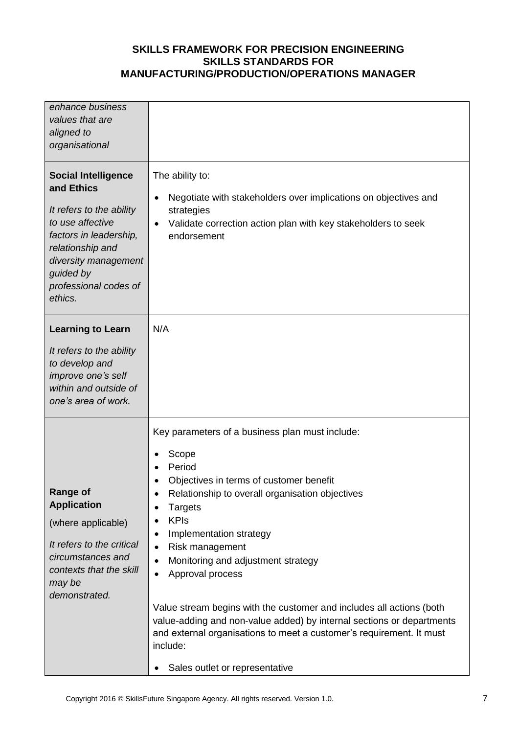# SKILLS FRAMEWORK FOR PRECISION ENGINEERING
## SKILLS STANDARDS FOR MANUFACTURING/PRODUCTION/OPERATIONS MANAGER

| | |
|---|---|
| *enhance business values that are aligned to organisational* | |
| **Social Intelligence and Ethics**<br><br>*It refers to the ability to use affective factors in leadership, relationship and diversity management guided by professional codes of ethics.* | The ability to:<br><br>• Negotiate with stakeholders over implications on objectives and strategies<br>• Validate correction action plan with key stakeholders to seek endorsement |
| **Learning to Learn**<br><br>*It refers to the ability to develop and improve one's self within and outside of one's area of work.* | N/A |
| **Range of Application**<br><br>(where applicable)<br><br>*It refers to the critical circumstances and contexts that the skill may be demonstrated.* | Key parameters of a business plan must include:<br><br>• Scope<br>• Period<br>• Objectives in terms of customer benefit<br>• Relationship to overall organisation objectives<br>• Targets<br>• KPIs<br>• Implementation strategy<br>• Risk management<br>• Monitoring and adjustment strategy<br>• Approval process<br><br>Value stream begins with the customer and includes all actions (both value-adding and non-value added) by internal sections or departments and external organisations to meet a customer's requirement. It must include:<br><br>• Sales outlet or representative |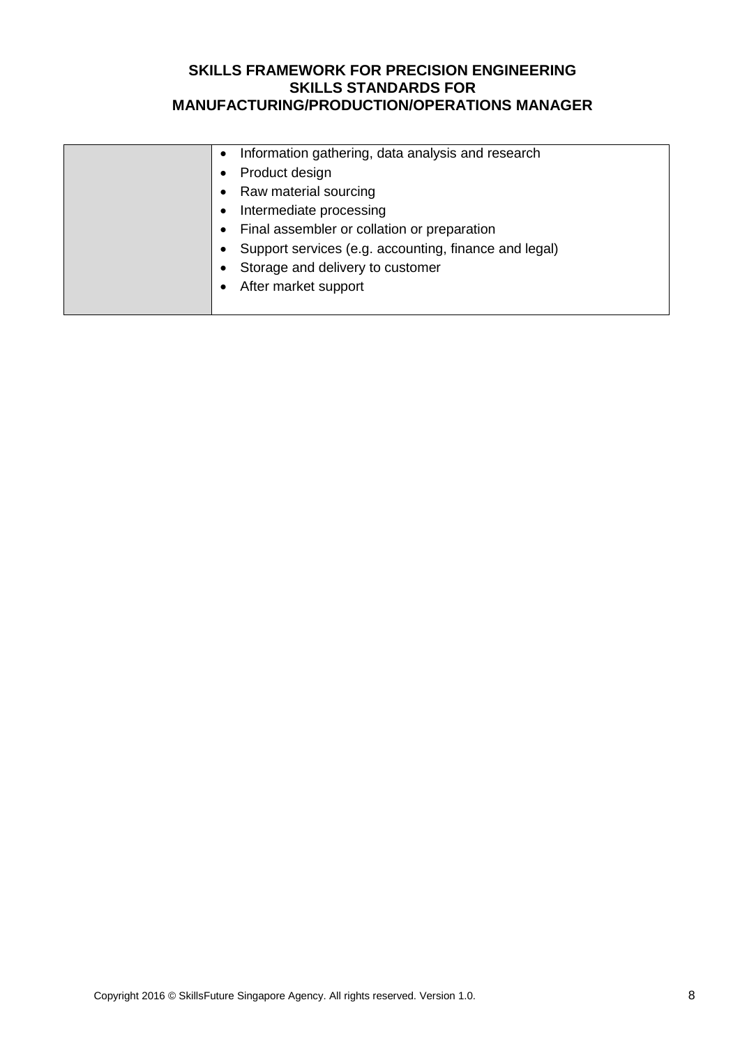|  |  |
|---|---|
|  | • Information gathering, data analysis and research<br>• Product design<br>• Raw material sourcing<br>• Intermediate processing<br>• Final assembler or collation or preparation<br>• Support services (e.g. accounting, finance and legal)<br>• Storage and delivery to customer<br>• After market support |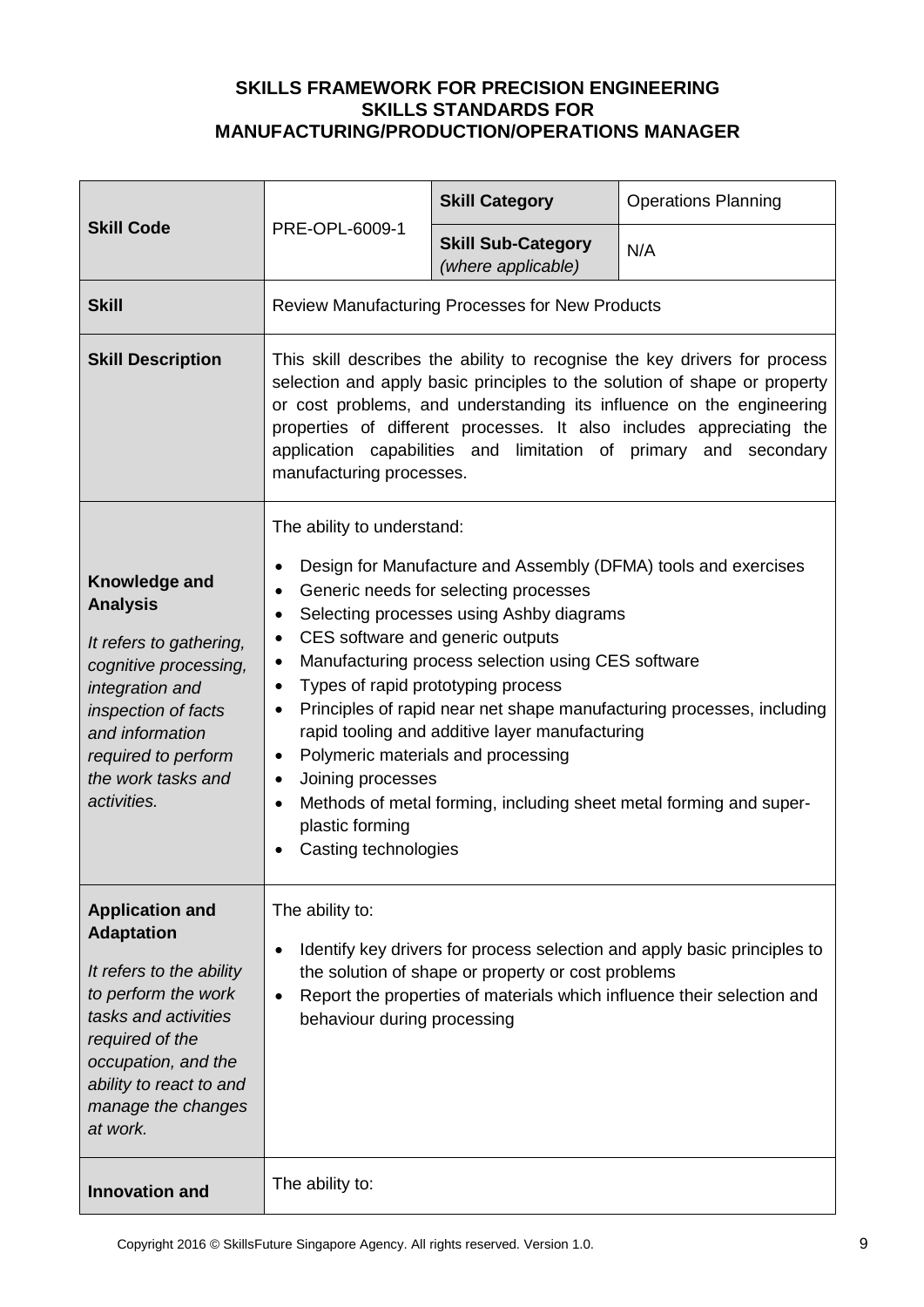**SKILLS FRAMEWORK FOR PRECISION ENGINEERING**
**SKILLS STANDARDS FOR**
**MANUFACTURING/PRODUCTION/OPERATIONS MANAGER**

| **Skill Code** | PRE-OPL-6009-1 | **Skill Category** | Operations Planning |
|---|---|---|---|
| | | **Skill Sub-Category** *(where applicable)* | N/A |
| **Skill** | Review Manufacturing Processes for New Products | | |
| **Skill Description** | This skill describes the ability to recognise the key drivers for process selection and apply basic principles to the solution of shape or property or cost problems, and understanding its influence on the engineering properties of different processes. It also includes appreciating the application capabilities and limitation of primary and secondary manufacturing processes. | | |
| **Knowledge and Analysis** *It refers to gathering, cognitive processing, integration and inspection of facts and information required to perform the work tasks and activities.* | The ability to understand:<br>• Design for Manufacture and Assembly (DFMA) tools and exercises<br>• Generic needs for selecting processes<br>• Selecting processes using Ashby diagrams<br>• CES software and generic outputs<br>• Manufacturing process selection using CES software<br>• Types of rapid prototyping process<br>• Principles of rapid near net shape manufacturing processes, including rapid tooling and additive layer manufacturing<br>• Polymeric materials and processing<br>• Joining processes<br>• Methods of metal forming, including sheet metal forming and super-plastic forming<br>• Casting technologies | | |
| **Application and Adaptation** *It refers to the ability to perform the work tasks and activities required of the occupation, and the ability to react to and manage the changes at work.* | The ability to:<br>• Identify key drivers for process selection and apply basic principles to the solution of shape or property or cost problems<br>• Report the properties of materials which influence their selection and behaviour during processing | | |
| **Innovation and** | The ability to: | | |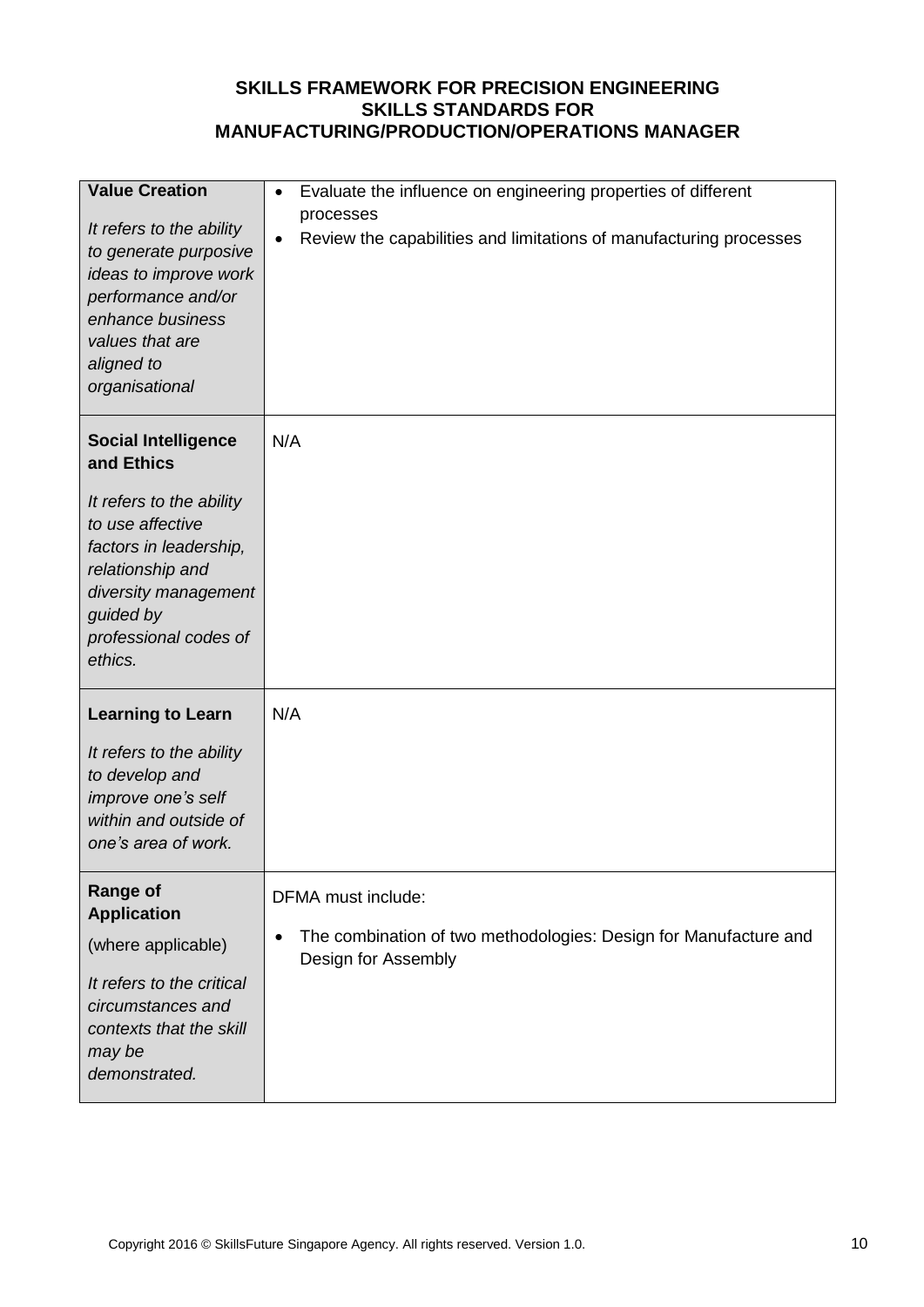**SKILLS FRAMEWORK FOR PRECISION ENGINEERING**
**SKILLS STANDARDS FOR**
**MANUFACTURING/PRODUCTION/OPERATIONS MANAGER**

| | |
|---|---|
| **Value Creation**<br><br>*It refers to the ability to generate purposive ideas to improve work performance and/or enhance business values that are aligned to organisational* | • Evaluate the influence on engineering properties of different processes<br>• Review the capabilities and limitations of manufacturing processes |
| **Social Intelligence and Ethics**<br><br>*It refers to the ability to use affective factors in leadership, relationship and diversity management guided by professional codes of ethics.* | N/A |
| **Learning to Learn**<br><br>*It refers to the ability to develop and improve one's self within and outside of one's area of work.* | N/A |
| **Range of Application**<br>(where applicable)<br><br>*It refers to the critical circumstances and contexts that the skill may be demonstrated.* | DFMA must include:<br><br>• The combination of two methodologies: Design for Manufacture and Design for Assembly |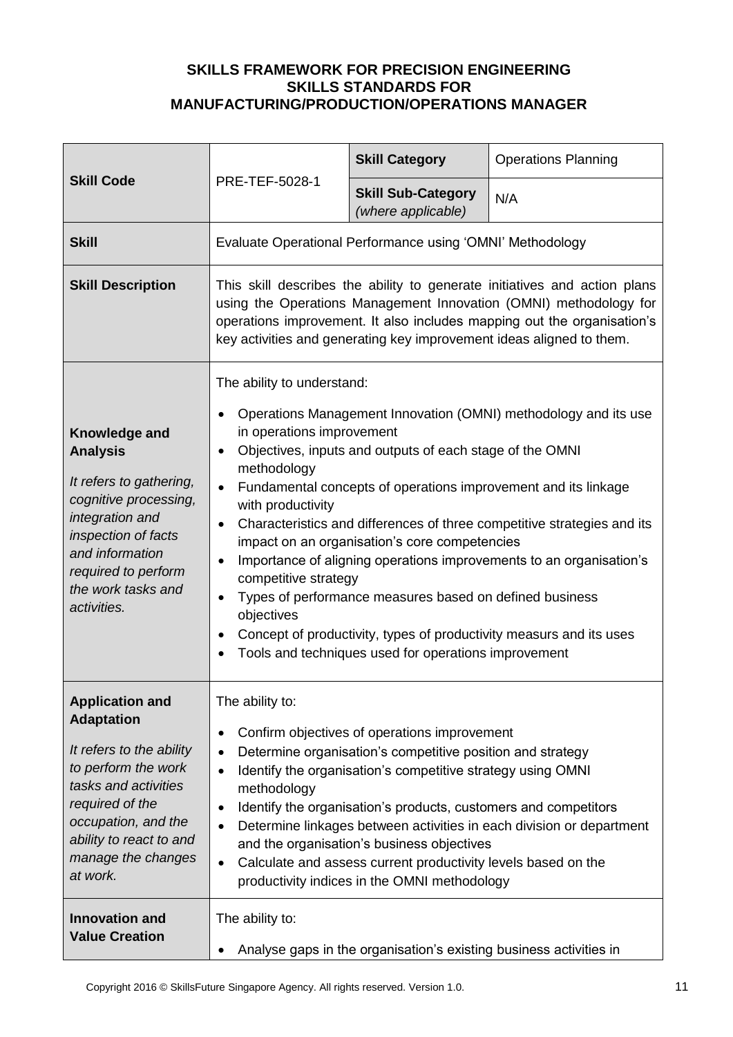**SKILLS FRAMEWORK FOR PRECISION ENGINEERING**
**SKILLS STANDARDS FOR**
**MANUFACTURING/PRODUCTION/OPERATIONS MANAGER**

| **Skill Code** | PRE-TEF-5028-1 | **Skill Category** | Operations Planning |
|---|---|---|---|
| | | **Skill Sub-Category** *(where applicable)* | N/A |
| **Skill** | Evaluate Operational Performance using 'OMNI' Methodology | | |
| **Skill Description** | This skill describes the ability to generate initiatives and action plans using the Operations Management Innovation (OMNI) methodology for operations improvement. It also includes mapping out the organisation's key activities and generating key improvement ideas aligned to them. | | |
| **Knowledge and Analysis**<br><br>*It refers to gathering, cognitive processing, integration and inspection of facts and information required to perform the work tasks and activities.* | The ability to understand:<br><br>• Operations Management Innovation (OMNI) methodology and its use in operations improvement<br>• Objectives, inputs and outputs of each stage of the OMNI methodology<br>• Fundamental concepts of operations improvement and its linkage with productivity<br>• Characteristics and differences of three competitive strategies and its impact on an organisation's core competencies<br>• Importance of aligning operations improvements to an organisation's competitive strategy<br>• Types of performance measures based on defined business objectives<br>• Concept of productivity, types of productivity measurs and its uses<br>• Tools and techniques used for operations improvement | | |
| **Application and Adaptation**<br><br>*It refers to the ability to perform the work tasks and activities required of the occupation, and the ability to react to and manage the changes at work.* | The ability to:<br><br>• Confirm objectives of operations improvement<br>• Determine organisation's competitive position and strategy<br>• Identify the organisation's competitive strategy using OMNI methodology<br>• Identify the organisation's products, customers and competitors<br>• Determine linkages between activities in each division or department and the organisation's business objectives<br>• Calculate and assess current productivity levels based on the productivity indices in the OMNI methodology | | |
| **Innovation and Value Creation** | The ability to:<br><br>• Analyse gaps in the organisation's existing business activities in | | |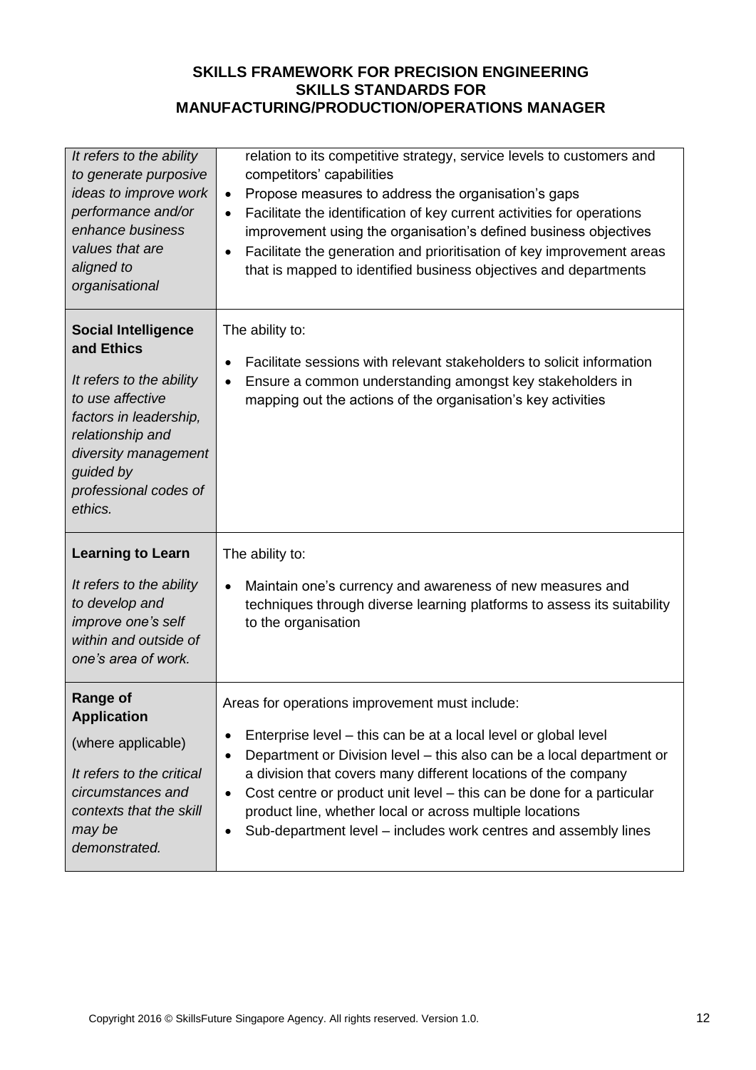**SKILLS FRAMEWORK FOR PRECISION ENGINEERING**
**SKILLS STANDARDS FOR**
**MANUFACTURING/PRODUCTION/OPERATIONS MANAGER**

| | |
|---|---|
| *It refers to the ability to generate purposive ideas to improve work performance and/or enhance business values that are aligned to organisational* | relation to its competitive strategy, service levels to customers and competitors' capabilities<br>• Propose measures to address the organisation's gaps<br>• Facilitate the identification of key current activities for operations improvement using the organisation's defined business objectives<br>• Facilitate the generation and prioritisation of key improvement areas that is mapped to identified business objectives and departments |
| **Social Intelligence and Ethics**<br><br>*It refers to the ability to use affective factors in leadership, relationship and diversity management guided by professional codes of ethics.* | The ability to:<br>• Facilitate sessions with relevant stakeholders to solicit information<br>• Ensure a common understanding amongst key stakeholders in mapping out the actions of the organisation's key activities |
| **Learning to Learn**<br><br>*It refers to the ability to develop and improve one's self within and outside of one's area of work.* | The ability to:<br>• Maintain one's currency and awareness of new measures and techniques through diverse learning platforms to assess its suitability to the organisation |
| **Range of Application**<br><br>(where applicable)<br><br>*It refers to the critical circumstances and contexts that the skill may be demonstrated.* | Areas for operations improvement must include:<br>• Enterprise level – this can be at a local level or global level<br>• Department or Division level – this also can be a local department or a division that covers many different locations of the company<br>• Cost centre or product unit level – this can be done for a particular product line, whether local or across multiple locations<br>• Sub-department level – includes work centres and assembly lines |

Copyright 2016 © SkillsFuture Singapore Agency. All rights reserved. Version 1.0.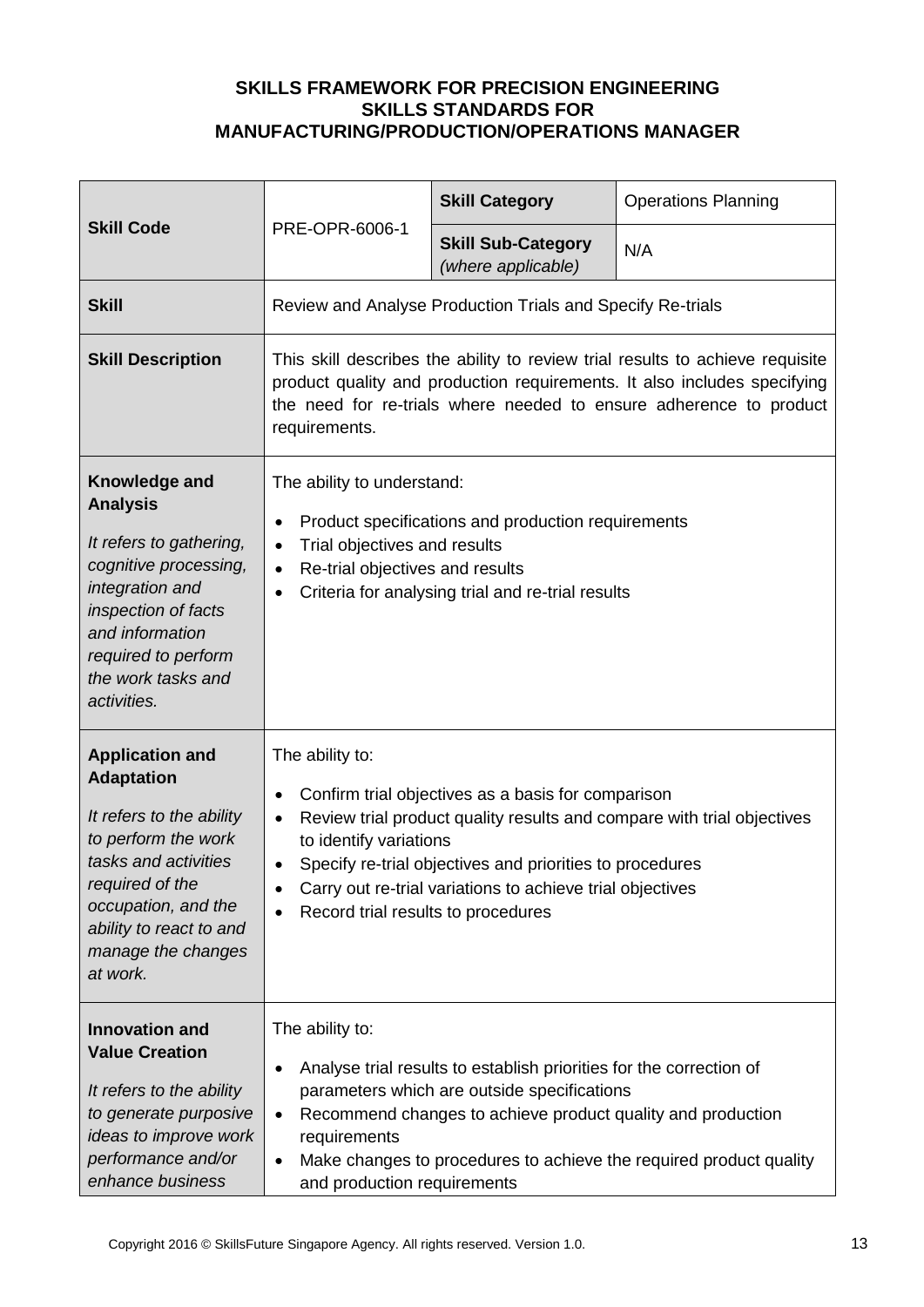**SKILLS FRAMEWORK FOR PRECISION ENGINEERING**
**SKILLS STANDARDS FOR**
**MANUFACTURING/PRODUCTION/OPERATIONS MANAGER**

| **Skill Code** | PRE-OPR-6006-1 | **Skill Category** | Operations Planning |
|---|---|---|---|
| | | **Skill Sub-Category** *(where applicable)* | N/A |
| **Skill** | Review and Analyse Production Trials and Specify Re-trials | | |
| **Skill Description** | This skill describes the ability to review trial results to achieve requisite product quality and production requirements. It also includes specifying the need for re-trials where needed to ensure adherence to product requirements. | | |
| **Knowledge and Analysis**<br><br>*It refers to gathering, cognitive processing, integration and inspection of facts and information required to perform the work tasks and activities.* | The ability to understand:<br><br>• Product specifications and production requirements<br>• Trial objectives and results<br>• Re-trial objectives and results<br>• Criteria for analysing trial and re-trial results | | |
| **Application and Adaptation**<br><br>*It refers to the ability to perform the work tasks and activities required of the occupation, and the ability to react to and manage the changes at work.* | The ability to:<br><br>• Confirm trial objectives as a basis for comparison<br>• Review trial product quality results and compare with trial objectives to identify variations<br>• Specify re-trial objectives and priorities to procedures<br>• Carry out re-trial variations to achieve trial objectives<br>• Record trial results to procedures | | |
| **Innovation and Value Creation**<br><br>*It refers to the ability to generate purposive ideas to improve work performance and/or enhance business* | The ability to:<br><br>• Analyse trial results to establish priorities for the correction of parameters which are outside specifications<br>• Recommend changes to achieve product quality and production requirements<br>• Make changes to procedures to achieve the required product quality and production requirements | | |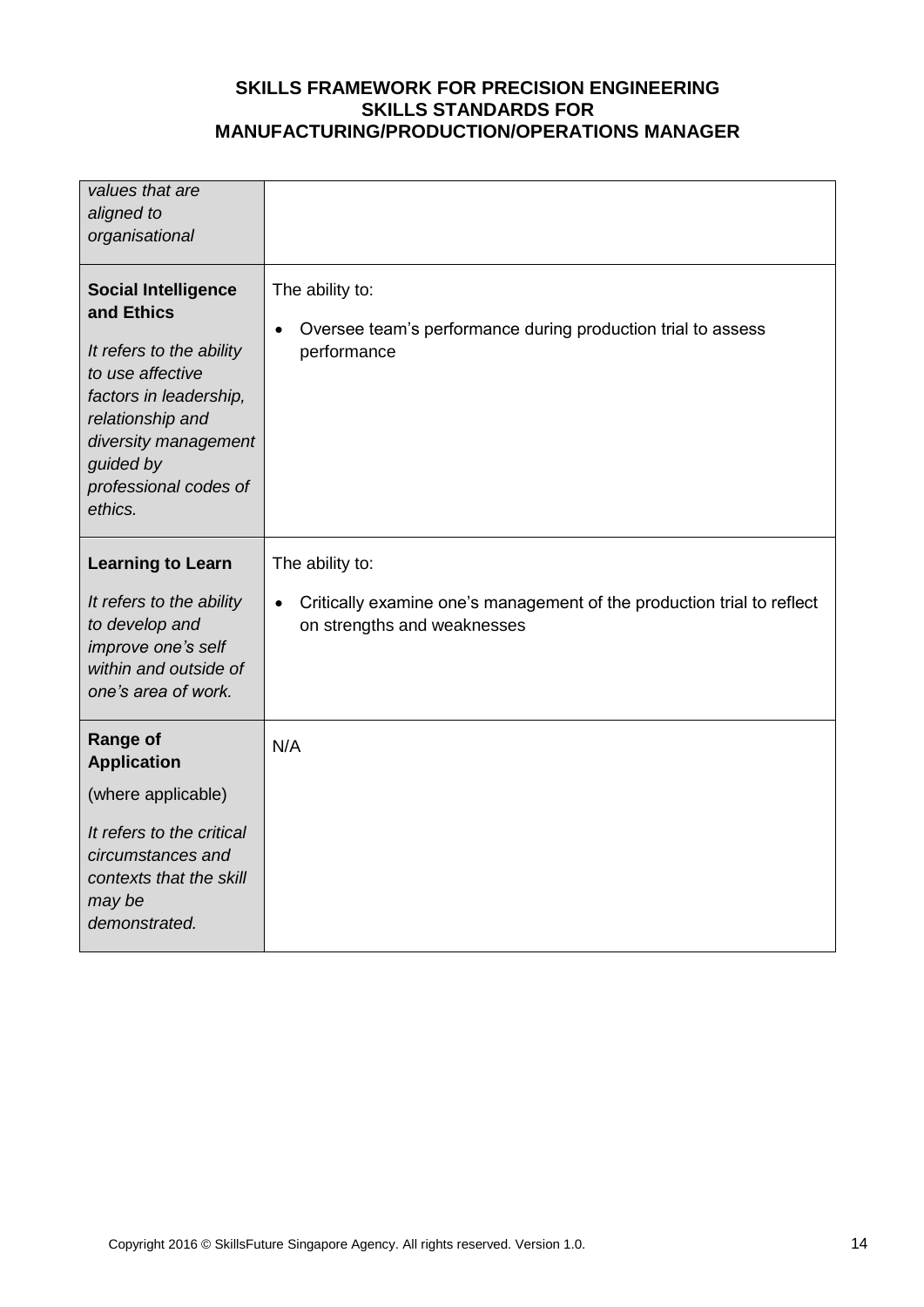| | |
|---|---|
| *values that are aligned to organisational* | |
| **Social Intelligence and Ethics**<br><br>*It refers to the ability to use affective factors in leadership, relationship and diversity management guided by professional codes of ethics.* | The ability to:<br><br>• Oversee team's performance during production trial to assess performance |
| **Learning to Learn**<br><br>*It refers to the ability to develop and improve one's self within and outside of one's area of work.* | The ability to:<br><br>• Critically examine one's management of the production trial to reflect on strengths and weaknesses |
| **Range of Application**<br><br>(where applicable)<br><br>*It refers to the critical circumstances and contexts that the skill may be demonstrated.* | N/A |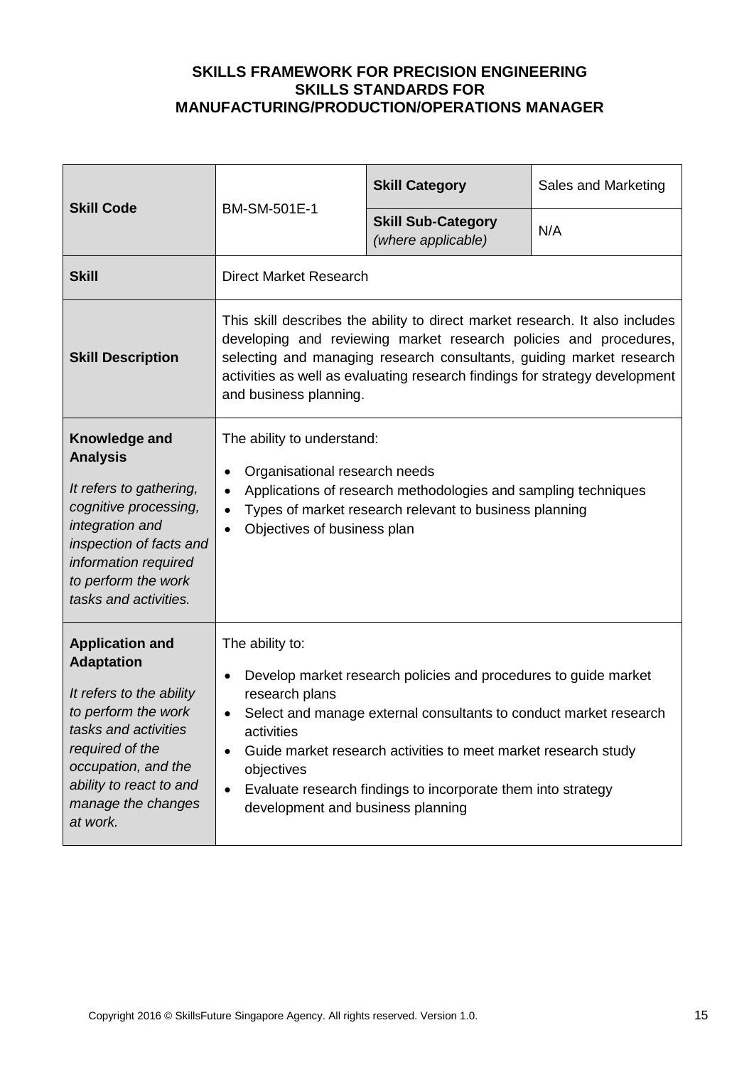**SKILLS FRAMEWORK FOR PRECISION ENGINEERING**
**SKILLS STANDARDS FOR**
**MANUFACTURING/PRODUCTION/OPERATIONS MANAGER**

| **Skill Code** | BM-SM-501E-1 | **Skill Category** | Sales and Marketing |
|---|---|---|---|
| | | **Skill Sub-Category** *(where applicable)* | N/A |
| **Skill** | Direct Market Research | | |
| **Skill Description** | This skill describes the ability to direct market research. It also includes developing and reviewing market research policies and procedures, selecting and managing research consultants, guiding market research activities as well as evaluating research findings for strategy development and business planning. | | |
| **Knowledge and Analysis** <br> *It refers to gathering, cognitive processing, integration and inspection of facts and information required to perform the work tasks and activities.* | The ability to understand: <br> • Organisational research needs <br> • Applications of research methodologies and sampling techniques <br> • Types of market research relevant to business planning <br> • Objectives of business plan | | |
| **Application and Adaptation** <br> *It refers to the ability to perform the work tasks and activities required of the occupation, and the ability to react to and manage the changes at work.* | The ability to: <br> • Develop market research policies and procedures to guide market research plans <br> • Select and manage external consultants to conduct market research activities <br> • Guide market research activities to meet market research study objectives <br> • Evaluate research findings to incorporate them into strategy development and business planning | | |

Copyright 2016 © SkillsFuture Singapore Agency. All rights reserved. Version 1.0.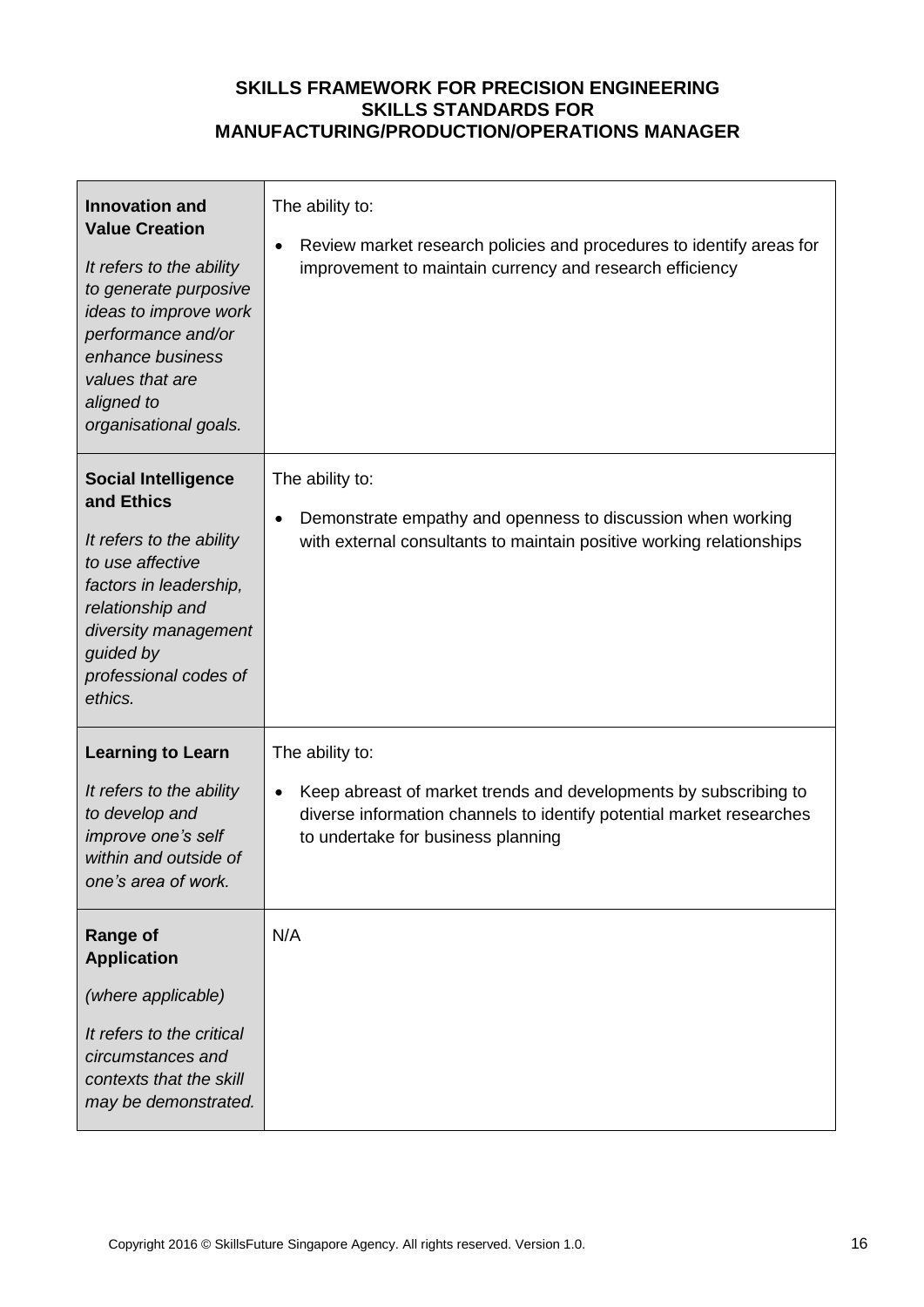**SKILLS FRAMEWORK FOR PRECISION ENGINEERING**
**SKILLS STANDARDS FOR**
**MANUFACTURING/PRODUCTION/OPERATIONS MANAGER**

| | |
|---|---|
| **Innovation and Value Creation**<br><br>*It refers to the ability to generate purposive ideas to improve work performance and/or enhance business values that are aligned to organisational goals.* | The ability to:<br><br>• Review market research policies and procedures to identify areas for improvement to maintain currency and research efficiency |
| **Social Intelligence and Ethics**<br><br>*It refers to the ability to use affective factors in leadership, relationship and diversity management guided by professional codes of ethics.* | The ability to:<br><br>• Demonstrate empathy and openness to discussion when working with external consultants to maintain positive working relationships |
| **Learning to Learn**<br><br>*It refers to the ability to develop and improve one's self within and outside of one's area of work.* | The ability to:<br><br>• Keep abreast of market trends and developments by subscribing to diverse information channels to identify potential market researches to undertake for business planning |
| **Range of Application**<br><br>*(where applicable)*<br><br>*It refers to the critical circumstances and contexts that the skill may be demonstrated.* | N/A |

Copyright 2016 © SkillsFuture Singapore Agency. All rights reserved. Version 1.0.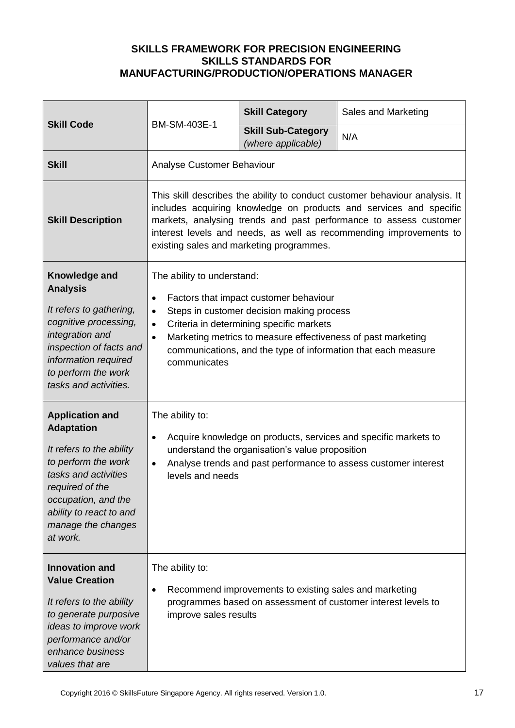**SKILLS FRAMEWORK FOR PRECISION ENGINEERING**
**SKILLS STANDARDS FOR**
**MANUFACTURING/PRODUCTION/OPERATIONS MANAGER**

| **Skill Code** | BM-SM-403E-1 | **Skill Category** | Sales and Marketing |
|---|---|---|---|
| | | **Skill Sub-Category** *(where applicable)* | N/A |
| **Skill** | Analyse Customer Behaviour | | |
| **Skill Description** | This skill describes the ability to conduct customer behaviour analysis. It includes acquiring knowledge on products and services and specific markets, analysing trends and past performance to assess customer interest levels and needs, as well as recommending improvements to existing sales and marketing programmes. | | |
| **Knowledge and Analysis** *It refers to gathering, cognitive processing, integration and inspection of facts and information required to perform the work tasks and activities.* | The ability to understand:<br>• Factors that impact customer behaviour<br>• Steps in customer decision making process<br>• Criteria in determining specific markets<br>• Marketing metrics to measure effectiveness of past marketing communications, and the type of information that each measure communicates | | |
| **Application and Adaptation** *It refers to the ability to perform the work tasks and activities required of the occupation, and the ability to react to and manage the changes at work.* | The ability to:<br>• Acquire knowledge on products, services and specific markets to understand the organisation's value proposition<br>• Analyse trends and past performance to assess customer interest levels and needs | | |
| **Innovation and Value Creation** *It refers to the ability to generate purposive ideas to improve work performance and/or enhance business values that are* | The ability to:<br>• Recommend improvements to existing sales and marketing programmes based on assessment of customer interest levels to improve sales results | | |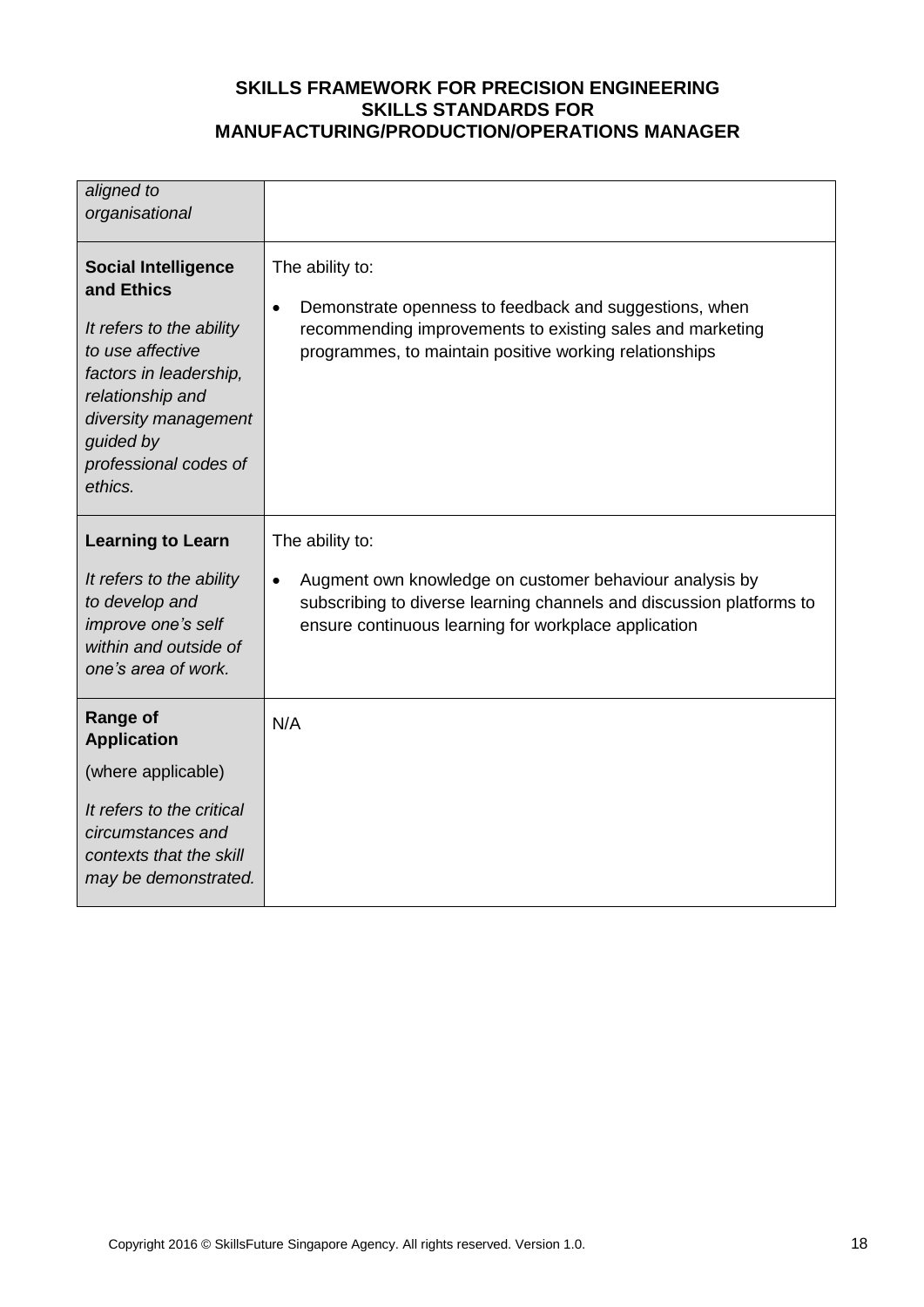| | |
|---|---|
| *aligned to organisational* | |
| **Social Intelligence and Ethics**<br><br>*It refers to the ability to use affective factors in leadership, relationship and diversity management guided by professional codes of ethics.* | The ability to:<br><br>• Demonstrate openness to feedback and suggestions, when recommending improvements to existing sales and marketing programmes, to maintain positive working relationships |
| **Learning to Learn**<br><br>*It refers to the ability to develop and improve one's self within and outside of one's area of work.* | The ability to:<br><br>• Augment own knowledge on customer behaviour analysis by subscribing to diverse learning channels and discussion platforms to ensure continuous learning for workplace application |
| **Range of Application**<br><br>(where applicable)<br><br>*It refers to the critical circumstances and contexts that the skill may be demonstrated.* | N/A |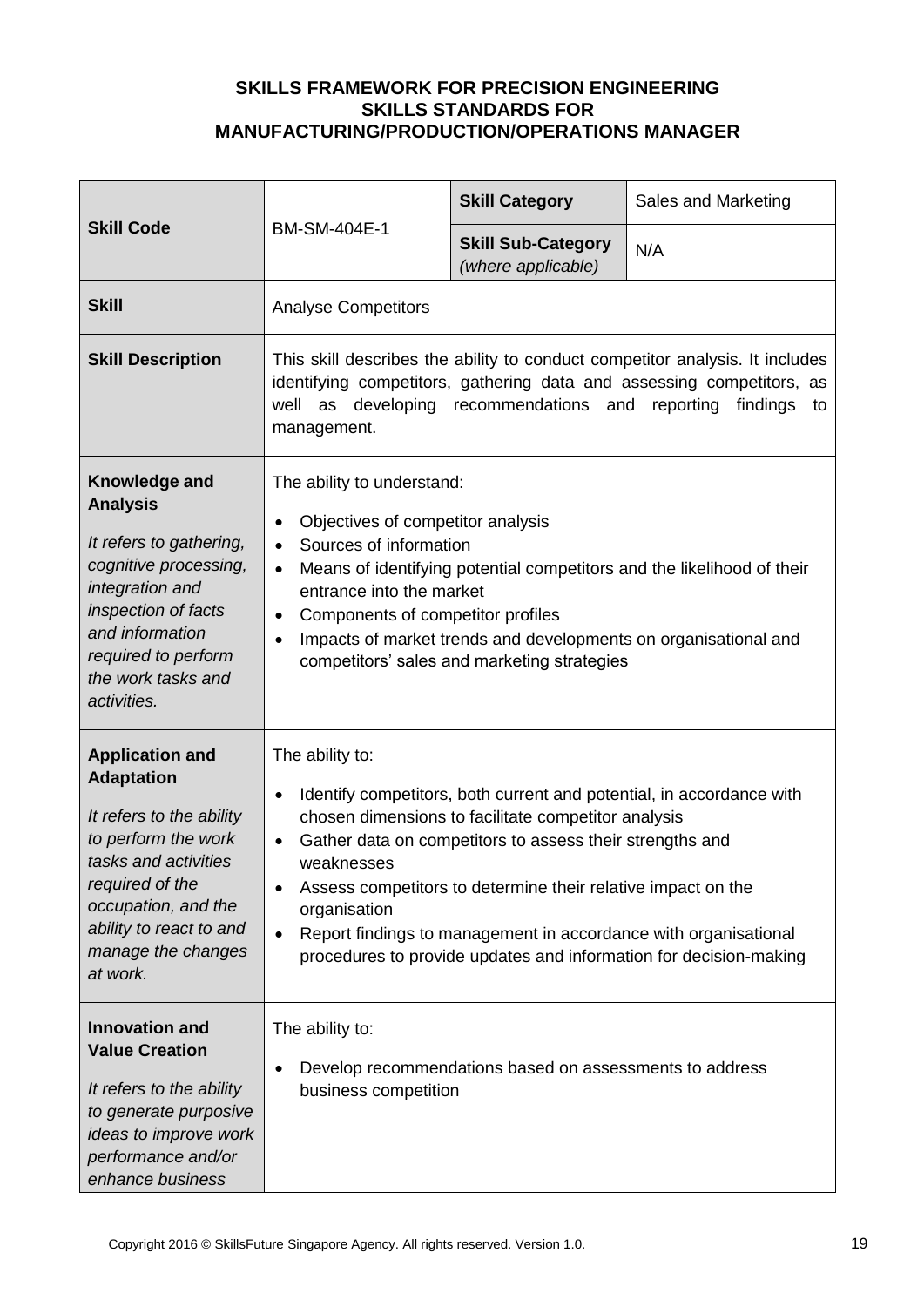**SKILLS FRAMEWORK FOR PRECISION ENGINEERING**
**SKILLS STANDARDS FOR**
**MANUFACTURING/PRODUCTION/OPERATIONS MANAGER**

| **Skill Code** | BM-SM-404E-1 | **Skill Category** | Sales and Marketing |
|---|---|---|---|
| | | **Skill Sub-Category** *(where applicable)* | N/A |
| **Skill** | Analyse Competitors | | |
| **Skill Description** | This skill describes the ability to conduct competitor analysis. It includes identifying competitors, gathering data and assessing competitors, as well as developing recommendations and reporting findings to management. | | |
| **Knowledge and Analysis** *It refers to gathering, cognitive processing, integration and inspection of facts and information required to perform the work tasks and activities.* | The ability to understand: <br>• Objectives of competitor analysis <br>• Sources of information <br>• Means of identifying potential competitors and the likelihood of their entrance into the market <br>• Components of competitor profiles <br>• Impacts of market trends and developments on organisational and competitors' sales and marketing strategies | | |
| **Application and Adaptation** *It refers to the ability to perform the work tasks and activities required of the occupation, and the ability to react to and manage the changes at work.* | The ability to: <br>• Identify competitors, both current and potential, in accordance with chosen dimensions to facilitate competitor analysis <br>• Gather data on competitors to assess their strengths and weaknesses <br>• Assess competitors to determine their relative impact on the organisation <br>• Report findings to management in accordance with organisational procedures to provide updates and information for decision-making | | |
| **Innovation and Value Creation** *It refers to the ability to generate purposive ideas to improve work performance and/or enhance business* | The ability to: <br>• Develop recommendations based on assessments to address business competition | | |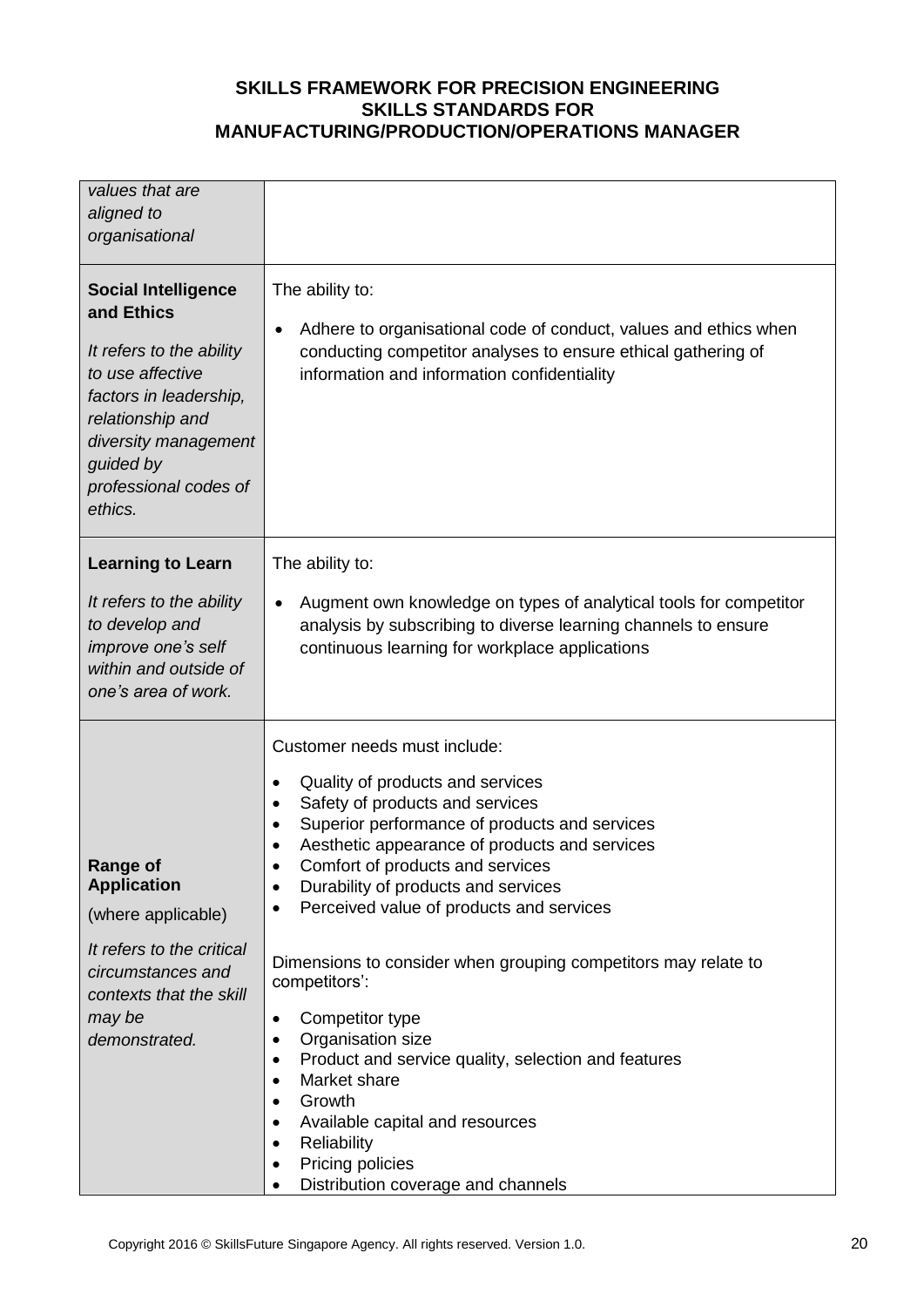| | |
|---|---|
| *values that are aligned to organisational* | |
| **Social Intelligence and Ethics**<br><br>*It refers to the ability to use affective factors in leadership, relationship and diversity management guided by professional codes of ethics.* | The ability to:<br><br>• Adhere to organisational code of conduct, values and ethics when conducting competitor analyses to ensure ethical gathering of information and information confidentiality |
| **Learning to Learn**<br><br>*It refers to the ability to develop and improve one's self within and outside of one's area of work.* | The ability to:<br><br>• Augment own knowledge on types of analytical tools for competitor analysis by subscribing to diverse learning channels to ensure continuous learning for workplace applications |
| **Range of Application**<br>(where applicable)<br><br>*It refers to the critical circumstances and contexts that the skill may be demonstrated.* | Customer needs must include:<br><br>• Quality of products and services<br>• Safety of products and services<br>• Superior performance of products and services<br>• Aesthetic appearance of products and services<br>• Comfort of products and services<br>• Durability of products and services<br>• Perceived value of products and services<br><br>Dimensions to consider when grouping competitors may relate to competitors':<br><br>• Competitor type<br>• Organisation size<br>• Product and service quality, selection and features<br>• Market share<br>• Growth<br>• Available capital and resources<br>• Reliability<br>• Pricing policies<br>• Distribution coverage and channels |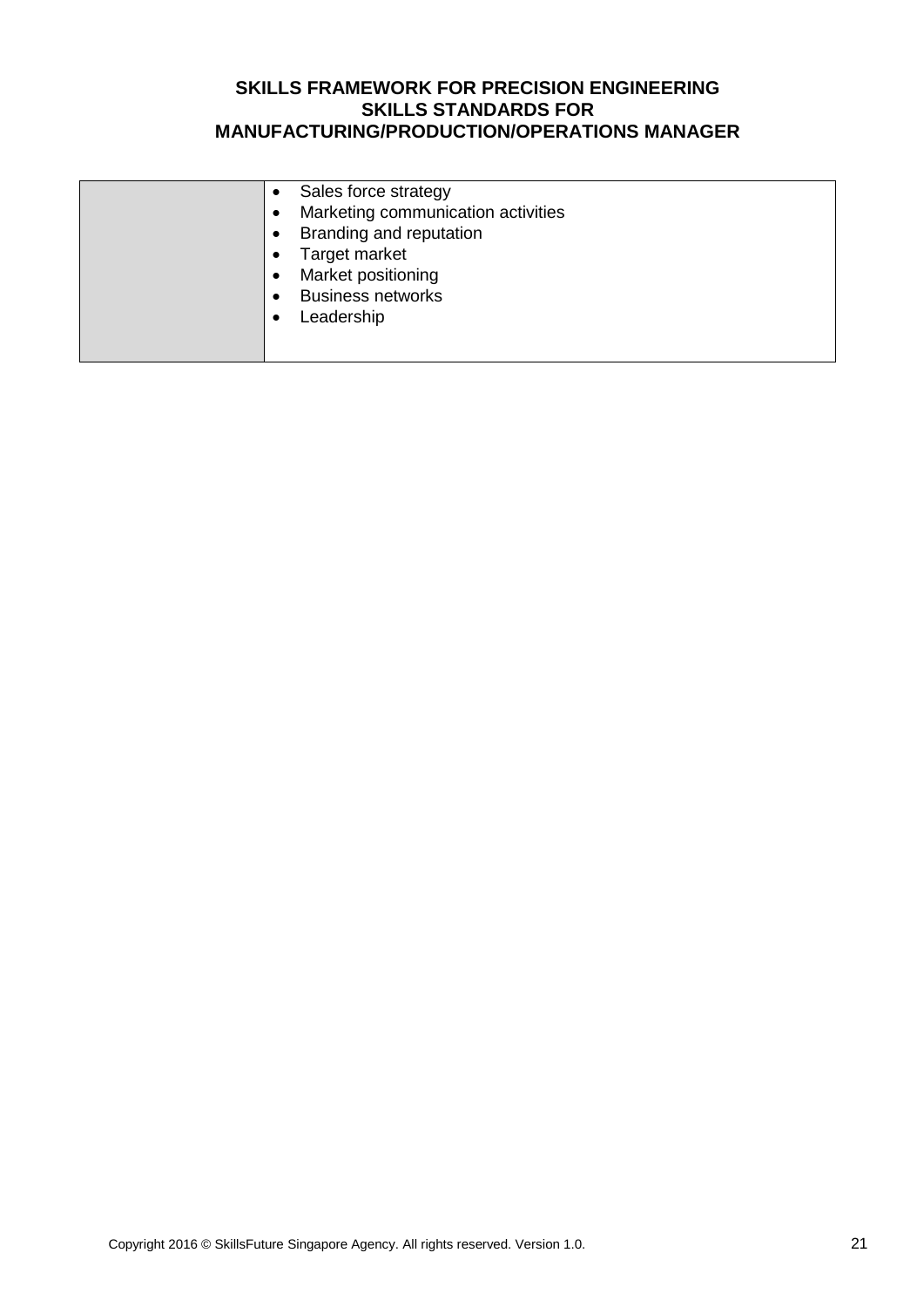| | |
|---|---|
| | • Sales force strategy<br>• Marketing communication activities<br>• Branding and reputation<br>• Target market<br>• Market positioning<br>• Business networks<br>• Leadership |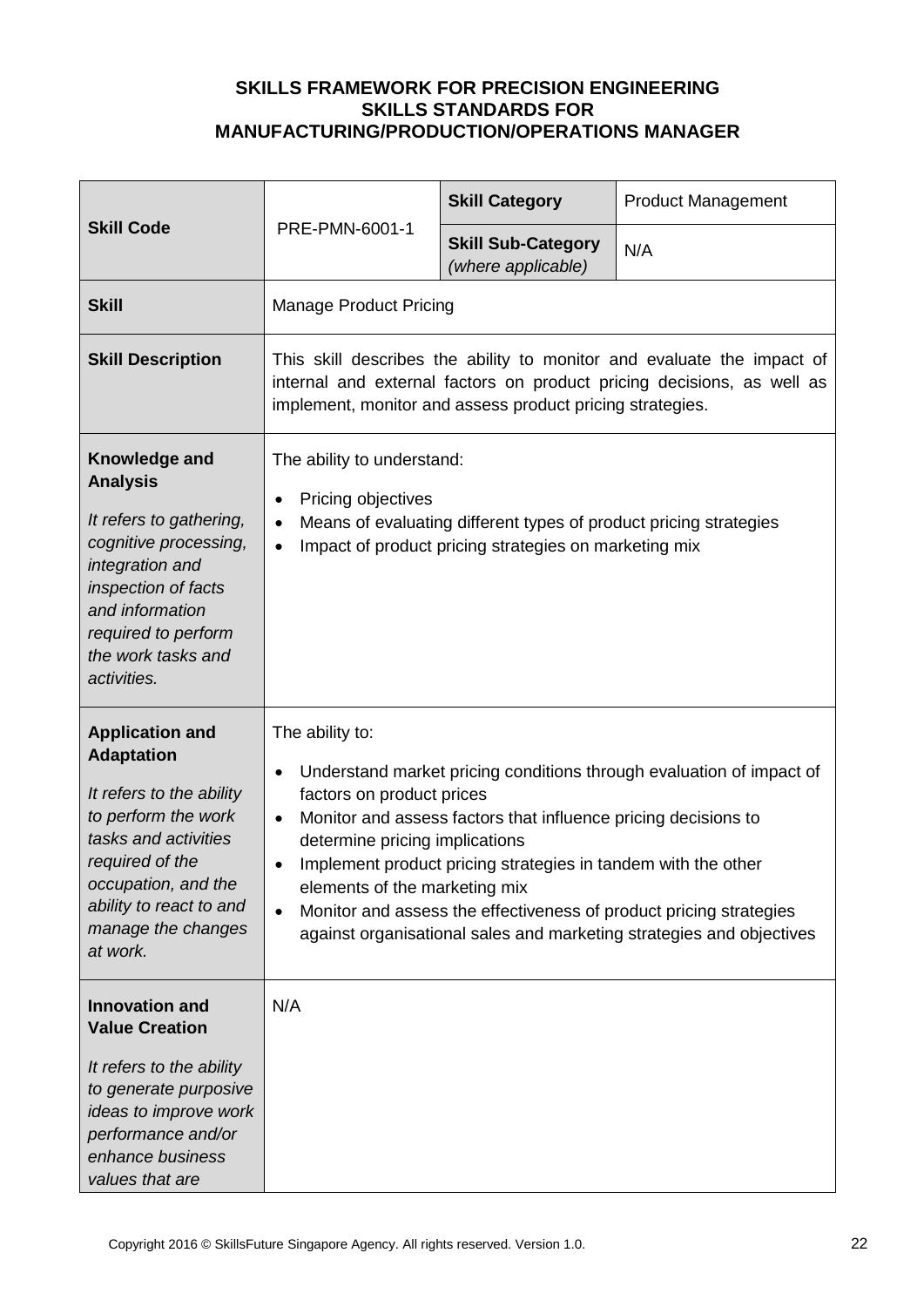**SKILLS FRAMEWORK FOR PRECISION ENGINEERING**
**SKILLS STANDARDS FOR**
**MANUFACTURING/PRODUCTION/OPERATIONS MANAGER**

| | | | |
|---|---|---|---|
| **Skill Code** | PRE-PMN-6001-1 | **Skill Category** | Product Management |
| | | **Skill Sub-Category** *(where applicable)* | N/A |
| **Skill** | Manage Product Pricing | | |
| **Skill Description** | This skill describes the ability to monitor and evaluate the impact of internal and external factors on product pricing decisions, as well as implement, monitor and assess product pricing strategies. | | |
| **Knowledge and Analysis**<br><br>*It refers to gathering, cognitive processing, integration and inspection of facts and information required to perform the work tasks and activities.* | The ability to understand:<br>• Pricing objectives<br>• Means of evaluating different types of product pricing strategies<br>• Impact of product pricing strategies on marketing mix | | |
| **Application and Adaptation**<br><br>*It refers to the ability to perform the work tasks and activities required of the occupation, and the ability to react to and manage the changes at work.* | The ability to:<br>• Understand market pricing conditions through evaluation of impact of factors on product prices<br>• Monitor and assess factors that influence pricing decisions to determine pricing implications<br>• Implement product pricing strategies in tandem with the other elements of the marketing mix<br>• Monitor and assess the effectiveness of product pricing strategies against organisational sales and marketing strategies and objectives | | |
| **Innovation and Value Creation**<br><br>*It refers to the ability to generate purposive ideas to improve work performance and/or enhance business values that are* | N/A | | |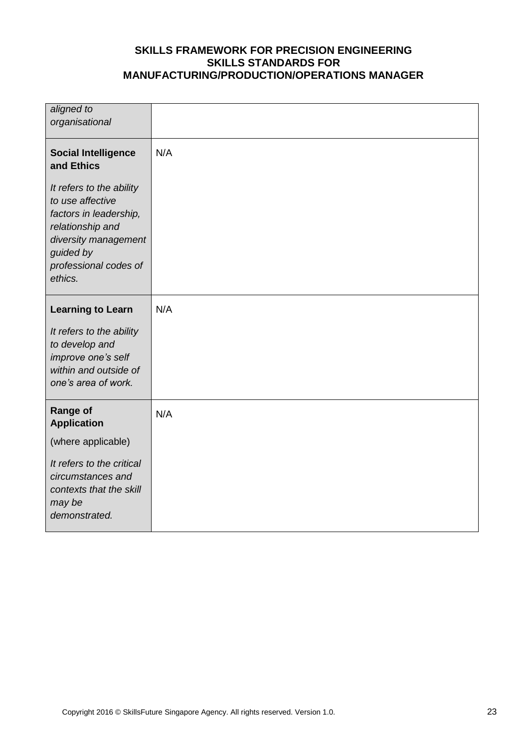| | |
|---|---|
| *aligned to organisational* | |
| **Social Intelligence and Ethics**<br><br>*It refers to the ability to use affective factors in leadership, relationship and diversity management guided by professional codes of ethics.* | N/A |
| **Learning to Learn**<br><br>*It refers to the ability to develop and improve one's self within and outside of one's area of work.* | N/A |
| **Range of Application**<br><br>(where applicable)<br><br>*It refers to the critical circumstances and contexts that the skill may be demonstrated.* | N/A |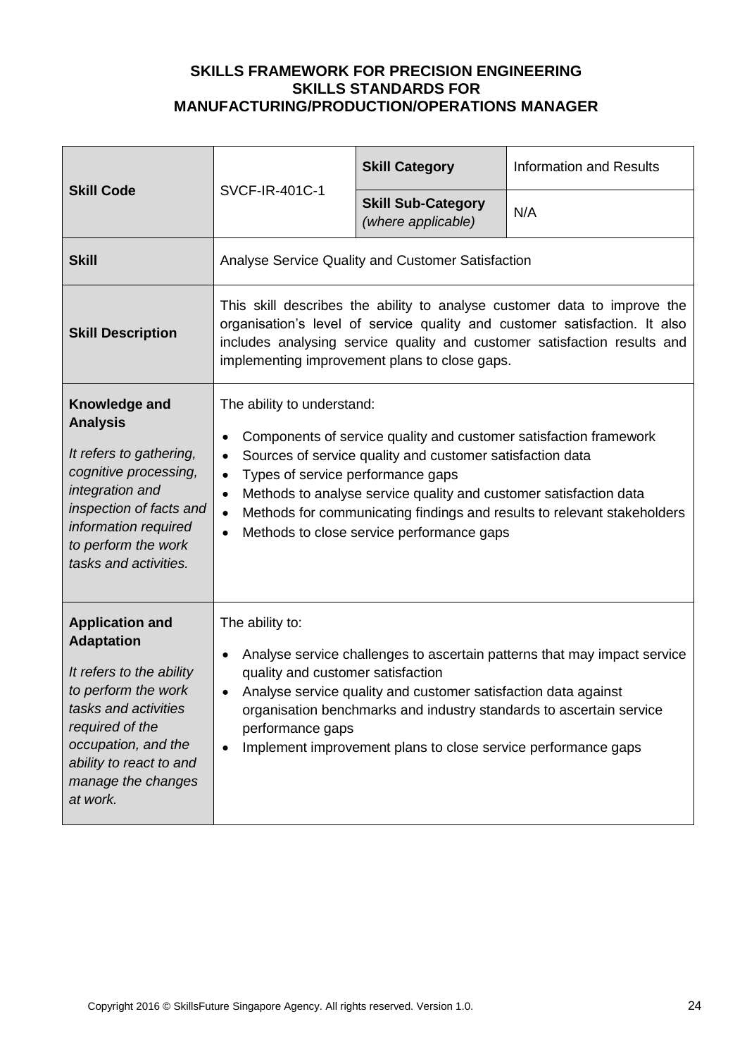**SKILLS FRAMEWORK FOR PRECISION ENGINEERING**
**SKILLS STANDARDS FOR**
**MANUFACTURING/PRODUCTION/OPERATIONS MANAGER**

| **Skill Code** | SVCF-IR-401C-1 | **Skill Category** | Information and Results |
|---|---|---|---|
| | | **Skill Sub-Category** *(where applicable)* | N/A |
| **Skill** | Analyse Service Quality and Customer Satisfaction | | |
| **Skill Description** | This skill describes the ability to analyse customer data to improve the organisation's level of service quality and customer satisfaction. It also includes analysing service quality and customer satisfaction results and implementing improvement plans to close gaps. | | |
| **Knowledge and Analysis** <br> *It refers to gathering, cognitive processing, integration and inspection of facts and information required to perform the work tasks and activities.* | The ability to understand: <br> • Components of service quality and customer satisfaction framework <br> • Sources of service quality and customer satisfaction data <br> • Types of service performance gaps <br> • Methods to analyse service quality and customer satisfaction data <br> • Methods for communicating findings and results to relevant stakeholders <br> • Methods to close service performance gaps | | |
| **Application and Adaptation** <br> *It refers to the ability to perform the work tasks and activities required of the occupation, and the ability to react to and manage the changes at work.* | The ability to: <br> • Analyse service challenges to ascertain patterns that may impact service quality and customer satisfaction <br> • Analyse service quality and customer satisfaction data against organisation benchmarks and industry standards to ascertain service performance gaps <br> • Implement improvement plans to close service performance gaps | | |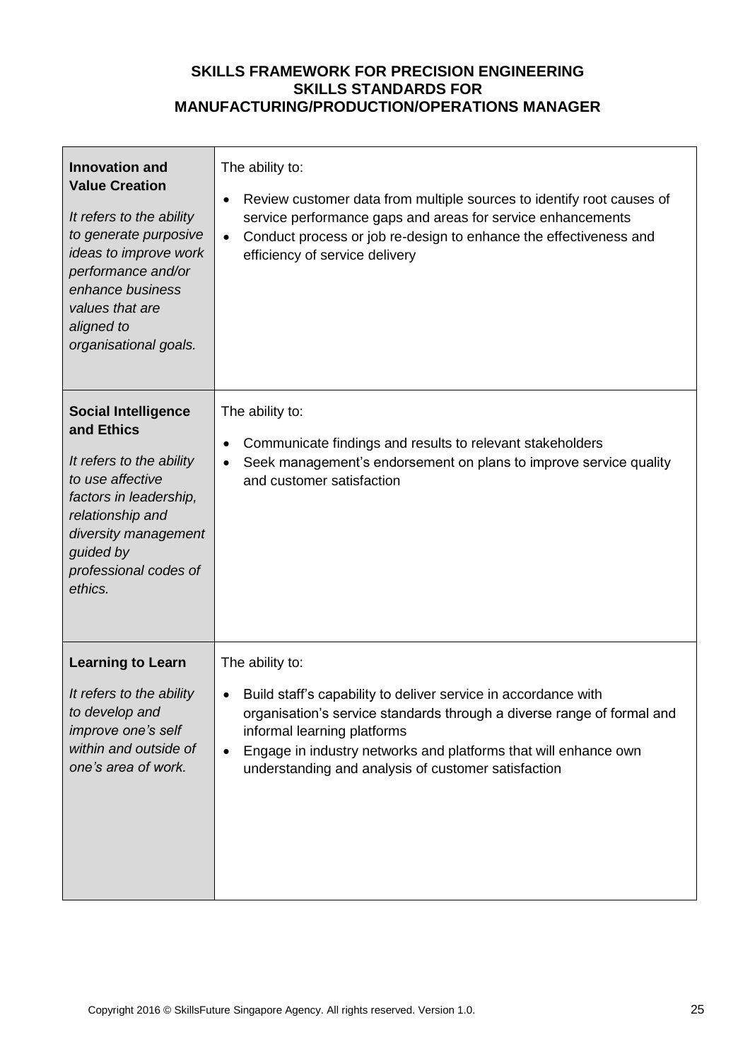| | |
|---|---|
| **Innovation and Value Creation**<br><br>*It refers to the ability to generate purposive ideas to improve work performance and/or enhance business values that are aligned to organisational goals.* | The ability to:<br><br>• Review customer data from multiple sources to identify root causes of service performance gaps and areas for service enhancements<br>• Conduct process or job re-design to enhance the effectiveness and efficiency of service delivery |
| **Social Intelligence and Ethics**<br><br>*It refers to the ability to use affective factors in leadership, relationship and diversity management guided by professional codes of ethics.* | The ability to:<br><br>• Communicate findings and results to relevant stakeholders<br>• Seek management's endorsement on plans to improve service quality and customer satisfaction |
| **Learning to Learn**<br><br>*It refers to the ability to develop and improve one's self within and outside of one's area of work.* | The ability to:<br><br>• Build staff's capability to deliver service in accordance with organisation's service standards through a diverse range of formal and informal learning platforms<br>• Engage in industry networks and platforms that will enhance own understanding and analysis of customer satisfaction |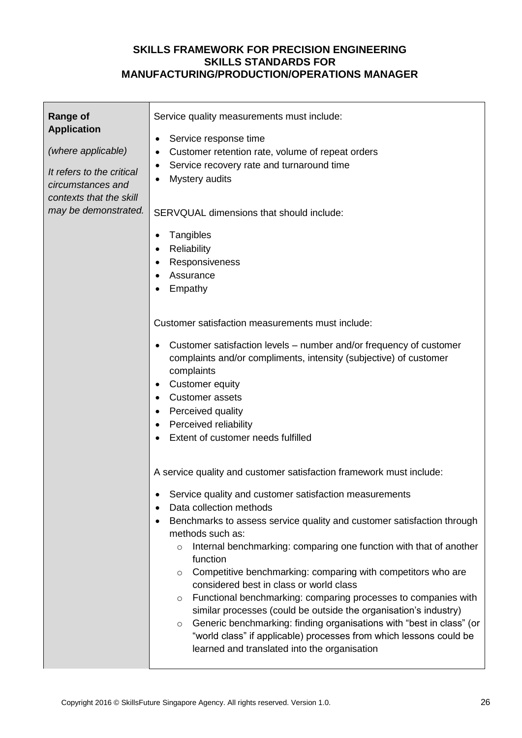| **Range of Application** <br><br> *(where applicable)* <br><br> *It refers to the critical circumstances and contexts that the skill may be demonstrated.* | Service quality measurements must include: <br><br> • Service response time <br> • Customer retention rate, volume of repeat orders <br> • Service recovery rate and turnaround time <br> • Mystery audits <br><br> SERVQUAL dimensions that should include: <br><br> • Tangibles <br> • Reliability <br> • Responsiveness <br> • Assurance <br> • Empathy <br><br> Customer satisfaction measurements must include: <br><br> • Customer satisfaction levels – number and/or frequency of customer complaints and/or compliments, intensity (subjective) of customer complaints <br> • Customer equity <br> • Customer assets <br> • Perceived quality <br> • Perceived reliability <br> • Extent of customer needs fulfilled <br><br> A service quality and customer satisfaction framework must include: <br><br> • Service quality and customer satisfaction measurements <br> • Data collection methods <br> • Benchmarks to assess service quality and customer satisfaction through methods such as: <br> &nbsp;&nbsp;&nbsp;&nbsp;○ Internal benchmarking: comparing one function with that of another function <br> &nbsp;&nbsp;&nbsp;&nbsp;○ Competitive benchmarking: comparing with competitors who are considered best in class or world class <br> &nbsp;&nbsp;&nbsp;&nbsp;○ Functional benchmarking: comparing processes to companies with similar processes (could be outside the organisation's industry) <br> &nbsp;&nbsp;&nbsp;&nbsp;○ Generic benchmarking: finding organisations with "best in class" (or "world class" if applicable) processes from which lessons could be learned and translated into the organisation |
|---|---|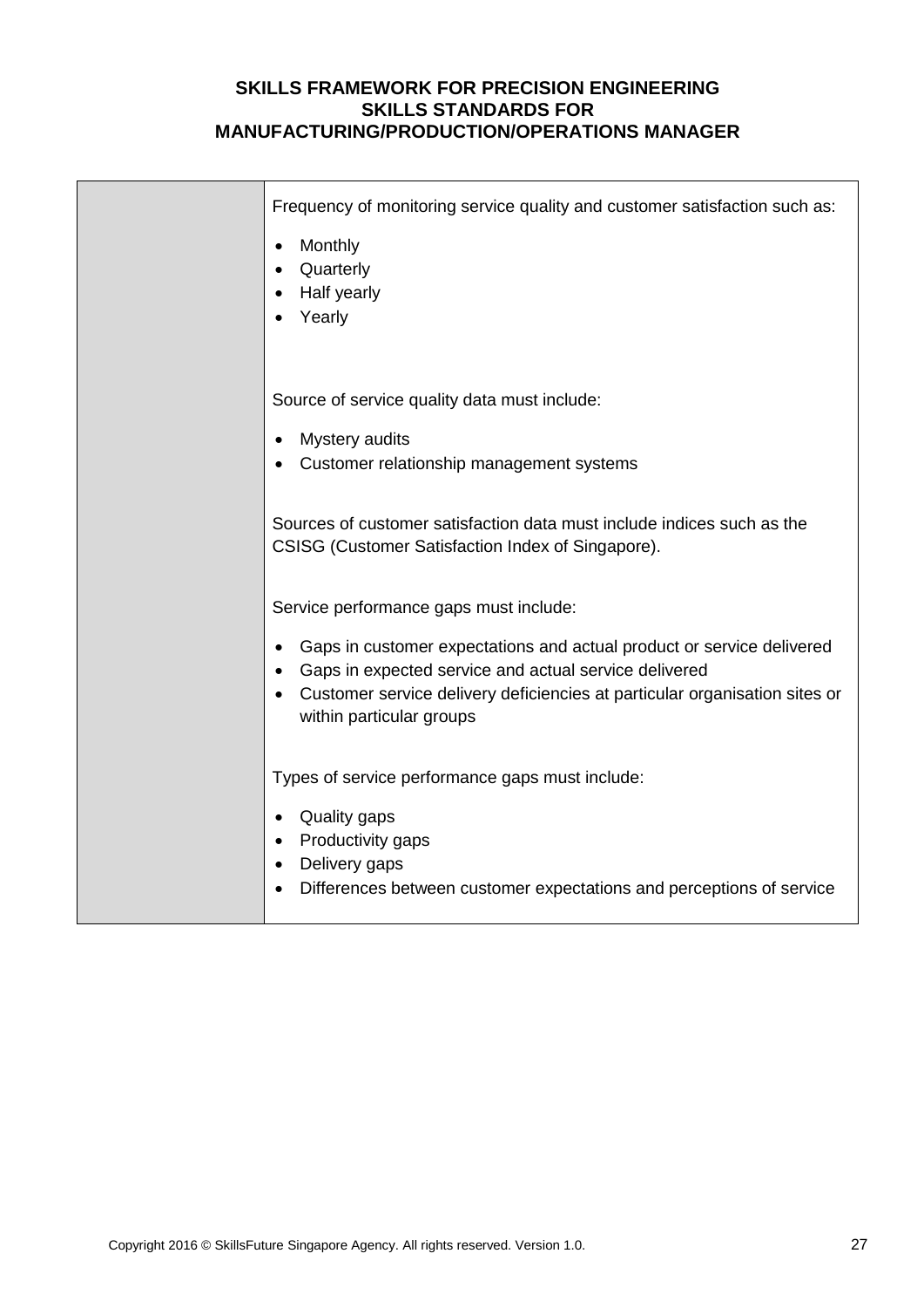| | |
|---|---|
| | Frequency of monitoring service quality and customer satisfaction such as:<br><br>• Monthly<br>• Quarterly<br>• Half yearly<br>• Yearly<br><br>Source of service quality data must include:<br><br>• Mystery audits<br>• Customer relationship management systems<br><br>Sources of customer satisfaction data must include indices such as the CSISG (Customer Satisfaction Index of Singapore).<br><br>Service performance gaps must include:<br><br>• Gaps in customer expectations and actual product or service delivered<br>• Gaps in expected service and actual service delivered<br>• Customer service delivery deficiencies at particular organisation sites or within particular groups<br><br>Types of service performance gaps must include:<br><br>• Quality gaps<br>• Productivity gaps<br>• Delivery gaps<br>• Differences between customer expectations and perceptions of service |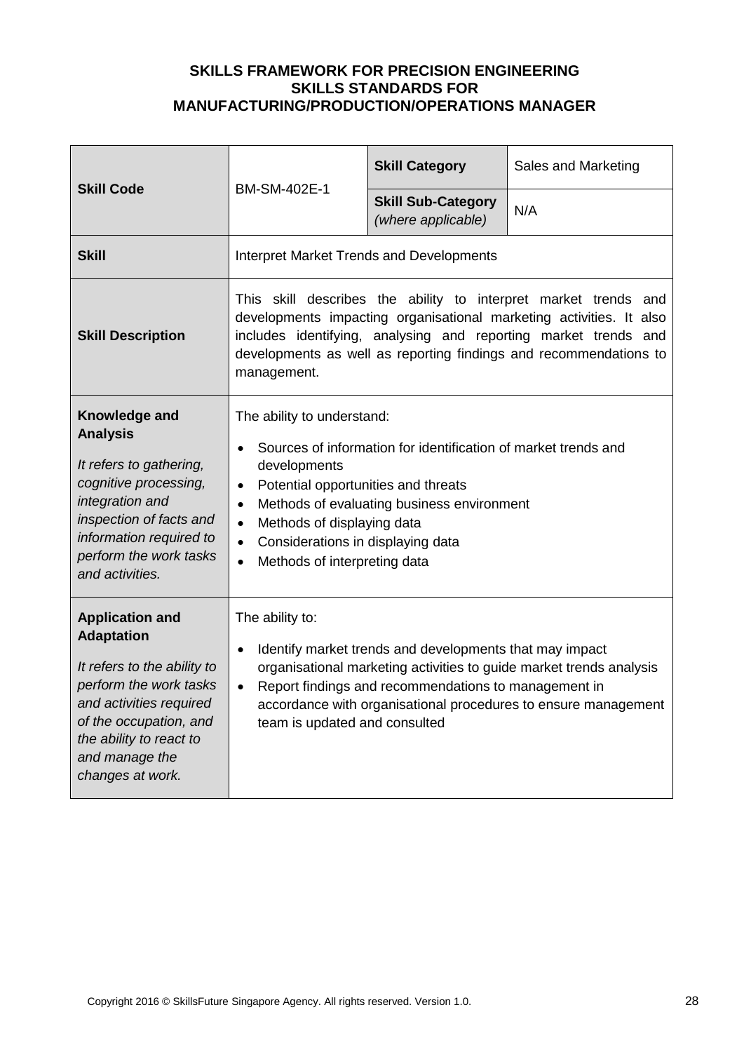**SKILLS FRAMEWORK FOR PRECISION ENGINEERING**
**SKILLS STANDARDS FOR**
**MANUFACTURING/PRODUCTION/OPERATIONS MANAGER**

| **Skill Code** | BM-SM-402E-1 | **Skill Category** | Sales and Marketing |
|---|---|---|---|
| | | **Skill Sub-Category** *(where applicable)* | N/A |
| **Skill** | Interpret Market Trends and Developments | | |
| **Skill Description** | This skill describes the ability to interpret market trends and developments impacting organisational marketing activities. It also includes identifying, analysing and reporting market trends and developments as well as reporting findings and recommendations to management. | | |
| **Knowledge and Analysis**<br><br>*It refers to gathering, cognitive processing, integration and inspection of facts and information required to perform the work tasks and activities.* | The ability to understand:<br><br>• Sources of information for identification of market trends and developments<br>• Potential opportunities and threats<br>• Methods of evaluating business environment<br>• Methods of displaying data<br>• Considerations in displaying data<br>• Methods of interpreting data | | |
| **Application and Adaptation**<br><br>*It refers to the ability to perform the work tasks and activities required of the occupation, and the ability to react to and manage the changes at work.* | The ability to:<br><br>• Identify market trends and developments that may impact organisational marketing activities to guide market trends analysis<br>• Report findings and recommendations to management in accordance with organisational procedures to ensure management team is updated and consulted | | |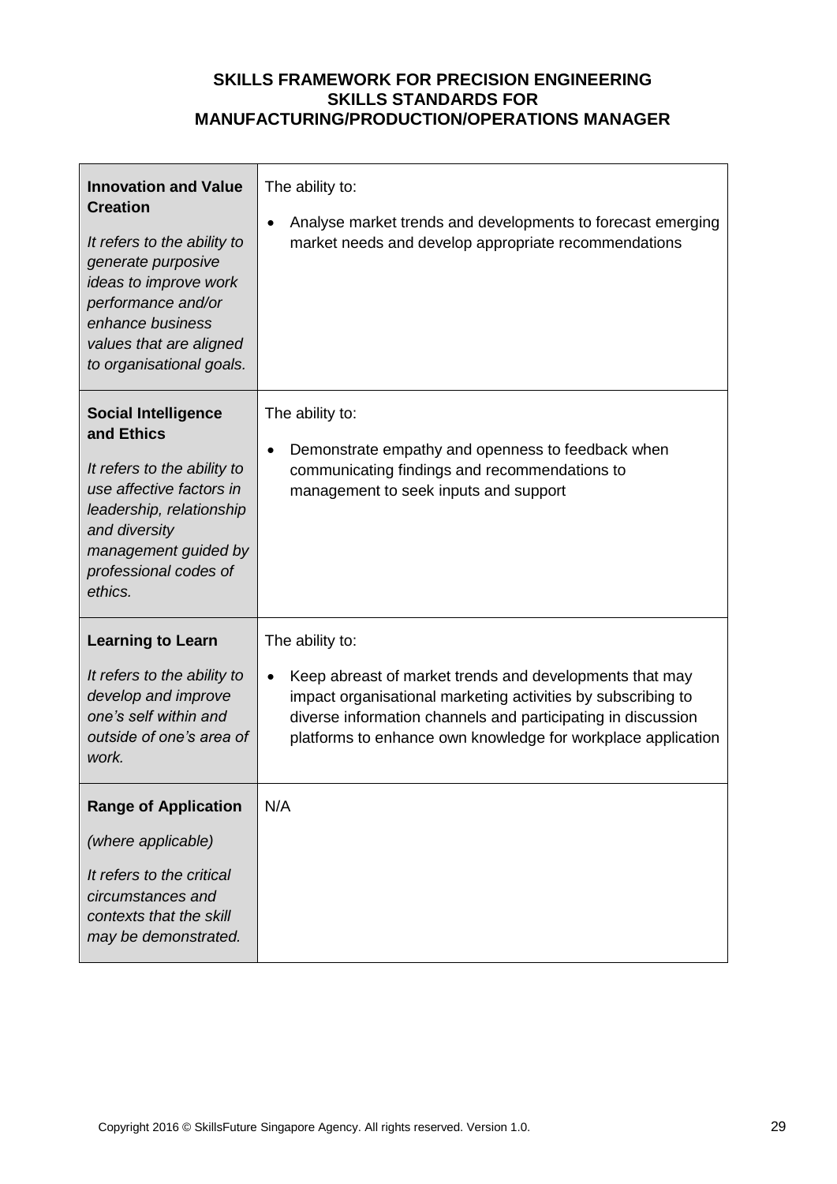| **Innovation and Value Creation**<br><br>*It refers to the ability to generate purposive ideas to improve work performance and/or enhance business values that are aligned to organisational goals.* | The ability to:<br><br>• Analyse market trends and developments to forecast emerging market needs and develop appropriate recommendations |
|---|---|
| **Social Intelligence and Ethics**<br><br>*It refers to the ability to use affective factors in leadership, relationship and diversity management guided by professional codes of ethics.* | The ability to:<br><br>• Demonstrate empathy and openness to feedback when communicating findings and recommendations to management to seek inputs and support |
| **Learning to Learn**<br><br>*It refers to the ability to develop and improve one's self within and outside of one's area of work.* | The ability to:<br><br>• Keep abreast of market trends and developments that may impact organisational marketing activities by subscribing to diverse information channels and participating in discussion platforms to enhance own knowledge for workplace application |
| **Range of Application**<br><br>*(where applicable)*<br><br>*It refers to the critical circumstances and contexts that the skill may be demonstrated.* | N/A |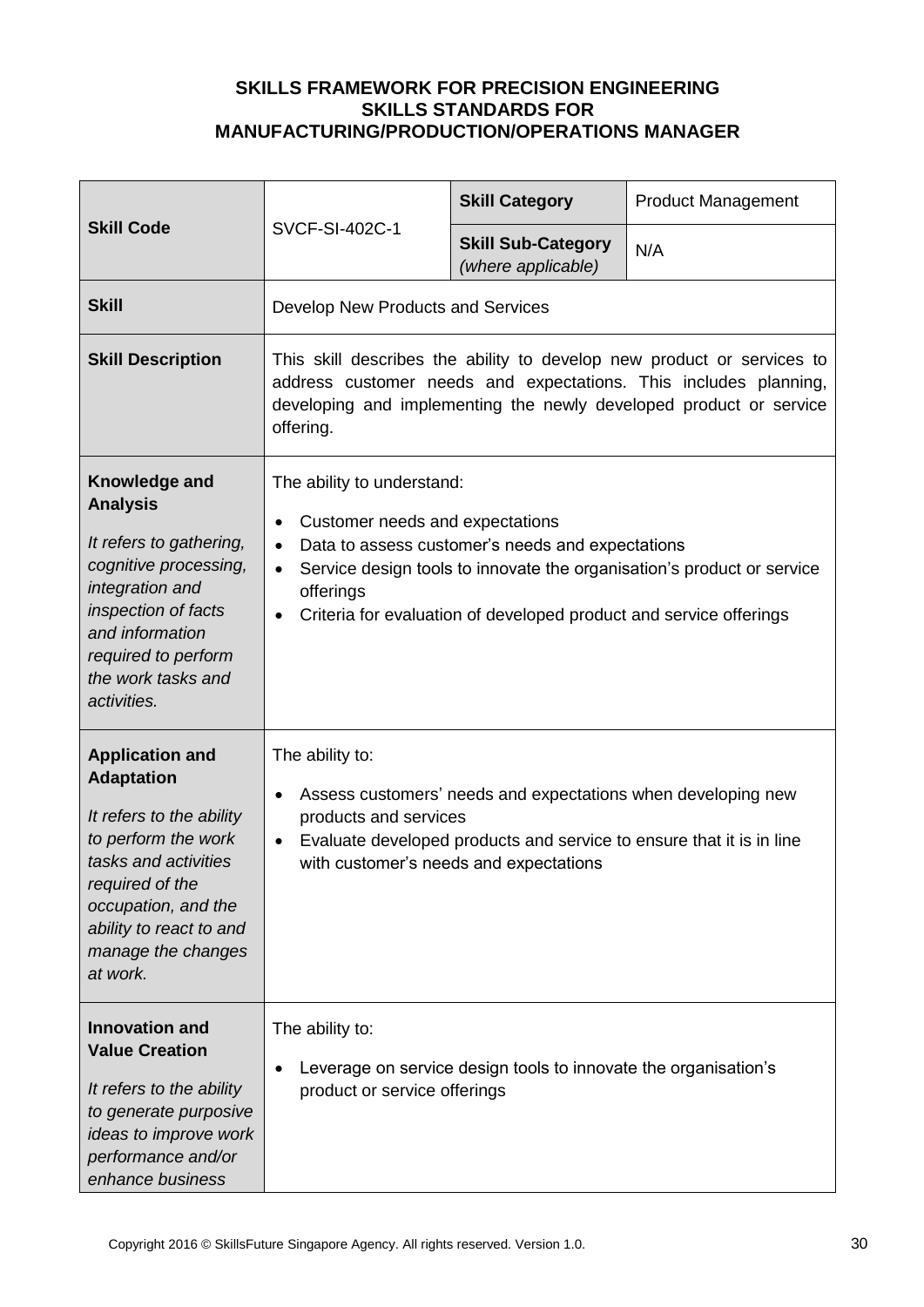**SKILLS FRAMEWORK FOR PRECISION ENGINEERING**
**SKILLS STANDARDS FOR**
**MANUFACTURING/PRODUCTION/OPERATIONS MANAGER**

| **Skill Code** | SVCF-SI-402C-1 | **Skill Category** | Product Management |
|---|---|---|---|
| | | **Skill Sub-Category** *(where applicable)* | N/A |
| **Skill** | Develop New Products and Services | | |
| **Skill Description** | This skill describes the ability to develop new product or services to address customer needs and expectations. This includes planning, developing and implementing the newly developed product or service offering. | | |
| **Knowledge and Analysis** *It refers to gathering, cognitive processing, integration and inspection of facts and information required to perform the work tasks and activities.* | The ability to understand: <br>• Customer needs and expectations <br>• Data to assess customer's needs and expectations <br>• Service design tools to innovate the organisation's product or service offerings <br>• Criteria for evaluation of developed product and service offerings | | |
| **Application and Adaptation** *It refers to the ability to perform the work tasks and activities required of the occupation, and the ability to react to and manage the changes at work.* | The ability to: <br>• Assess customers' needs and expectations when developing new products and services <br>• Evaluate developed products and service to ensure that it is in line with customer's needs and expectations | | |
| **Innovation and Value Creation** *It refers to the ability to generate purposive ideas to improve work performance and/or enhance business* | The ability to: <br>• Leverage on service design tools to innovate the organisation's product or service offerings | | |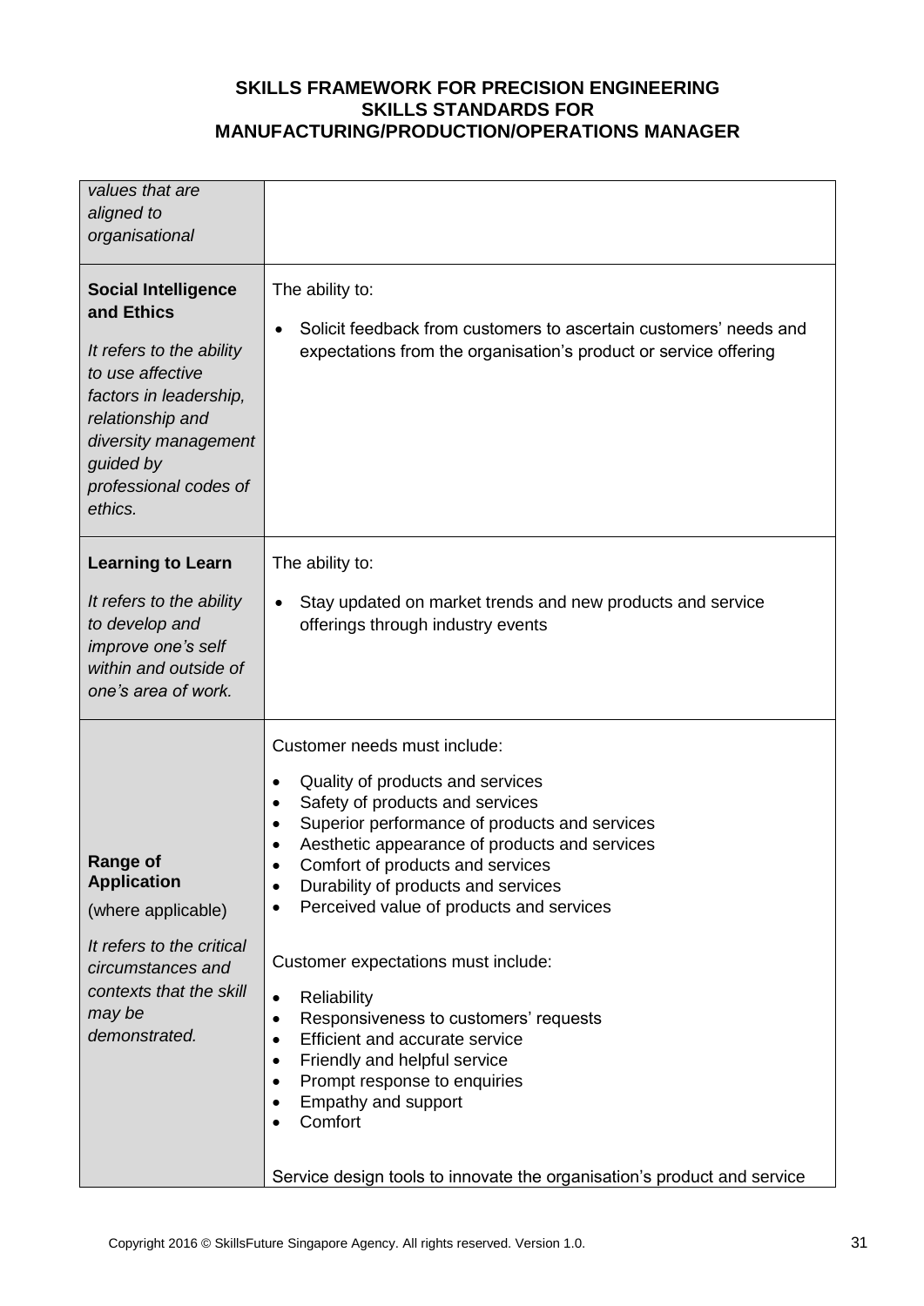| | |
|---|---|
| *values that are aligned to organisational* | |
| **Social Intelligence and Ethics**<br><br>*It refers to the ability to use affective factors in leadership, relationship and diversity management guided by professional codes of ethics.* | The ability to:<br><br>• Solicit feedback from customers to ascertain customers' needs and expectations from the organisation's product or service offering |
| **Learning to Learn**<br><br>*It refers to the ability to develop and improve one's self within and outside of one's area of work.* | The ability to:<br><br>• Stay updated on market trends and new products and service offerings through industry events |
| **Range of Application**<br>(where applicable)<br><br>*It refers to the critical circumstances and contexts that the skill may be demonstrated.* | Customer needs must include:<br><br>• Quality of products and services<br>• Safety of products and services<br>• Superior performance of products and services<br>• Aesthetic appearance of products and services<br>• Comfort of products and services<br>• Durability of products and services<br>• Perceived value of products and services<br><br>Customer expectations must include:<br><br>• Reliability<br>• Responsiveness to customers' requests<br>• Efficient and accurate service<br>• Friendly and helpful service<br>• Prompt response to enquiries<br>• Empathy and support<br>• Comfort<br><br>Service design tools to innovate the organisation's product and service |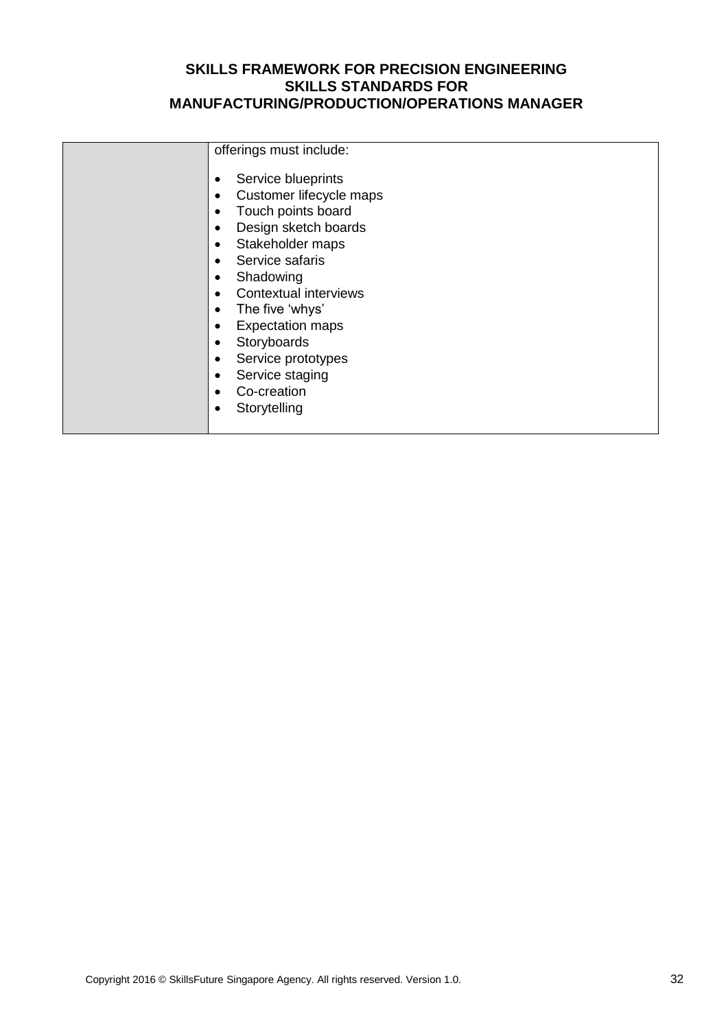| | |
|---|---|
| | offerings must include:<br><br>• Service blueprints<br>• Customer lifecycle maps<br>• Touch points board<br>• Design sketch boards<br>• Stakeholder maps<br>• Service safaris<br>• Shadowing<br>• Contextual interviews<br>• The five 'whys'<br>• Expectation maps<br>• Storyboards<br>• Service prototypes<br>• Service staging<br>• Co-creation<br>• Storytelling |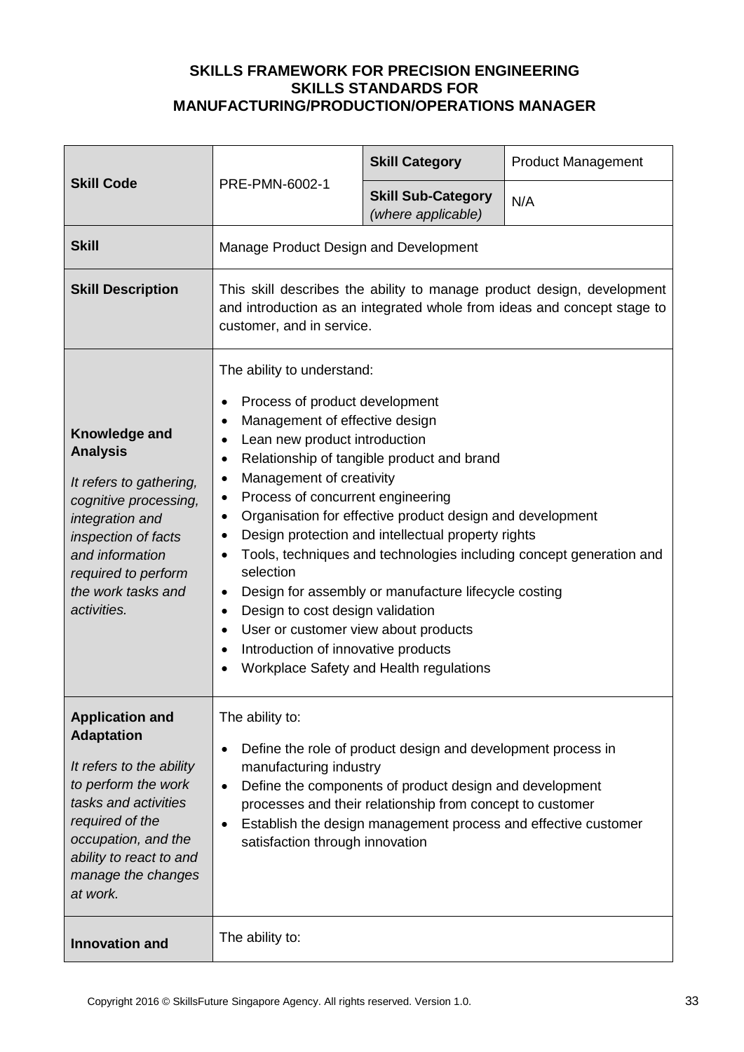**SKILLS FRAMEWORK FOR PRECISION ENGINEERING**
**SKILLS STANDARDS FOR**
**MANUFACTURING/PRODUCTION/OPERATIONS MANAGER**

| | | | |
|---|---|---|---|
| **Skill Code** | PRE-PMN-6002-1 | **Skill Category** | Product Management |
| | | **Skill Sub-Category** *(where applicable)* | N/A |
| **Skill** | Manage Product Design and Development | | |
| **Skill Description** | This skill describes the ability to manage product design, development and introduction as an integrated whole from ideas and concept stage to customer, and in service. | | |
| **Knowledge and Analysis**<br><br>*It refers to gathering, cognitive processing, integration and inspection of facts and information required to perform the work tasks and activities.* | The ability to understand:<br>• Process of product development<br>• Management of effective design<br>• Lean new product introduction<br>• Relationship of tangible product and brand<br>• Management of creativity<br>• Process of concurrent engineering<br>• Organisation for effective product design and development<br>• Design protection and intellectual property rights<br>• Tools, techniques and technologies including concept generation and selection<br>• Design for assembly or manufacture lifecycle costing<br>• Design to cost design validation<br>• User or customer view about products<br>• Introduction of innovative products<br>• Workplace Safety and Health regulations | | |
| **Application and Adaptation**<br><br>*It refers to the ability to perform the work tasks and activities required of the occupation, and the ability to react to and manage the changes at work.* | The ability to:<br>• Define the role of product design and development process in manufacturing industry<br>• Define the components of product design and development processes and their relationship from concept to customer<br>• Establish the design management process and effective customer satisfaction through innovation | | |
| **Innovation and** | The ability to: | | |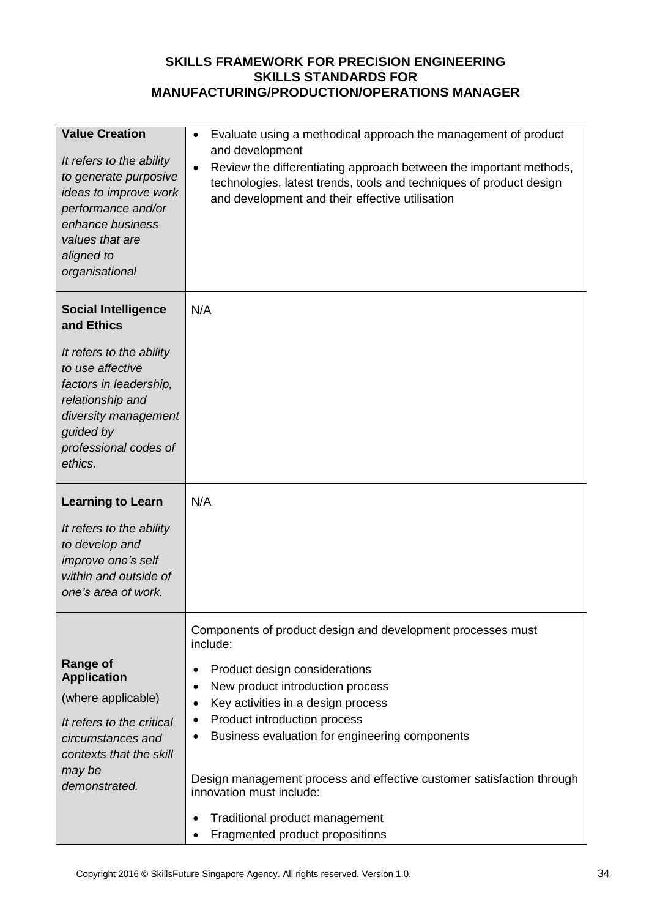**SKILLS FRAMEWORK FOR PRECISION ENGINEERING**
**SKILLS STANDARDS FOR**
**MANUFACTURING/PRODUCTION/OPERATIONS MANAGER**

| | |
|---|---|
| **Value Creation**<br><br>*It refers to the ability to generate purposive ideas to improve work performance and/or enhance business values that are aligned to organisational* | • Evaluate using a methodical approach the management of product and development<br>• Review the differentiating approach between the important methods, technologies, latest trends, tools and techniques of product design and development and their effective utilisation |
| **Social Intelligence and Ethics**<br><br>*It refers to the ability to use affective factors in leadership, relationship and diversity management guided by professional codes of ethics.* | N/A |
| **Learning to Learn**<br><br>*It refers to the ability to develop and improve one's self within and outside of one's area of work.* | N/A |
| **Range of Application**<br><br>(where applicable)<br><br>*It refers to the critical circumstances and contexts that the skill may be demonstrated.* | Components of product design and development processes must include:<br><br>• Product design considerations<br>• New product introduction process<br>• Key activities in a design process<br>• Product introduction process<br>• Business evaluation for engineering components<br><br>Design management process and effective customer satisfaction through innovation must include:<br><br>• Traditional product management<br>• Fragmented product propositions |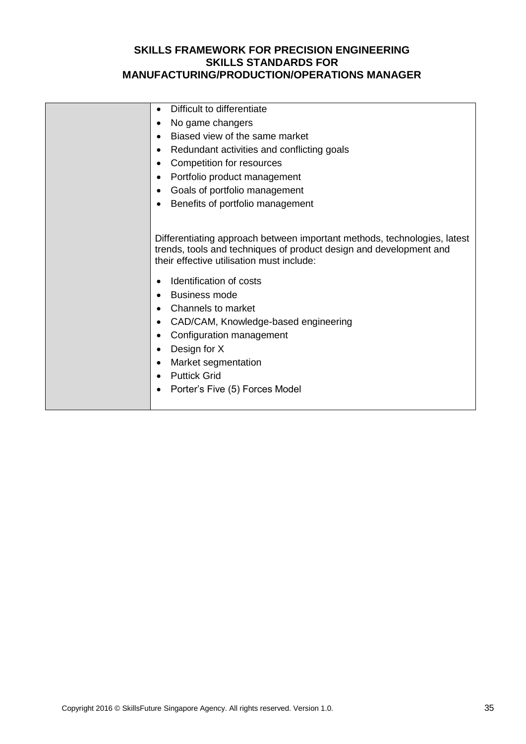| | |
|---|---|
| | • Difficult to differentiate<br>• No game changers<br>• Biased view of the same market<br>• Redundant activities and conflicting goals<br>• Competition for resources<br>• Portfolio product management<br>• Goals of portfolio management<br>• Benefits of portfolio management<br><br>Differentiating approach between important methods, technologies, latest trends, tools and techniques of product design and development and their effective utilisation must include:<br><br>• Identification of costs<br>• Business mode<br>• Channels to market<br>• CAD/CAM, Knowledge-based engineering<br>• Configuration management<br>• Design for X<br>• Market segmentation<br>• Puttick Grid<br>• Porter's Five (5) Forces Model |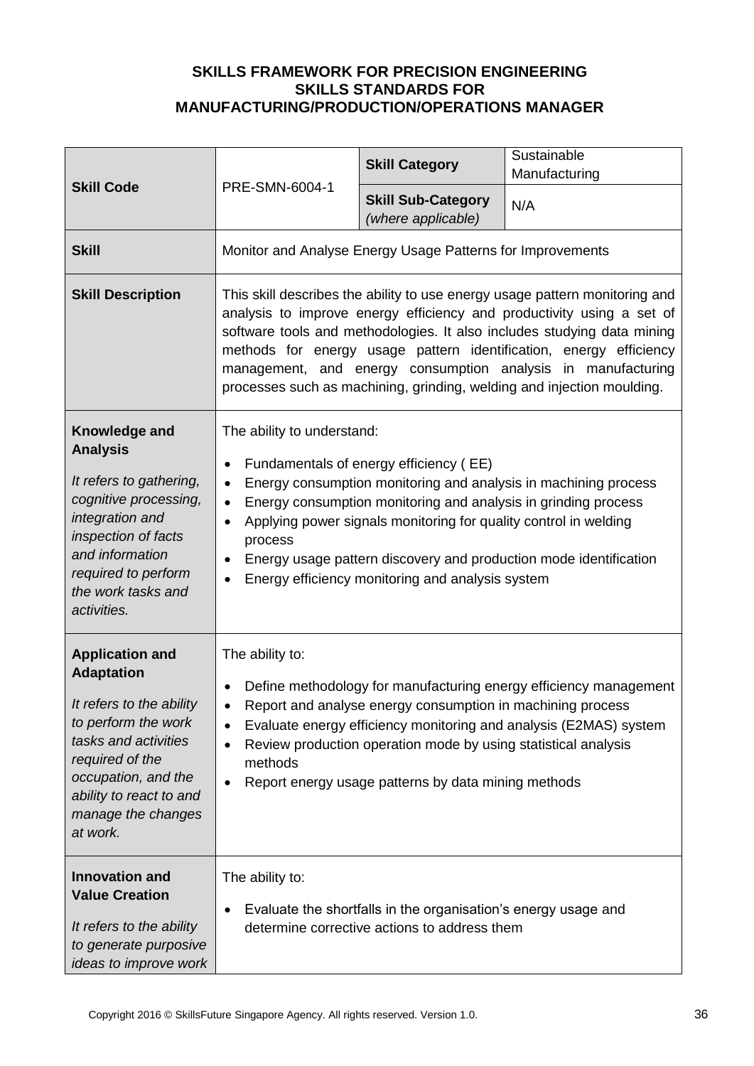**SKILLS FRAMEWORK FOR PRECISION ENGINEERING**
**SKILLS STANDARDS FOR**
**MANUFACTURING/PRODUCTION/OPERATIONS MANAGER**

| **Skill Code** | PRE-SMN-6004-1 | **Skill Category** | Sustainable Manufacturing |
|---|---|---|---|
| | | **Skill Sub-Category** *(where applicable)* | N/A |
| **Skill** | Monitor and Analyse Energy Usage Patterns for Improvements | | |
| **Skill Description** | This skill describes the ability to use energy usage pattern monitoring and analysis to improve energy efficiency and productivity using a set of software tools and methodologies. It also includes studying data mining methods for energy usage pattern identification, energy efficiency management, and energy consumption analysis in manufacturing processes such as machining, grinding, welding and injection moulding. | | |
| **Knowledge and Analysis** *It refers to gathering, cognitive processing, integration and inspection of facts and information required to perform the work tasks and activities.* | The ability to understand:<br>• Fundamentals of energy efficiency ( EE)<br>• Energy consumption monitoring and analysis in machining process<br>• Energy consumption monitoring and analysis in grinding process<br>• Applying power signals monitoring for quality control in welding process<br>• Energy usage pattern discovery and production mode identification<br>• Energy efficiency monitoring and analysis system | | |
| **Application and Adaptation** *It refers to the ability to perform the work tasks and activities required of the occupation, and the ability to react to and manage the changes at work.* | The ability to:<br>• Define methodology for manufacturing energy efficiency management<br>• Report and analyse energy consumption in machining process<br>• Evaluate energy efficiency monitoring and analysis (E2MAS) system<br>• Review production operation mode by using statistical analysis methods<br>• Report energy usage patterns by data mining methods | | |
| **Innovation and Value Creation** *It refers to the ability to generate purposive ideas to improve work* | The ability to:<br>• Evaluate the shortfalls in the organisation's energy usage and determine corrective actions to address them | | |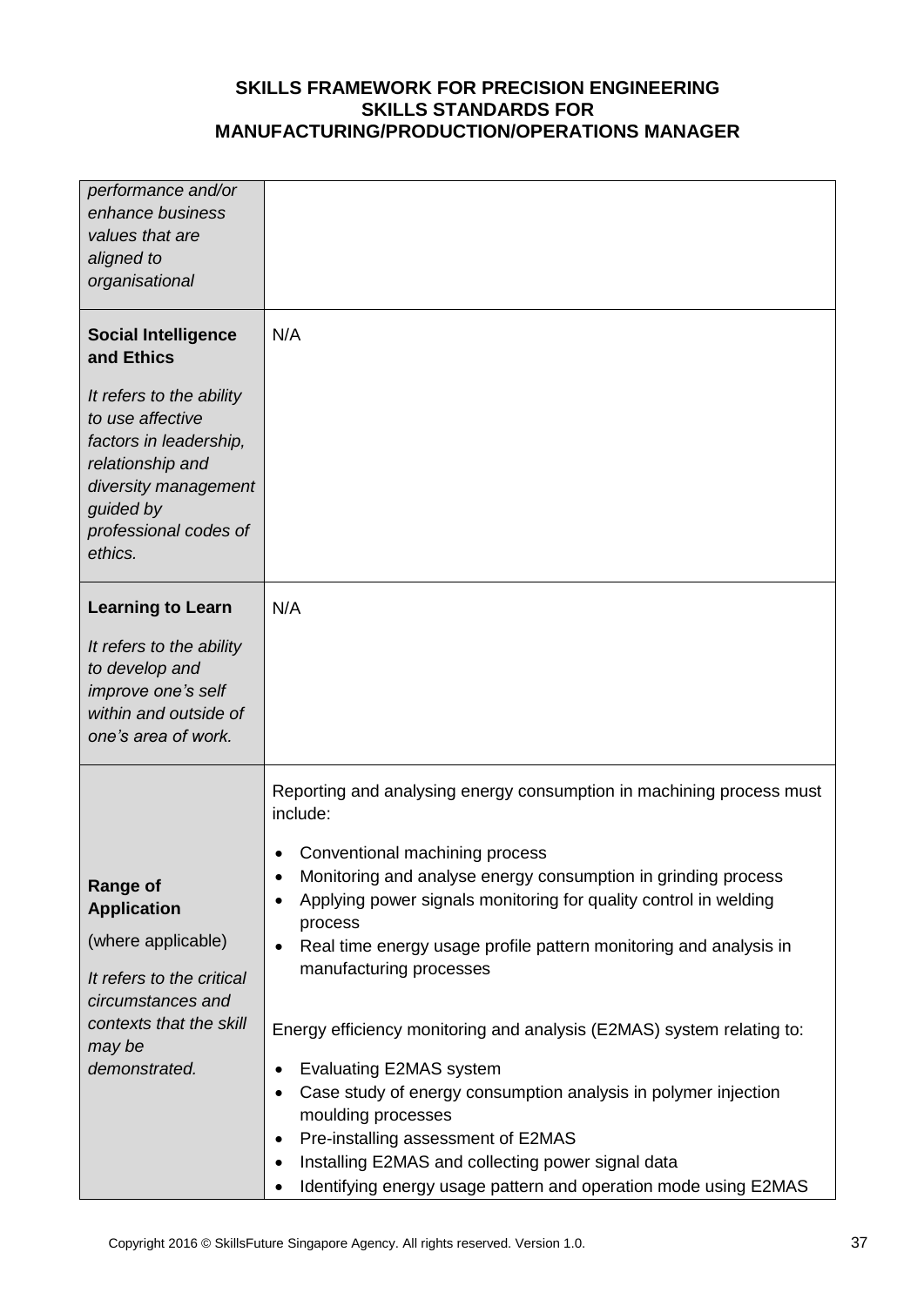| | |
|---|---|
| *performance and/or enhance business values that are aligned to organisational* | |
| **Social Intelligence and Ethics**<br><br>*It refers to the ability to use affective factors in leadership, relationship and diversity management guided by professional codes of ethics.* | N/A |
| **Learning to Learn**<br><br>*It refers to the ability to develop and improve one's self within and outside of one's area of work.* | N/A |
| **Range of Application**<br><br>(where applicable)<br><br>*It refers to the critical circumstances and contexts that the skill may be demonstrated.* | Reporting and analysing energy consumption in machining process must include:<br><br>• Conventional machining process<br>• Monitoring and analyse energy consumption in grinding process<br>• Applying power signals monitoring for quality control in welding process<br>• Real time energy usage profile pattern monitoring and analysis in manufacturing processes<br><br>Energy efficiency monitoring and analysis (E2MAS) system relating to:<br><br>• Evaluating E2MAS system<br>• Case study of energy consumption analysis in polymer injection moulding processes<br>• Pre-installing assessment of E2MAS<br>• Installing E2MAS and collecting power signal data<br>• Identifying energy usage pattern and operation mode using E2MAS |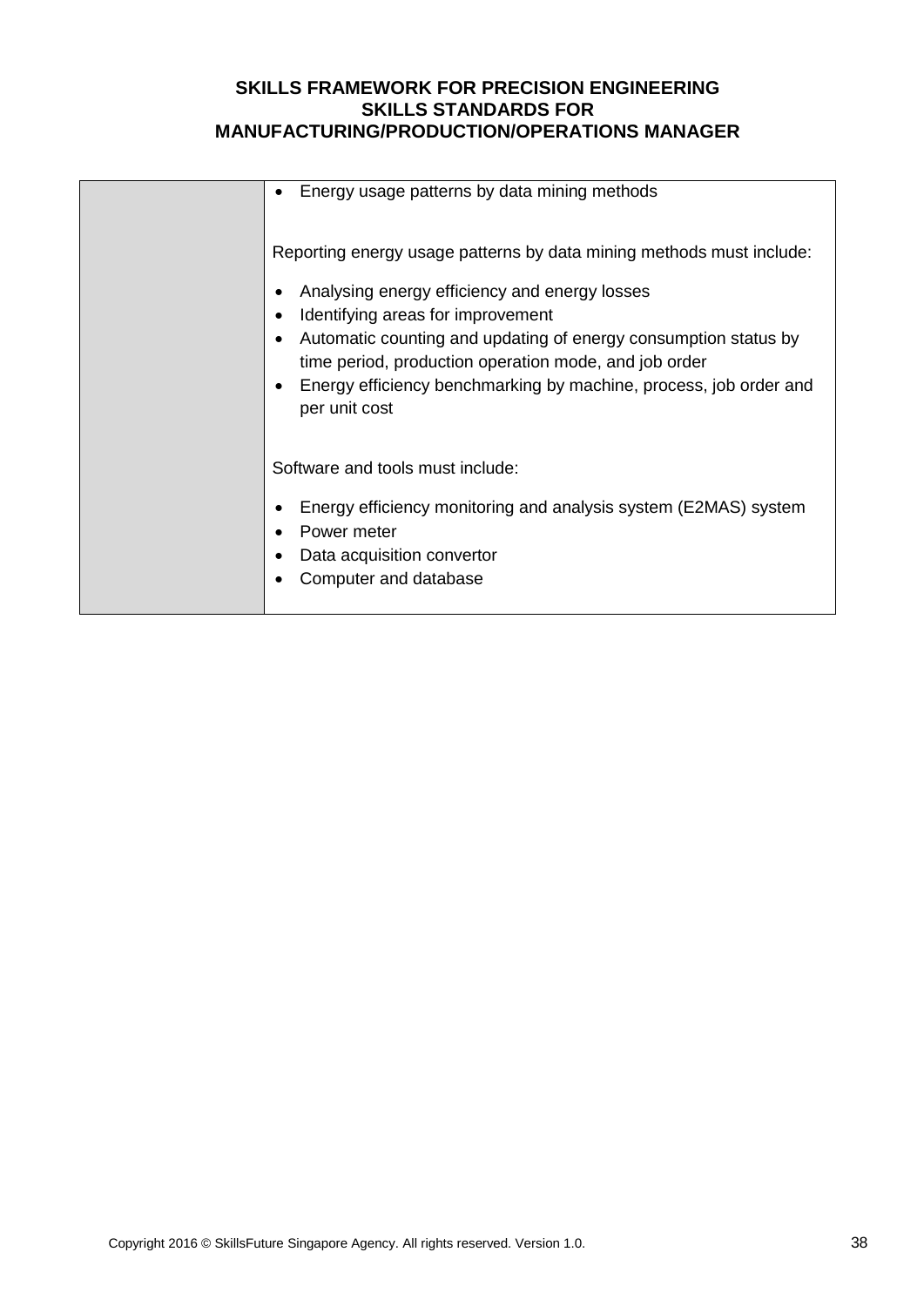| | |
|---|---|
| | • Energy usage patterns by data mining methods<br><br>Reporting energy usage patterns by data mining methods must include:<br><br>• Analysing energy efficiency and energy losses<br>• Identifying areas for improvement<br>• Automatic counting and updating of energy consumption status by time period, production operation mode, and job order<br>• Energy efficiency benchmarking by machine, process, job order and per unit cost<br><br>Software and tools must include:<br><br>• Energy efficiency monitoring and analysis system (E2MAS) system<br>• Power meter<br>• Data acquisition convertor<br>• Computer and database |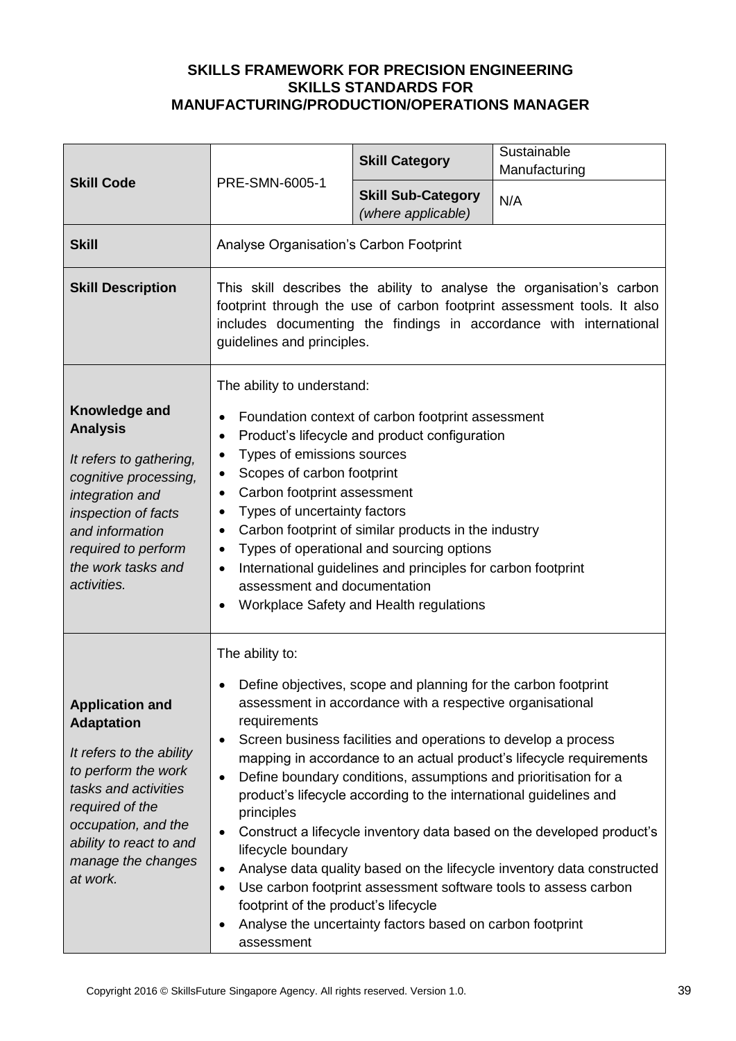**SKILLS FRAMEWORK FOR PRECISION ENGINEERING**
**SKILLS STANDARDS FOR**
**MANUFACTURING/PRODUCTION/OPERATIONS MANAGER**

| **Skill Code** | PRE-SMN-6005-1 | **Skill Category** | Sustainable Manufacturing |
|---|---|---|---|
| | | **Skill Sub-Category** *(where applicable)* | N/A |
| **Skill** | Analyse Organisation's Carbon Footprint | | |
| **Skill Description** | This skill describes the ability to analyse the organisation's carbon footprint through the use of carbon footprint assessment tools. It also includes documenting the findings in accordance with international guidelines and principles. | | |
| **Knowledge and Analysis** *It refers to gathering, cognitive processing, integration and inspection of facts and information required to perform the work tasks and activities.* | The ability to understand: <br>• Foundation context of carbon footprint assessment <br>• Product's lifecycle and product configuration <br>• Types of emissions sources <br>• Scopes of carbon footprint <br>• Carbon footprint assessment <br>• Types of uncertainty factors <br>• Carbon footprint of similar products in the industry <br>• Types of operational and sourcing options <br>• International guidelines and principles for carbon footprint assessment and documentation <br>• Workplace Safety and Health regulations | | |
| **Application and Adaptation** *It refers to the ability to perform the work tasks and activities required of the occupation, and the ability to react to and manage the changes at work.* | The ability to: <br>• Define objectives, scope and planning for the carbon footprint assessment in accordance with a respective organisational requirements <br>• Screen business facilities and operations to develop a process mapping in accordance to an actual product's lifecycle requirements <br>• Define boundary conditions, assumptions and prioritisation for a product's lifecycle according to the international guidelines and principles <br>• Construct a lifecycle inventory data based on the developed product's lifecycle boundary <br>• Analyse data quality based on the lifecycle inventory data constructed <br>• Use carbon footprint assessment software tools to assess carbon footprint of the product's lifecycle <br>• Analyse the uncertainty factors based on carbon footprint assessment | | |

Copyright 2016 © SkillsFuture Singapore Agency. All rights reserved. Version 1.0.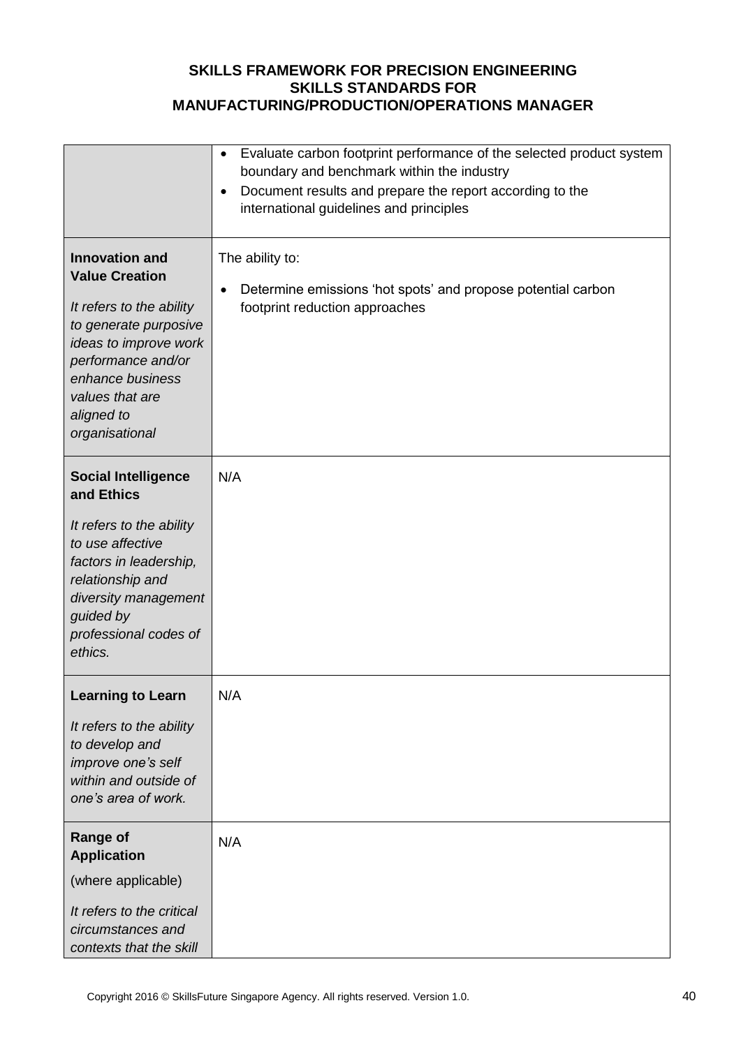| | |
|---|---|
| | • Evaluate carbon footprint performance of the selected product system boundary and benchmark within the industry<br>• Document results and prepare the report according to the international guidelines and principles |
| **Innovation and Value Creation**<br><br>*It refers to the ability to generate purposive ideas to improve work performance and/or enhance business values that are aligned to organisational* | The ability to:<br><br>• Determine emissions 'hot spots' and propose potential carbon footprint reduction approaches |
| **Social Intelligence and Ethics**<br><br>*It refers to the ability to use affective factors in leadership, relationship and diversity management guided by professional codes of ethics.* | N/A |
| **Learning to Learn**<br><br>*It refers to the ability to develop and improve one's self within and outside of one's area of work.* | N/A |
| **Range of Application**<br><br>(where applicable)<br><br>*It refers to the critical circumstances and contexts that the skill* | N/A |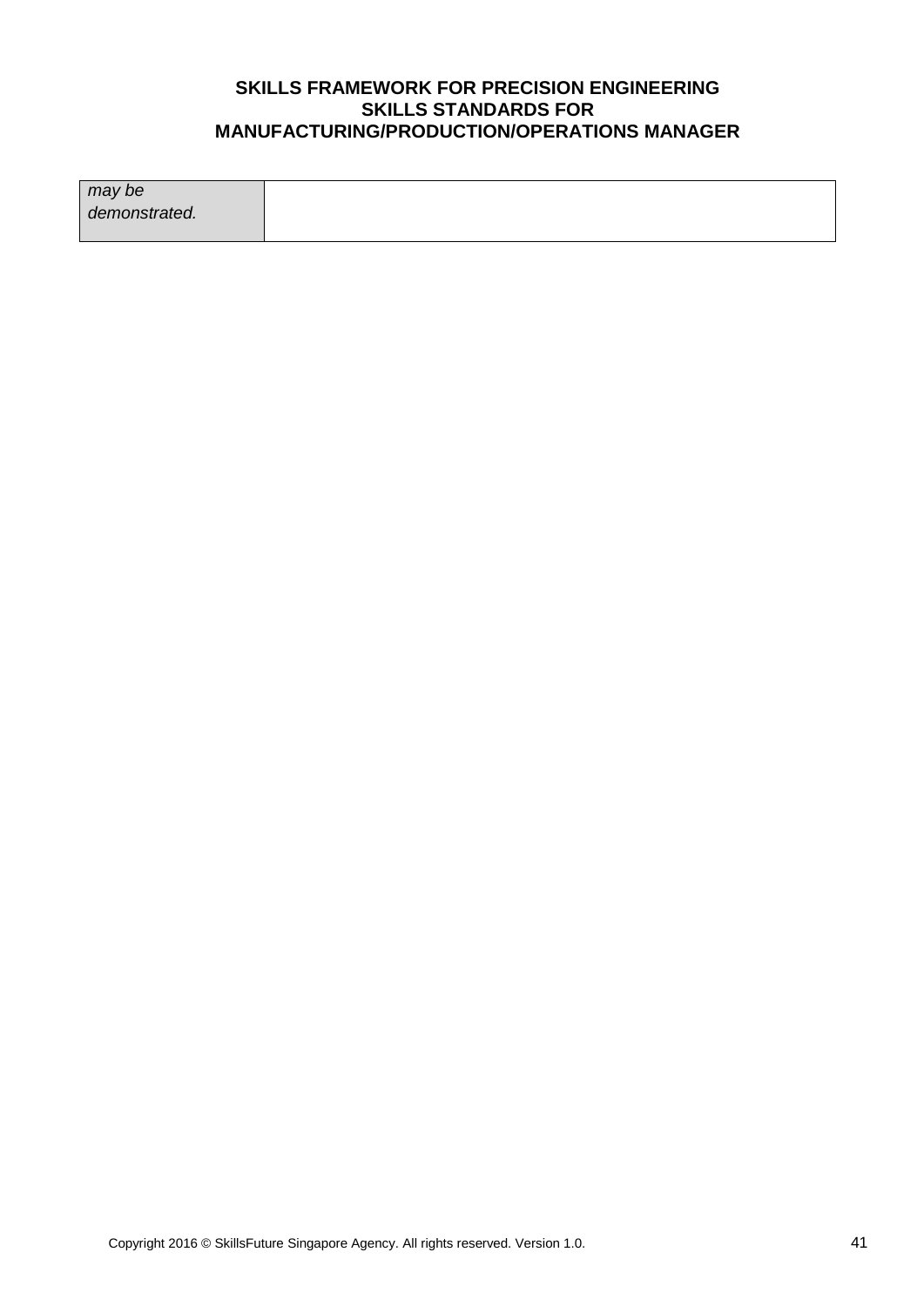| *may be demonstrated.* | |
|---|---|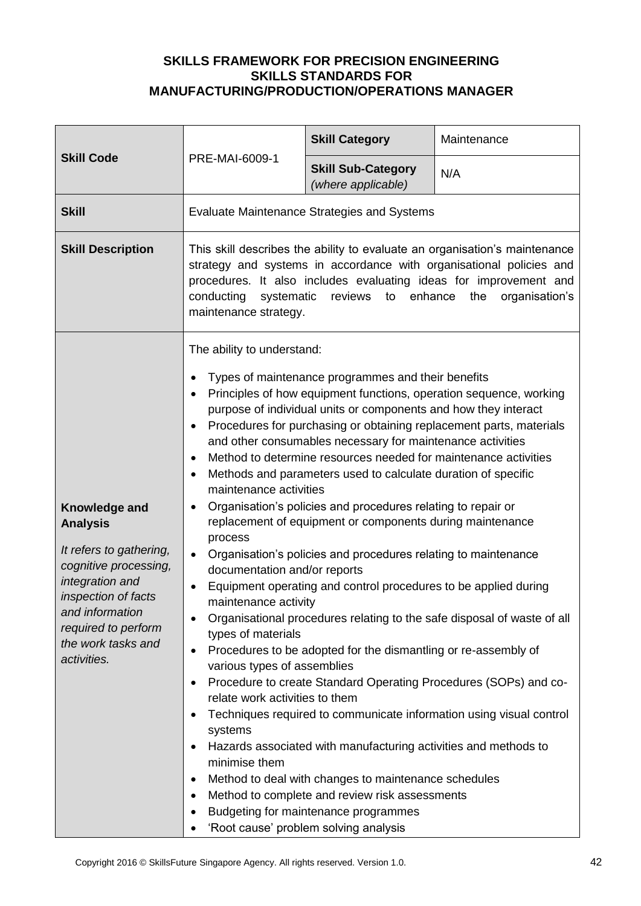**SKILLS FRAMEWORK FOR PRECISION ENGINEERING**
**SKILLS STANDARDS FOR**
**MANUFACTURING/PRODUCTION/OPERATIONS MANAGER**

| **Skill Code** | PRE-MAI-6009-1 | **Skill Category** | Maintenance |
|---|---|---|---|
| | | **Skill Sub-Category** *(where applicable)* | N/A |
| **Skill** | Evaluate Maintenance Strategies and Systems | | |
| **Skill Description** | This skill describes the ability to evaluate an organisation's maintenance strategy and systems in accordance with organisational policies and procedures. It also includes evaluating ideas for improvement and conducting systematic reviews to enhance the organisation's maintenance strategy. | | |
| **Knowledge and Analysis**<br><br>*It refers to gathering, cognitive processing, integration and inspection of facts and information required to perform the work tasks and activities.* | The ability to understand:<br><br>• Types of maintenance programmes and their benefits<br>• Principles of how equipment functions, operation sequence, working purpose of individual units or components and how they interact<br>• Procedures for purchasing or obtaining replacement parts, materials and other consumables necessary for maintenance activities<br>• Method to determine resources needed for maintenance activities<br>• Methods and parameters used to calculate duration of specific maintenance activities<br>• Organisation's policies and procedures relating to repair or replacement of equipment or components during maintenance process<br>• Organisation's policies and procedures relating to maintenance documentation and/or reports<br>• Equipment operating and control procedures to be applied during maintenance activity<br>• Organisational procedures relating to the safe disposal of waste of all types of materials<br>• Procedures to be adopted for the dismantling or re-assembly of various types of assemblies<br>• Procedure to create Standard Operating Procedures (SOPs) and co-relate work activities to them<br>• Techniques required to communicate information using visual control systems<br>• Hazards associated with manufacturing activities and methods to minimise them<br>• Method to deal with changes to maintenance schedules<br>• Method to complete and review risk assessments<br>• Budgeting for maintenance programmes<br>• 'Root cause' problem solving analysis | | |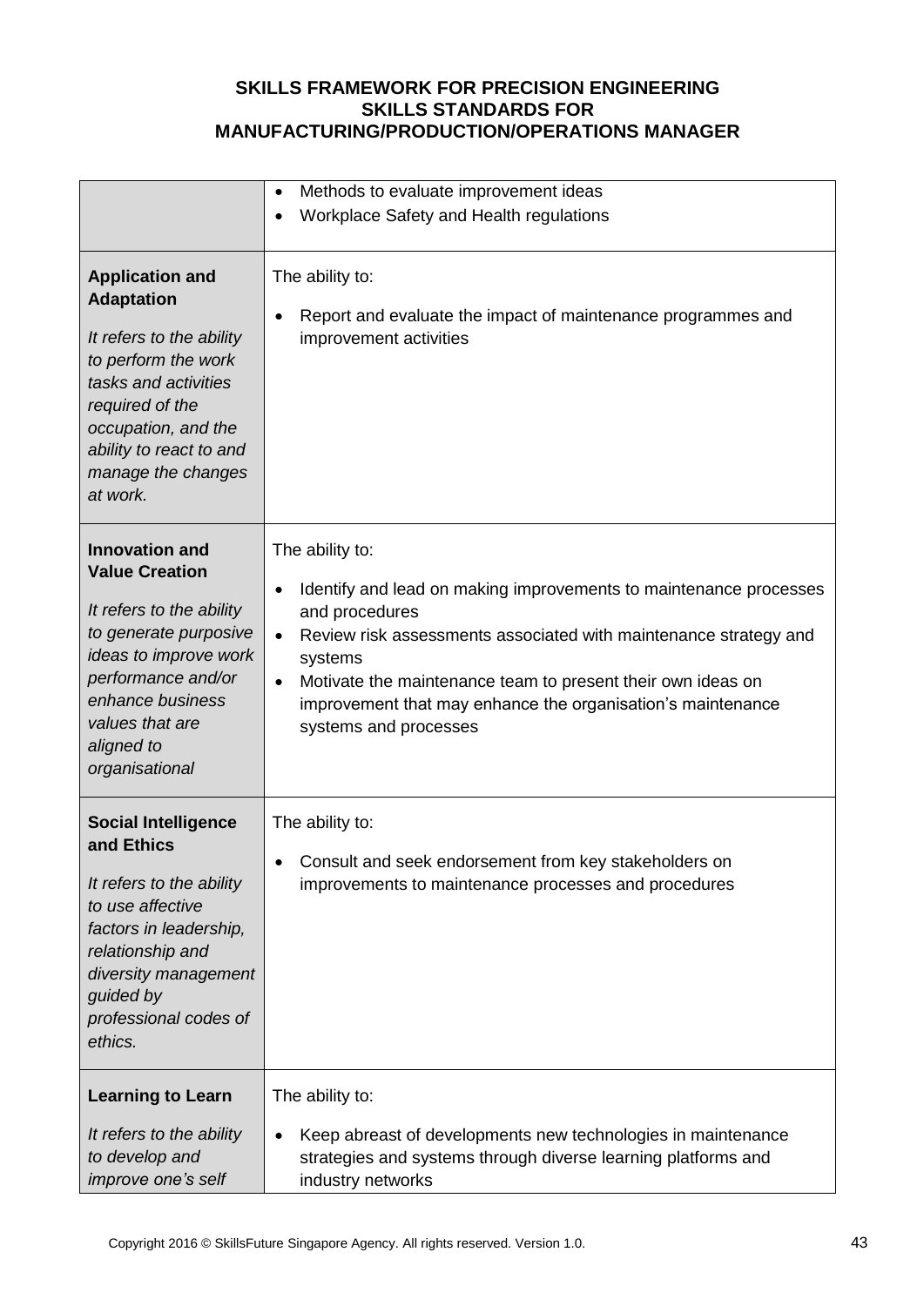**SKILLS FRAMEWORK FOR PRECISION ENGINEERING**
**SKILLS STANDARDS FOR**
**MANUFACTURING/PRODUCTION/OPERATIONS MANAGER**

| | |
|---|---|
| | • Methods to evaluate improvement ideas<br>• Workplace Safety and Health regulations |
| **Application and Adaptation**<br><br>*It refers to the ability to perform the work tasks and activities required of the occupation, and the ability to react to and manage the changes at work.* | The ability to:<br><br>• Report and evaluate the impact of maintenance programmes and improvement activities |
| **Innovation and Value Creation**<br><br>*It refers to the ability to generate purposive ideas to improve work performance and/or enhance business values that are aligned to organisational* | The ability to:<br><br>• Identify and lead on making improvements to maintenance processes and procedures<br>• Review risk assessments associated with maintenance strategy and systems<br>• Motivate the maintenance team to present their own ideas on improvement that may enhance the organisation's maintenance systems and processes |
| **Social Intelligence and Ethics**<br><br>*It refers to the ability to use affective factors in leadership, relationship and diversity management guided by professional codes of ethics.* | The ability to:<br><br>• Consult and seek endorsement from key stakeholders on improvements to maintenance processes and procedures |
| **Learning to Learn**<br><br>*It refers to the ability to develop and improve one's self* | The ability to:<br><br>• Keep abreast of developments new technologies in maintenance strategies and systems through diverse learning platforms and industry networks |

Copyright 2016 © SkillsFuture Singapore Agency. All rights reserved. Version 1.0.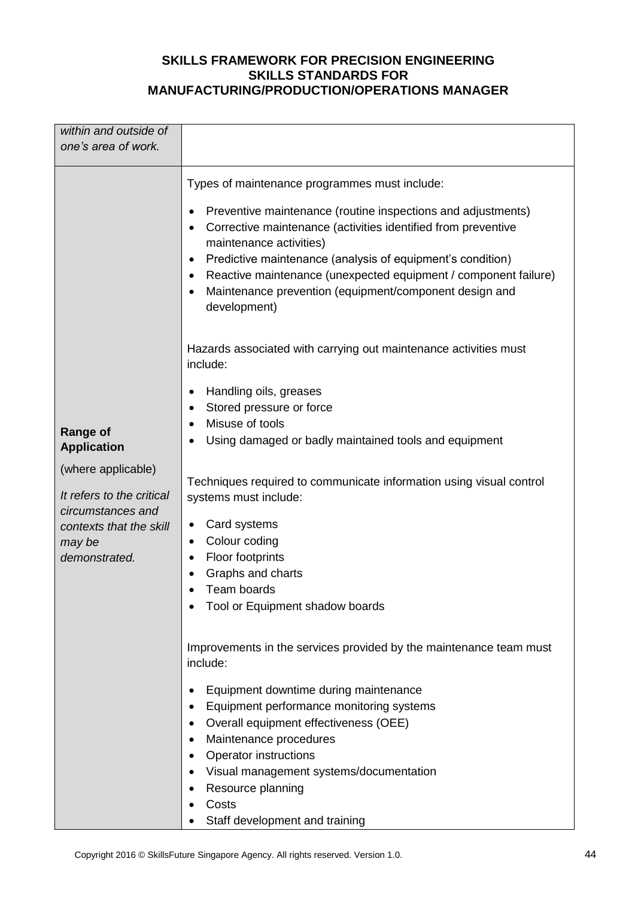| | |
|---|---|
| *within and outside of one's area of work.* | |
| **Range of Application**<br><br>(where applicable)<br><br>*It refers to the critical circumstances and contexts that the skill may be demonstrated.* | Types of maintenance programmes must include:<br><br>• Preventive maintenance (routine inspections and adjustments)<br>• Corrective maintenance (activities identified from preventive maintenance activities)<br>• Predictive maintenance (analysis of equipment's condition)<br>• Reactive maintenance (unexpected equipment / component failure)<br>• Maintenance prevention (equipment/component design and development)<br><br>Hazards associated with carrying out maintenance activities must include:<br><br>• Handling oils, greases<br>• Stored pressure or force<br>• Misuse of tools<br>• Using damaged or badly maintained tools and equipment<br><br>Techniques required to communicate information using visual control systems must include:<br><br>• Card systems<br>• Colour coding<br>• Floor footprints<br>• Graphs and charts<br>• Team boards<br>• Tool or Equipment shadow boards<br><br>Improvements in the services provided by the maintenance team must include:<br><br>• Equipment downtime during maintenance<br>• Equipment performance monitoring systems<br>• Overall equipment effectiveness (OEE)<br>• Maintenance procedures<br>• Operator instructions<br>• Visual management systems/documentation<br>• Resource planning<br>• Costs<br>• Staff development and training |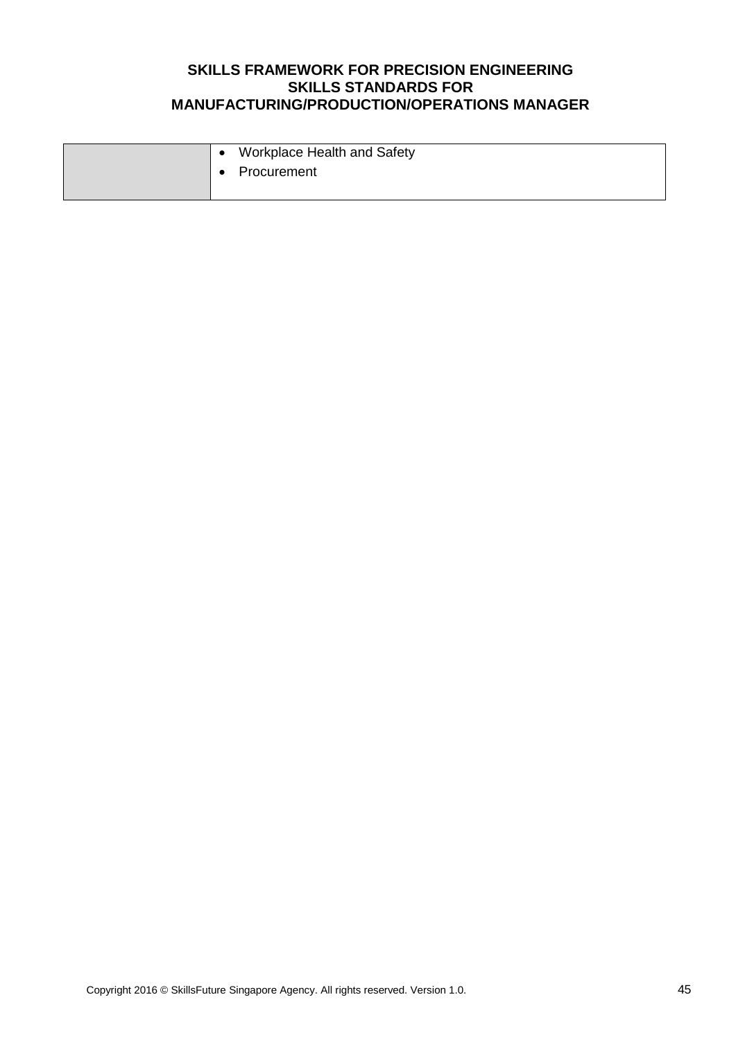|  |  |
|---|---|
|  | • Workplace Health and Safety<br>• Procurement |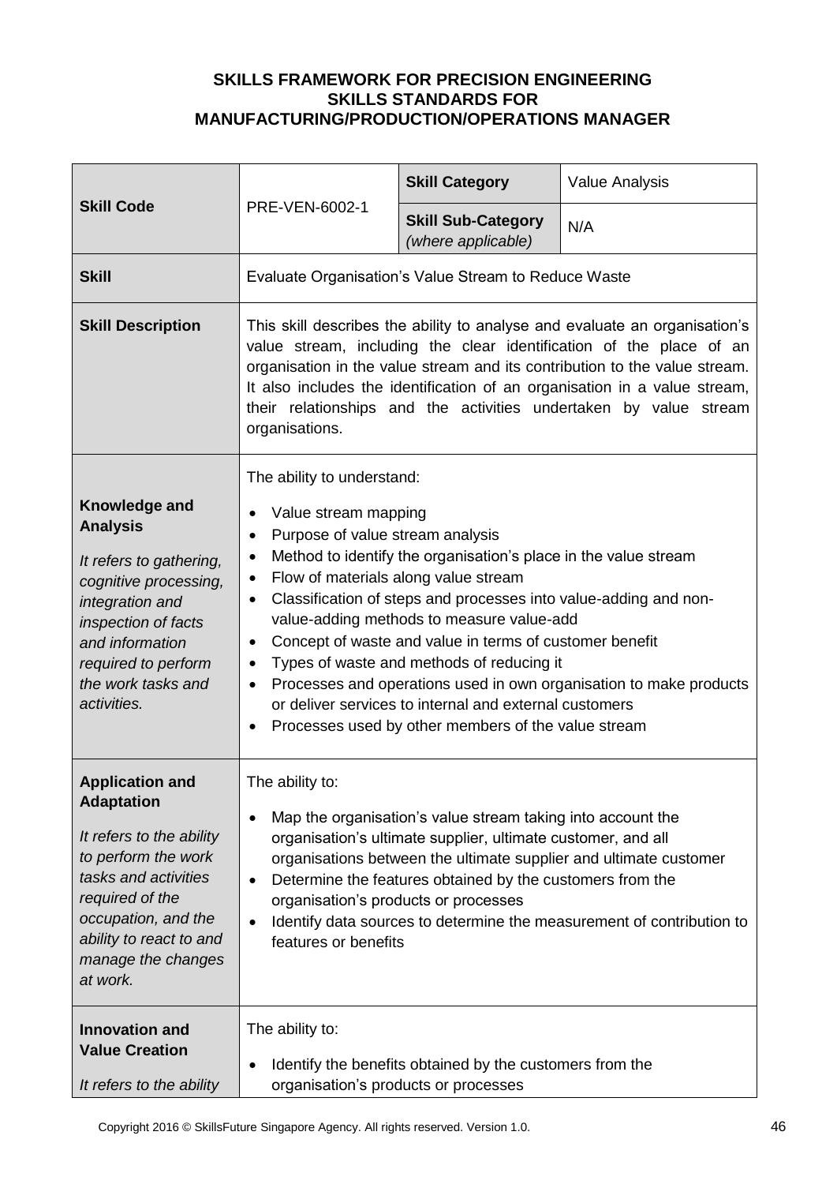**SKILLS FRAMEWORK FOR PRECISION ENGINEERING**
**SKILLS STANDARDS FOR**
**MANUFACTURING/PRODUCTION/OPERATIONS MANAGER**

| | | | |
|---|---|---|---|
| **Skill Code** | PRE-VEN-6002-1 | **Skill Category** | Value Analysis |
| | | **Skill Sub-Category** *(where applicable)* | N/A |
| **Skill** | Evaluate Organisation's Value Stream to Reduce Waste | | |
| **Skill Description** | This skill describes the ability to analyse and evaluate an organisation's value stream, including the clear identification of the place of an organisation in the value stream and its contribution to the value stream. It also includes the identification of an organisation in a value stream, their relationships and the activities undertaken by value stream organisations. | | |
| **Knowledge and Analysis**<br><br>*It refers to gathering, cognitive processing, integration and inspection of facts and information required to perform the work tasks and activities.* | The ability to understand:<br>• Value stream mapping<br>• Purpose of value stream analysis<br>• Method to identify the organisation's place in the value stream<br>• Flow of materials along value stream<br>• Classification of steps and processes into value-adding and non-value-adding methods to measure value-add<br>• Concept of waste and value in terms of customer benefit<br>• Types of waste and methods of reducing it<br>• Processes and operations used in own organisation to make products or deliver services to internal and external customers<br>• Processes used by other members of the value stream | | |
| **Application and Adaptation**<br><br>*It refers to the ability to perform the work tasks and activities required of the occupation, and the ability to react to and manage the changes at work.* | The ability to:<br>• Map the organisation's value stream taking into account the organisation's ultimate supplier, ultimate customer, and all organisations between the ultimate supplier and ultimate customer<br>• Determine the features obtained by the customers from the organisation's products or processes<br>• Identify data sources to determine the measurement of contribution to features or benefits | | |
| **Innovation and Value Creation**<br><br>*It refers to the ability* | The ability to:<br>• Identify the benefits obtained by the customers from the organisation's products or processes | | |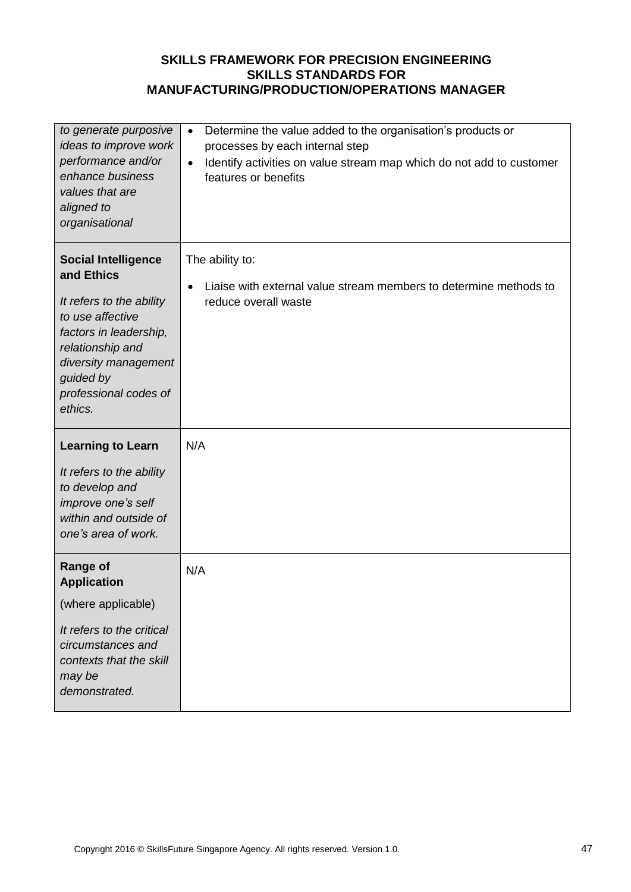| | |
|---|---|
| *to generate purposive ideas to improve work performance and/or enhance business values that are aligned to organisational* | • Determine the value added to the organisation's products or processes by each internal step<br>• Identify activities on value stream map which do not add to customer features or benefits |
| **Social Intelligence and Ethics**<br><br>*It refers to the ability to use affective factors in leadership, relationship and diversity management guided by professional codes of ethics.* | The ability to:<br><br>• Liaise with external value stream members to determine methods to reduce overall waste |
| **Learning to Learn**<br><br>*It refers to the ability to develop and improve one's self within and outside of one's area of work.* | N/A |
| **Range of Application**<br><br>(where applicable)<br><br>*It refers to the critical circumstances and contexts that the skill may be demonstrated.* | N/A |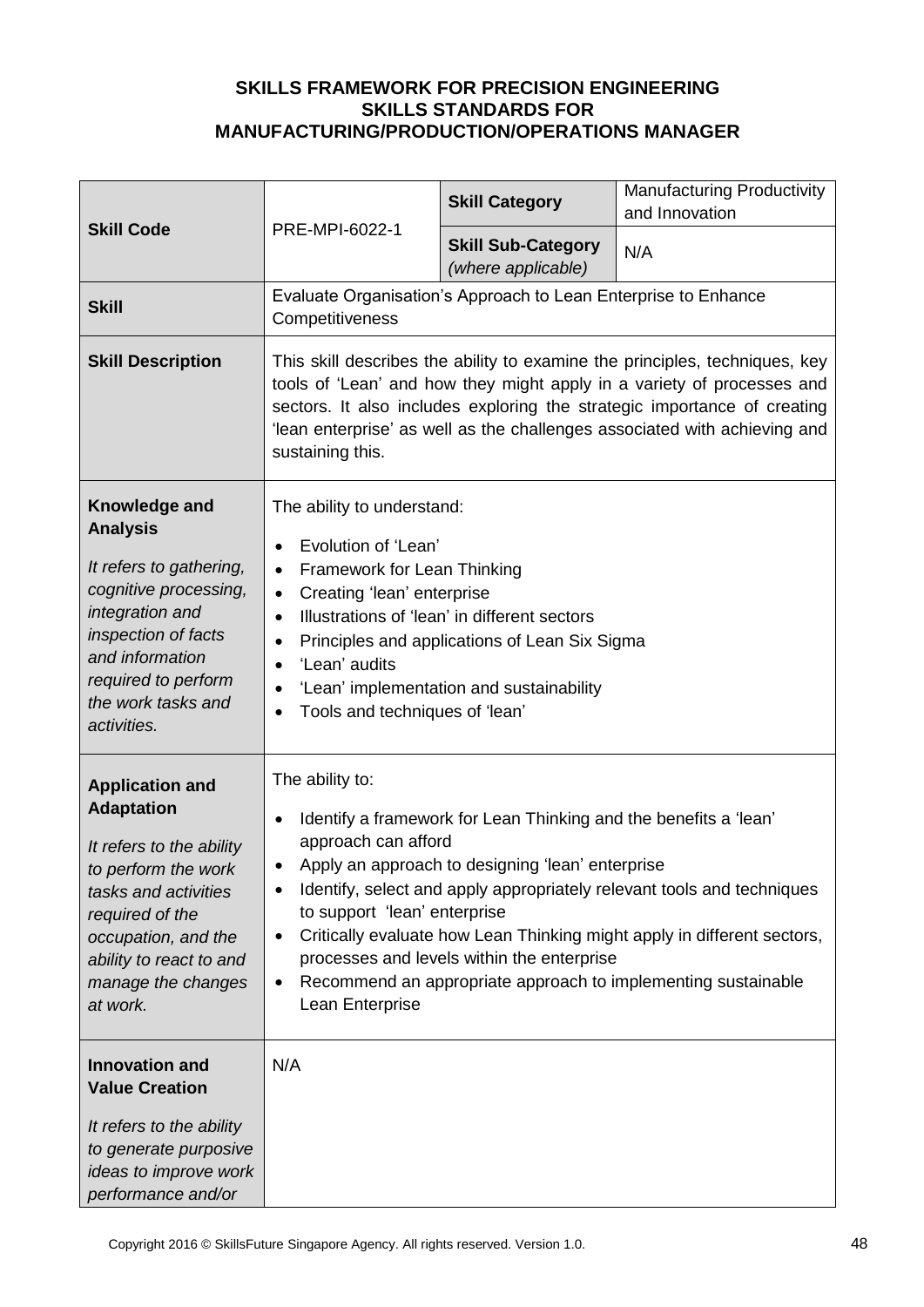**SKILLS FRAMEWORK FOR PRECISION ENGINEERING**
**SKILLS STANDARDS FOR**
**MANUFACTURING/PRODUCTION/OPERATIONS MANAGER**

| **Skill Code** | PRE-MPI-6022-1 | **Skill Category** | Manufacturing Productivity and Innovation |
|---|---|---|---|
| | | **Skill Sub-Category** *(where applicable)* | N/A |
| **Skill** | Evaluate Organisation's Approach to Lean Enterprise to Enhance Competitiveness | | |
| **Skill Description** | This skill describes the ability to examine the principles, techniques, key tools of 'Lean' and how they might apply in a variety of processes and sectors. It also includes exploring the strategic importance of creating 'lean enterprise' as well as the challenges associated with achieving and sustaining this. | | |
| **Knowledge and Analysis** <br> *It refers to gathering, cognitive processing, integration and inspection of facts and information required to perform the work tasks and activities.* | The ability to understand: <br> • Evolution of 'Lean' <br> • Framework for Lean Thinking <br> • Creating 'lean' enterprise <br> • Illustrations of 'lean' in different sectors <br> • Principles and applications of Lean Six Sigma <br> • 'Lean' audits <br> • 'Lean' implementation and sustainability <br> • Tools and techniques of 'lean' | | |
| **Application and Adaptation** <br> *It refers to the ability to perform the work tasks and activities required of the occupation, and the ability to react to and manage the changes at work.* | The ability to: <br> • Identify a framework for Lean Thinking and the benefits a 'lean' approach can afford <br> • Apply an approach to designing 'lean' enterprise <br> • Identify, select and apply appropriately relevant tools and techniques to support 'lean' enterprise <br> • Critically evaluate how Lean Thinking might apply in different sectors, processes and levels within the enterprise <br> • Recommend an appropriate approach to implementing sustainable Lean Enterprise | | |
| **Innovation and Value Creation** <br> *It refers to the ability to generate purposive ideas to improve work performance and/or* | N/A | | |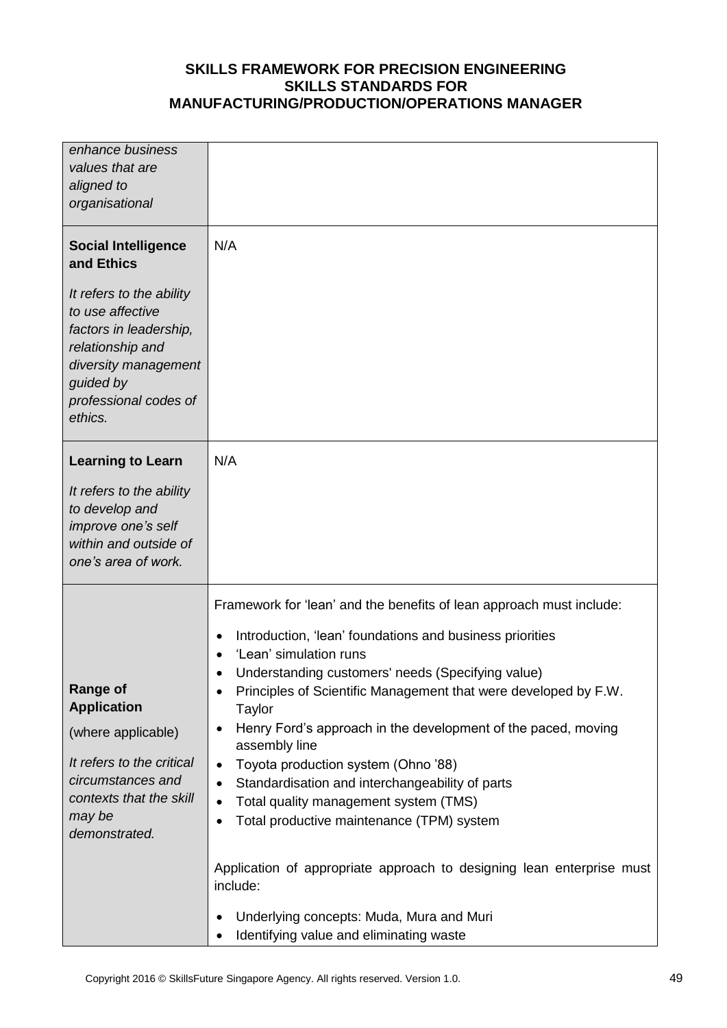| | |
|---|---|
| *enhance business values that are aligned to organisational* | |
| **Social Intelligence and Ethics**<br><br>*It refers to the ability to use affective factors in leadership, relationship and diversity management guided by professional codes of ethics.* | N/A |
| **Learning to Learn**<br><br>*It refers to the ability to develop and improve one's self within and outside of one's area of work.* | N/A |
| **Range of Application**<br><br>(where applicable)<br><br>*It refers to the critical circumstances and contexts that the skill may be demonstrated.* | Framework for 'lean' and the benefits of lean approach must include:<br><br>• Introduction, 'lean' foundations and business priorities<br>• 'Lean' simulation runs<br>• Understanding customers' needs (Specifying value)<br>• Principles of Scientific Management that were developed by F.W. Taylor<br>• Henry Ford's approach in the development of the paced, moving assembly line<br>• Toyota production system (Ohno '88)<br>• Standardisation and interchangeability of parts<br>• Total quality management system (TMS)<br>• Total productive maintenance (TPM) system<br><br>Application of appropriate approach to designing lean enterprise must include:<br><br>• Underlying concepts: Muda, Mura and Muri<br>• Identifying value and eliminating waste |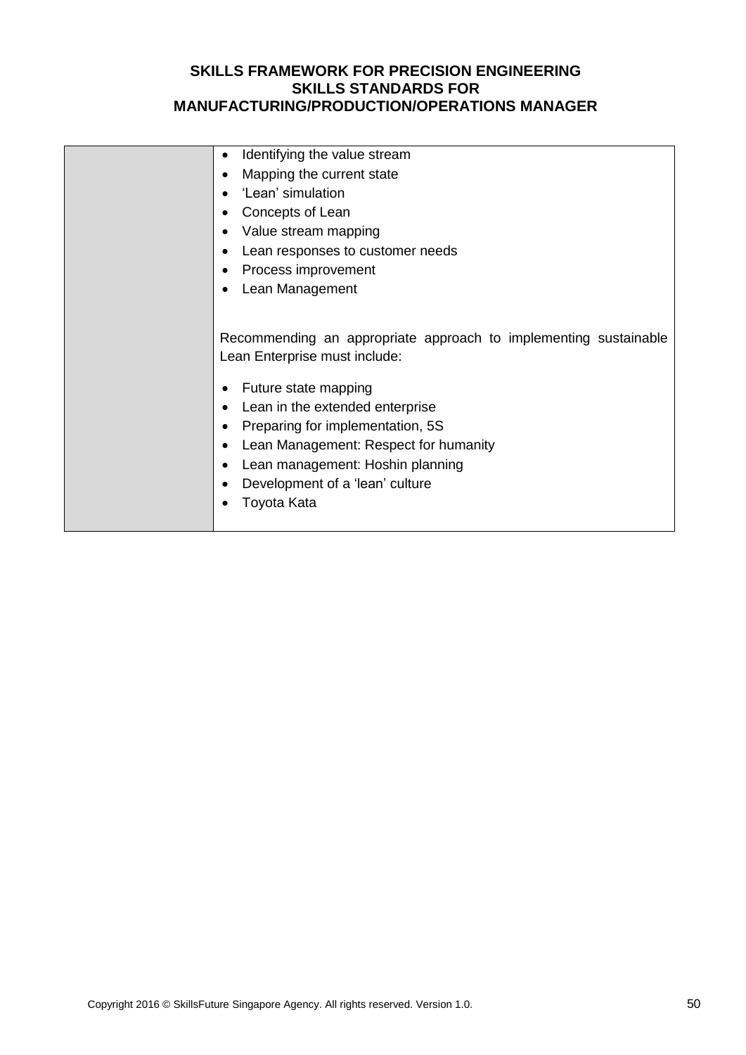| | |
|---|---|
| | • Identifying the value stream<br>• Mapping the current state<br>• 'Lean' simulation<br>• Concepts of Lean<br>• Value stream mapping<br>• Lean responses to customer needs<br>• Process improvement<br>• Lean Management<br><br>Recommending an appropriate approach to implementing sustainable Lean Enterprise must include:<br><br>• Future state mapping<br>• Lean in the extended enterprise<br>• Preparing for implementation, 5S<br>• Lean Management: Respect for humanity<br>• Lean management: Hoshin planning<br>• Development of a 'lean' culture<br>• Toyota Kata |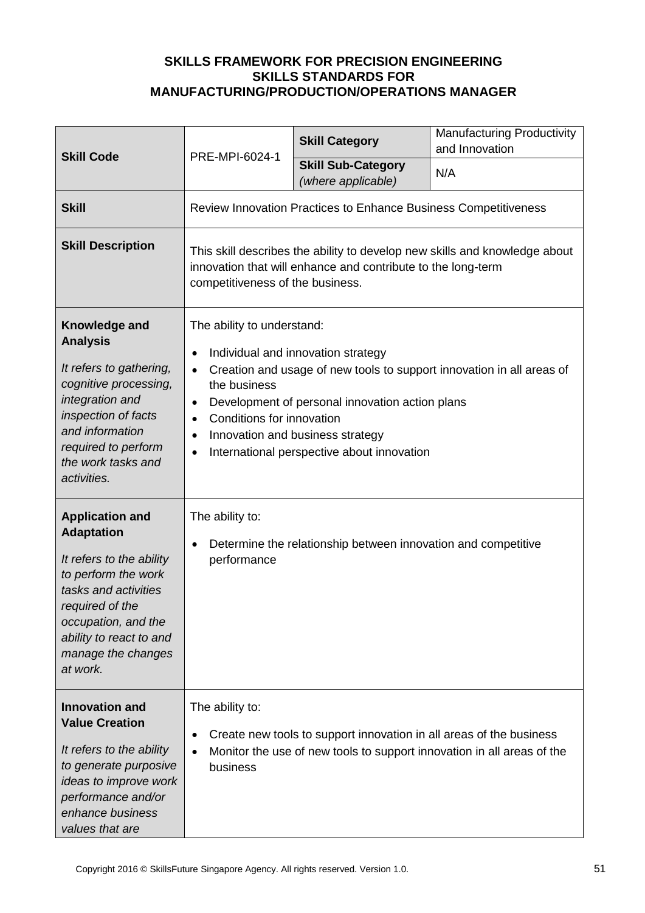**SKILLS FRAMEWORK FOR PRECISION ENGINEERING**
**SKILLS STANDARDS FOR**
**MANUFACTURING/PRODUCTION/OPERATIONS MANAGER**

| **Skill Code** | PRE-MPI-6024-1 | **Skill Category** | Manufacturing Productivity and Innovation |
|---|---|---|---|
| | | **Skill Sub-Category** *(where applicable)* | N/A |
| **Skill** | Review Innovation Practices to Enhance Business Competitiveness | | |
| **Skill Description** | This skill describes the ability to develop new skills and knowledge about innovation that will enhance and contribute to the long-term competitiveness of the business. | | |
| **Knowledge and Analysis** <br> *It refers to gathering, cognitive processing, integration and inspection of facts and information required to perform the work tasks and activities.* | The ability to understand: <br> • Individual and innovation strategy <br> • Creation and usage of new tools to support innovation in all areas of the business <br> • Development of personal innovation action plans <br> • Conditions for innovation <br> • Innovation and business strategy <br> • International perspective about innovation | | |
| **Application and Adaptation** <br> *It refers to the ability to perform the work tasks and activities required of the occupation, and the ability to react to and manage the changes at work.* | The ability to: <br> • Determine the relationship between innovation and competitive performance | | |
| **Innovation and Value Creation** <br> *It refers to the ability to generate purposive ideas to improve work performance and/or enhance business values that are* | The ability to: <br> • Create new tools to support innovation in all areas of the business <br> • Monitor the use of new tools to support innovation in all areas of the business | | |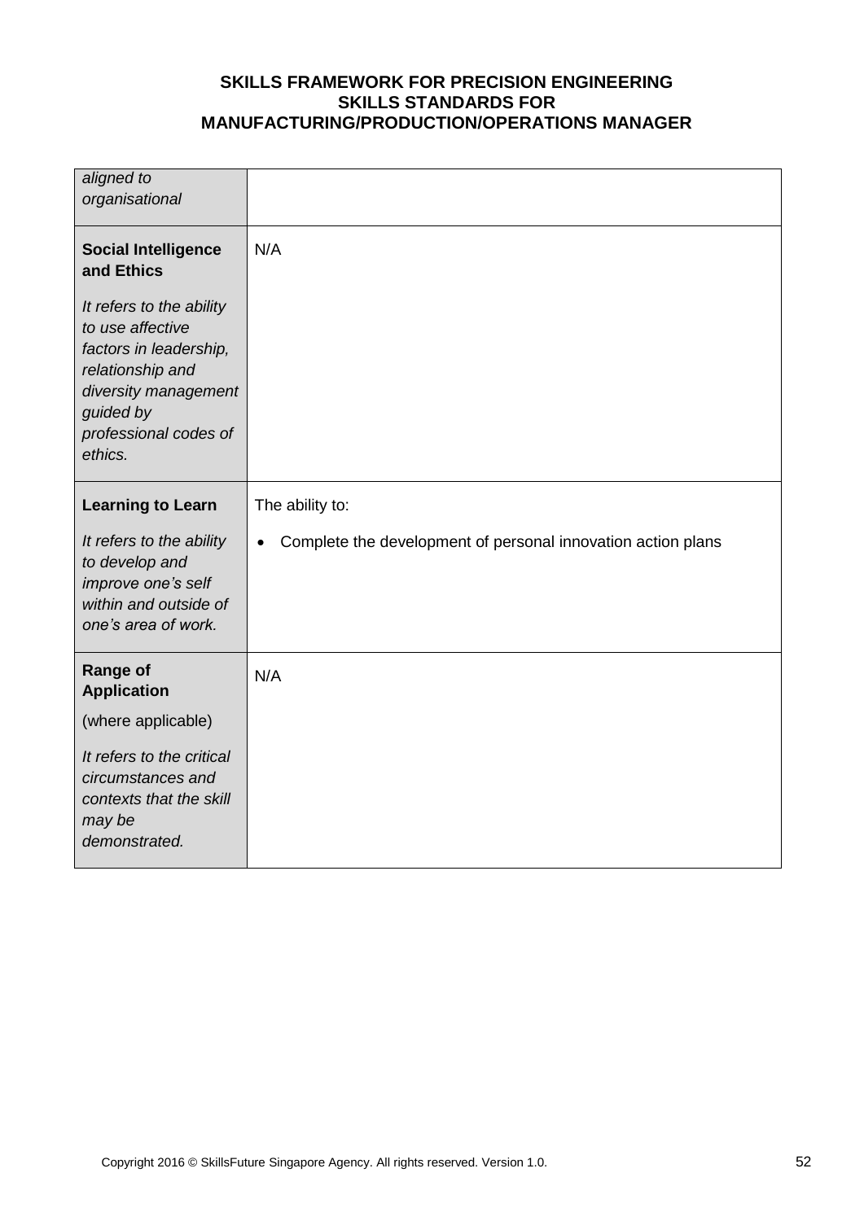| | |
|---|---|
| *aligned to organisational* | |
| **Social Intelligence and Ethics**<br><br>*It refers to the ability to use affective factors in leadership, relationship and diversity management guided by professional codes of ethics.* | N/A |
| **Learning to Learn**<br><br>*It refers to the ability to develop and improve one's self within and outside of one's area of work.* | The ability to:<br><br>• Complete the development of personal innovation action plans |
| **Range of Application**<br><br>(where applicable)<br><br>*It refers to the critical circumstances and contexts that the skill may be demonstrated.* | N/A |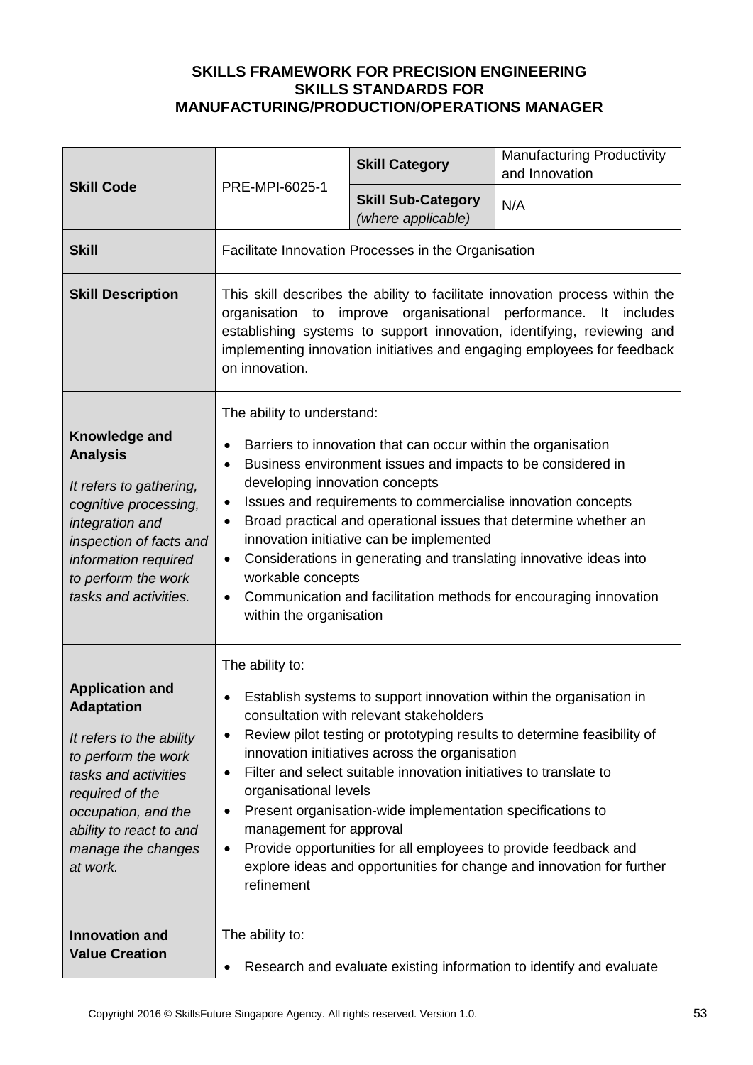**SKILLS FRAMEWORK FOR PRECISION ENGINEERING**
**SKILLS STANDARDS FOR**
**MANUFACTURING/PRODUCTION/OPERATIONS MANAGER**

| **Skill Code** | PRE-MPI-6025-1 | **Skill Category** | Manufacturing Productivity and Innovation |
|---|---|---|---|
| | | **Skill Sub-Category** *(where applicable)* | N/A |
| **Skill** | Facilitate Innovation Processes in the Organisation | | |
| **Skill Description** | This skill describes the ability to facilitate innovation process within the organisation to improve organisational performance. It includes establishing systems to support innovation, identifying, reviewing and implementing innovation initiatives and engaging employees for feedback on innovation. | | |
| **Knowledge and Analysis**<br><br>*It refers to gathering, cognitive processing, integration and inspection of facts and information required to perform the work tasks and activities.* | The ability to understand:<br>• Barriers to innovation that can occur within the organisation<br>• Business environment issues and impacts to be considered in developing innovation concepts<br>• Issues and requirements to commercialise innovation concepts<br>• Broad practical and operational issues that determine whether an innovation initiative can be implemented<br>• Considerations in generating and translating innovative ideas into workable concepts<br>• Communication and facilitation methods for encouraging innovation within the organisation | | |
| **Application and Adaptation**<br><br>*It refers to the ability to perform the work tasks and activities required of the occupation, and the ability to react to and manage the changes at work.* | The ability to:<br>• Establish systems to support innovation within the organisation in consultation with relevant stakeholders<br>• Review pilot testing or prototyping results to determine feasibility of innovation initiatives across the organisation<br>• Filter and select suitable innovation initiatives to translate to organisational levels<br>• Present organisation-wide implementation specifications to management for approval<br>• Provide opportunities for all employees to provide feedback and explore ideas and opportunities for change and innovation for further refinement | | |
| **Innovation and Value Creation** | The ability to:<br>• Research and evaluate existing information to identify and evaluate | | |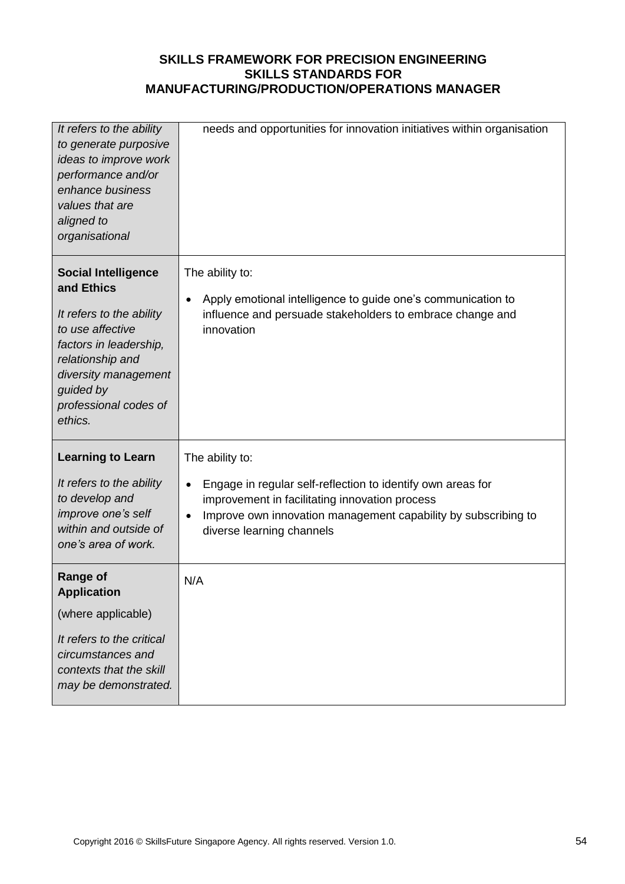**SKILLS FRAMEWORK FOR PRECISION ENGINEERING**
**SKILLS STANDARDS FOR**
**MANUFACTURING/PRODUCTION/OPERATIONS MANAGER**

| | |
|---|---|
| *It refers to the ability to generate purposive ideas to improve work performance and/or enhance business values that are aligned to organisational* | needs and opportunities for innovation initiatives within organisation |
| **Social Intelligence and Ethics**<br><br>*It refers to the ability to use affective factors in leadership, relationship and diversity management guided by professional codes of ethics.* | The ability to:<br><br>• Apply emotional intelligence to guide one's communication to influence and persuade stakeholders to embrace change and innovation |
| **Learning to Learn**<br><br>*It refers to the ability to develop and improve one's self within and outside of one's area of work.* | The ability to:<br><br>• Engage in regular self-reflection to identify own areas for improvement in facilitating innovation process<br>• Improve own innovation management capability by subscribing to diverse learning channels |
| **Range of Application**<br><br>(where applicable)<br><br>*It refers to the critical circumstances and contexts that the skill may be demonstrated.* | N/A |

Copyright 2016 © SkillsFuture Singapore Agency. All rights reserved. Version 1.0.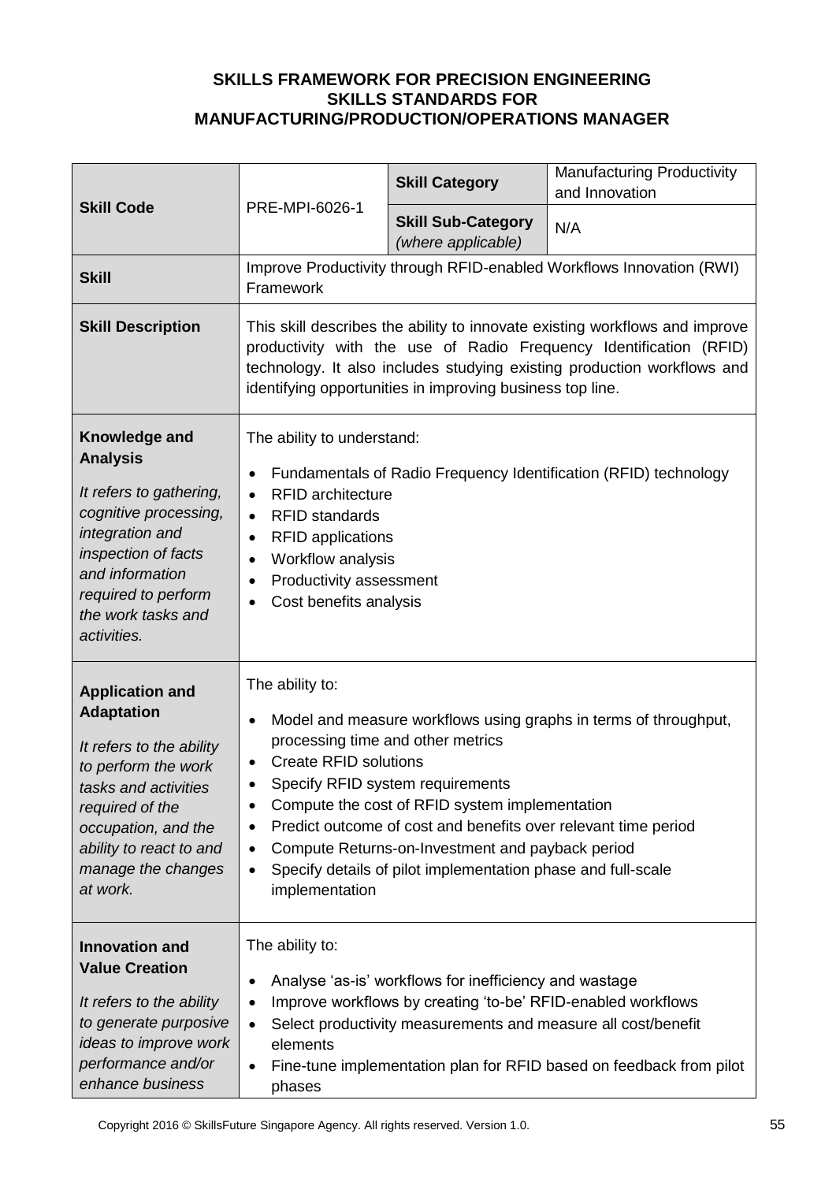**SKILLS FRAMEWORK FOR PRECISION ENGINEERING**
**SKILLS STANDARDS FOR**
**MANUFACTURING/PRODUCTION/OPERATIONS MANAGER**

| **Skill Code** | PRE-MPI-6026-1 | **Skill Category** | Manufacturing Productivity and Innovation |
|---|---|---|---|
| | | **Skill Sub-Category** *(where applicable)* | N/A |
| **Skill** | Improve Productivity through RFID-enabled Workflows Innovation (RWI) Framework | | |
| **Skill Description** | This skill describes the ability to innovate existing workflows and improve productivity with the use of Radio Frequency Identification (RFID) technology. It also includes studying existing production workflows and identifying opportunities in improving business top line. | | |
| **Knowledge and Analysis**<br><br>*It refers to gathering, cognitive processing, integration and inspection of facts and information required to perform the work tasks and activities.* | The ability to understand:<br>• Fundamentals of Radio Frequency Identification (RFID) technology<br>• RFID architecture<br>• RFID standards<br>• RFID applications<br>• Workflow analysis<br>• Productivity assessment<br>• Cost benefits analysis | | |
| **Application and Adaptation**<br><br>*It refers to the ability to perform the work tasks and activities required of the occupation, and the ability to react to and manage the changes at work.* | The ability to:<br>• Model and measure workflows using graphs in terms of throughput, processing time and other metrics<br>• Create RFID solutions<br>• Specify RFID system requirements<br>• Compute the cost of RFID system implementation<br>• Predict outcome of cost and benefits over relevant time period<br>• Compute Returns-on-Investment and payback period<br>• Specify details of pilot implementation phase and full-scale implementation | | |
| **Innovation and Value Creation**<br><br>*It refers to the ability to generate purposive ideas to improve work performance and/or enhance business* | The ability to:<br>• Analyse 'as-is' workflows for inefficiency and wastage<br>• Improve workflows by creating 'to-be' RFID-enabled workflows<br>• Select productivity measurements and measure all cost/benefit elements<br>• Fine-tune implementation plan for RFID based on feedback from pilot phases | | |

Copyright 2016 © SkillsFuture Singapore Agency. All rights reserved. Version 1.0.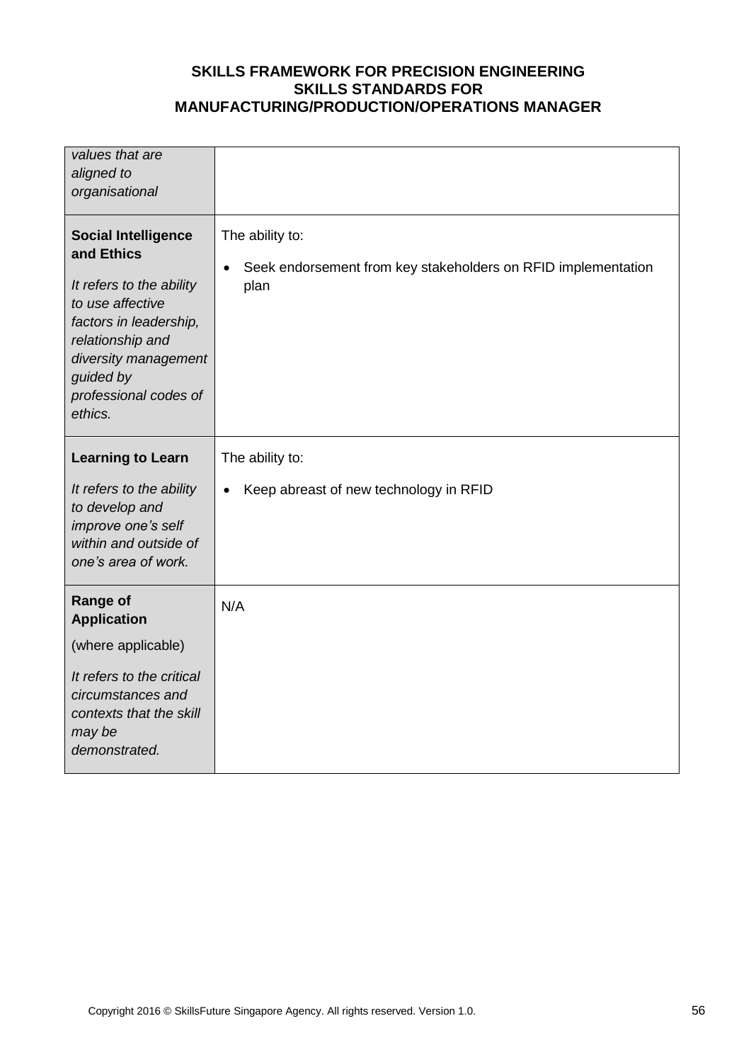| | |
|---|---|
| *values that are aligned to organisational* | |
| **Social Intelligence and Ethics**<br><br>*It refers to the ability to use affective factors in leadership, relationship and diversity management guided by professional codes of ethics.* | The ability to:<br><br>• Seek endorsement from key stakeholders on RFID implementation plan |
| **Learning to Learn**<br><br>*It refers to the ability to develop and improve one's self within and outside of one's area of work.* | The ability to:<br><br>• Keep abreast of new technology in RFID |
| **Range of Application**<br><br>(where applicable)<br><br>*It refers to the critical circumstances and contexts that the skill may be demonstrated.* | N/A |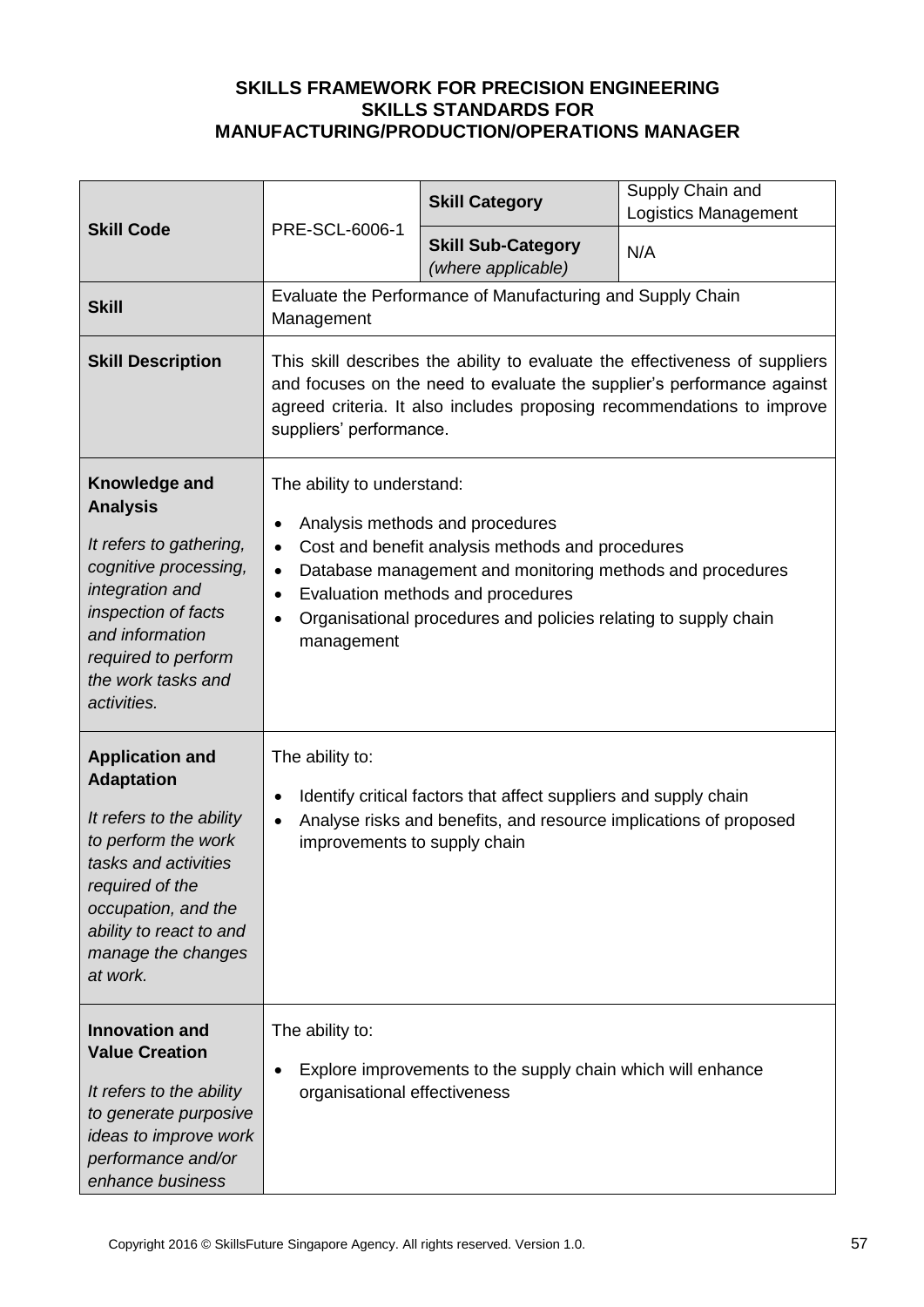**SKILLS FRAMEWORK FOR PRECISION ENGINEERING**
**SKILLS STANDARDS FOR**
**MANUFACTURING/PRODUCTION/OPERATIONS MANAGER**

| **Skill Code** | PRE-SCL-6006-1 | **Skill Category** | Supply Chain and Logistics Management |
|---|---|---|---|
| | | **Skill Sub-Category** *(where applicable)* | N/A |
| **Skill** | Evaluate the Performance of Manufacturing and Supply Chain Management | | |
| **Skill Description** | This skill describes the ability to evaluate the effectiveness of suppliers and focuses on the need to evaluate the supplier's performance against agreed criteria. It also includes proposing recommendations to improve suppliers' performance. | | |
| **Knowledge and Analysis**<br><br>*It refers to gathering, cognitive processing, integration and inspection of facts and information required to perform the work tasks and activities.* | The ability to understand:<br>• Analysis methods and procedures<br>• Cost and benefit analysis methods and procedures<br>• Database management and monitoring methods and procedures<br>• Evaluation methods and procedures<br>• Organisational procedures and policies relating to supply chain management | | |
| **Application and Adaptation**<br><br>*It refers to the ability to perform the work tasks and activities required of the occupation, and the ability to react to and manage the changes at work.* | The ability to:<br>• Identify critical factors that affect suppliers and supply chain<br>• Analyse risks and benefits, and resource implications of proposed improvements to supply chain | | |
| **Innovation and Value Creation**<br><br>*It refers to the ability to generate purposive ideas to improve work performance and/or enhance business* | The ability to:<br>• Explore improvements to the supply chain which will enhance organisational effectiveness | | |

Copyright 2016 © SkillsFuture Singapore Agency. All rights reserved. Version 1.0.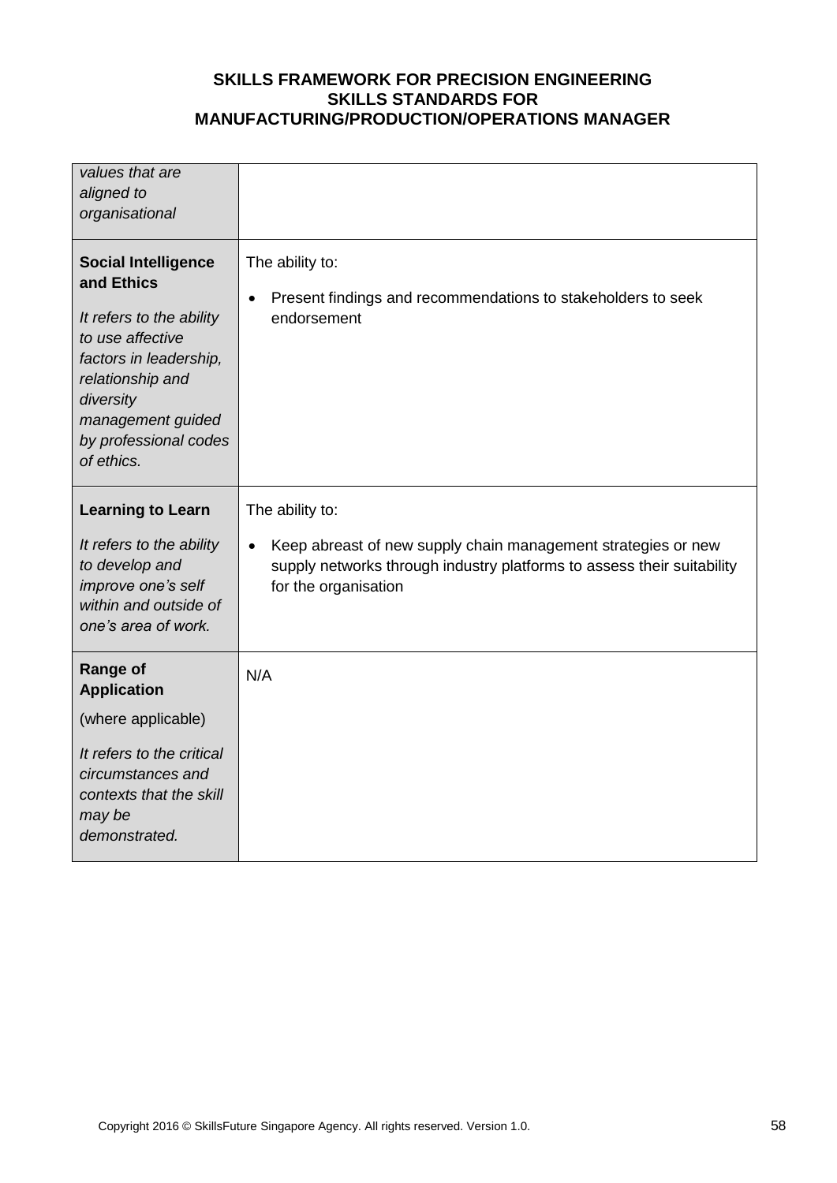| | |
|---|---|
| *values that are aligned to organisational* | |
| **Social Intelligence and Ethics**<br><br>*It refers to the ability to use affective factors in leadership, relationship and diversity management guided by professional codes of ethics.* | The ability to:<br><br>• Present findings and recommendations to stakeholders to seek endorsement |
| **Learning to Learn**<br><br>*It refers to the ability to develop and improve one's self within and outside of one's area of work.* | The ability to:<br><br>• Keep abreast of new supply chain management strategies or new supply networks through industry platforms to assess their suitability for the organisation |
| **Range of Application**<br><br>(where applicable)<br><br>*It refers to the critical circumstances and contexts that the skill may be demonstrated.* | N/A |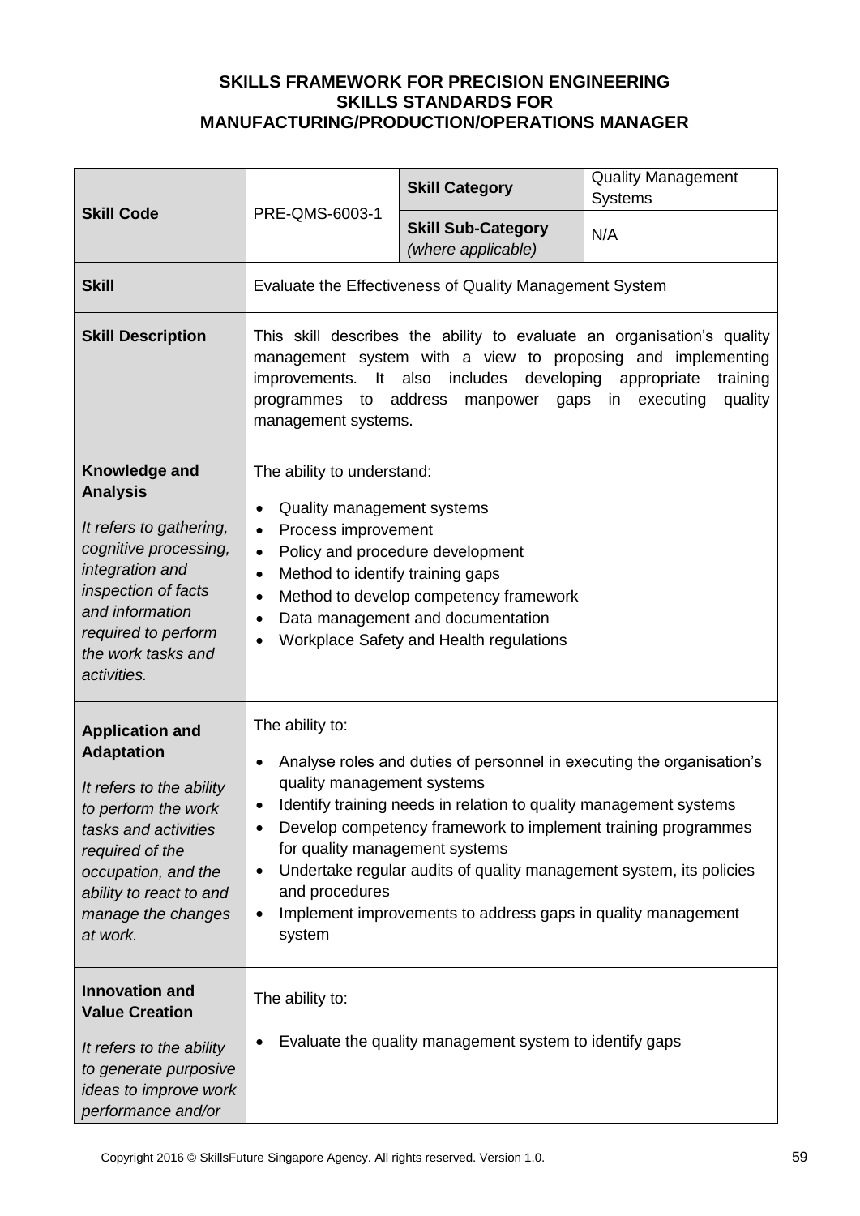**SKILLS FRAMEWORK FOR PRECISION ENGINEERING**
**SKILLS STANDARDS FOR**
**MANUFACTURING/PRODUCTION/OPERATIONS MANAGER**

| **Skill Code** | PRE-QMS-6003-1 | **Skill Category** | Quality Management Systems |
|---|---|---|---|
| | | **Skill Sub-Category** *(where applicable)* | N/A |
| **Skill** | Evaluate the Effectiveness of Quality Management System | | |
| **Skill Description** | This skill describes the ability to evaluate an organisation's quality management system with a view to proposing and implementing improvements. It also includes developing appropriate training programmes to address manpower gaps in executing quality management systems. | | |
| **Knowledge and Analysis** <br> *It refers to gathering, cognitive processing, integration and inspection of facts and information required to perform the work tasks and activities.* | The ability to understand: <br> • Quality management systems <br> • Process improvement <br> • Policy and procedure development <br> • Method to identify training gaps <br> • Method to develop competency framework <br> • Data management and documentation <br> • Workplace Safety and Health regulations | | |
| **Application and Adaptation** <br> *It refers to the ability to perform the work tasks and activities required of the occupation, and the ability to react to and manage the changes at work.* | The ability to: <br> • Analyse roles and duties of personnel in executing the organisation's quality management systems <br> • Identify training needs in relation to quality management systems <br> • Develop competency framework to implement training programmes for quality management systems <br> • Undertake regular audits of quality management system, its policies and procedures <br> • Implement improvements to address gaps in quality management system | | |
| **Innovation and Value Creation** <br> *It refers to the ability to generate purposive ideas to improve work performance and/or* | The ability to: <br> • Evaluate the quality management system to identify gaps | | |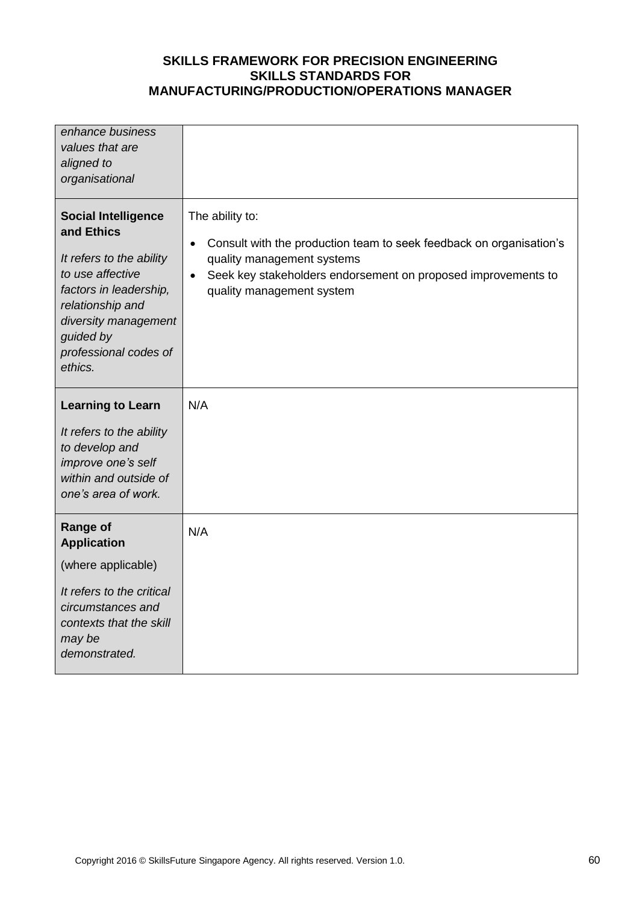| | |
|---|---|
| *enhance business values that are aligned to organisational* | |
| **Social Intelligence and Ethics**<br><br>*It refers to the ability to use affective factors in leadership, relationship and diversity management guided by professional codes of ethics.* | The ability to:<br><br>• Consult with the production team to seek feedback on organisation's quality management systems<br>• Seek key stakeholders endorsement on proposed improvements to quality management system |
| **Learning to Learn**<br><br>*It refers to the ability to develop and improve one's self within and outside of one's area of work.* | N/A |
| **Range of Application**<br><br>(where applicable)<br><br>*It refers to the critical circumstances and contexts that the skill may be demonstrated.* | N/A |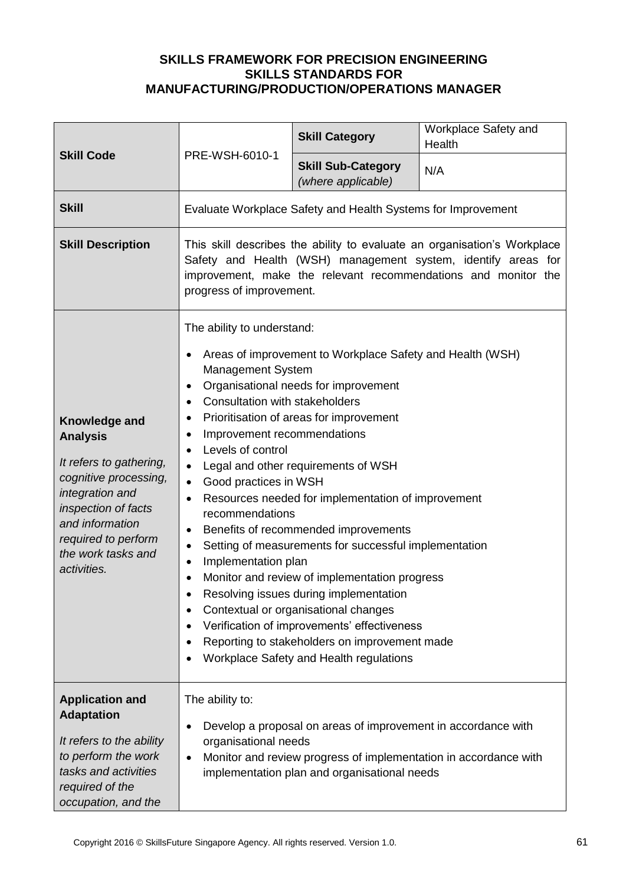**SKILLS FRAMEWORK FOR PRECISION ENGINEERING**
**SKILLS STANDARDS FOR**
**MANUFACTURING/PRODUCTION/OPERATIONS MANAGER**

| **Skill Code** | PRE-WSH-6010-1 | **Skill Category** | Workplace Safety and Health |
|---|---|---|---|
| | | **Skill Sub-Category** *(where applicable)* | N/A |
| **Skill** | Evaluate Workplace Safety and Health Systems for Improvement | | |
| **Skill Description** | This skill describes the ability to evaluate an organisation's Workplace Safety and Health (WSH) management system, identify areas for improvement, make the relevant recommendations and monitor the progress of improvement. | | |
| **Knowledge and Analysis**<br><br>*It refers to gathering, cognitive processing, integration and inspection of facts and information required to perform the work tasks and activities.* | The ability to understand:<br><br>• Areas of improvement to Workplace Safety and Health (WSH) Management System<br>• Organisational needs for improvement<br>• Consultation with stakeholders<br>• Prioritisation of areas for improvement<br>• Improvement recommendations<br>• Levels of control<br>• Legal and other requirements of WSH<br>• Good practices in WSH<br>• Resources needed for implementation of improvement recommendations<br>• Benefits of recommended improvements<br>• Setting of measurements for successful implementation<br>• Implementation plan<br>• Monitor and review of implementation progress<br>• Resolving issues during implementation<br>• Contextual or organisational changes<br>• Verification of improvements' effectiveness<br>• Reporting to stakeholders on improvement made<br>• Workplace Safety and Health regulations | | |
| **Application and Adaptation**<br><br>*It refers to the ability to perform the work tasks and activities required of the occupation, and the* | The ability to:<br><br>• Develop a proposal on areas of improvement in accordance with organisational needs<br>• Monitor and review progress of implementation in accordance with implementation plan and organisational needs | | |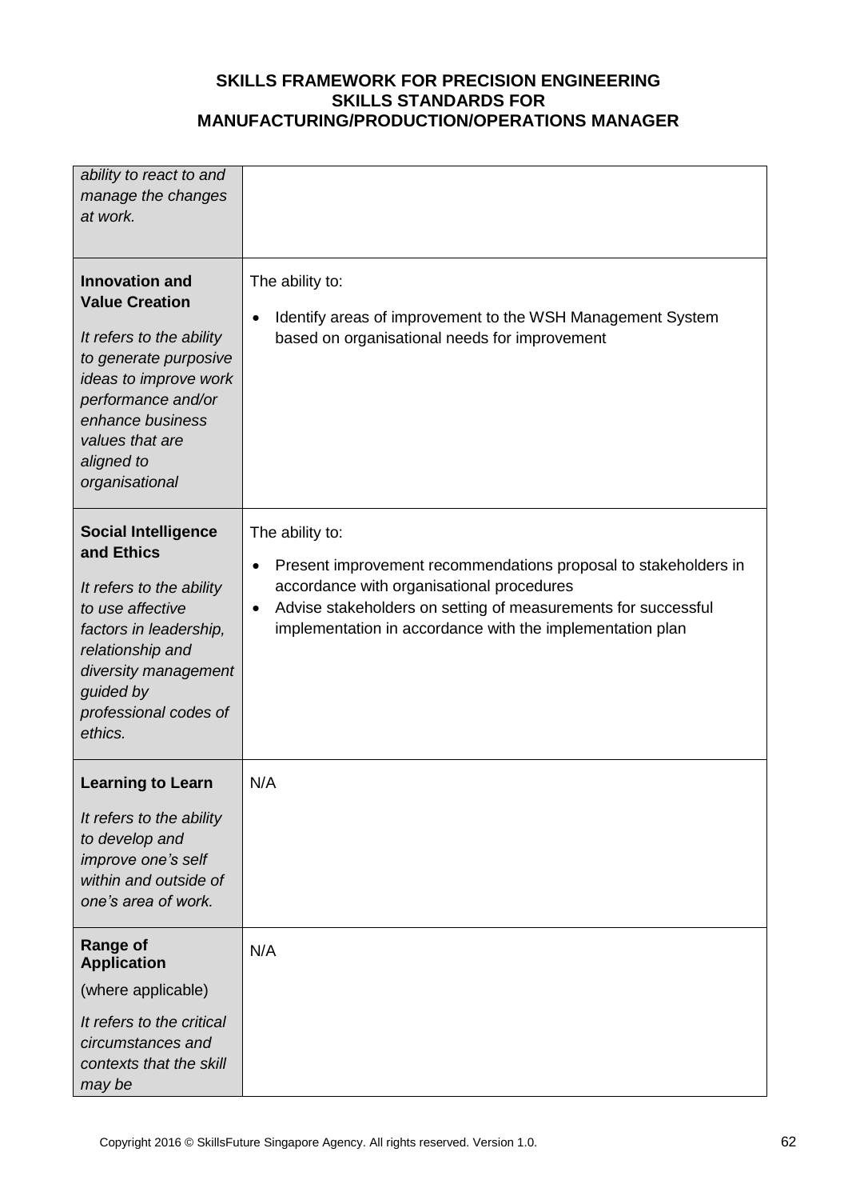| | |
|---|---|
| *ability to react to and manage the changes at work.* | |
| **Innovation and Value Creation**<br><br>*It refers to the ability to generate purposive ideas to improve work performance and/or enhance business values that are aligned to organisational* | The ability to:<br><br>• Identify areas of improvement to the WSH Management System based on organisational needs for improvement |
| **Social Intelligence and Ethics**<br><br>*It refers to the ability to use affective factors in leadership, relationship and diversity management guided by professional codes of ethics.* | The ability to:<br><br>• Present improvement recommendations proposal to stakeholders in accordance with organisational procedures<br>• Advise stakeholders on setting of measurements for successful implementation in accordance with the implementation plan |
| **Learning to Learn**<br><br>*It refers to the ability to develop and improve one's self within and outside of one's area of work.* | N/A |
| **Range of Application**<br><br>(where applicable)<br><br>*It refers to the critical circumstances and contexts that the skill may be* | N/A |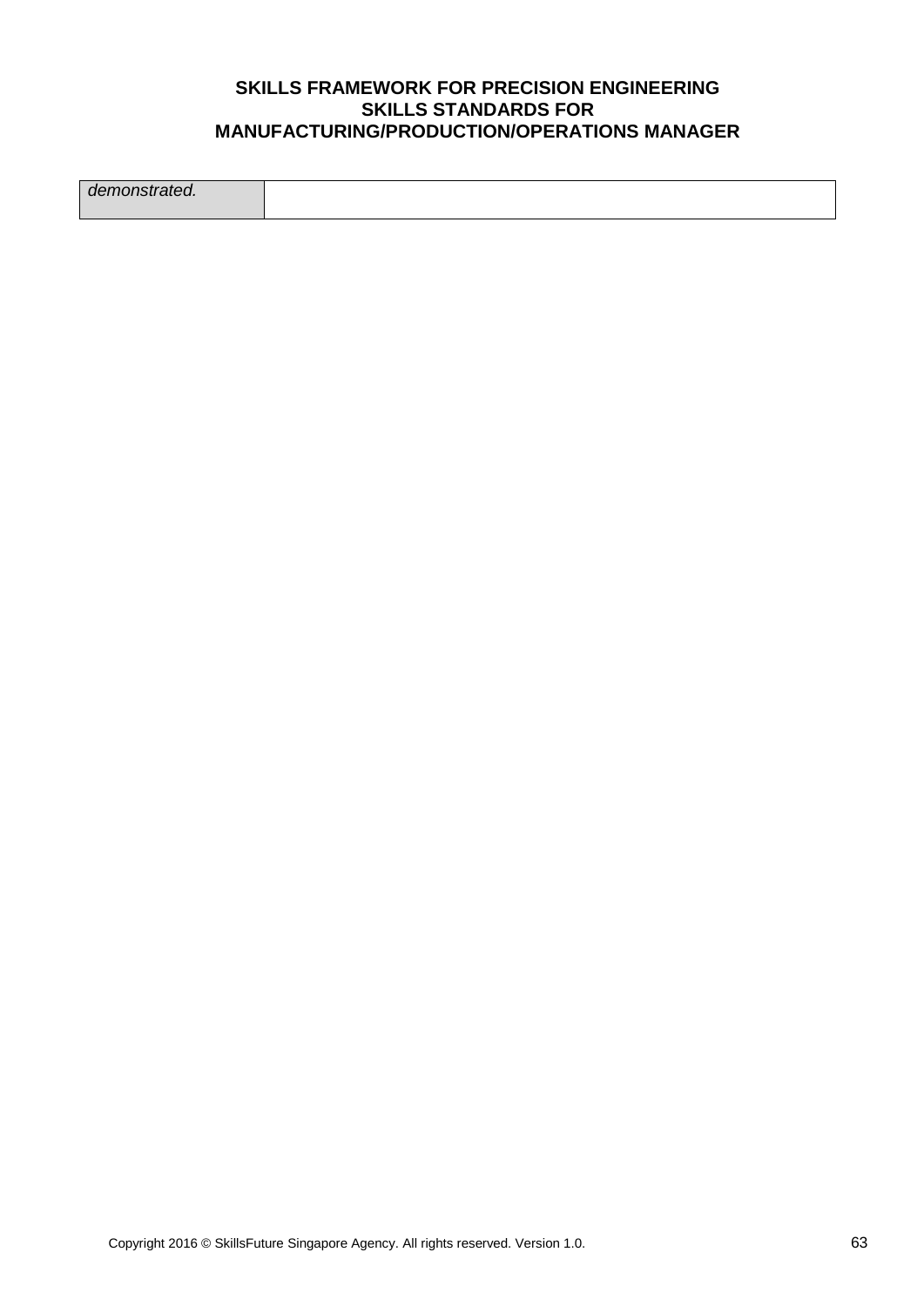| *demonstrated.* | |
|---|---|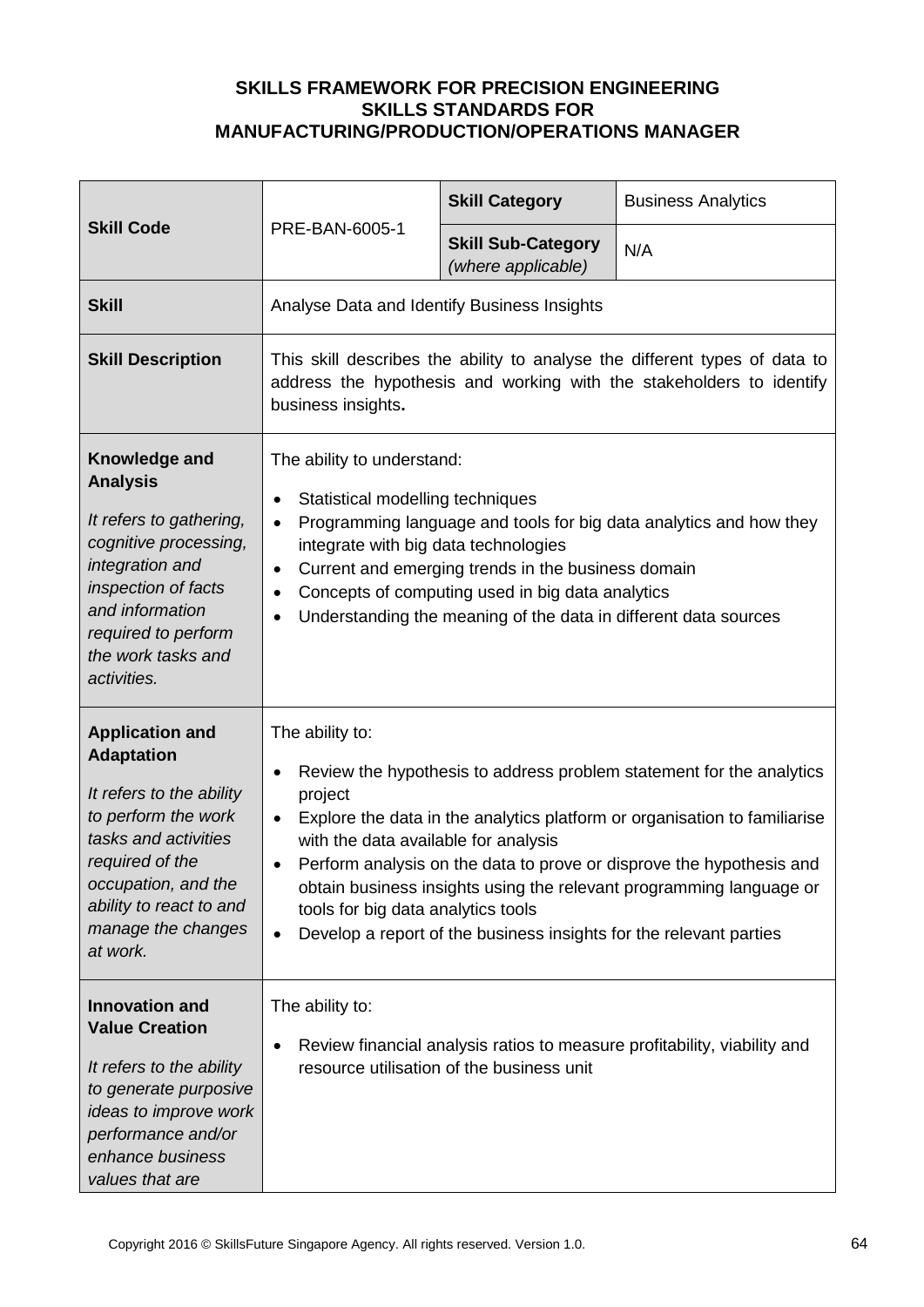**SKILLS FRAMEWORK FOR PRECISION ENGINEERING**
**SKILLS STANDARDS FOR**
**MANUFACTURING/PRODUCTION/OPERATIONS MANAGER**

| **Skill Code** | PRE-BAN-6005-1 | **Skill Category** | Business Analytics |
|---|---|---|---|
| | | **Skill Sub-Category** *(where applicable)* | N/A |
| **Skill** | Analyse Data and Identify Business Insights | | |
| **Skill Description** | This skill describes the ability to analyse the different types of data to address the hypothesis and working with the stakeholders to identify business insights**.** | | |
| **Knowledge and Analysis**<br><br>*It refers to gathering, cognitive processing, integration and inspection of facts and information required to perform the work tasks and activities.* | The ability to understand:<br>• Statistical modelling techniques<br>• Programming language and tools for big data analytics and how they integrate with big data technologies<br>• Current and emerging trends in the business domain<br>• Concepts of computing used in big data analytics<br>• Understanding the meaning of the data in different data sources | | |
| **Application and Adaptation**<br><br>*It refers to the ability to perform the work tasks and activities required of the occupation, and the ability to react to and manage the changes at work.* | The ability to:<br>• Review the hypothesis to address problem statement for the analytics project<br>• Explore the data in the analytics platform or organisation to familiarise with the data available for analysis<br>• Perform analysis on the data to prove or disprove the hypothesis and obtain business insights using the relevant programming language or tools for big data analytics tools<br>• Develop a report of the business insights for the relevant parties | | |
| **Innovation and Value Creation**<br><br>*It refers to the ability to generate purposive ideas to improve work performance and/or enhance business values that are* | The ability to:<br>• Review financial analysis ratios to measure profitability, viability and resource utilisation of the business unit | | |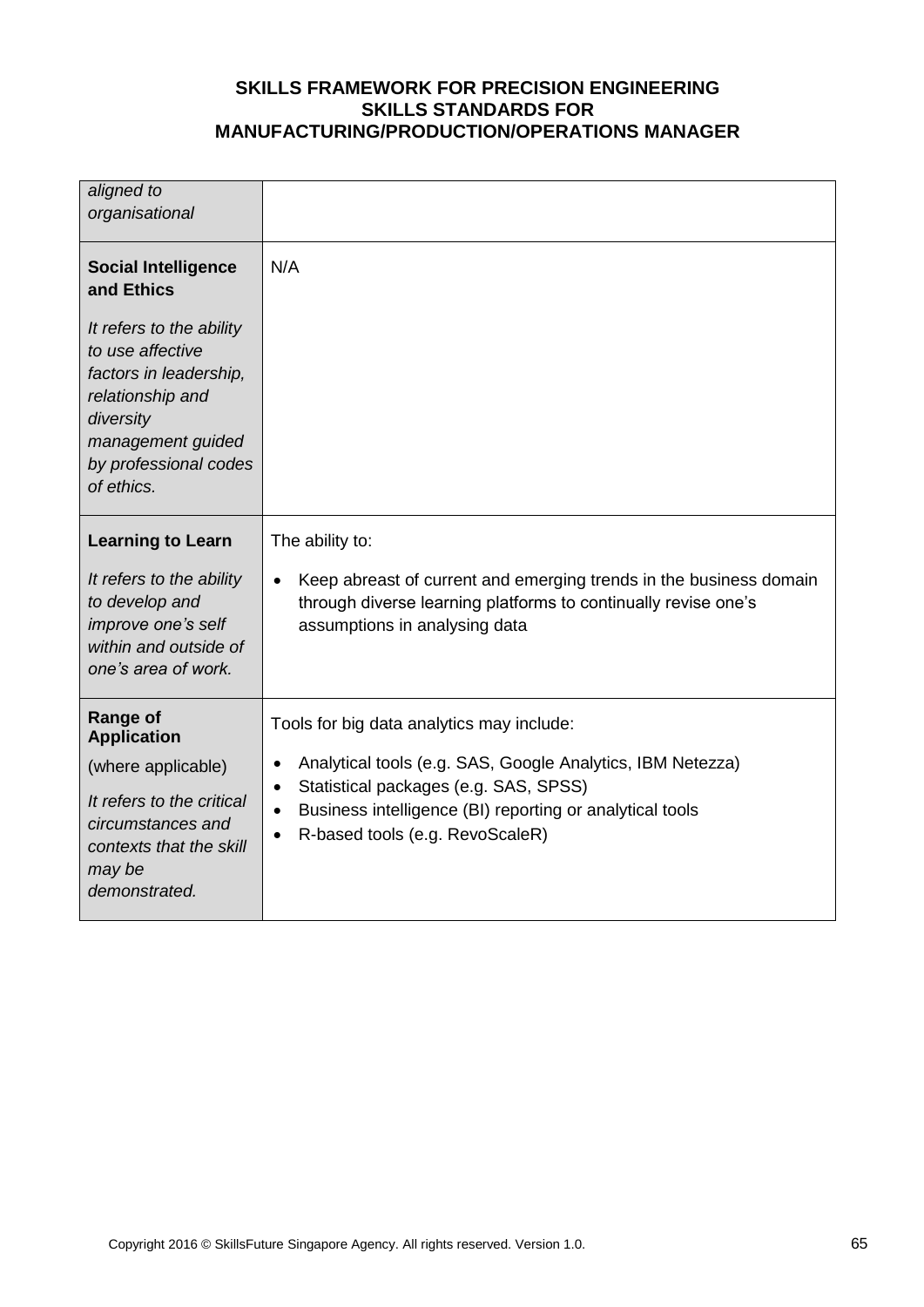| | |
|---|---|
| *aligned to organisational* | |
| **Social Intelligence and Ethics**<br><br>*It refers to the ability to use affective factors in leadership, relationship and diversity management guided by professional codes of ethics.* | N/A |
| **Learning to Learn**<br><br>*It refers to the ability to develop and improve one's self within and outside of one's area of work.* | The ability to:<br><br>• Keep abreast of current and emerging trends in the business domain through diverse learning platforms to continually revise one's assumptions in analysing data |
| **Range of Application**<br><br>(where applicable)<br><br>*It refers to the critical circumstances and contexts that the skill may be demonstrated.* | Tools for big data analytics may include:<br><br>• Analytical tools (e.g. SAS, Google Analytics, IBM Netezza)<br>• Statistical packages (e.g. SAS, SPSS)<br>• Business intelligence (BI) reporting or analytical tools<br>• R-based tools (e.g. RevoScaleR) |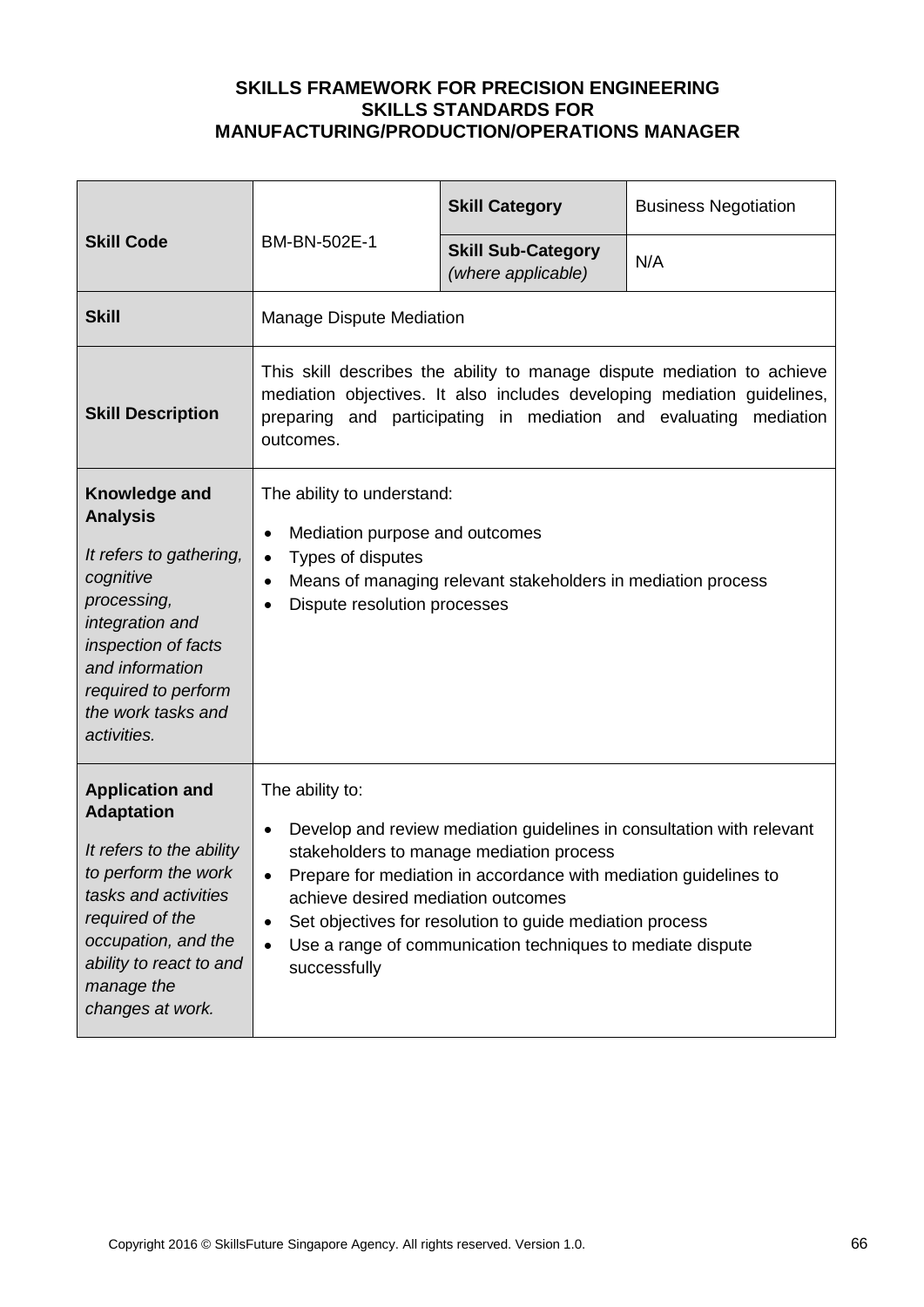**SKILLS FRAMEWORK FOR PRECISION ENGINEERING**
**SKILLS STANDARDS FOR**
**MANUFACTURING/PRODUCTION/OPERATIONS MANAGER**

| **Skill Code** | BM-BN-502E-1 | **Skill Category** | Business Negotiation |
|---|---|---|---|
| | | **Skill Sub-Category** *(where applicable)* | N/A |
| **Skill** | Manage Dispute Mediation | | |
| **Skill Description** | This skill describes the ability to manage dispute mediation to achieve mediation objectives. It also includes developing mediation guidelines, preparing and participating in mediation and evaluating mediation outcomes. | | |
| **Knowledge and Analysis** *It refers to gathering, cognitive processing, integration and inspection of facts and information required to perform the work tasks and activities.* | The ability to understand:<br>• Mediation purpose and outcomes<br>• Types of disputes<br>• Means of managing relevant stakeholders in mediation process<br>• Dispute resolution processes | | |
| **Application and Adaptation** *It refers to the ability to perform the work tasks and activities required of the occupation, and the ability to react to and manage the changes at work.* | The ability to:<br>• Develop and review mediation guidelines in consultation with relevant stakeholders to manage mediation process<br>• Prepare for mediation in accordance with mediation guidelines to achieve desired mediation outcomes<br>• Set objectives for resolution to guide mediation process<br>• Use a range of communication techniques to mediate dispute successfully | | |

Copyright 2016 © SkillsFuture Singapore Agency. All rights reserved. Version 1.0.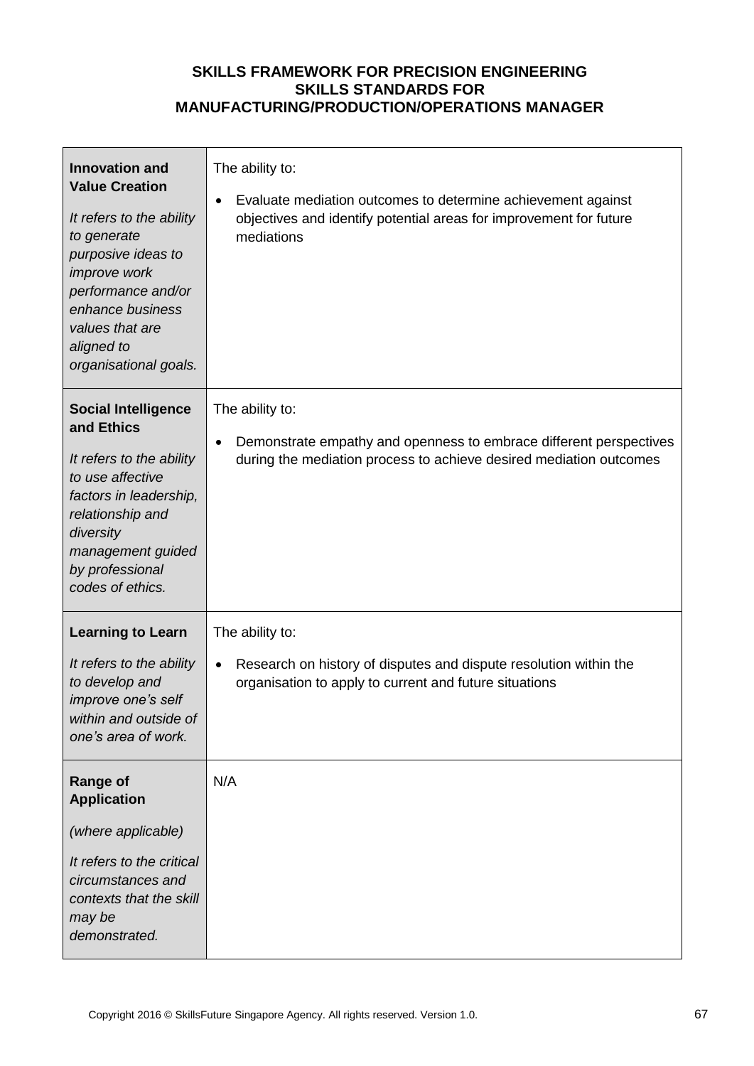**SKILLS FRAMEWORK FOR PRECISION ENGINEERING**
**SKILLS STANDARDS FOR**
**MANUFACTURING/PRODUCTION/OPERATIONS MANAGER**

| | |
|---|---|
| **Innovation and Value Creation**<br><br>*It refers to the ability to generate purposive ideas to improve work performance and/or enhance business values that are aligned to organisational goals.* | The ability to:<br><br>• Evaluate mediation outcomes to determine achievement against objectives and identify potential areas for improvement for future mediations |
| **Social Intelligence and Ethics**<br><br>*It refers to the ability to use affective factors in leadership, relationship and diversity management guided by professional codes of ethics.* | The ability to:<br><br>• Demonstrate empathy and openness to embrace different perspectives during the mediation process to achieve desired mediation outcomes |
| **Learning to Learn**<br><br>*It refers to the ability to develop and improve one's self within and outside of one's area of work.* | The ability to:<br><br>• Research on history of disputes and dispute resolution within the organisation to apply to current and future situations |
| **Range of Application**<br><br>*(where applicable)*<br><br>*It refers to the critical circumstances and contexts that the skill may be demonstrated.* | N/A |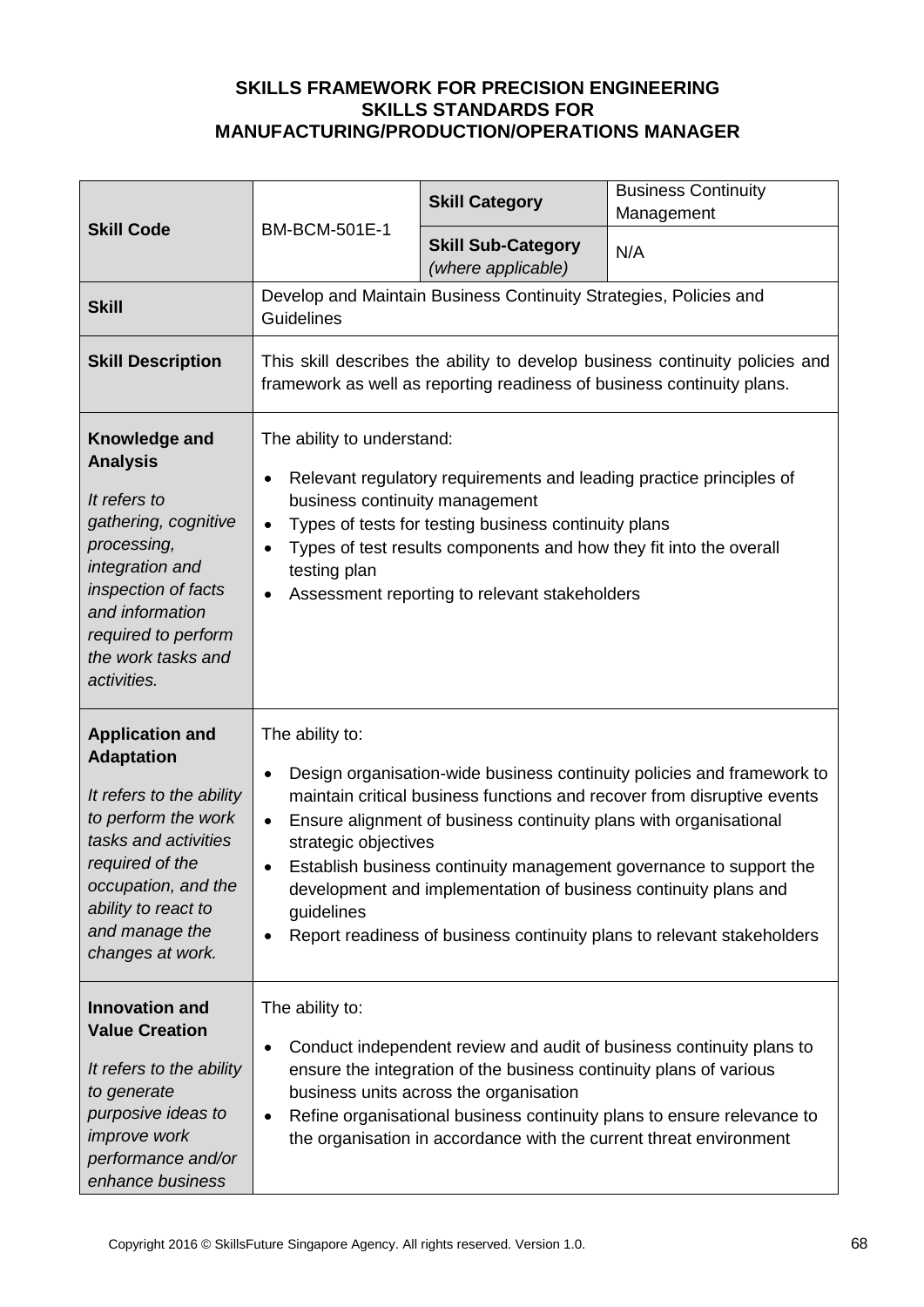**SKILLS FRAMEWORK FOR PRECISION ENGINEERING**
**SKILLS STANDARDS FOR**
**MANUFACTURING/PRODUCTION/OPERATIONS MANAGER**

| **Skill Code** | BM-BCM-501E-1 | **Skill Category** | Business Continuity Management |
|---|---|---|---|
| | | **Skill Sub-Category** *(where applicable)* | N/A |
| **Skill** | Develop and Maintain Business Continuity Strategies, Policies and Guidelines | | |
| **Skill Description** | This skill describes the ability to develop business continuity policies and framework as well as reporting readiness of business continuity plans. | | |
| **Knowledge and Analysis** *It refers to gathering, cognitive processing, integration and inspection of facts and information required to perform the work tasks and activities.* | The ability to understand: <br>• Relevant regulatory requirements and leading practice principles of business continuity management <br>• Types of tests for testing business continuity plans <br>• Types of test results components and how they fit into the overall testing plan <br>• Assessment reporting to relevant stakeholders | | |
| **Application and Adaptation** *It refers to the ability to perform the work tasks and activities required of the occupation, and the ability to react to and manage the changes at work.* | The ability to: <br>• Design organisation-wide business continuity policies and framework to maintain critical business functions and recover from disruptive events <br>• Ensure alignment of business continuity plans with organisational strategic objectives <br>• Establish business continuity management governance to support the development and implementation of business continuity plans and guidelines <br>• Report readiness of business continuity plans to relevant stakeholders | | |
| **Innovation and Value Creation** *It refers to the ability to generate purposive ideas to improve work performance and/or enhance business* | The ability to: <br>• Conduct independent review and audit of business continuity plans to ensure the integration of the business continuity plans of various business units across the organisation <br>• Refine organisational business continuity plans to ensure relevance to the organisation in accordance with the current threat environment | | |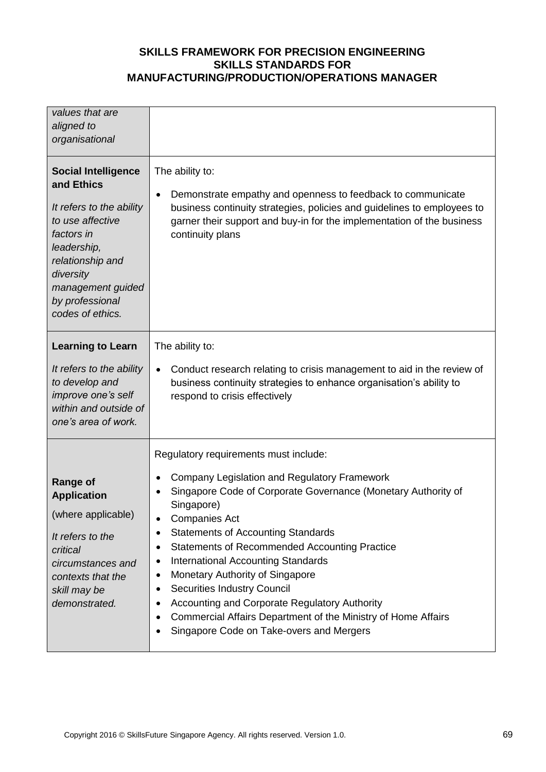| *values that are aligned to organisational* | |
|---|---|
| **Social Intelligence and Ethics**<br><br>*It refers to the ability to use affective factors in leadership, relationship and diversity management guided by professional codes of ethics.* | The ability to:<br><br>• Demonstrate empathy and openness to feedback to communicate business continuity strategies, policies and guidelines to employees to garner their support and buy-in for the implementation of the business continuity plans |
| **Learning to Learn**<br><br>*It refers to the ability to develop and improve one's self within and outside of one's area of work.* | The ability to:<br><br>• Conduct research relating to crisis management to aid in the review of business continuity strategies to enhance organisation's ability to respond to crisis effectively |
| **Range of Application**<br><br>(where applicable)<br><br>*It refers to the critical circumstances and contexts that the skill may be demonstrated.* | Regulatory requirements must include:<br><br>• Company Legislation and Regulatory Framework<br>• Singapore Code of Corporate Governance (Monetary Authority of Singapore)<br>• Companies Act<br>• Statements of Accounting Standards<br>• Statements of Recommended Accounting Practice<br>• International Accounting Standards<br>• Monetary Authority of Singapore<br>• Securities Industry Council<br>• Accounting and Corporate Regulatory Authority<br>• Commercial Affairs Department of the Ministry of Home Affairs<br>• Singapore Code on Take-overs and Mergers |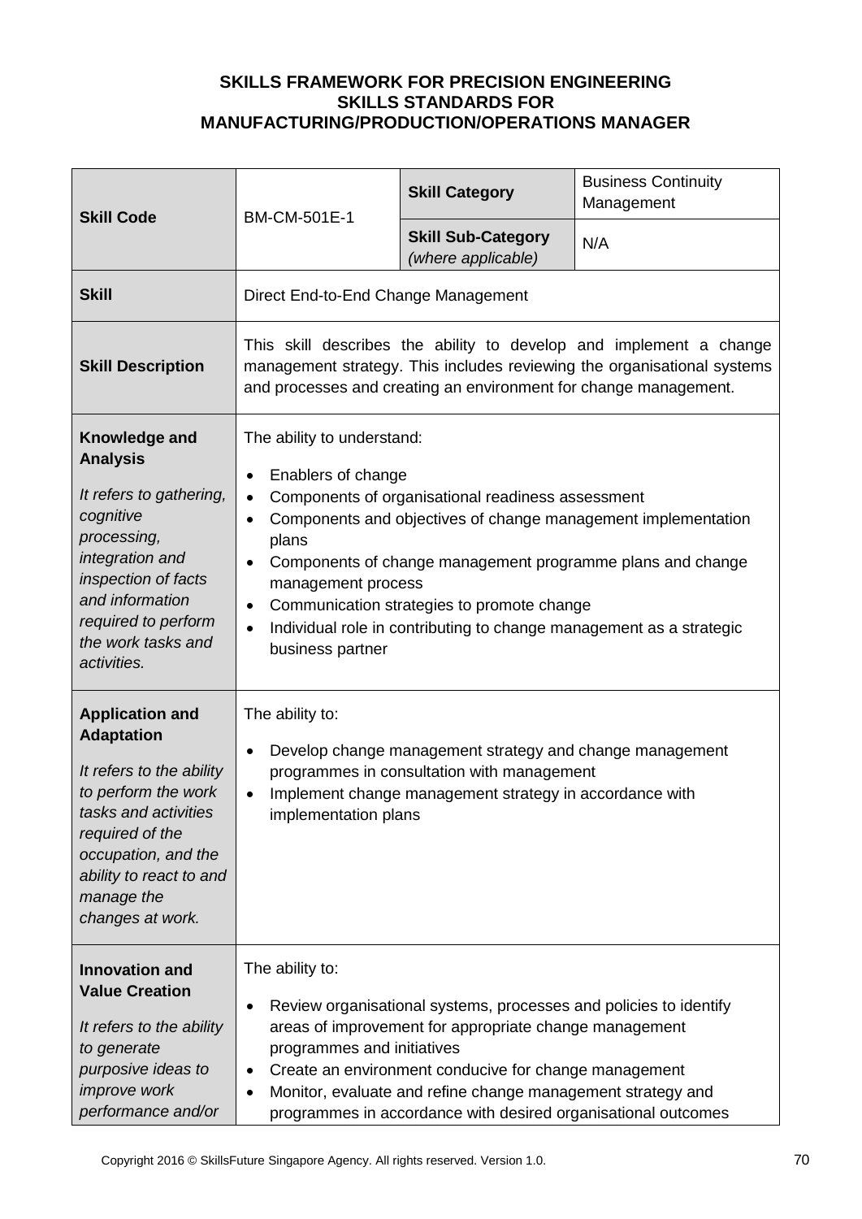**SKILLS FRAMEWORK FOR PRECISION ENGINEERING**
**SKILLS STANDARDS FOR**
**MANUFACTURING/PRODUCTION/OPERATIONS MANAGER**

| **Skill Code** | BM-CM-501E-1 | **Skill Category** | Business Continuity Management |
|---|---|---|---|
| | | **Skill Sub-Category** *(where applicable)* | N/A |
| **Skill** | Direct End-to-End Change Management | | |
| **Skill Description** | This skill describes the ability to develop and implement a change management strategy. This includes reviewing the organisational systems and processes and creating an environment for change management. | | |
| **Knowledge and Analysis**<br><br>*It refers to gathering, cognitive processing, integration and inspection of facts and information required to perform the work tasks and activities.* | The ability to understand:<br>• Enablers of change<br>• Components of organisational readiness assessment<br>• Components and objectives of change management implementation plans<br>• Components of change management programme plans and change management process<br>• Communication strategies to promote change<br>• Individual role in contributing to change management as a strategic business partner | | |
| **Application and Adaptation**<br><br>*It refers to the ability to perform the work tasks and activities required of the occupation, and the ability to react to and manage the changes at work.* | The ability to:<br>• Develop change management strategy and change management programmes in consultation with management<br>• Implement change management strategy in accordance with implementation plans | | |
| **Innovation and Value Creation**<br><br>*It refers to the ability to generate purposive ideas to improve work performance and/or* | The ability to:<br>• Review organisational systems, processes and policies to identify areas of improvement for appropriate change management programmes and initiatives<br>• Create an environment conducive for change management<br>• Monitor, evaluate and refine change management strategy and programmes in accordance with desired organisational outcomes | | |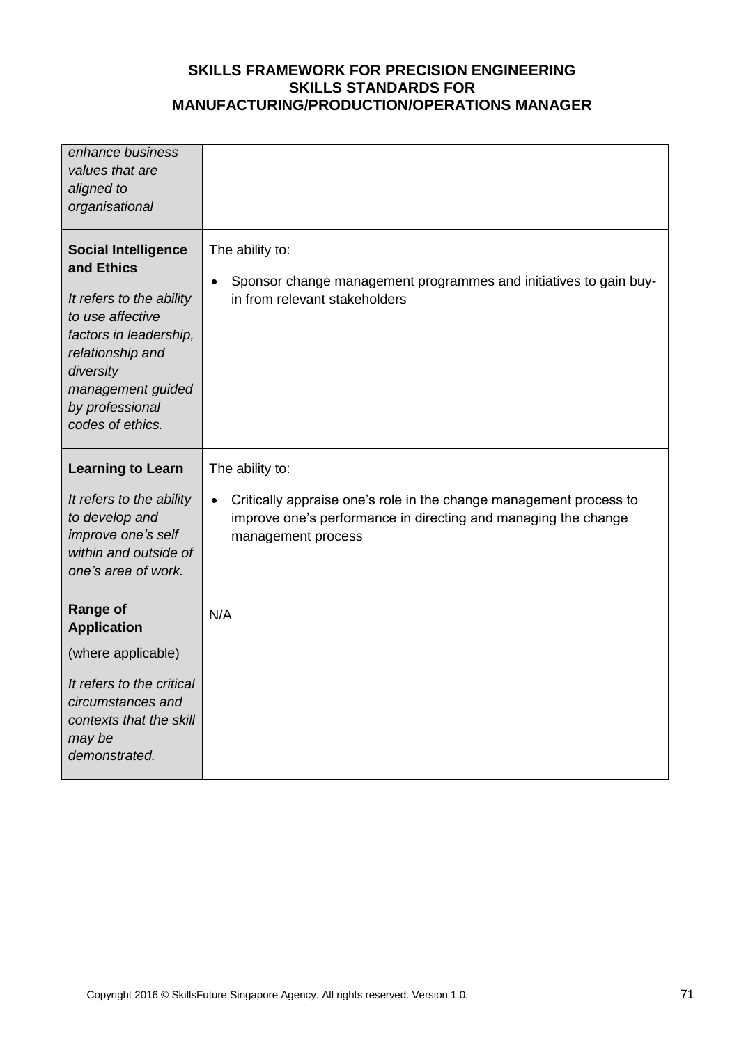| | |
|---|---|
| *enhance business values that are aligned to organisational* | |
| **Social Intelligence and Ethics**<br><br>*It refers to the ability to use affective factors in leadership, relationship and diversity management guided by professional codes of ethics.* | The ability to:<br><br>• Sponsor change management programmes and initiatives to gain buy-in from relevant stakeholders |
| **Learning to Learn**<br><br>*It refers to the ability to develop and improve one's self within and outside of one's area of work.* | The ability to:<br><br>• Critically appraise one's role in the change management process to improve one's performance in directing and managing the change management process |
| **Range of Application**<br><br>(where applicable)<br><br>*It refers to the critical circumstances and contexts that the skill may be demonstrated.* | N/A |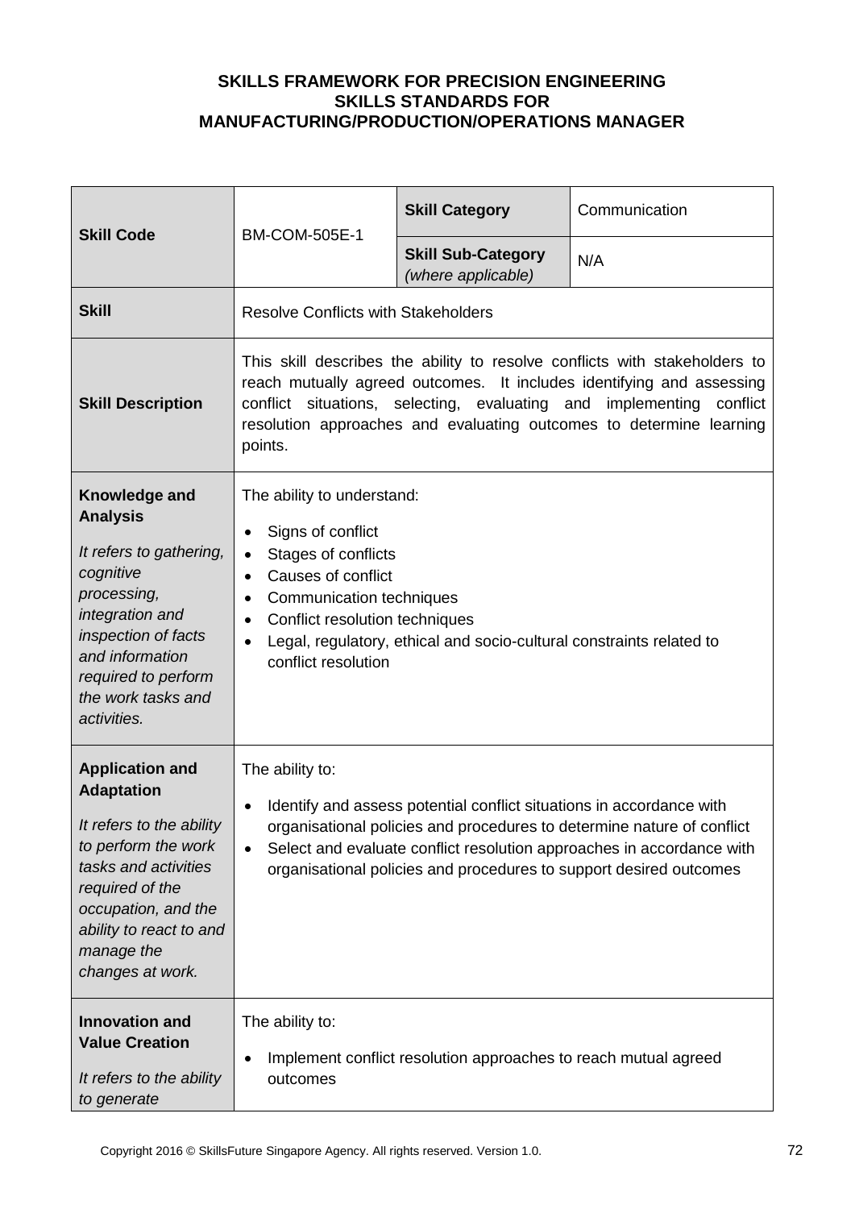**SKILLS FRAMEWORK FOR PRECISION ENGINEERING**
**SKILLS STANDARDS FOR**
**MANUFACTURING/PRODUCTION/OPERATIONS MANAGER**

| | | | |
|---|---|---|---|
| **Skill Code** | BM-COM-505E-1 | **Skill Category** | Communication |
| | | **Skill Sub-Category** *(where applicable)* | N/A |
| **Skill** | Resolve Conflicts with Stakeholders | | |
| **Skill Description** | This skill describes the ability to resolve conflicts with stakeholders to reach mutually agreed outcomes. It includes identifying and assessing conflict situations, selecting, evaluating and implementing conflict resolution approaches and evaluating outcomes to determine learning points. | | |
| **Knowledge and Analysis**<br><br>*It refers to gathering, cognitive processing, integration and inspection of facts and information required to perform the work tasks and activities.* | The ability to understand:<br>• Signs of conflict<br>• Stages of conflicts<br>• Causes of conflict<br>• Communication techniques<br>• Conflict resolution techniques<br>• Legal, regulatory, ethical and socio-cultural constraints related to conflict resolution | | |
| **Application and Adaptation**<br><br>*It refers to the ability to perform the work tasks and activities required of the occupation, and the ability to react to and manage the changes at work.* | The ability to:<br>• Identify and assess potential conflict situations in accordance with organisational policies and procedures to determine nature of conflict<br>• Select and evaluate conflict resolution approaches in accordance with organisational policies and procedures to support desired outcomes | | |
| **Innovation and Value Creation**<br><br>*It refers to the ability to generate* | The ability to:<br>• Implement conflict resolution approaches to reach mutual agreed outcomes | | |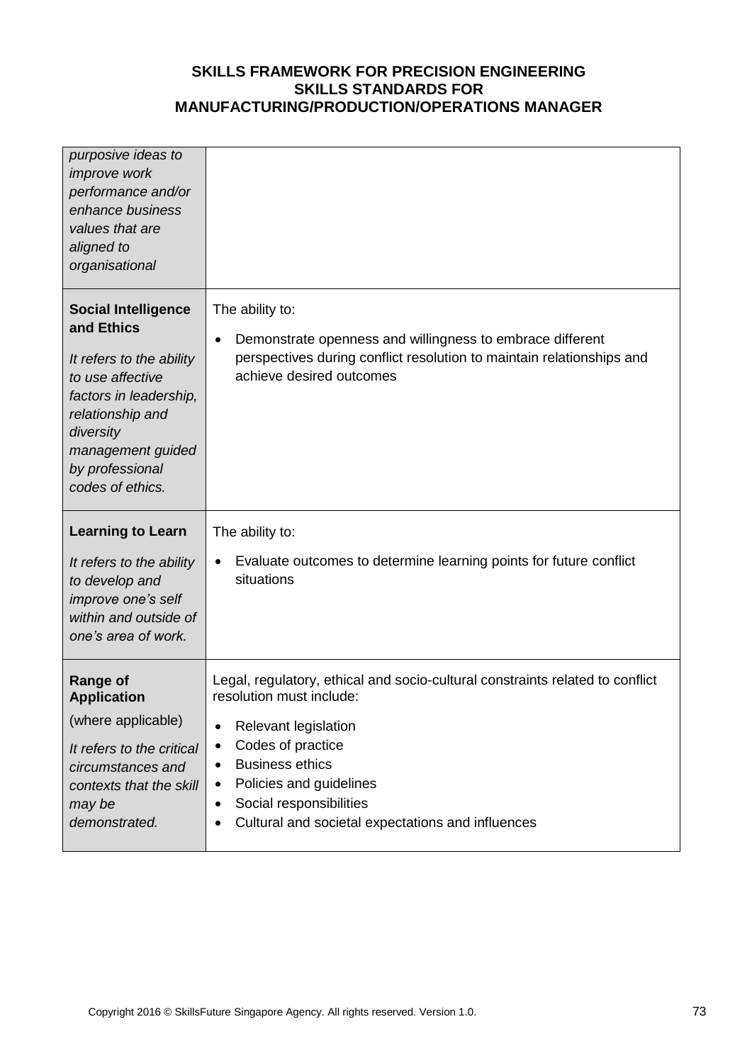| | |
|---|---|
| *purposive ideas to improve work performance and/or enhance business values that are aligned to organisational* | |
| **Social Intelligence and Ethics**<br><br>*It refers to the ability to use affective factors in leadership, relationship and diversity management guided by professional codes of ethics.* | The ability to:<br><br>• Demonstrate openness and willingness to embrace different perspectives during conflict resolution to maintain relationships and achieve desired outcomes |
| **Learning to Learn**<br><br>*It refers to the ability to develop and improve one's self within and outside of one's area of work.* | The ability to:<br><br>• Evaluate outcomes to determine learning points for future conflict situations |
| **Range of Application**<br>(where applicable)<br><br>*It refers to the critical circumstances and contexts that the skill may be demonstrated.* | Legal, regulatory, ethical and socio-cultural constraints related to conflict resolution must include:<br><br>• Relevant legislation<br>• Codes of practice<br>• Business ethics<br>• Policies and guidelines<br>• Social responsibilities<br>• Cultural and societal expectations and influences |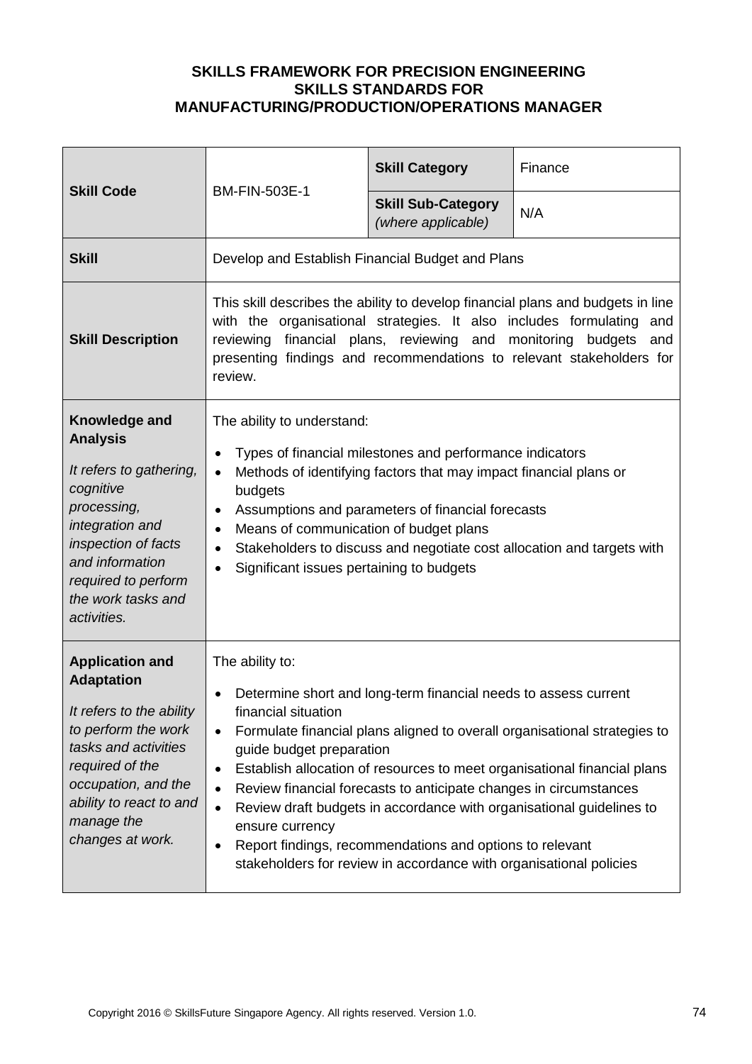**SKILLS FRAMEWORK FOR PRECISION ENGINEERING**
**SKILLS STANDARDS FOR**
**MANUFACTURING/PRODUCTION/OPERATIONS MANAGER**

| **Skill Code** | BM-FIN-503E-1 | **Skill Category** | Finance |
|---|---|---|---|
| | | **Skill Sub-Category** *(where applicable)* | N/A |
| **Skill** | Develop and Establish Financial Budget and Plans | | |
| **Skill Description** | This skill describes the ability to develop financial plans and budgets in line with the organisational strategies. It also includes formulating and reviewing financial plans, reviewing and monitoring budgets and presenting findings and recommendations to relevant stakeholders for review. | | |
| **Knowledge and Analysis**<br><br>*It refers to gathering, cognitive processing, integration and inspection of facts and information required to perform the work tasks and activities.* | The ability to understand:<br>• Types of financial milestones and performance indicators<br>• Methods of identifying factors that may impact financial plans or budgets<br>• Assumptions and parameters of financial forecasts<br>• Means of communication of budget plans<br>• Stakeholders to discuss and negotiate cost allocation and targets with<br>• Significant issues pertaining to budgets | | |
| **Application and Adaptation**<br><br>*It refers to the ability to perform the work tasks and activities required of the occupation, and the ability to react to and manage the changes at work.* | The ability to:<br>• Determine short and long-term financial needs to assess current financial situation<br>• Formulate financial plans aligned to overall organisational strategies to guide budget preparation<br>• Establish allocation of resources to meet organisational financial plans<br>• Review financial forecasts to anticipate changes in circumstances<br>• Review draft budgets in accordance with organisational guidelines to ensure currency<br>• Report findings, recommendations and options to relevant stakeholders for review in accordance with organisational policies | | |

Copyright 2016 © SkillsFuture Singapore Agency. All rights reserved. Version 1.0.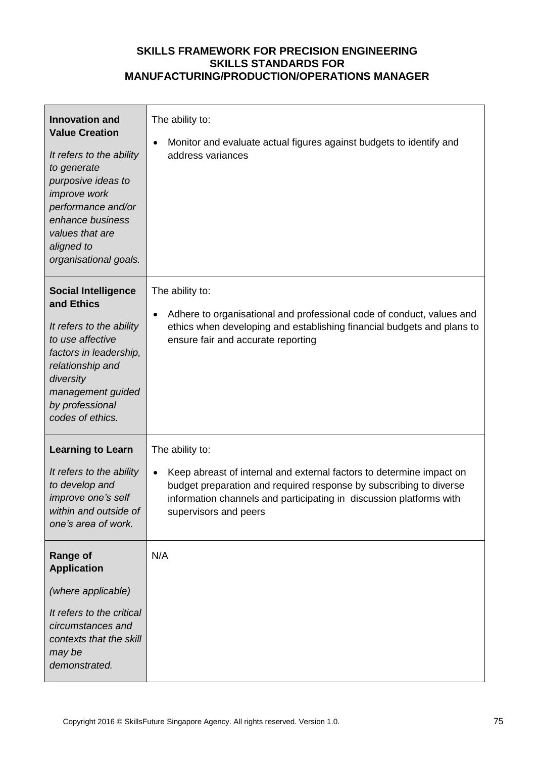**SKILLS FRAMEWORK FOR PRECISION ENGINEERING**
**SKILLS STANDARDS FOR**
**MANUFACTURING/PRODUCTION/OPERATIONS MANAGER**

| | |
|---|---|
| **Innovation and Value Creation**<br><br>*It refers to the ability to generate purposive ideas to improve work performance and/or enhance business values that are aligned to organisational goals.* | The ability to:<br><br>• Monitor and evaluate actual figures against budgets to identify and address variances |
| **Social Intelligence and Ethics**<br><br>*It refers to the ability to use affective factors in leadership, relationship and diversity management guided by professional codes of ethics.* | The ability to:<br><br>• Adhere to organisational and professional code of conduct, values and ethics when developing and establishing financial budgets and plans to ensure fair and accurate reporting |
| **Learning to Learn**<br><br>*It refers to the ability to develop and improve one's self within and outside of one's area of work.* | The ability to:<br><br>• Keep abreast of internal and external factors to determine impact on budget preparation and required response by subscribing to diverse information channels and participating in discussion platforms with supervisors and peers |
| **Range of Application**<br><br>*(where applicable)*<br><br>*It refers to the critical circumstances and contexts that the skill may be demonstrated.* | N/A |

Copyright 2016 © SkillsFuture Singapore Agency. All rights reserved. Version 1.0.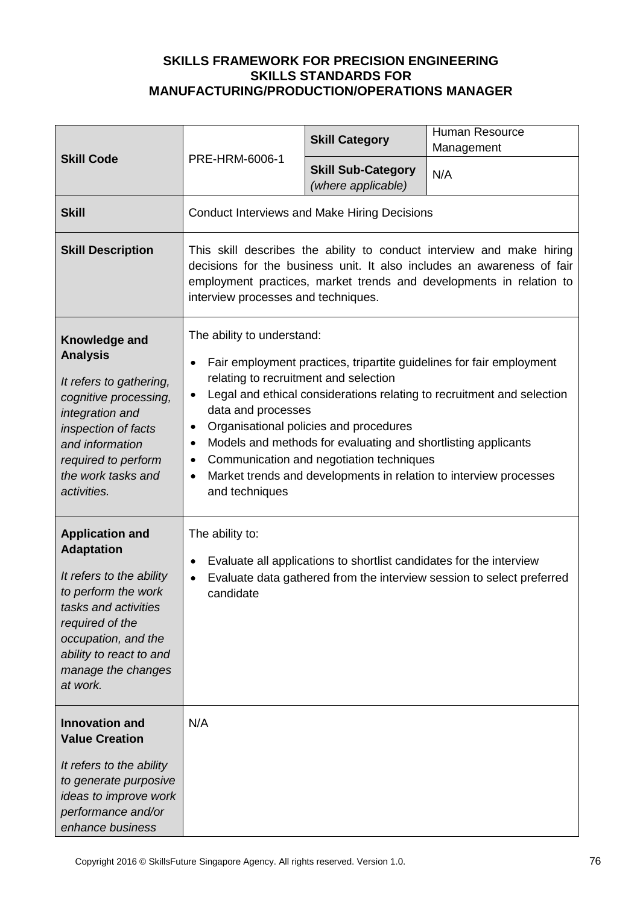**SKILLS FRAMEWORK FOR PRECISION ENGINEERING**
**SKILLS STANDARDS FOR**
**MANUFACTURING/PRODUCTION/OPERATIONS MANAGER**

| **Skill Code** | PRE-HRM-6006-1 | **Skill Category** | Human Resource Management |
|---|---|---|---|
| | | **Skill Sub-Category** *(where applicable)* | N/A |
| **Skill** | Conduct Interviews and Make Hiring Decisions | | |
| **Skill Description** | This skill describes the ability to conduct interview and make hiring decisions for the business unit. It also includes an awareness of fair employment practices, market trends and developments in relation to interview processes and techniques. | | |
| **Knowledge and Analysis**<br><br>*It refers to gathering, cognitive processing, integration and inspection of facts and information required to perform the work tasks and activities.* | The ability to understand:<br><br>• Fair employment practices, tripartite guidelines for fair employment relating to recruitment and selection<br>• Legal and ethical considerations relating to recruitment and selection data and processes<br>• Organisational policies and procedures<br>• Models and methods for evaluating and shortlisting applicants<br>• Communication and negotiation techniques<br>• Market trends and developments in relation to interview processes and techniques | | |
| **Application and Adaptation**<br><br>*It refers to the ability to perform the work tasks and activities required of the occupation, and the ability to react to and manage the changes at work.* | The ability to:<br><br>• Evaluate all applications to shortlist candidates for the interview<br>• Evaluate data gathered from the interview session to select preferred candidate | | |
| **Innovation and Value Creation**<br><br>*It refers to the ability to generate purposive ideas to improve work performance and/or enhance business* | N/A | | |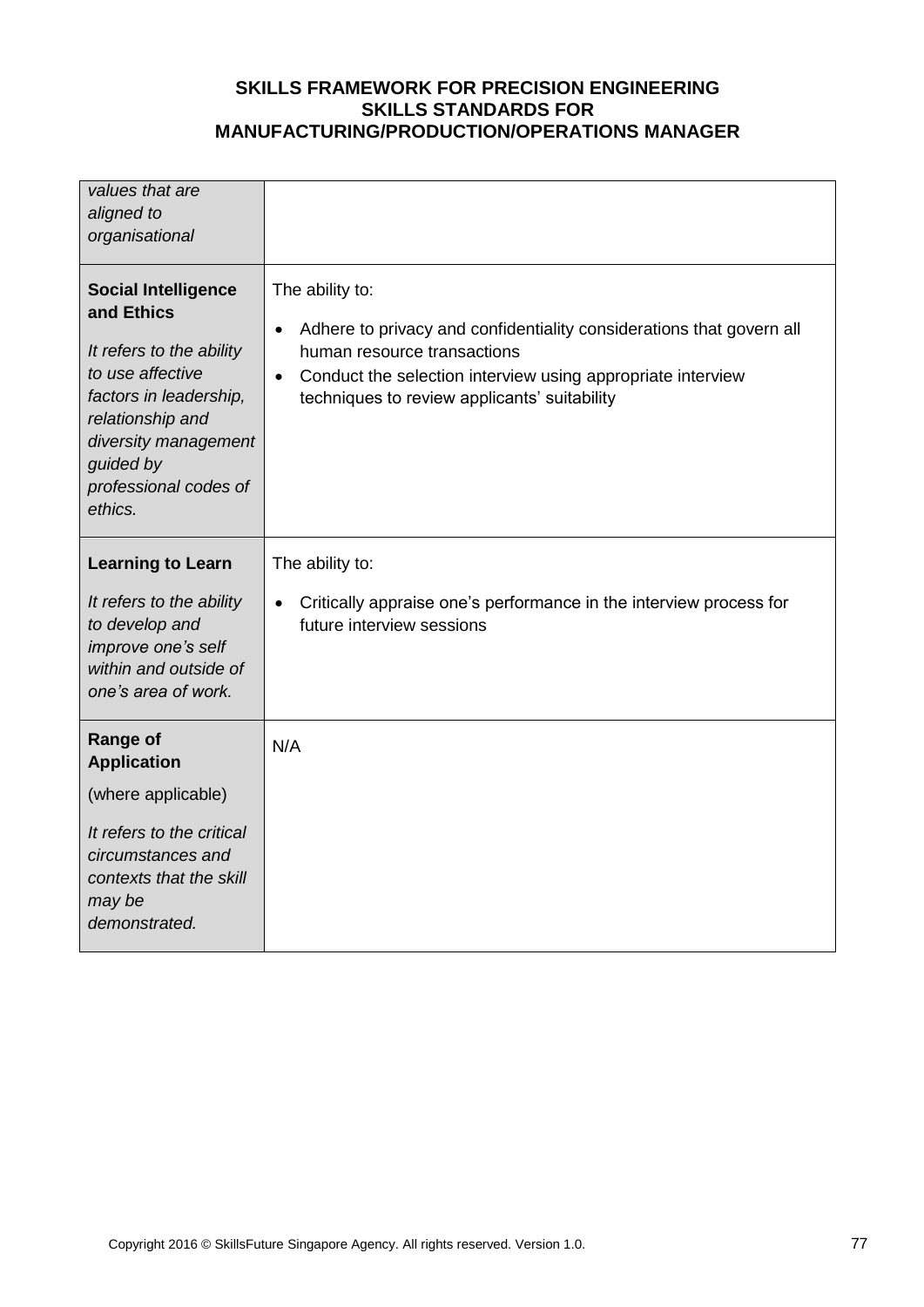| | |
|---|---|
| *values that are aligned to organisational* | |
| **Social Intelligence and Ethics**<br><br>*It refers to the ability to use affective factors in leadership, relationship and diversity management guided by professional codes of ethics.* | The ability to:<br><br>• Adhere to privacy and confidentiality considerations that govern all human resource transactions<br>• Conduct the selection interview using appropriate interview techniques to review applicants' suitability |
| **Learning to Learn**<br><br>*It refers to the ability to develop and improve one's self within and outside of one's area of work.* | The ability to:<br><br>• Critically appraise one's performance in the interview process for future interview sessions |
| **Range of Application**<br><br>(where applicable)<br><br>*It refers to the critical circumstances and contexts that the skill may be demonstrated.* | N/A |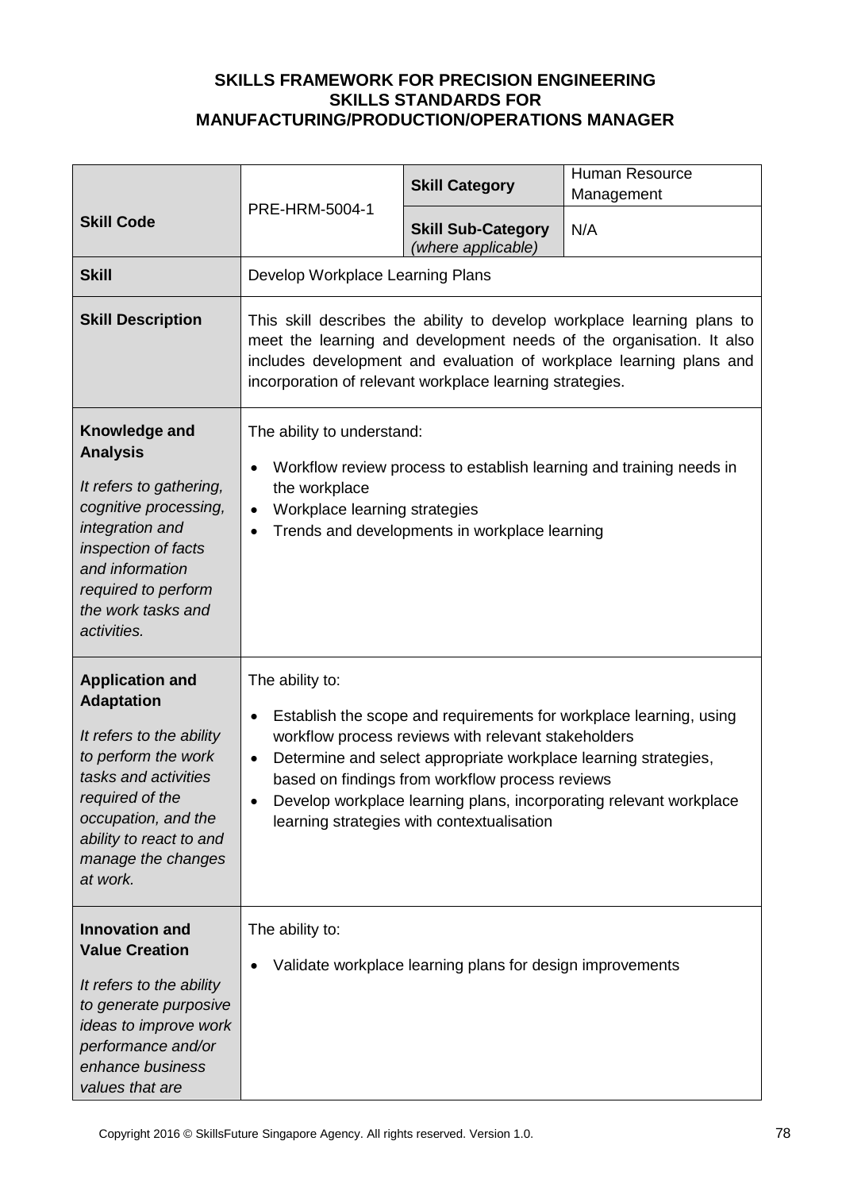**SKILLS FRAMEWORK FOR PRECISION ENGINEERING**
**SKILLS STANDARDS FOR**
**MANUFACTURING/PRODUCTION/OPERATIONS MANAGER**

| **Skill Code** | PRE-HRM-5004-1 | **Skill Category** | Human Resource Management |
|---|---|---|---|
| | | **Skill Sub-Category** *(where applicable)* | N/A |
| **Skill** | Develop Workplace Learning Plans | | |
| **Skill Description** | This skill describes the ability to develop workplace learning plans to meet the learning and development needs of the organisation. It also includes development and evaluation of workplace learning plans and incorporation of relevant workplace learning strategies. | | |
| **Knowledge and Analysis** *It refers to gathering, cognitive processing, integration and inspection of facts and information required to perform the work tasks and activities.* | The ability to understand:<br>• Workflow review process to establish learning and training needs in the workplace<br>• Workplace learning strategies<br>• Trends and developments in workplace learning | | |
| **Application and Adaptation** *It refers to the ability to perform the work tasks and activities required of the occupation, and the ability to react to and manage the changes at work.* | The ability to:<br>• Establish the scope and requirements for workplace learning, using workflow process reviews with relevant stakeholders<br>• Determine and select appropriate workplace learning strategies, based on findings from workflow process reviews<br>• Develop workplace learning plans, incorporating relevant workplace learning strategies with contextualisation | | |
| **Innovation and Value Creation** *It refers to the ability to generate purposive ideas to improve work performance and/or enhance business values that are* | The ability to:<br>• Validate workplace learning plans for design improvements | | |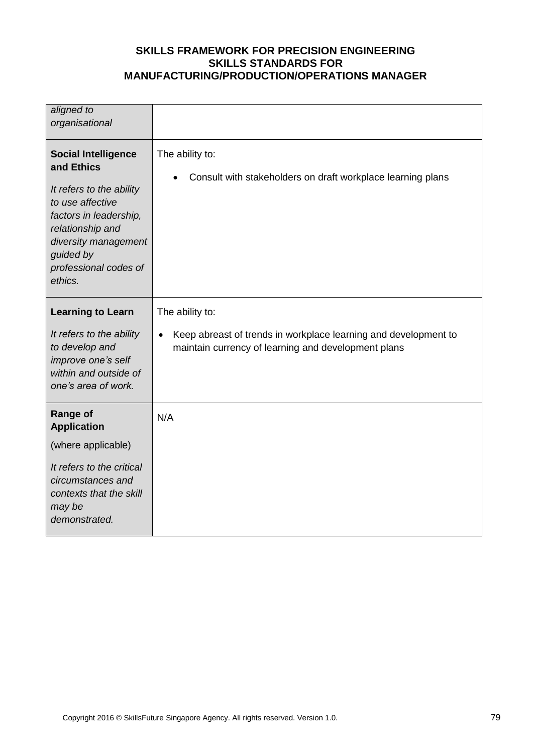| | |
|---|---|
| *aligned to organisational* | |
| **Social Intelligence and Ethics**<br><br>*It refers to the ability to use affective factors in leadership, relationship and diversity management guided by professional codes of ethics.* | The ability to:<br><br>• Consult with stakeholders on draft workplace learning plans |
| **Learning to Learn**<br><br>*It refers to the ability to develop and improve one's self within and outside of one's area of work.* | The ability to:<br><br>• Keep abreast of trends in workplace learning and development to maintain currency of learning and development plans |
| **Range of Application**<br><br>(where applicable)<br><br>*It refers to the critical circumstances and contexts that the skill may be demonstrated.* | N/A |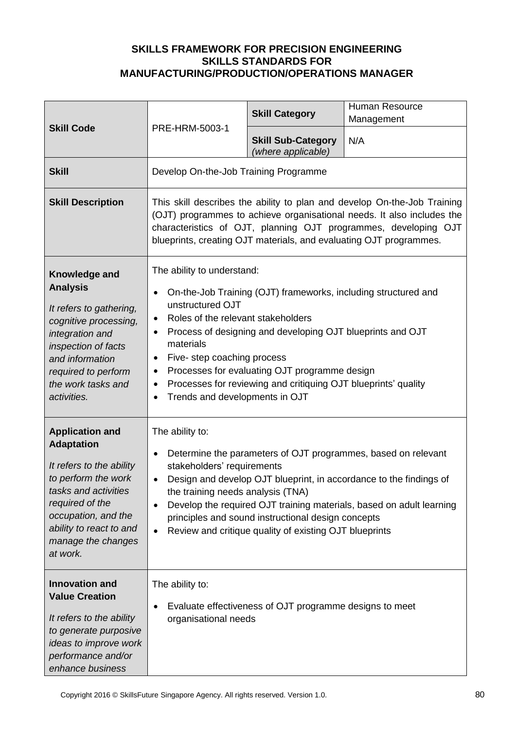**SKILLS FRAMEWORK FOR PRECISION ENGINEERING**
**SKILLS STANDARDS FOR**
**MANUFACTURING/PRODUCTION/OPERATIONS MANAGER**

| **Skill Code** | PRE-HRM-5003-1 | **Skill Category** | Human Resource Management |
|---|---|---|---|
| | | **Skill Sub-Category** *(where applicable)* | N/A |
| **Skill** | Develop On-the-Job Training Programme | | |
| **Skill Description** | This skill describes the ability to plan and develop On-the-Job Training (OJT) programmes to achieve organisational needs. It also includes the characteristics of OJT, planning OJT programmes, developing OJT blueprints, creating OJT materials, and evaluating OJT programmes. | | |
| **Knowledge and Analysis** <br> *It refers to gathering, cognitive processing, integration and inspection of facts and information required to perform the work tasks and activities.* | The ability to understand: <br> • On-the-Job Training (OJT) frameworks, including structured and unstructured OJT <br> • Roles of the relevant stakeholders <br> • Process of designing and developing OJT blueprints and OJT materials <br> • Five- step coaching process <br> • Processes for evaluating OJT programme design <br> • Processes for reviewing and critiquing OJT blueprints' quality <br> • Trends and developments in OJT | | |
| **Application and Adaptation** <br> *It refers to the ability to perform the work tasks and activities required of the occupation, and the ability to react to and manage the changes at work.* | The ability to: <br> • Determine the parameters of OJT programmes, based on relevant stakeholders' requirements <br> • Design and develop OJT blueprint, in accordance to the findings of the training needs analysis (TNA) <br> • Develop the required OJT training materials, based on adult learning principles and sound instructional design concepts <br> • Review and critique quality of existing OJT blueprints | | |
| **Innovation and Value Creation** <br> *It refers to the ability to generate purposive ideas to improve work performance and/or enhance business* | The ability to: <br> • Evaluate effectiveness of OJT programme designs to meet organisational needs | | |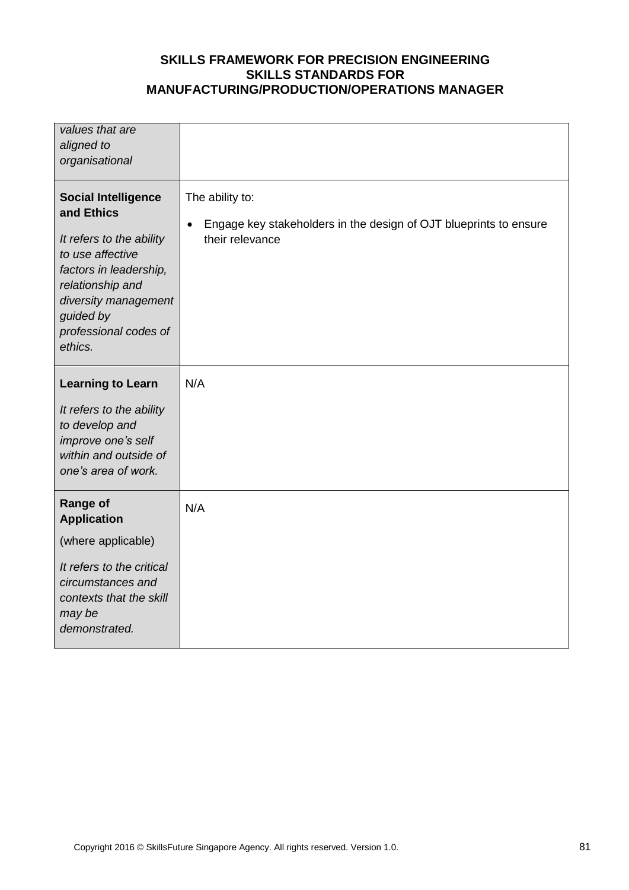| | |
|---|---|
| *values that are aligned to organisational* | |
| **Social Intelligence and Ethics**<br><br>*It refers to the ability to use affective factors in leadership, relationship and diversity management guided by professional codes of ethics.* | The ability to:<br><br>• Engage key stakeholders in the design of OJT blueprints to ensure their relevance |
| **Learning to Learn**<br><br>*It refers to the ability to develop and improve one's self within and outside of one's area of work.* | N/A |
| **Range of Application**<br><br>(where applicable)<br><br>*It refers to the critical circumstances and contexts that the skill may be demonstrated.* | N/A |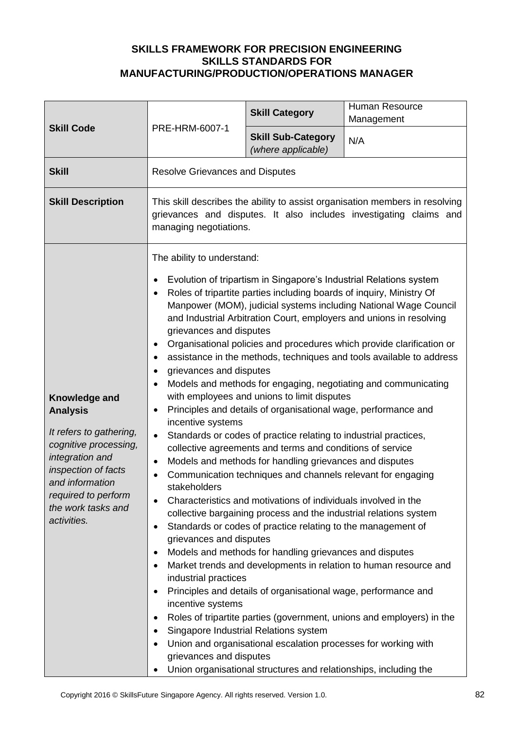**SKILLS FRAMEWORK FOR PRECISION ENGINEERING**
**SKILLS STANDARDS FOR**
**MANUFACTURING/PRODUCTION/OPERATIONS MANAGER**

| | | | |
|---|---|---|---|
| **Skill Code** | PRE-HRM-6007-1 | **Skill Category** | Human Resource Management |
| | | **Skill Sub-Category** *(where applicable)* | N/A |
| **Skill** | Resolve Grievances and Disputes | | |
| **Skill Description** | This skill describes the ability to assist organisation members in resolving grievances and disputes. It also includes investigating claims and managing negotiations. | | |
| **Knowledge and Analysis**<br><br>*It refers to gathering, cognitive processing, integration and inspection of facts and information required to perform the work tasks and activities.* | The ability to understand:<br><br>• Evolution of tripartism in Singapore's Industrial Relations system<br>• Roles of tripartite parties including boards of inquiry, Ministry Of Manpower (MOM), judicial systems including National Wage Council and Industrial Arbitration Court, employers and unions in resolving grievances and disputes<br>• Organisational policies and procedures which provide clarification or<br>• assistance in the methods, techniques and tools available to address<br>• grievances and disputes<br>• Models and methods for engaging, negotiating and communicating with employees and unions to limit disputes<br>• Principles and details of organisational wage, performance and incentive systems<br>• Standards or codes of practice relating to industrial practices, collective agreements and terms and conditions of service<br>• Models and methods for handling grievances and disputes<br>• Communication techniques and channels relevant for engaging stakeholders<br>• Characteristics and motivations of individuals involved in the collective bargaining process and the industrial relations system<br>• Standards or codes of practice relating to the management of grievances and disputes<br>• Models and methods for handling grievances and disputes<br>• Market trends and developments in relation to human resource and industrial practices<br>• Principles and details of organisational wage, performance and incentive systems<br>• Roles of tripartite parties (government, unions and employers) in the<br>• Singapore Industrial Relations system<br>• Union and organisational escalation processes for working with grievances and disputes<br>• Union organisational structures and relationships, including the | | |

Copyright 2016 © SkillsFuture Singapore Agency. All rights reserved. Version 1.0.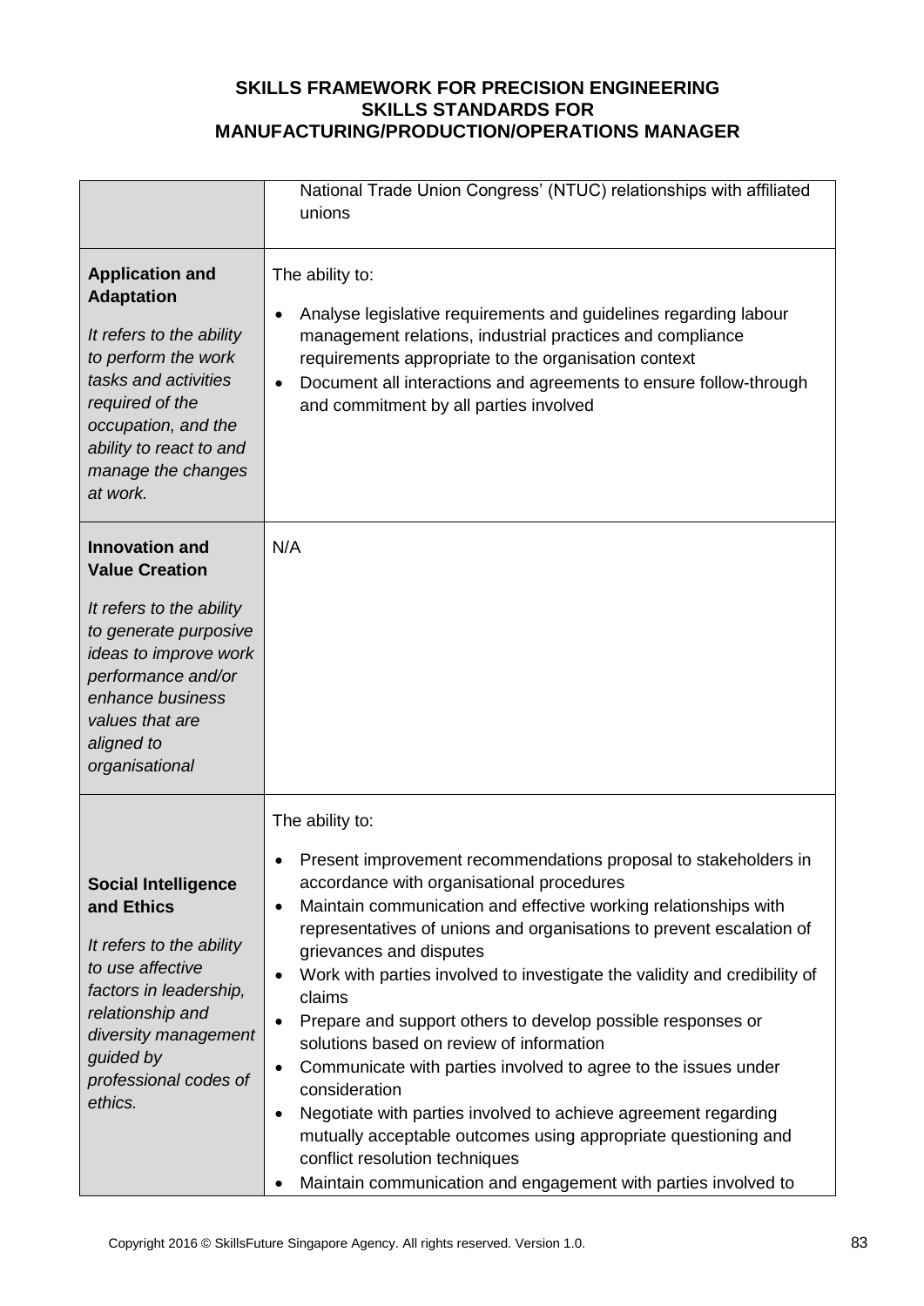**SKILLS FRAMEWORK FOR PRECISION ENGINEERING**
**SKILLS STANDARDS FOR**
**MANUFACTURING/PRODUCTION/OPERATIONS MANAGER**

| | |
|---|---|
| | National Trade Union Congress' (NTUC) relationships with affiliated unions |
| **Application and Adaptation**<br><br>*It refers to the ability to perform the work tasks and activities required of the occupation, and the ability to react to and manage the changes at work.* | The ability to:<br><br>• Analyse legislative requirements and guidelines regarding labour management relations, industrial practices and compliance requirements appropriate to the organisation context<br>• Document all interactions and agreements to ensure follow-through and commitment by all parties involved |
| **Innovation and Value Creation**<br><br>*It refers to the ability to generate purposive ideas to improve work performance and/or enhance business values that are aligned to organisational* | N/A |
| **Social Intelligence and Ethics**<br><br>*It refers to the ability to use affective factors in leadership, relationship and diversity management guided by professional codes of ethics.* | The ability to:<br><br>• Present improvement recommendations proposal to stakeholders in accordance with organisational procedures<br>• Maintain communication and effective working relationships with representatives of unions and organisations to prevent escalation of grievances and disputes<br>• Work with parties involved to investigate the validity and credibility of claims<br>• Prepare and support others to develop possible responses or solutions based on review of information<br>• Communicate with parties involved to agree to the issues under consideration<br>• Negotiate with parties involved to achieve agreement regarding mutually acceptable outcomes using appropriate questioning and conflict resolution techniques<br>• Maintain communication and engagement with parties involved to |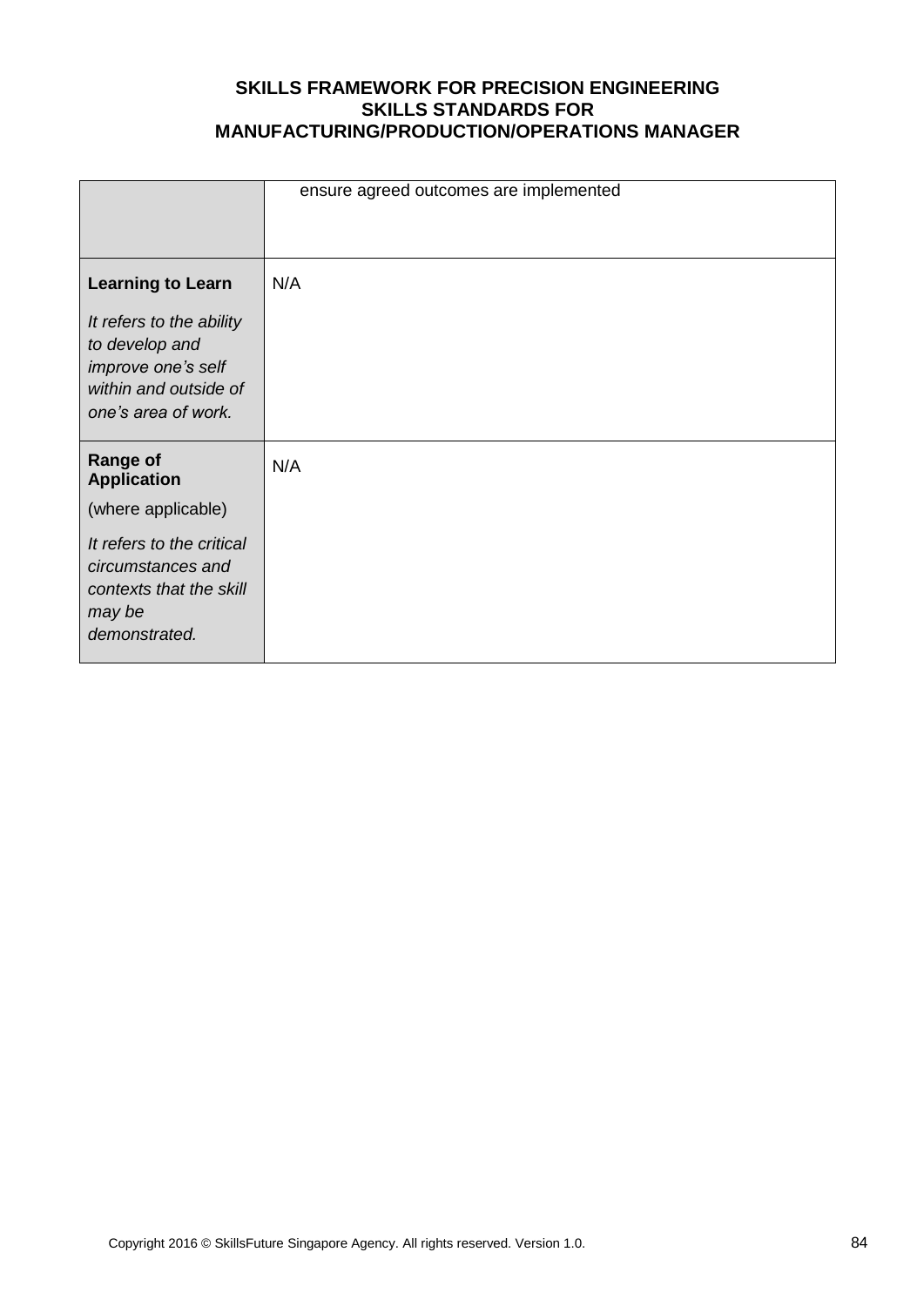| | |
|---|---|
| | ensure agreed outcomes are implemented |
| **Learning to Learn**<br><br>*It refers to the ability to develop and improve one's self within and outside of one's area of work.* | N/A |
| **Range of Application**<br><br>(where applicable)<br><br>*It refers to the critical circumstances and contexts that the skill may be demonstrated.* | N/A |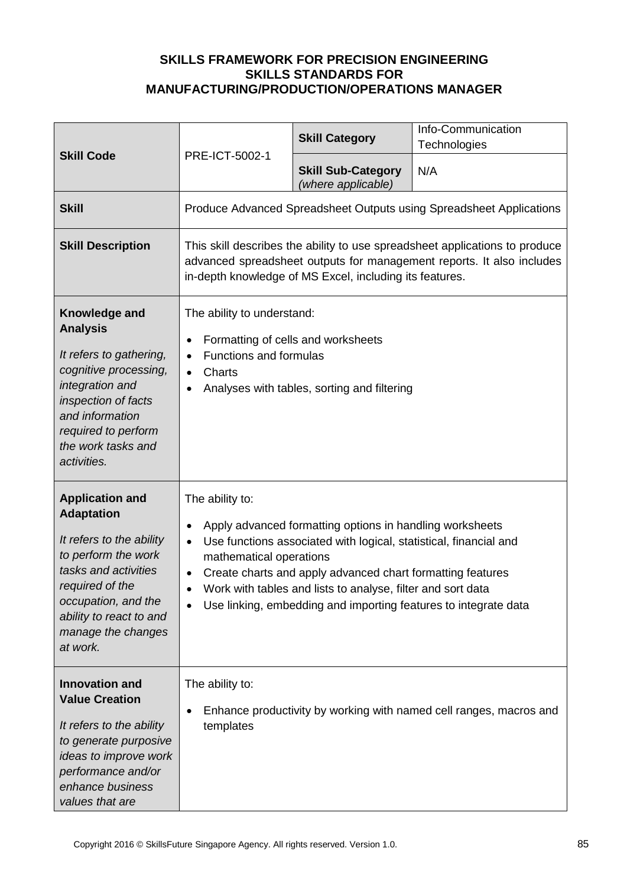**SKILLS FRAMEWORK FOR PRECISION ENGINEERING**
**SKILLS STANDARDS FOR**
**MANUFACTURING/PRODUCTION/OPERATIONS MANAGER**

| | | | |
|---|---|---|---|
| **Skill Code** | PRE-ICT-5002-1 | **Skill Category** | Info-Communication Technologies |
| | | **Skill Sub-Category** *(where applicable)* | N/A |
| **Skill** | Produce Advanced Spreadsheet Outputs using Spreadsheet Applications | | |
| **Skill Description** | This skill describes the ability to use spreadsheet applications to produce advanced spreadsheet outputs for management reports. It also includes in-depth knowledge of MS Excel, including its features. | | |
| **Knowledge and Analysis**<br><br>*It refers to gathering, cognitive processing, integration and inspection of facts and information required to perform the work tasks and activities.* | The ability to understand:<br><br>• Formatting of cells and worksheets<br>• Functions and formulas<br>• Charts<br>• Analyses with tables, sorting and filtering | | |
| **Application and Adaptation**<br><br>*It refers to the ability to perform the work tasks and activities required of the occupation, and the ability to react to and manage the changes at work.* | The ability to:<br><br>• Apply advanced formatting options in handling worksheets<br>• Use functions associated with logical, statistical, financial and mathematical operations<br>• Create charts and apply advanced chart formatting features<br>• Work with tables and lists to analyse, filter and sort data<br>• Use linking, embedding and importing features to integrate data | | |
| **Innovation and Value Creation**<br><br>*It refers to the ability to generate purposive ideas to improve work performance and/or enhance business values that are* | The ability to:<br><br>• Enhance productivity by working with named cell ranges, macros and templates | | |

Copyright 2016 © SkillsFuture Singapore Agency. All rights reserved. Version 1.0.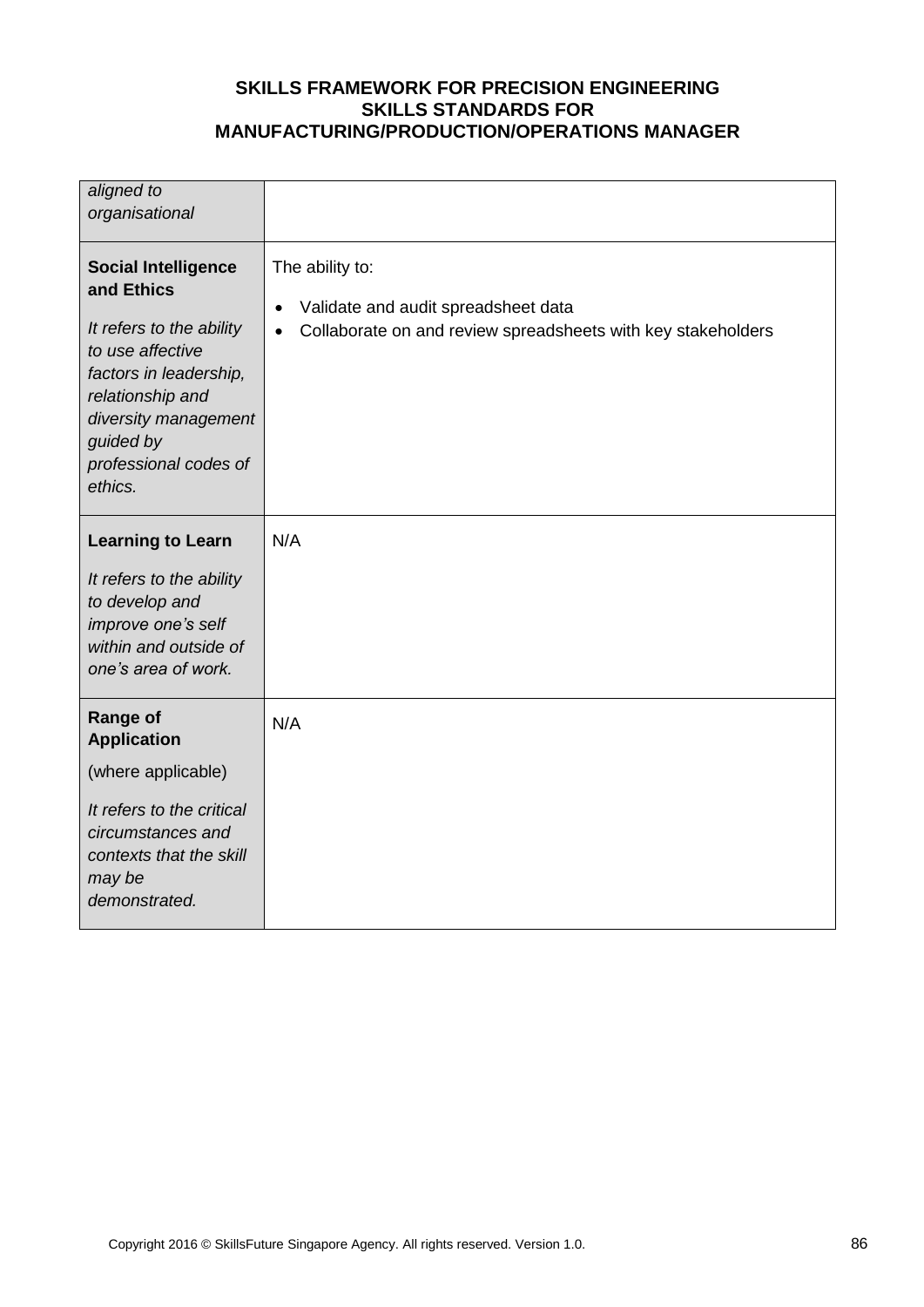| | |
|---|---|
| *aligned to organisational* | |
| **Social Intelligence and Ethics**<br><br>*It refers to the ability to use affective factors in leadership, relationship and diversity management guided by professional codes of ethics.* | The ability to:<br><br>• Validate and audit spreadsheet data<br>• Collaborate on and review spreadsheets with key stakeholders |
| **Learning to Learn**<br><br>*It refers to the ability to develop and improve one's self within and outside of one's area of work.* | N/A |
| **Range of Application**<br><br>(where applicable)<br><br>*It refers to the critical circumstances and contexts that the skill may be demonstrated.* | N/A |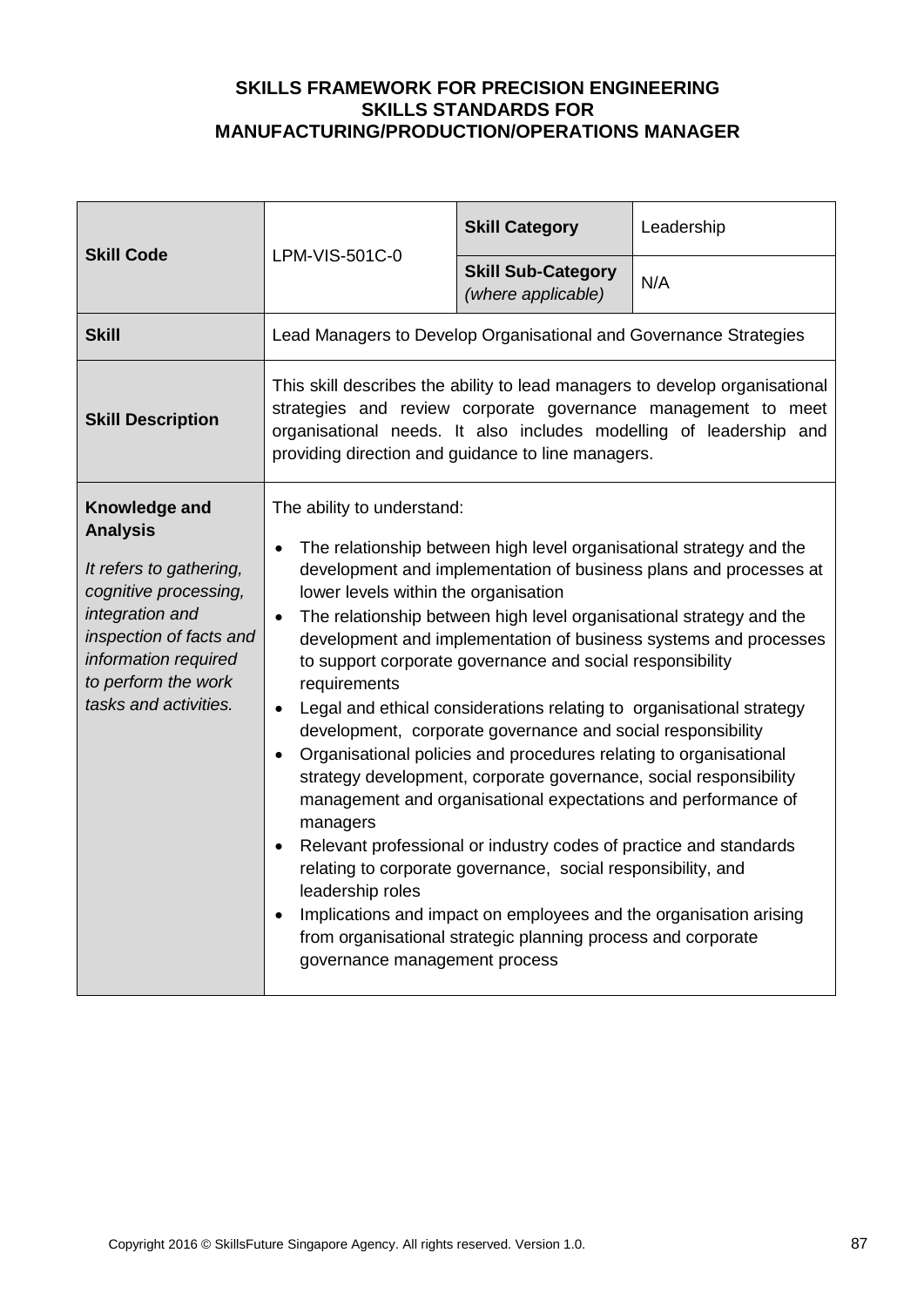**SKILLS FRAMEWORK FOR PRECISION ENGINEERING**
**SKILLS STANDARDS FOR**
**MANUFACTURING/PRODUCTION/OPERATIONS MANAGER**

| **Skill Code** | LPM-VIS-501C-0 | **Skill Category** | Leadership |
|---|---|---|---|
| | | **Skill Sub-Category** *(where applicable)* | N/A |
| **Skill** | Lead Managers to Develop Organisational and Governance Strategies | | |
| **Skill Description** | This skill describes the ability to lead managers to develop organisational strategies and review corporate governance management to meet organisational needs. It also includes modelling of leadership and providing direction and guidance to line managers. | | |
| **Knowledge and Analysis**<br><br>*It refers to gathering, cognitive processing, integration and inspection of facts and information required to perform the work tasks and activities.* | The ability to understand:<br>• The relationship between high level organisational strategy and the development and implementation of business plans and processes at lower levels within the organisation<br>• The relationship between high level organisational strategy and the development and implementation of business systems and processes to support corporate governance and social responsibility requirements<br>• Legal and ethical considerations relating to organisational strategy development, corporate governance and social responsibility<br>• Organisational policies and procedures relating to organisational strategy development, corporate governance, social responsibility management and organisational expectations and performance of managers<br>• Relevant professional or industry codes of practice and standards relating to corporate governance, social responsibility, and leadership roles<br>• Implications and impact on employees and the organisation arising from organisational strategic planning process and corporate governance management process | | |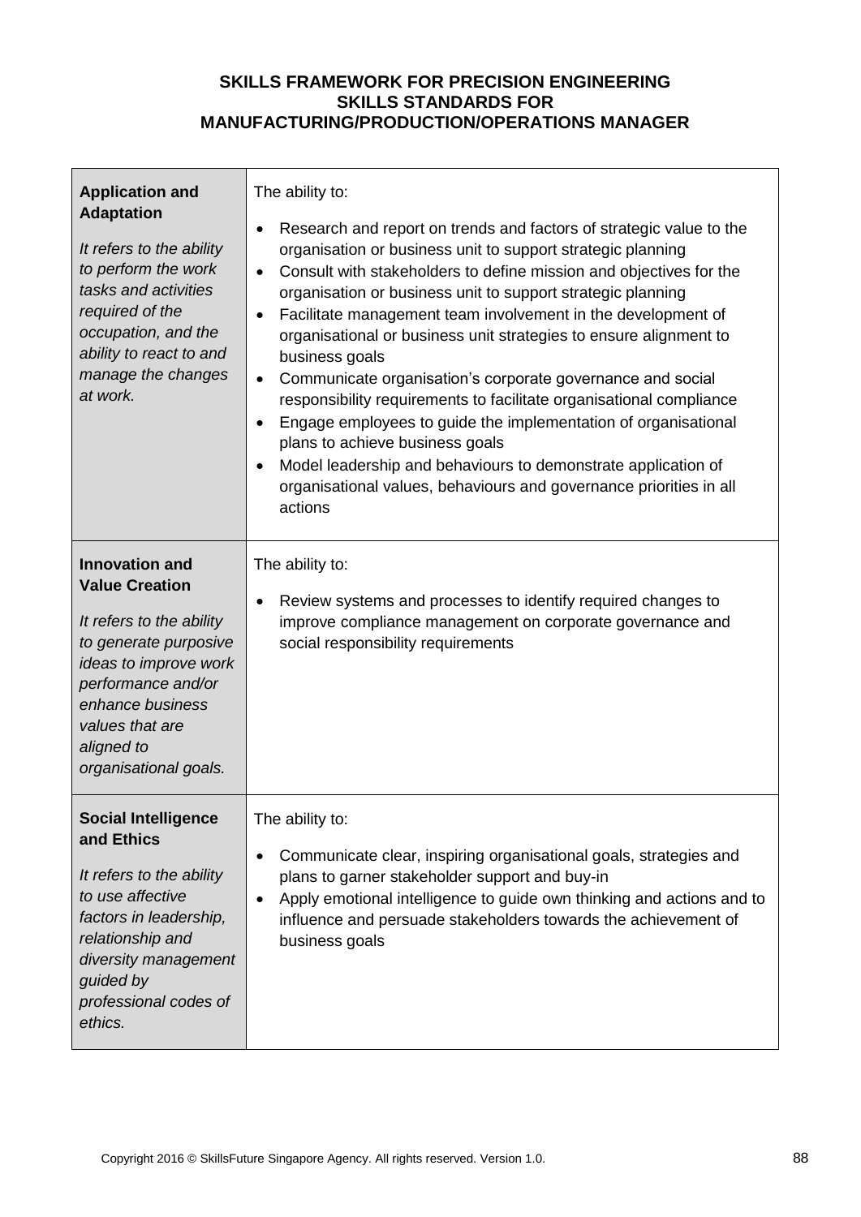**SKILLS FRAMEWORK FOR PRECISION ENGINEERING**
**SKILLS STANDARDS FOR**
**MANUFACTURING/PRODUCTION/OPERATIONS MANAGER**

| | |
|---|---|
| **Application and Adaptation**<br><br>*It refers to the ability to perform the work tasks and activities required of the occupation, and the ability to react to and manage the changes at work.* | The ability to:<br><br>• Research and report on trends and factors of strategic value to the organisation or business unit to support strategic planning<br>• Consult with stakeholders to define mission and objectives for the organisation or business unit to support strategic planning<br>• Facilitate management team involvement in the development of organisational or business unit strategies to ensure alignment to business goals<br>• Communicate organisation's corporate governance and social responsibility requirements to facilitate organisational compliance<br>• Engage employees to guide the implementation of organisational plans to achieve business goals<br>• Model leadership and behaviours to demonstrate application of organisational values, behaviours and governance priorities in all actions |
| **Innovation and Value Creation**<br><br>*It refers to the ability to generate purposive ideas to improve work performance and/or enhance business values that are aligned to organisational goals.* | The ability to:<br><br>• Review systems and processes to identify required changes to improve compliance management on corporate governance and social responsibility requirements |
| **Social Intelligence and Ethics**<br><br>*It refers to the ability to use affective factors in leadership, relationship and diversity management guided by professional codes of ethics.* | The ability to:<br><br>• Communicate clear, inspiring organisational goals, strategies and plans to garner stakeholder support and buy-in<br>• Apply emotional intelligence to guide own thinking and actions and to influence and persuade stakeholders towards the achievement of business goals |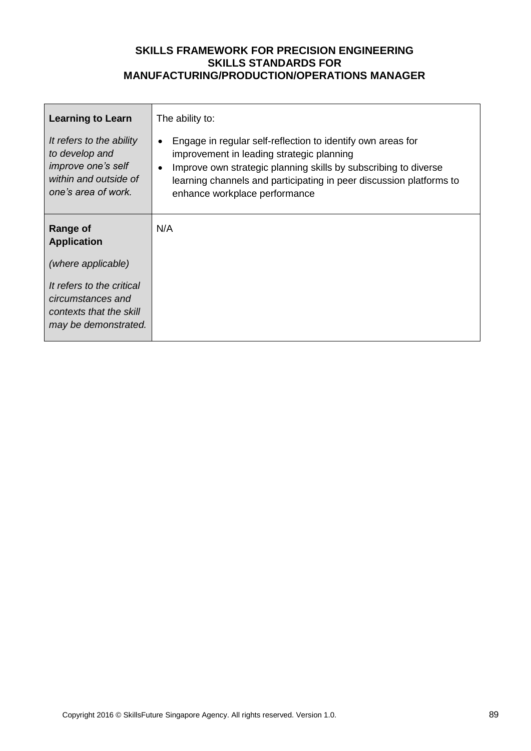**SKILLS FRAMEWORK FOR PRECISION ENGINEERING**
**SKILLS STANDARDS FOR**
**MANUFACTURING/PRODUCTION/OPERATIONS MANAGER**

| | |
|---|---|
| **Learning to Learn**<br><br>*It refers to the ability to develop and improve one's self within and outside of one's area of work.* | The ability to:<br><br>• Engage in regular self-reflection to identify own areas for improvement in leading strategic planning<br>• Improve own strategic planning skills by subscribing to diverse learning channels and participating in peer discussion platforms to enhance workplace performance |
| **Range of Application**<br><br>*(where applicable)*<br><br>*It refers to the critical circumstances and contexts that the skill may be demonstrated.* | N/A |

Copyright 2016 © SkillsFuture Singapore Agency. All rights reserved. Version 1.0.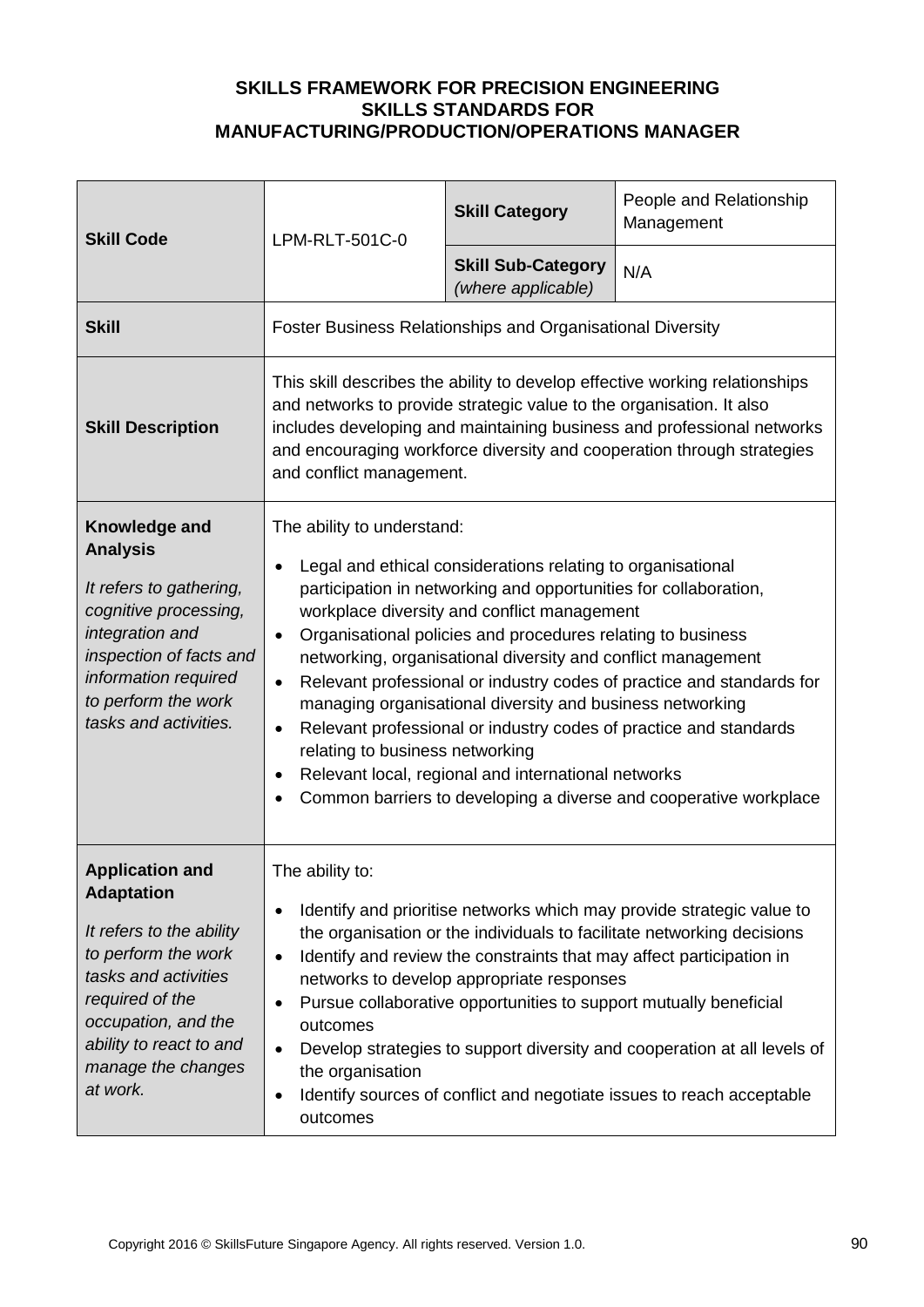**SKILLS FRAMEWORK FOR PRECISION ENGINEERING**
**SKILLS STANDARDS FOR**
**MANUFACTURING/PRODUCTION/OPERATIONS MANAGER**

| **Skill Code** | LPM-RLT-501C-0 | **Skill Category** | People and Relationship Management |
|---|---|---|---|
| | | **Skill Sub-Category** *(where applicable)* | N/A |
| **Skill** | Foster Business Relationships and Organisational Diversity | | |
| **Skill Description** | This skill describes the ability to develop effective working relationships and networks to provide strategic value to the organisation. It also includes developing and maintaining business and professional networks and encouraging workforce diversity and cooperation through strategies and conflict management. | | |
| **Knowledge and Analysis**<br><br>*It refers to gathering, cognitive processing, integration and inspection of facts and information required to perform the work tasks and activities.* | The ability to understand:<br>• Legal and ethical considerations relating to organisational participation in networking and opportunities for collaboration, workplace diversity and conflict management<br>• Organisational policies and procedures relating to business networking, organisational diversity and conflict management<br>• Relevant professional or industry codes of practice and standards for managing organisational diversity and business networking<br>• Relevant professional or industry codes of practice and standards relating to business networking<br>• Relevant local, regional and international networks<br>• Common barriers to developing a diverse and cooperative workplace | | |
| **Application and Adaptation**<br><br>*It refers to the ability to perform the work tasks and activities required of the occupation, and the ability to react to and manage the changes at work.* | The ability to:<br>• Identify and prioritise networks which may provide strategic value to the organisation or the individuals to facilitate networking decisions<br>• Identify and review the constraints that may affect participation in networks to develop appropriate responses<br>• Pursue collaborative opportunities to support mutually beneficial outcomes<br>• Develop strategies to support diversity and cooperation at all levels of the organisation<br>• Identify sources of conflict and negotiate issues to reach acceptable outcomes | | |

Copyright 2016 © SkillsFuture Singapore Agency. All rights reserved. Version 1.0.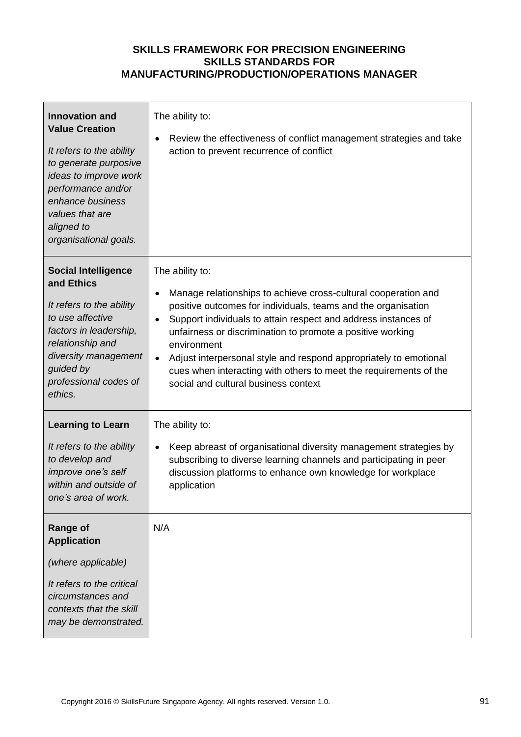**SKILLS FRAMEWORK FOR PRECISION ENGINEERING**
**SKILLS STANDARDS FOR**
**MANUFACTURING/PRODUCTION/OPERATIONS MANAGER**

| | |
|---|---|
| **Innovation and Value Creation**<br><br>*It refers to the ability to generate purposive ideas to improve work performance and/or enhance business values that are aligned to organisational goals.* | The ability to:<br><br>• Review the effectiveness of conflict management strategies and take action to prevent recurrence of conflict |
| **Social Intelligence and Ethics**<br><br>*It refers to the ability to use affective factors in leadership, relationship and diversity management guided by professional codes of ethics.* | The ability to:<br><br>• Manage relationships to achieve cross-cultural cooperation and positive outcomes for individuals, teams and the organisation<br>• Support individuals to attain respect and address instances of unfairness or discrimination to promote a positive working environment<br>• Adjust interpersonal style and respond appropriately to emotional cues when interacting with others to meet the requirements of the social and cultural business context |
| **Learning to Learn**<br><br>*It refers to the ability to develop and improve one's self within and outside of one's area of work.* | The ability to:<br><br>• Keep abreast of organisational diversity management strategies by subscribing to diverse learning channels and participating in peer discussion platforms to enhance own knowledge for workplace application |
| **Range of Application**<br><br>*(where applicable)*<br><br>*It refers to the critical circumstances and contexts that the skill may be demonstrated.* | N/A |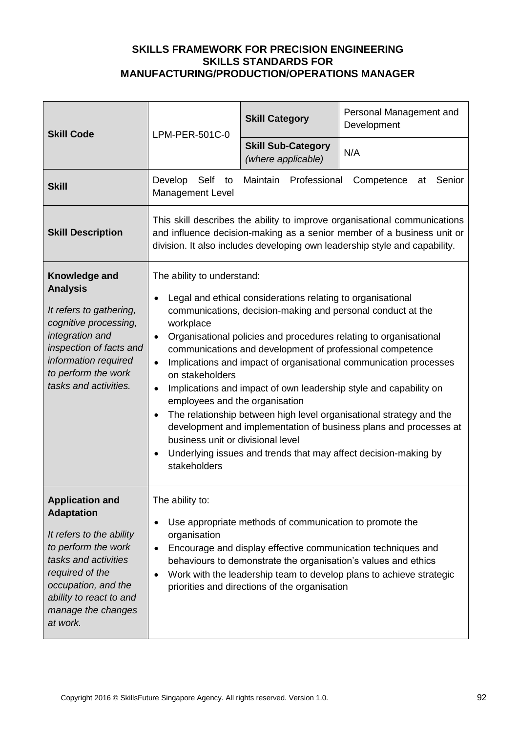**SKILLS FRAMEWORK FOR PRECISION ENGINEERING**
**SKILLS STANDARDS FOR**
**MANUFACTURING/PRODUCTION/OPERATIONS MANAGER**

| **Skill Code** | LPM-PER-501C-0 | **Skill Category** | Personal Management and Development |
|---|---|---|---|
| | | **Skill Sub-Category** *(where applicable)* | N/A |
| **Skill** | Develop Self to Maintain Professional Competence at Senior Management Level | | |
| **Skill Description** | This skill describes the ability to improve organisational communications and influence decision-making as a senior member of a business unit or division. It also includes developing own leadership style and capability. | | |
| **Knowledge and Analysis**<br><br>*It refers to gathering, cognitive processing, integration and inspection of facts and information required to perform the work tasks and activities.* | The ability to understand:<br>• Legal and ethical considerations relating to organisational communications, decision-making and personal conduct at the workplace<br>• Organisational policies and procedures relating to organisational communications and development of professional competence<br>• Implications and impact of organisational communication processes on stakeholders<br>• Implications and impact of own leadership style and capability on employees and the organisation<br>• The relationship between high level organisational strategy and the development and implementation of business plans and processes at business unit or divisional level<br>• Underlying issues and trends that may affect decision-making by stakeholders | | |
| **Application and Adaptation**<br><br>*It refers to the ability to perform the work tasks and activities required of the occupation, and the ability to react to and manage the changes at work.* | The ability to:<br>• Use appropriate methods of communication to promote the organisation<br>• Encourage and display effective communication techniques and behaviours to demonstrate the organisation's values and ethics<br>• Work with the leadership team to develop plans to achieve strategic priorities and directions of the organisation | | |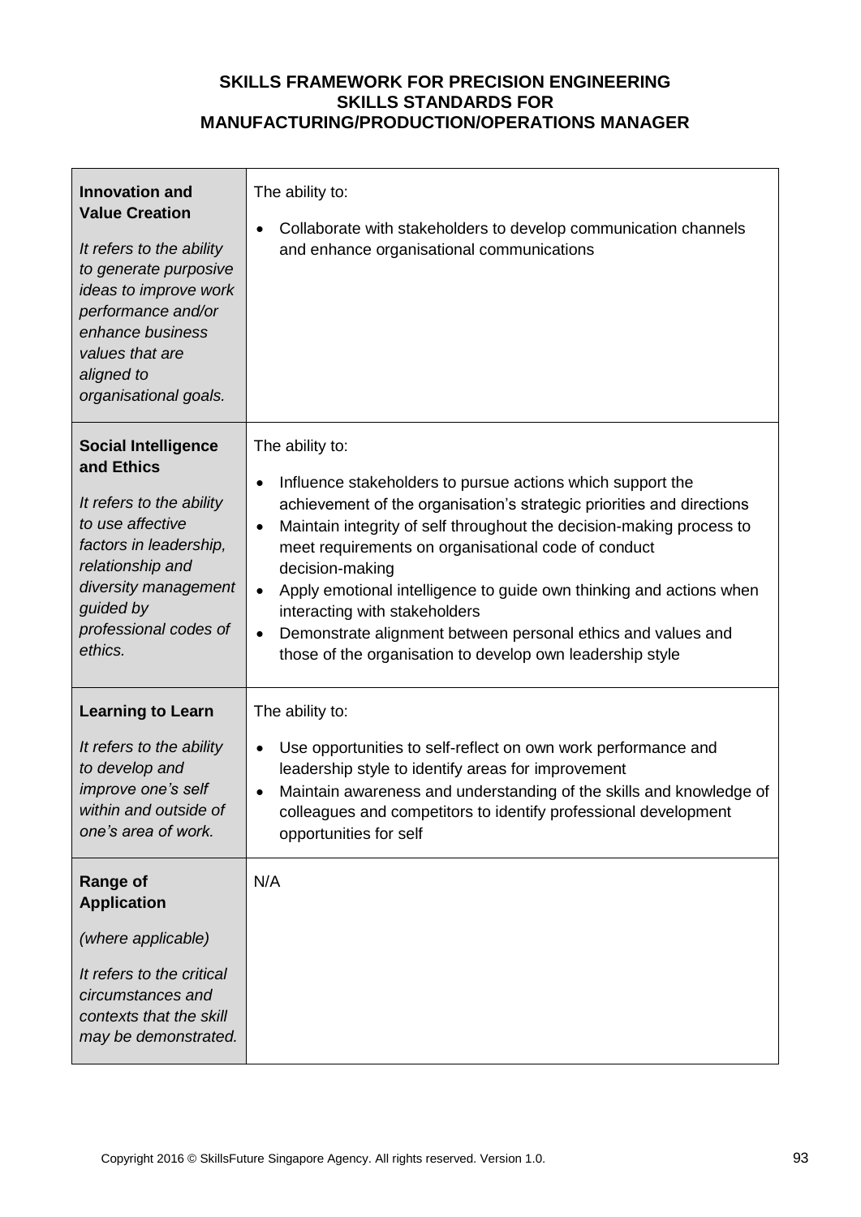**SKILLS FRAMEWORK FOR PRECISION ENGINEERING**
**SKILLS STANDARDS FOR**
**MANUFACTURING/PRODUCTION/OPERATIONS MANAGER**

| | |
|---|---|
| **Innovation and Value Creation**<br><br>*It refers to the ability to generate purposive ideas to improve work performance and/or enhance business values that are aligned to organisational goals.* | The ability to:<br><br>• Collaborate with stakeholders to develop communication channels and enhance organisational communications |
| **Social Intelligence and Ethics**<br><br>*It refers to the ability to use affective factors in leadership, relationship and diversity management guided by professional codes of ethics.* | The ability to:<br><br>• Influence stakeholders to pursue actions which support the achievement of the organisation's strategic priorities and directions<br>• Maintain integrity of self throughout the decision-making process to meet requirements on organisational code of conduct decision-making<br>• Apply emotional intelligence to guide own thinking and actions when interacting with stakeholders<br>• Demonstrate alignment between personal ethics and values and those of the organisation to develop own leadership style |
| **Learning to Learn**<br><br>*It refers to the ability to develop and improve one's self within and outside of one's area of work.* | The ability to:<br><br>• Use opportunities to self-reflect on own work performance and leadership style to identify areas for improvement<br>• Maintain awareness and understanding of the skills and knowledge of colleagues and competitors to identify professional development opportunities for self |
| **Range of Application**<br><br>*(where applicable)*<br><br>*It refers to the critical circumstances and contexts that the skill may be demonstrated.* | N/A |

Copyright 2016 © SkillsFuture Singapore Agency. All rights reserved. Version 1.0.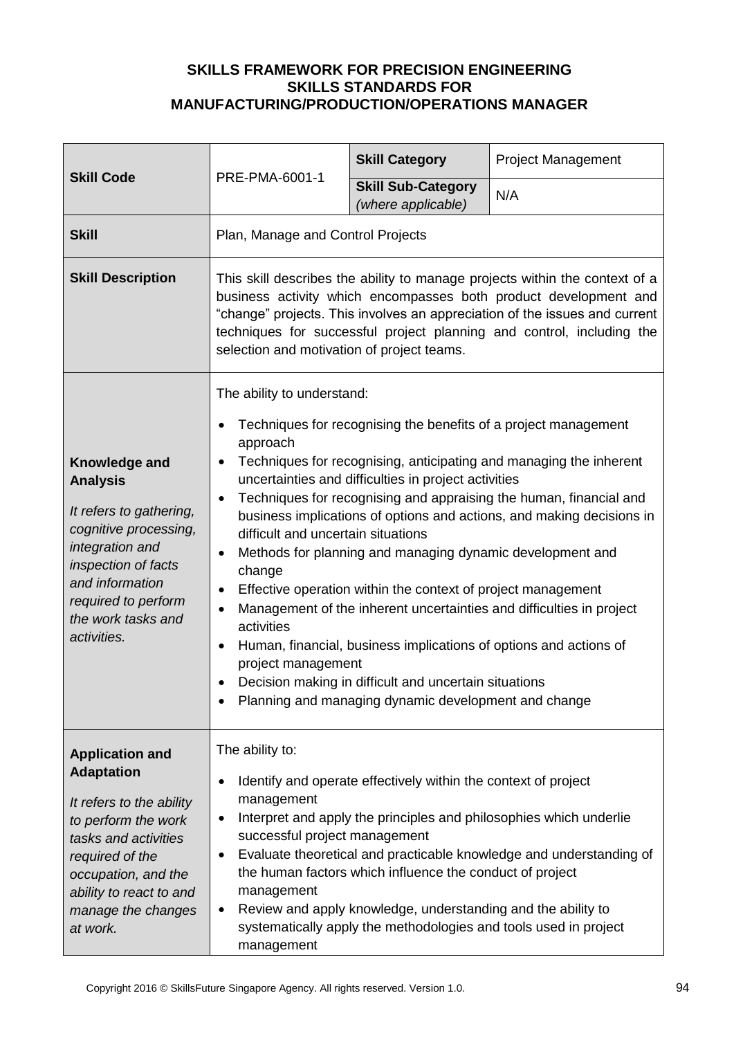**SKILLS FRAMEWORK FOR PRECISION ENGINEERING**
**SKILLS STANDARDS FOR**
**MANUFACTURING/PRODUCTION/OPERATIONS MANAGER**

| **Skill Code** | PRE-PMA-6001-1 | **Skill Category** | Project Management |
|---|---|---|---|
| | | **Skill Sub-Category** *(where applicable)* | N/A |
| **Skill** | Plan, Manage and Control Projects | | |
| **Skill Description** | This skill describes the ability to manage projects within the context of a business activity which encompasses both product development and "change" projects. This involves an appreciation of the issues and current techniques for successful project planning and control, including the selection and motivation of project teams. | | |
| **Knowledge and Analysis**<br><br>*It refers to gathering, cognitive processing, integration and inspection of facts and information required to perform the work tasks and activities.* | The ability to understand:<br><br>• Techniques for recognising the benefits of a project management approach<br>• Techniques for recognising, anticipating and managing the inherent uncertainties and difficulties in project activities<br>• Techniques for recognising and appraising the human, financial and business implications of options and actions, and making decisions in difficult and uncertain situations<br>• Methods for planning and managing dynamic development and change<br>• Effective operation within the context of project management<br>• Management of the inherent uncertainties and difficulties in project activities<br>• Human, financial, business implications of options and actions of project management<br>• Decision making in difficult and uncertain situations<br>• Planning and managing dynamic development and change | | |
| **Application and Adaptation**<br><br>*It refers to the ability to perform the work tasks and activities required of the occupation, and the ability to react to and manage the changes at work.* | The ability to:<br><br>• Identify and operate effectively within the context of project management<br>• Interpret and apply the principles and philosophies which underlie successful project management<br>• Evaluate theoretical and practicable knowledge and understanding of the human factors which influence the conduct of project management<br>• Review and apply knowledge, understanding and the ability to systematically apply the methodologies and tools used in project management | | |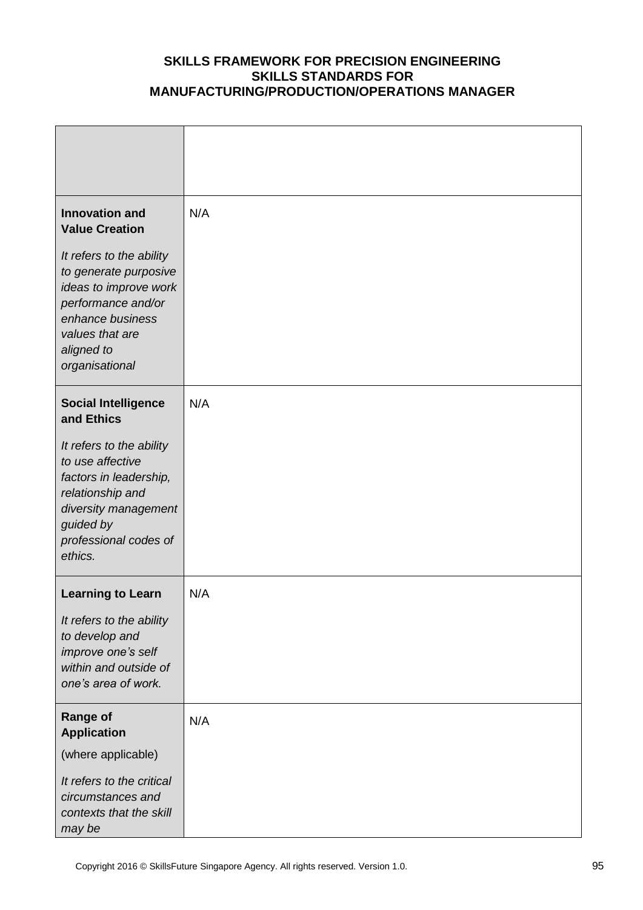# SKILLS FRAMEWORK FOR PRECISION ENGINEERING
## SKILLS STANDARDS FOR MANUFACTURING/PRODUCTION/OPERATIONS MANAGER

| | |
|---|---|
| | |
| **Innovation and Value Creation**<br><br>*It refers to the ability to generate purposive ideas to improve work performance and/or enhance business values that are aligned to organisational* | N/A |
| **Social Intelligence and Ethics**<br><br>*It refers to the ability to use affective factors in leadership, relationship and diversity management guided by professional codes of ethics.* | N/A |
| **Learning to Learn**<br><br>*It refers to the ability to develop and improve one's self within and outside of one's area of work.* | N/A |
| **Range of Application**<br><br>(where applicable)<br><br>*It refers to the critical circumstances and contexts that the skill may be* | N/A |

Copyright 2016 © SkillsFuture Singapore Agency. All rights reserved. Version 1.0.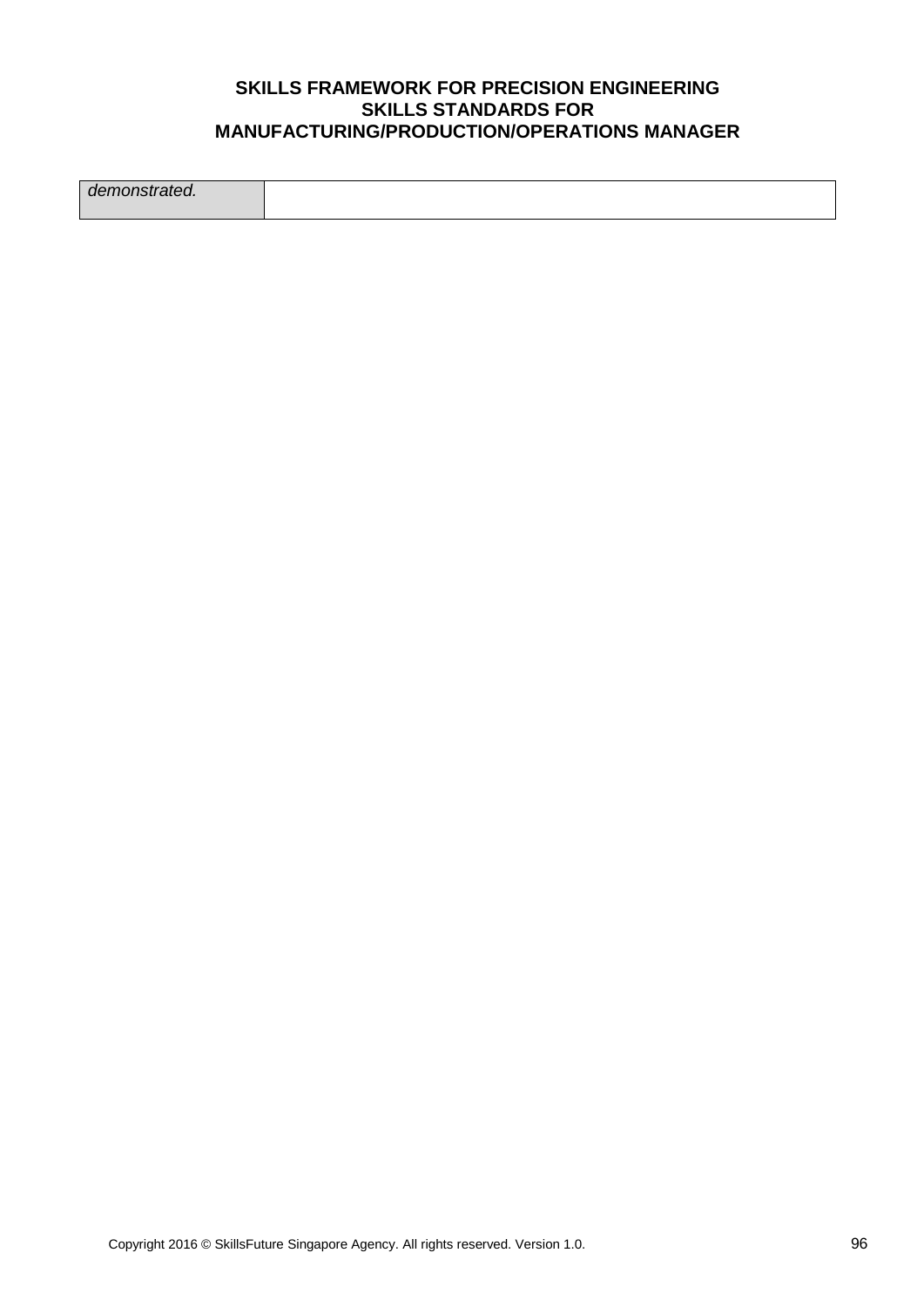| *demonstrated.* | |
|---|---|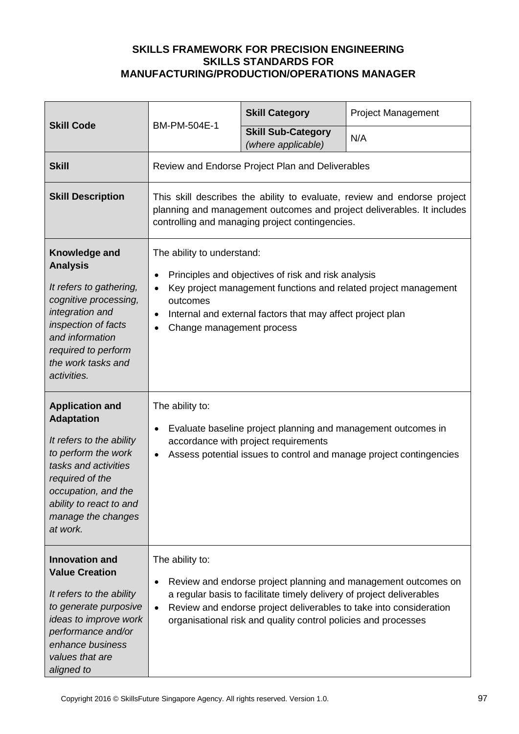**SKILLS FRAMEWORK FOR PRECISION ENGINEERING**
**SKILLS STANDARDS FOR**
**MANUFACTURING/PRODUCTION/OPERATIONS MANAGER**

| **Skill Code** | BM-PM-504E-1 | **Skill Category** | Project Management |
|---|---|---|---|
| | | **Skill Sub-Category** *(where applicable)* | N/A |
| **Skill** | Review and Endorse Project Plan and Deliverables | | |
| **Skill Description** | This skill describes the ability to evaluate, review and endorse project planning and management outcomes and project deliverables. It includes controlling and managing project contingencies. | | |
| **Knowledge and Analysis** *It refers to gathering, cognitive processing, integration and inspection of facts and information required to perform the work tasks and activities.* | The ability to understand: <br>• Principles and objectives of risk and risk analysis <br>• Key project management functions and related project management outcomes <br>• Internal and external factors that may affect project plan <br>• Change management process | | |
| **Application and Adaptation** *It refers to the ability to perform the work tasks and activities required of the occupation, and the ability to react to and manage the changes at work.* | The ability to: <br>• Evaluate baseline project planning and management outcomes in accordance with project requirements <br>• Assess potential issues to control and manage project contingencies | | |
| **Innovation and Value Creation** *It refers to the ability to generate purposive ideas to improve work performance and/or enhance business values that are aligned to* | The ability to: <br>• Review and endorse project planning and management outcomes on a regular basis to facilitate timely delivery of project deliverables <br>• Review and endorse project deliverables to take into consideration organisational risk and quality control policies and processes | | |

Copyright 2016 © SkillsFuture Singapore Agency. All rights reserved. Version 1.0.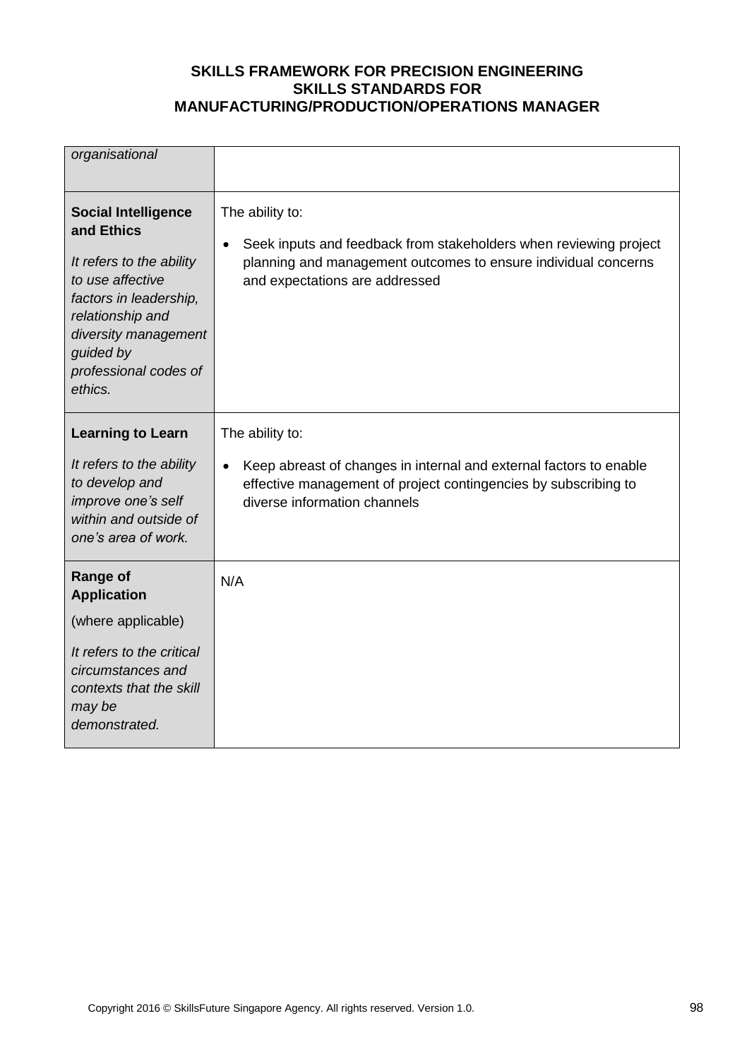| | |
|---|---|
| *organisational* | |
| **Social Intelligence and Ethics**<br><br>*It refers to the ability to use affective factors in leadership, relationship and diversity management guided by professional codes of ethics.* | The ability to:<br><br>• Seek inputs and feedback from stakeholders when reviewing project planning and management outcomes to ensure individual concerns and expectations are addressed |
| **Learning to Learn**<br><br>*It refers to the ability to develop and improve one's self within and outside of one's area of work.* | The ability to:<br><br>• Keep abreast of changes in internal and external factors to enable effective management of project contingencies by subscribing to diverse information channels |
| **Range of Application**<br><br>(where applicable)<br><br>*It refers to the critical circumstances and contexts that the skill may be demonstrated.* | N/A |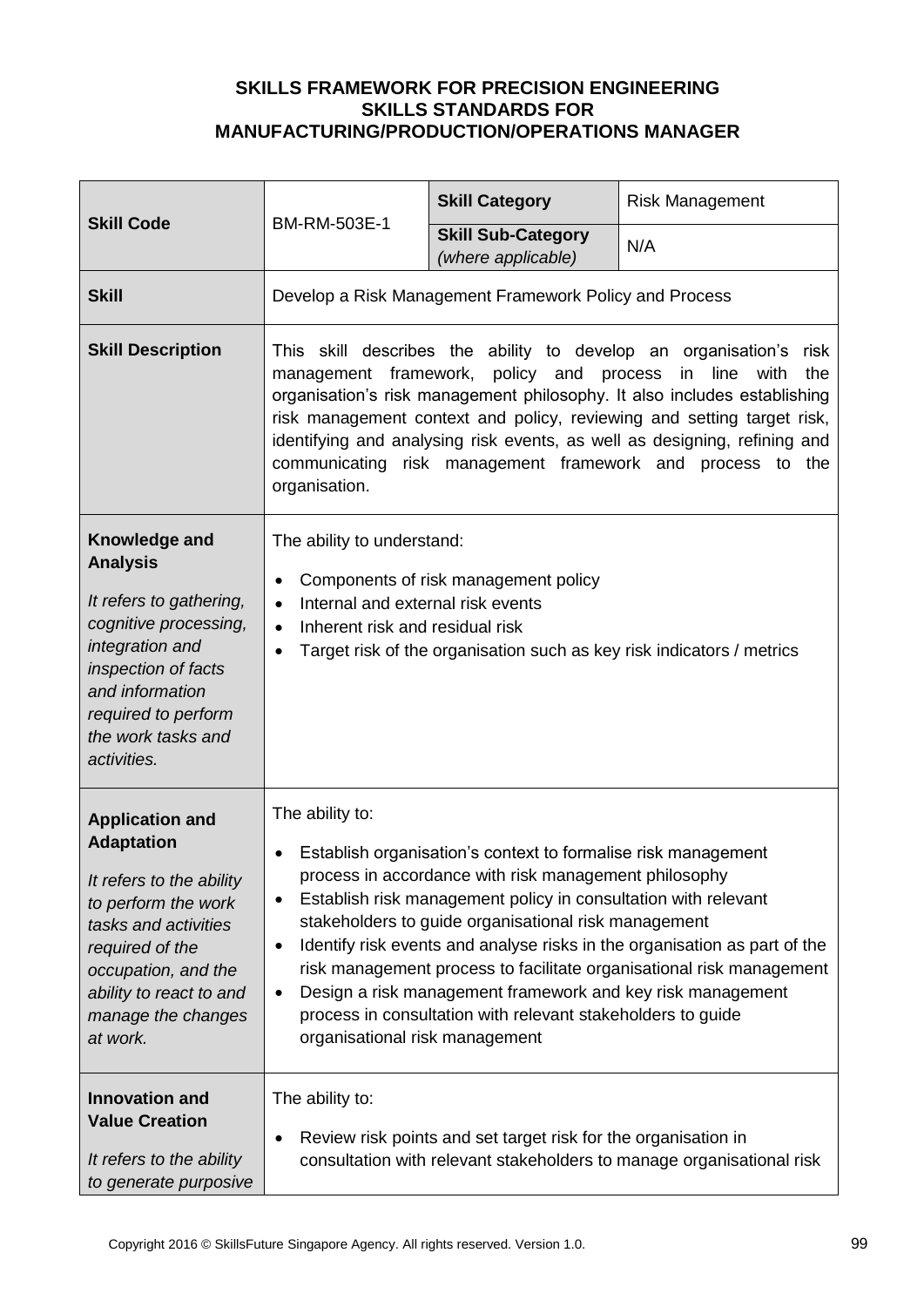**SKILLS FRAMEWORK FOR PRECISION ENGINEERING**
**SKILLS STANDARDS FOR**
**MANUFACTURING/PRODUCTION/OPERATIONS MANAGER**

| **Skill Code** | BM-RM-503E-1 | **Skill Category** | Risk Management |
|---|---|---|---|
| | | **Skill Sub-Category** *(where applicable)* | N/A |
| **Skill** | Develop a Risk Management Framework Policy and Process | | |
| **Skill Description** | This skill describes the ability to develop an organisation's risk management framework, policy and process in line with the organisation's risk management philosophy. It also includes establishing risk management context and policy, reviewing and setting target risk, identifying and analysing risk events, as well as designing, refining and communicating risk management framework and process to the organisation. | | |
| **Knowledge and Analysis** *It refers to gathering, cognitive processing, integration and inspection of facts and information required to perform the work tasks and activities.* | The ability to understand: <br>• Components of risk management policy <br>• Internal and external risk events <br>• Inherent risk and residual risk <br>• Target risk of the organisation such as key risk indicators / metrics | | |
| **Application and Adaptation** *It refers to the ability to perform the work tasks and activities required of the occupation, and the ability to react to and manage the changes at work.* | The ability to: <br>• Establish organisation's context to formalise risk management process in accordance with risk management philosophy <br>• Establish risk management policy in consultation with relevant stakeholders to guide organisational risk management <br>• Identify risk events and analyse risks in the organisation as part of the risk management process to facilitate organisational risk management <br>• Design a risk management framework and key risk management process in consultation with relevant stakeholders to guide organisational risk management | | |
| **Innovation and Value Creation** *It refers to the ability to generate purposive* | The ability to: <br>• Review risk points and set target risk for the organisation in consultation with relevant stakeholders to manage organisational risk | | |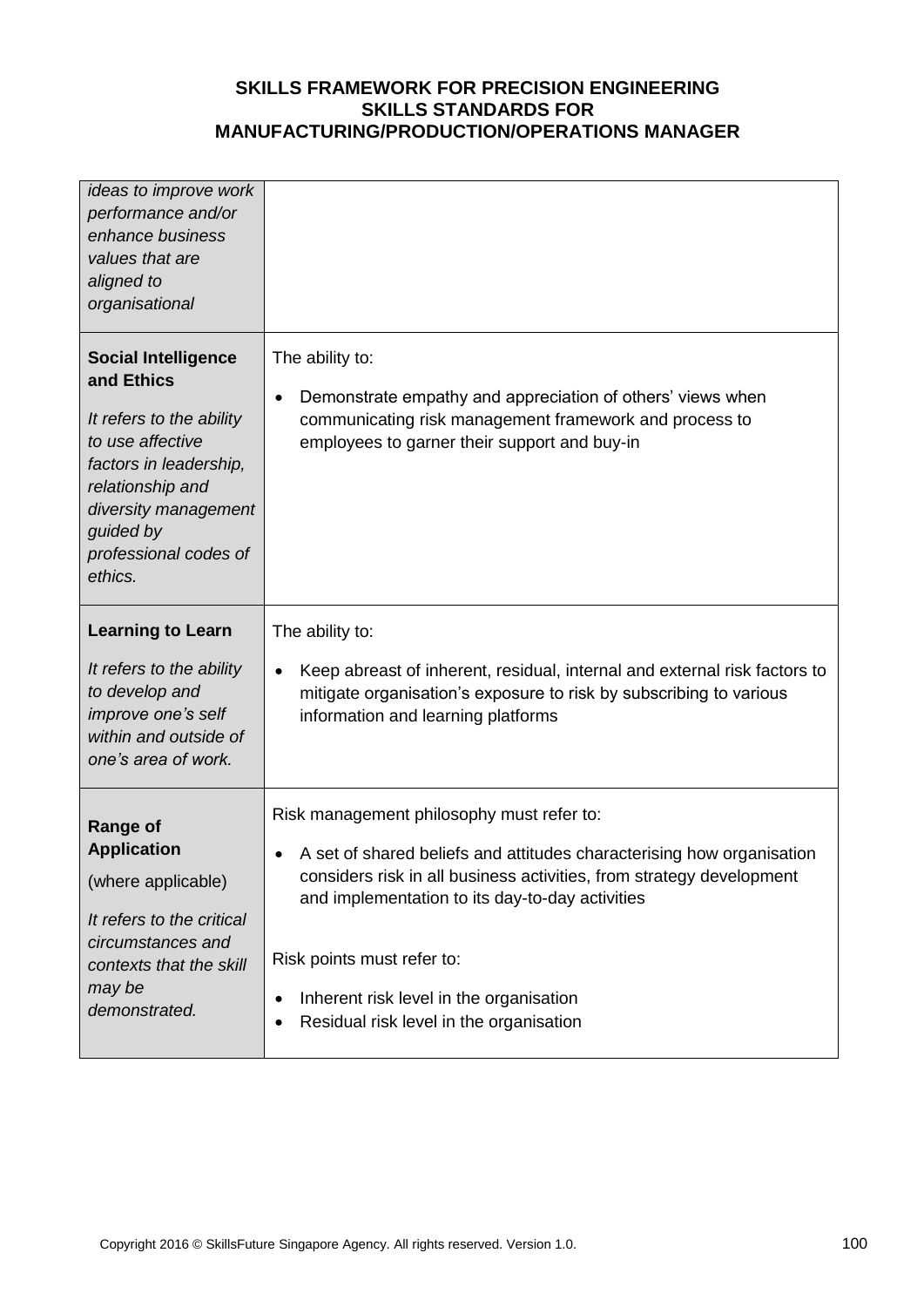| | |
|---|---|
| *ideas to improve work performance and/or enhance business values that are aligned to organisational* | |
| **Social Intelligence and Ethics**<br><br>*It refers to the ability to use affective factors in leadership, relationship and diversity management guided by professional codes of ethics.* | The ability to:<br><br>• Demonstrate empathy and appreciation of others' views when communicating risk management framework and process to employees to garner their support and buy-in |
| **Learning to Learn**<br><br>*It refers to the ability to develop and improve one's self within and outside of one's area of work.* | The ability to:<br><br>• Keep abreast of inherent, residual, internal and external risk factors to mitigate organisation's exposure to risk by subscribing to various information and learning platforms |
| **Range of Application**<br><br>(where applicable)<br><br>*It refers to the critical circumstances and contexts that the skill may be demonstrated.* | Risk management philosophy must refer to:<br><br>• A set of shared beliefs and attitudes characterising how organisation considers risk in all business activities, from strategy development and implementation to its day-to-day activities<br><br>Risk points must refer to:<br><br>• Inherent risk level in the organisation<br>• Residual risk level in the organisation |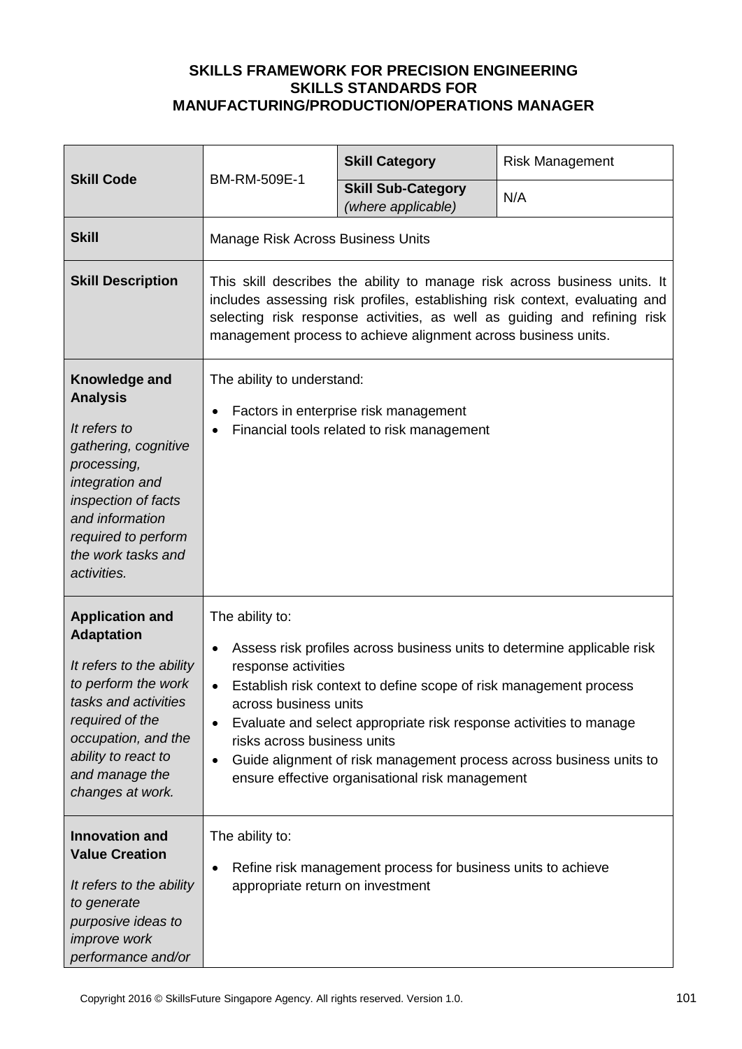**SKILLS FRAMEWORK FOR PRECISION ENGINEERING**
**SKILLS STANDARDS FOR**
**MANUFACTURING/PRODUCTION/OPERATIONS MANAGER**

| **Skill Code** | BM-RM-509E-1 | **Skill Category** | Risk Management |
|---|---|---|---|
| | | **Skill Sub-Category** *(where applicable)* | N/A |
| **Skill** | Manage Risk Across Business Units | | |
| **Skill Description** | This skill describes the ability to manage risk across business units. It includes assessing risk profiles, establishing risk context, evaluating and selecting risk response activities, as well as guiding and refining risk management process to achieve alignment across business units. | | |
| **Knowledge and Analysis** *It refers to gathering, cognitive processing, integration and inspection of facts and information required to perform the work tasks and activities.* | The ability to understand: <br>• Factors in enterprise risk management <br>• Financial tools related to risk management | | |
| **Application and Adaptation** *It refers to the ability to perform the work tasks and activities required of the occupation, and the ability to react to and manage the changes at work.* | The ability to: <br>• Assess risk profiles across business units to determine applicable risk response activities <br>• Establish risk context to define scope of risk management process across business units <br>• Evaluate and select appropriate risk response activities to manage risks across business units <br>• Guide alignment of risk management process across business units to ensure effective organisational risk management | | |
| **Innovation and Value Creation** *It refers to the ability to generate purposive ideas to improve work performance and/or* | The ability to: <br>• Refine risk management process for business units to achieve appropriate return on investment | | |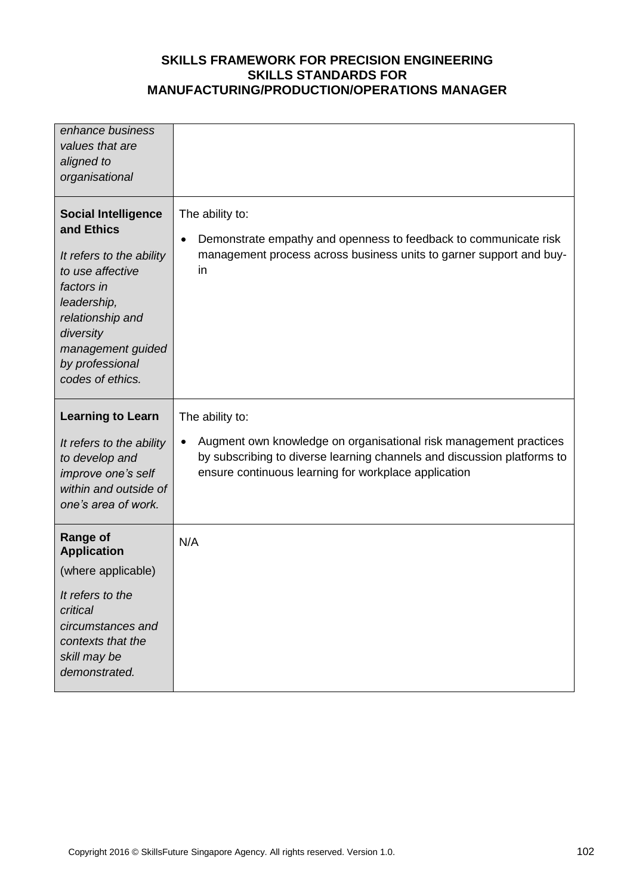| | |
|---|---|
| *enhance business values that are aligned to organisational* | |
| **Social Intelligence and Ethics**<br><br>*It refers to the ability to use affective factors in leadership, relationship and diversity management guided by professional codes of ethics.* | The ability to:<br><br>• Demonstrate empathy and openness to feedback to communicate risk management process across business units to garner support and buy-in |
| **Learning to Learn**<br><br>*It refers to the ability to develop and improve one's self within and outside of one's area of work.* | The ability to:<br><br>• Augment own knowledge on organisational risk management practices by subscribing to diverse learning channels and discussion platforms to ensure continuous learning for workplace application |
| **Range of Application**<br><br>(where applicable)<br><br>*It refers to the critical circumstances and contexts that the skill may be demonstrated.* | N/A |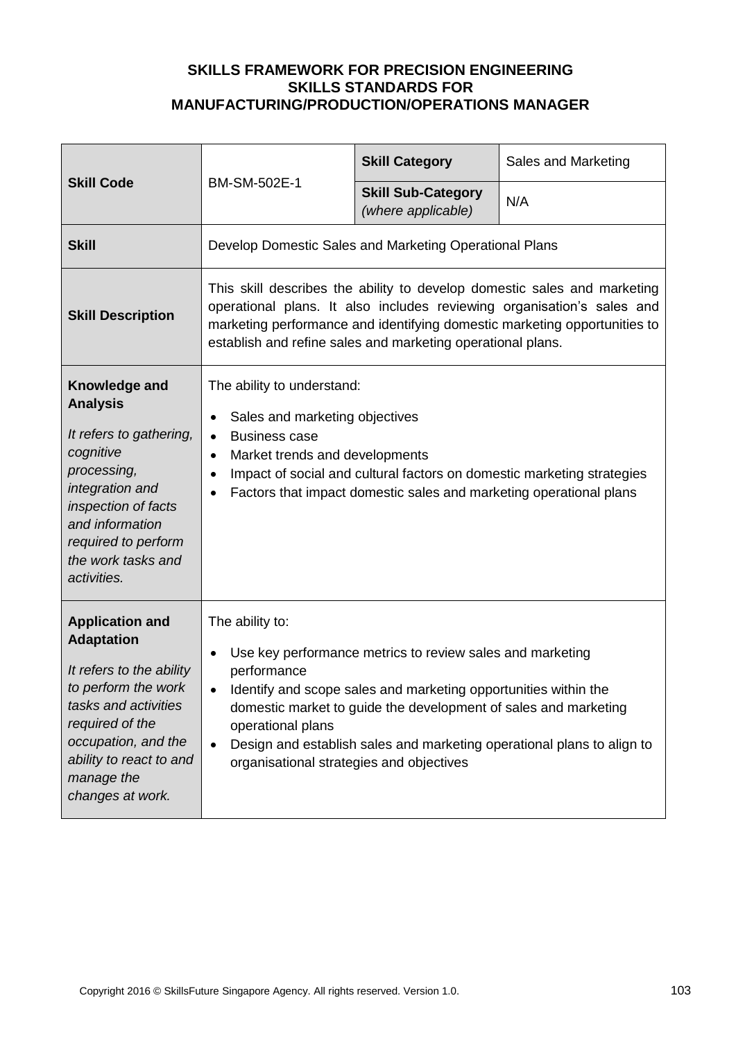**SKILLS FRAMEWORK FOR PRECISION ENGINEERING**
**SKILLS STANDARDS FOR**
**MANUFACTURING/PRODUCTION/OPERATIONS MANAGER**

| **Skill Code** | BM-SM-502E-1 | **Skill Category** | Sales and Marketing |
|---|---|---|---|
| | | **Skill Sub-Category** *(where applicable)* | N/A |
| **Skill** | Develop Domestic Sales and Marketing Operational Plans | | |
| **Skill Description** | This skill describes the ability to develop domestic sales and marketing operational plans. It also includes reviewing organisation's sales and marketing performance and identifying domestic marketing opportunities to establish and refine sales and marketing operational plans. | | |
| **Knowledge and Analysis**<br><br>*It refers to gathering, cognitive processing, integration and inspection of facts and information required to perform the work tasks and activities.* | The ability to understand:<br>• Sales and marketing objectives<br>• Business case<br>• Market trends and developments<br>• Impact of social and cultural factors on domestic marketing strategies<br>• Factors that impact domestic sales and marketing operational plans | | |
| **Application and Adaptation**<br><br>*It refers to the ability to perform the work tasks and activities required of the occupation, and the ability to react to and manage the changes at work.* | The ability to:<br>• Use key performance metrics to review sales and marketing performance<br>• Identify and scope sales and marketing opportunities within the domestic market to guide the development of sales and marketing operational plans<br>• Design and establish sales and marketing operational plans to align to organisational strategies and objectives | | |

Copyright 2016 © SkillsFuture Singapore Agency. All rights reserved. Version 1.0.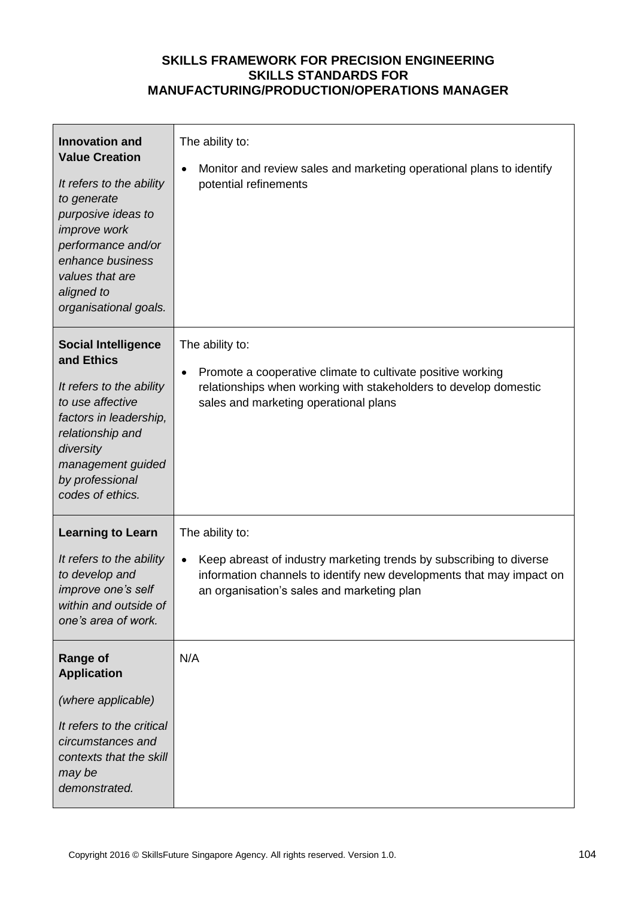**SKILLS FRAMEWORK FOR PRECISION ENGINEERING**
**SKILLS STANDARDS FOR**
**MANUFACTURING/PRODUCTION/OPERATIONS MANAGER**

| | |
|---|---|
| **Innovation and Value Creation**<br><br>*It refers to the ability to generate purposive ideas to improve work performance and/or enhance business values that are aligned to organisational goals.* | The ability to:<br><br>• Monitor and review sales and marketing operational plans to identify potential refinements |
| **Social Intelligence and Ethics**<br><br>*It refers to the ability to use affective factors in leadership, relationship and diversity management guided by professional codes of ethics.* | The ability to:<br><br>• Promote a cooperative climate to cultivate positive working relationships when working with stakeholders to develop domestic sales and marketing operational plans |
| **Learning to Learn**<br><br>*It refers to the ability to develop and improve one's self within and outside of one's area of work.* | The ability to:<br><br>• Keep abreast of industry marketing trends by subscribing to diverse information channels to identify new developments that may impact on an organisation's sales and marketing plan |
| **Range of Application**<br><br>*(where applicable)*<br><br>*It refers to the critical circumstances and contexts that the skill may be demonstrated.* | N/A |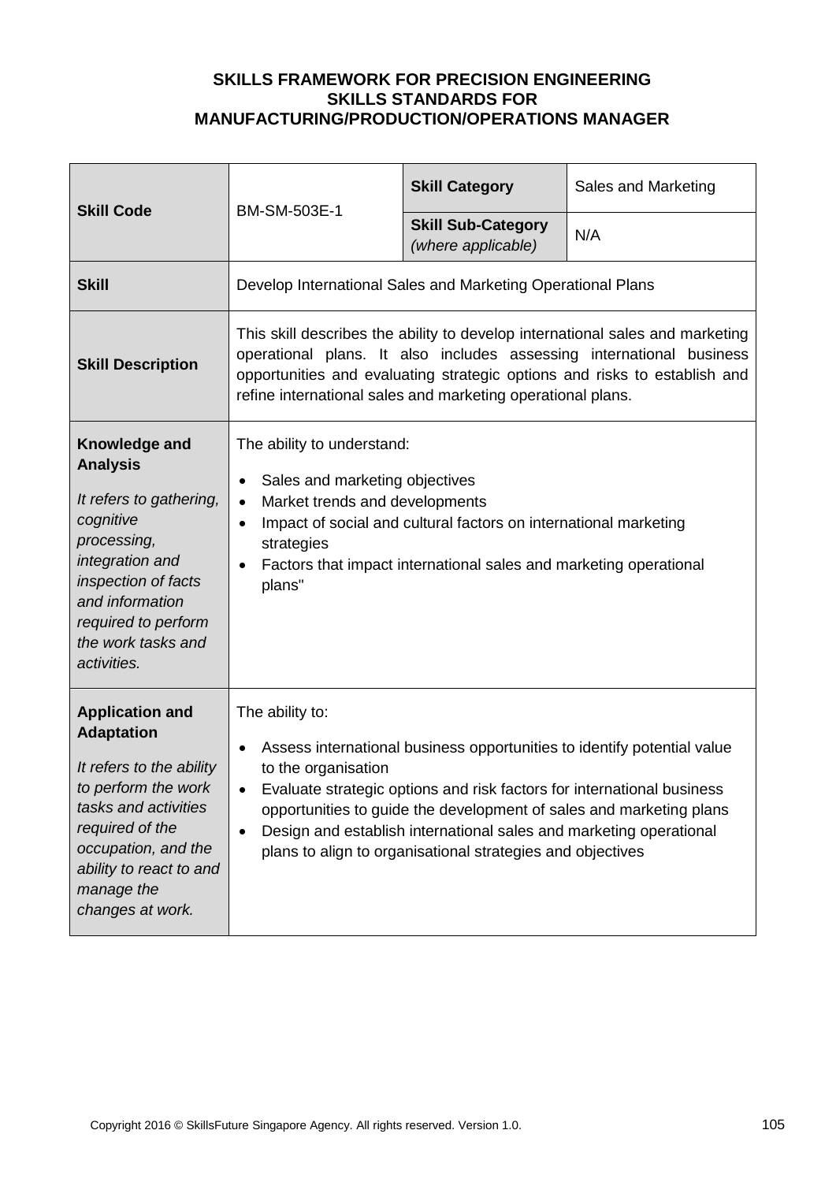**SKILLS FRAMEWORK FOR PRECISION ENGINEERING**
**SKILLS STANDARDS FOR**
**MANUFACTURING/PRODUCTION/OPERATIONS MANAGER**

| **Skill Code** | BM-SM-503E-1 | **Skill Category** | Sales and Marketing |
|---|---|---|---|
| | | **Skill Sub-Category** *(where applicable)* | N/A |
| **Skill** | Develop International Sales and Marketing Operational Plans | | |
| **Skill Description** | This skill describes the ability to develop international sales and marketing operational plans. It also includes assessing international business opportunities and evaluating strategic options and risks to establish and refine international sales and marketing operational plans. | | |
| **Knowledge and Analysis** *It refers to gathering, cognitive processing, integration and inspection of facts and information required to perform the work tasks and activities.* | The ability to understand: • Sales and marketing objectives • Market trends and developments • Impact of social and cultural factors on international marketing strategies • Factors that impact international sales and marketing operational plans" | | |
| **Application and Adaptation** *It refers to the ability to perform the work tasks and activities required of the occupation, and the ability to react to and manage the changes at work.* | The ability to: • Assess international business opportunities to identify potential value to the organisation • Evaluate strategic options and risk factors for international business opportunities to guide the development of sales and marketing plans • Design and establish international sales and marketing operational plans to align to organisational strategies and objectives | | |

Copyright 2016 © SkillsFuture Singapore Agency. All rights reserved. Version 1.0.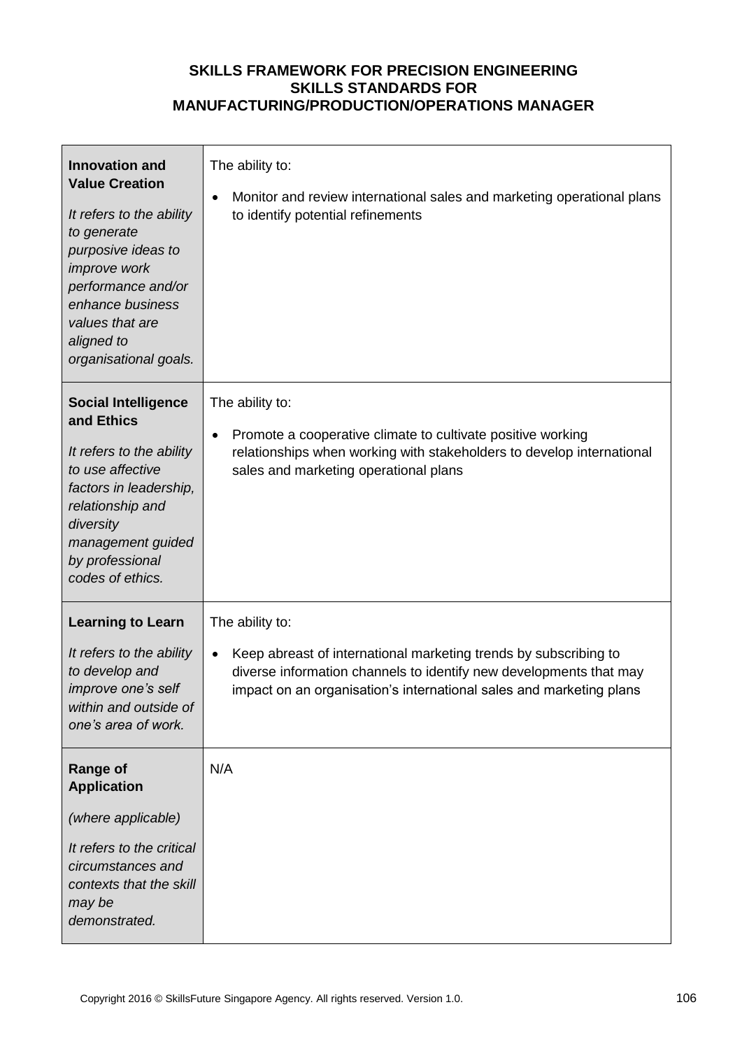**SKILLS FRAMEWORK FOR PRECISION ENGINEERING**
**SKILLS STANDARDS FOR**
**MANUFACTURING/PRODUCTION/OPERATIONS MANAGER**

| | |
|---|---|
| **Innovation and Value Creation**<br><br>*It refers to the ability to generate purposive ideas to improve work performance and/or enhance business values that are aligned to organisational goals.* | The ability to:<br><br>• Monitor and review international sales and marketing operational plans to identify potential refinements |
| **Social Intelligence and Ethics**<br><br>*It refers to the ability to use affective factors in leadership, relationship and diversity management guided by professional codes of ethics.* | The ability to:<br><br>• Promote a cooperative climate to cultivate positive working relationships when working with stakeholders to develop international sales and marketing operational plans |
| **Learning to Learn**<br><br>*It refers to the ability to develop and improve one's self within and outside of one's area of work.* | The ability to:<br><br>• Keep abreast of international marketing trends by subscribing to diverse information channels to identify new developments that may impact on an organisation's international sales and marketing plans |
| **Range of Application**<br><br>*(where applicable)*<br><br>*It refers to the critical circumstances and contexts that the skill may be demonstrated.* | N/A |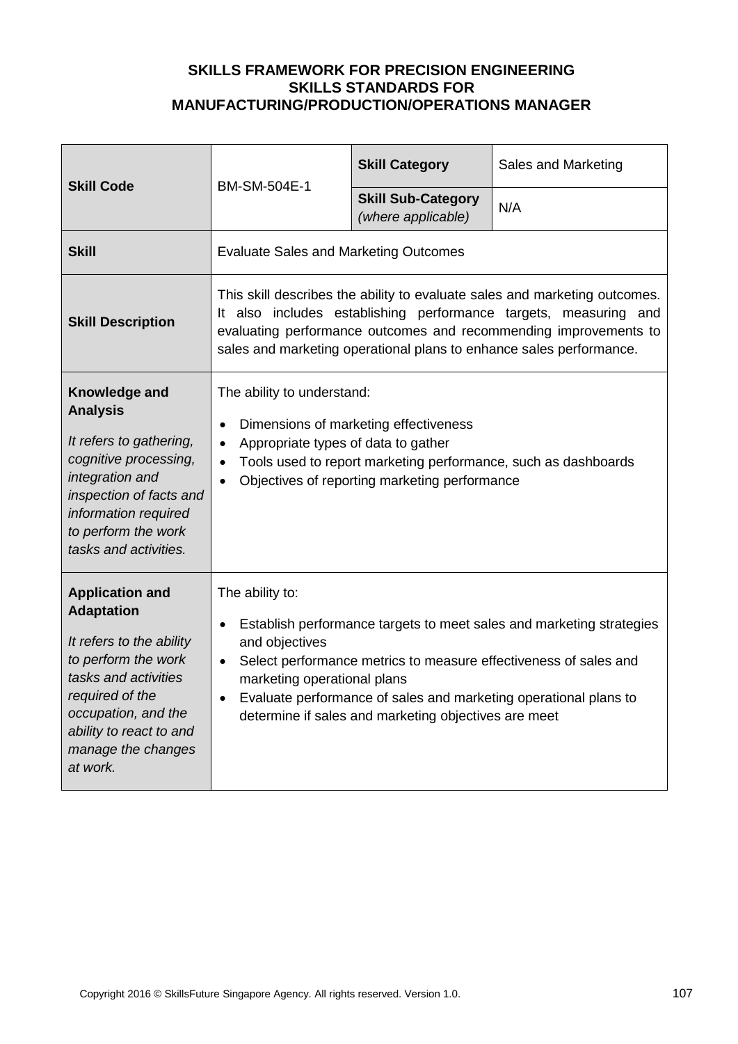**SKILLS FRAMEWORK FOR PRECISION ENGINEERING**
**SKILLS STANDARDS FOR**
**MANUFACTURING/PRODUCTION/OPERATIONS MANAGER**

| **Skill Code** | BM-SM-504E-1 | **Skill Category** | Sales and Marketing |
|---|---|---|---|
| | | **Skill Sub-Category** *(where applicable)* | N/A |
| **Skill** | Evaluate Sales and Marketing Outcomes | | |
| **Skill Description** | This skill describes the ability to evaluate sales and marketing outcomes. It also includes establishing performance targets, measuring and evaluating performance outcomes and recommending improvements to sales and marketing operational plans to enhance sales performance. | | |
| **Knowledge and Analysis** *It refers to gathering, cognitive processing, integration and inspection of facts and information required to perform the work tasks and activities.* | The ability to understand:<br>• Dimensions of marketing effectiveness<br>• Appropriate types of data to gather<br>• Tools used to report marketing performance, such as dashboards<br>• Objectives of reporting marketing performance | | |
| **Application and Adaptation** *It refers to the ability to perform the work tasks and activities required of the occupation, and the ability to react to and manage the changes at work.* | The ability to:<br>• Establish performance targets to meet sales and marketing strategies and objectives<br>• Select performance metrics to measure effectiveness of sales and marketing operational plans<br>• Evaluate performance of sales and marketing operational plans to determine if sales and marketing objectives are meet | | |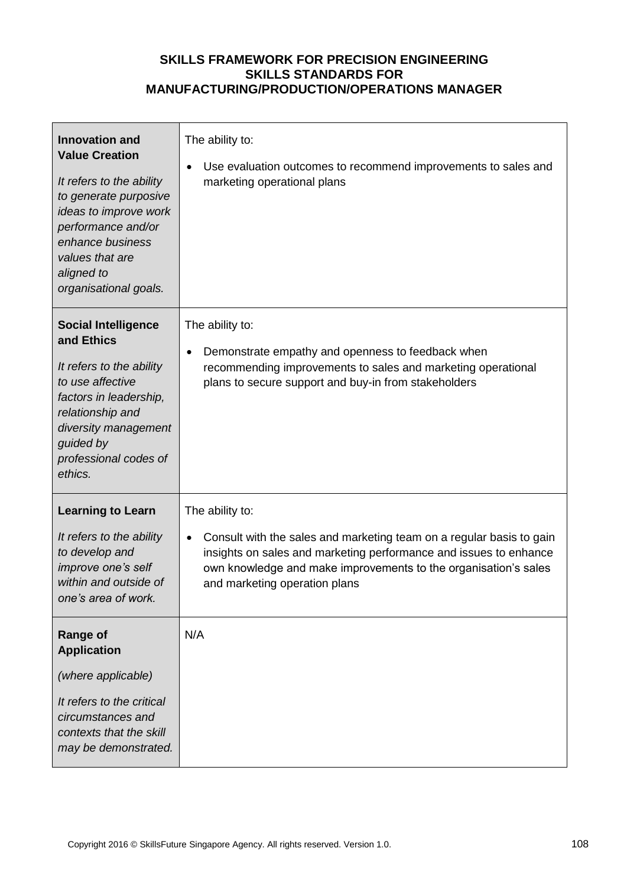**SKILLS FRAMEWORK FOR PRECISION ENGINEERING**
**SKILLS STANDARDS FOR**
**MANUFACTURING/PRODUCTION/OPERATIONS MANAGER**

| | |
|---|---|
| **Innovation and Value Creation**<br><br>*It refers to the ability to generate purposive ideas to improve work performance and/or enhance business values that are aligned to organisational goals.* | The ability to:<br><br>• Use evaluation outcomes to recommend improvements to sales and marketing operational plans |
| **Social Intelligence and Ethics**<br><br>*It refers to the ability to use affective factors in leadership, relationship and diversity management guided by professional codes of ethics.* | The ability to:<br><br>• Demonstrate empathy and openness to feedback when recommending improvements to sales and marketing operational plans to secure support and buy-in from stakeholders |
| **Learning to Learn**<br><br>*It refers to the ability to develop and improve one's self within and outside of one's area of work.* | The ability to:<br><br>• Consult with the sales and marketing team on a regular basis to gain insights on sales and marketing performance and issues to enhance own knowledge and make improvements to the organisation's sales and marketing operation plans |
| **Range of Application**<br><br>*(where applicable)*<br><br>*It refers to the critical circumstances and contexts that the skill may be demonstrated.* | N/A |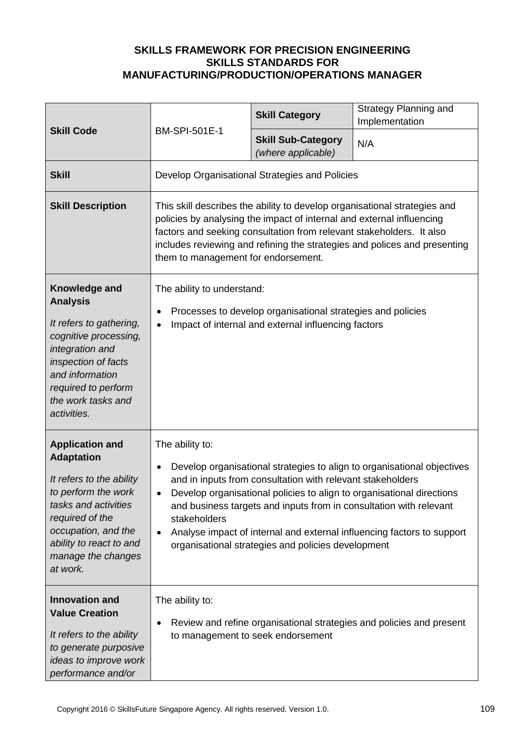**SKILLS FRAMEWORK FOR PRECISION ENGINEERING**
**SKILLS STANDARDS FOR**
**MANUFACTURING/PRODUCTION/OPERATIONS MANAGER**

| | | | |
|---|---|---|---|
| **Skill Code** | BM-SPI-501E-1 | **Skill Category** | Strategy Planning and Implementation |
| | | **Skill Sub-Category** *(where applicable)* | N/A |
| **Skill** | Develop Organisational Strategies and Policies | | |
| **Skill Description** | This skill describes the ability to develop organisational strategies and policies by analysing the impact of internal and external influencing factors and seeking consultation from relevant stakeholders. It also includes reviewing and refining the strategies and polices and presenting them to management for endorsement. | | |
| **Knowledge and Analysis** <br><br> *It refers to gathering, cognitive processing, integration and inspection of facts and information required to perform the work tasks and activities.* | The ability to understand: <br><br> • Processes to develop organisational strategies and policies <br> • Impact of internal and external influencing factors | | |
| **Application and Adaptation** <br><br> *It refers to the ability to perform the work tasks and activities required of the occupation, and the ability to react to and manage the changes at work.* | The ability to: <br><br> • Develop organisational strategies to align to organisational objectives and in inputs from consultation with relevant stakeholders <br> • Develop organisational policies to align to organisational directions and business targets and inputs from in consultation with relevant stakeholders <br> • Analyse impact of internal and external influencing factors to support organisational strategies and policies development | | |
| **Innovation and Value Creation** <br><br> *It refers to the ability to generate purposive ideas to improve work performance and/or* | The ability to: <br><br> • Review and refine organisational strategies and policies and present to management to seek endorsement | | |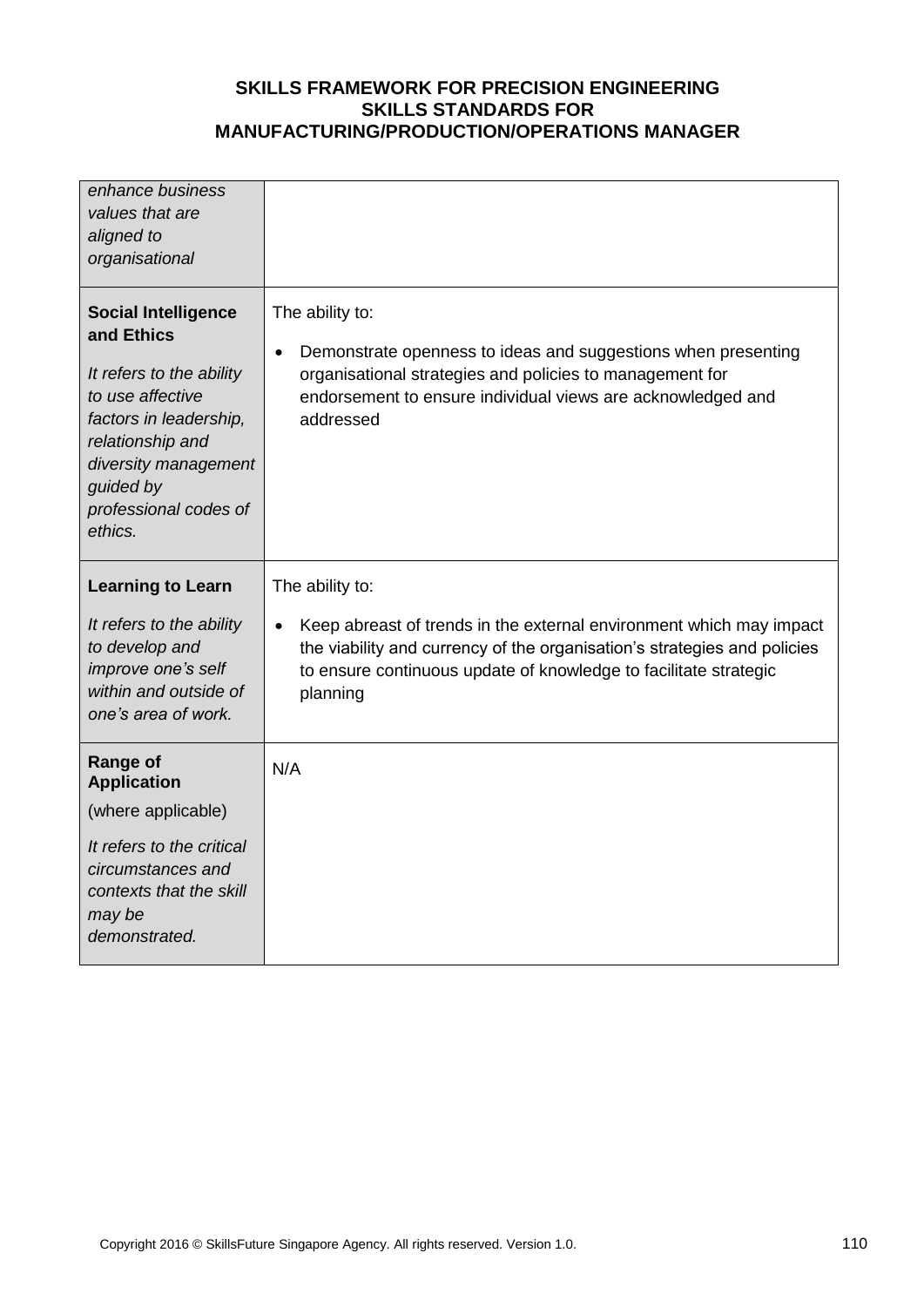| | |
|---|---|
| *enhance business values that are aligned to organisational* | |
| **Social Intelligence and Ethics**<br><br>*It refers to the ability to use affective factors in leadership, relationship and diversity management guided by professional codes of ethics.* | The ability to:<br><br>• Demonstrate openness to ideas and suggestions when presenting organisational strategies and policies to management for endorsement to ensure individual views are acknowledged and addressed |
| **Learning to Learn**<br><br>*It refers to the ability to develop and improve one's self within and outside of one's area of work.* | The ability to:<br><br>• Keep abreast of trends in the external environment which may impact the viability and currency of the organisation's strategies and policies to ensure continuous update of knowledge to facilitate strategic planning |
| **Range of Application**<br><br>(where applicable)<br><br>*It refers to the critical circumstances and contexts that the skill may be demonstrated.* | N/A |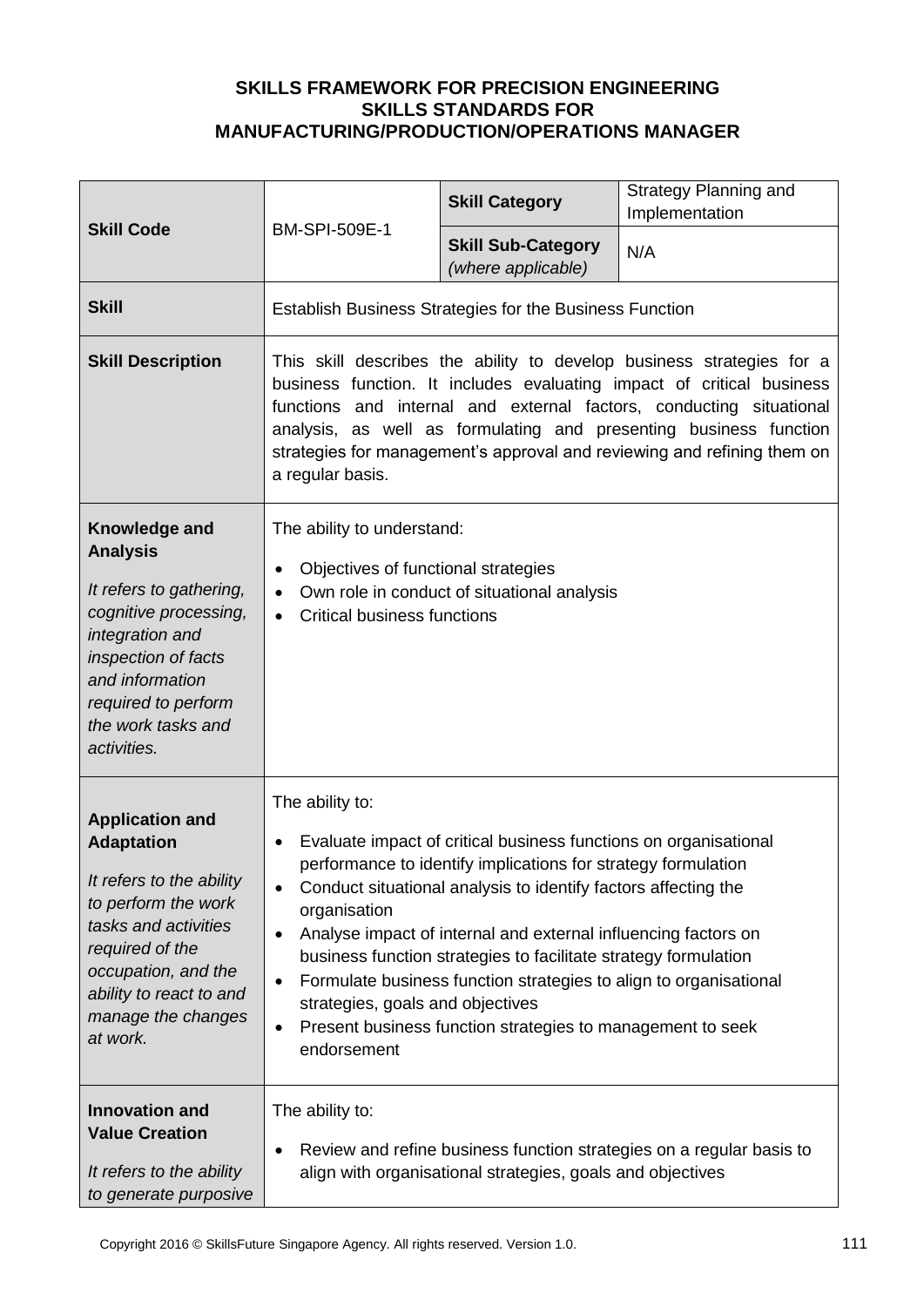**SKILLS FRAMEWORK FOR PRECISION ENGINEERING**
**SKILLS STANDARDS FOR**
**MANUFACTURING/PRODUCTION/OPERATIONS MANAGER**

| | | | |
|---|---|---|---|
| **Skill Code** | BM-SPI-509E-1 | **Skill Category** | Strategy Planning and Implementation |
| | | **Skill Sub-Category** *(where applicable)* | N/A |
| **Skill** | Establish Business Strategies for the Business Function | | |
| **Skill Description** | This skill describes the ability to develop business strategies for a business function. It includes evaluating impact of critical business functions and internal and external factors, conducting situational analysis, as well as formulating and presenting business function strategies for management's approval and reviewing and refining them on a regular basis. | | |
| **Knowledge and Analysis**<br><br>*It refers to gathering, cognitive processing, integration and inspection of facts and information required to perform the work tasks and activities.* | The ability to understand:<br>• Objectives of functional strategies<br>• Own role in conduct of situational analysis<br>• Critical business functions | | |
| **Application and Adaptation**<br><br>*It refers to the ability to perform the work tasks and activities required of the occupation, and the ability to react to and manage the changes at work.* | The ability to:<br>• Evaluate impact of critical business functions on organisational performance to identify implications for strategy formulation<br>• Conduct situational analysis to identify factors affecting the organisation<br>• Analyse impact of internal and external influencing factors on business function strategies to facilitate strategy formulation<br>• Formulate business function strategies to align to organisational strategies, goals and objectives<br>• Present business function strategies to management to seek endorsement | | |
| **Innovation and Value Creation**<br><br>*It refers to the ability to generate purposive* | The ability to:<br>• Review and refine business function strategies on a regular basis to align with organisational strategies, goals and objectives | | |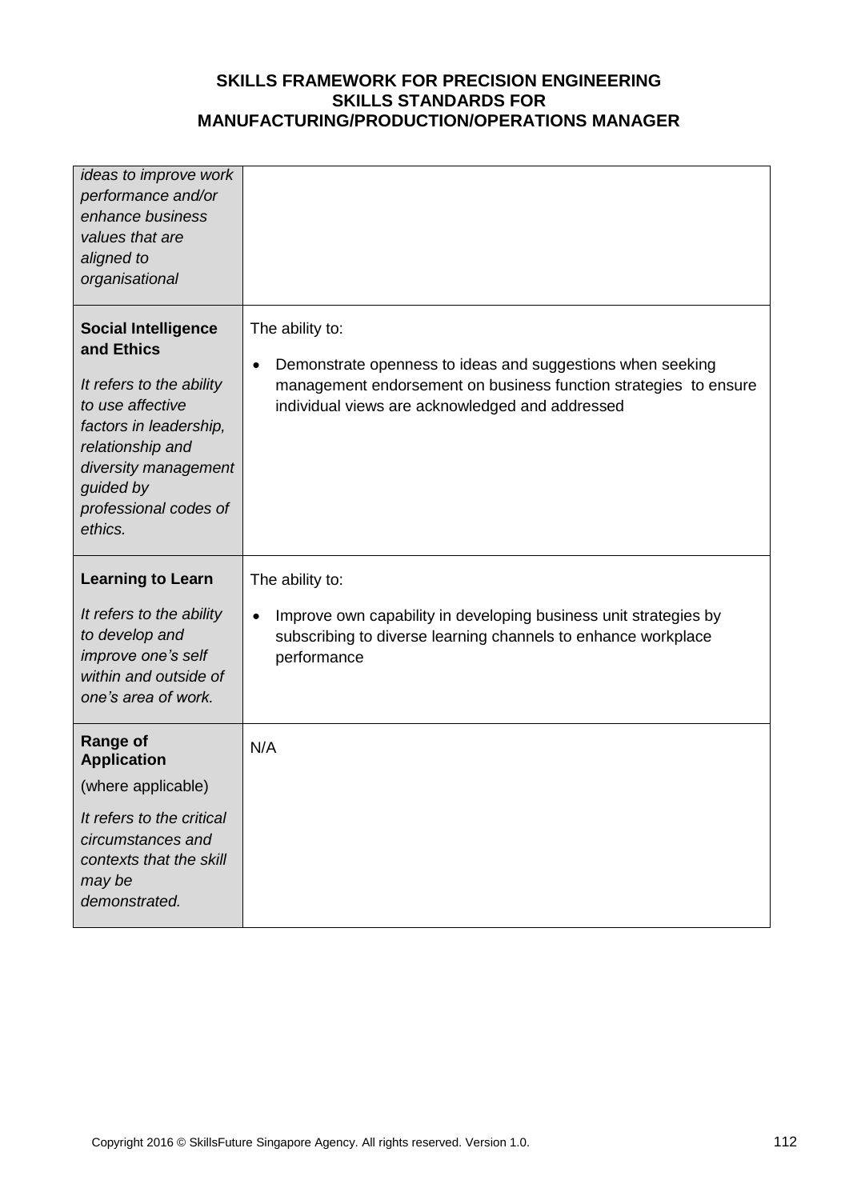| | |
|---|---|
| *ideas to improve work performance and/or enhance business values that are aligned to organisational* | |
| **Social Intelligence and Ethics**<br><br>*It refers to the ability to use affective factors in leadership, relationship and diversity management guided by professional codes of ethics.* | The ability to:<br><br>• Demonstrate openness to ideas and suggestions when seeking management endorsement on business function strategies to ensure individual views are acknowledged and addressed |
| **Learning to Learn**<br><br>*It refers to the ability to develop and improve one's self within and outside of one's area of work.* | The ability to:<br><br>• Improve own capability in developing business unit strategies by subscribing to diverse learning channels to enhance workplace performance |
| **Range of Application**<br><br>(where applicable)<br><br>*It refers to the critical circumstances and contexts that the skill may be demonstrated.* | N/A |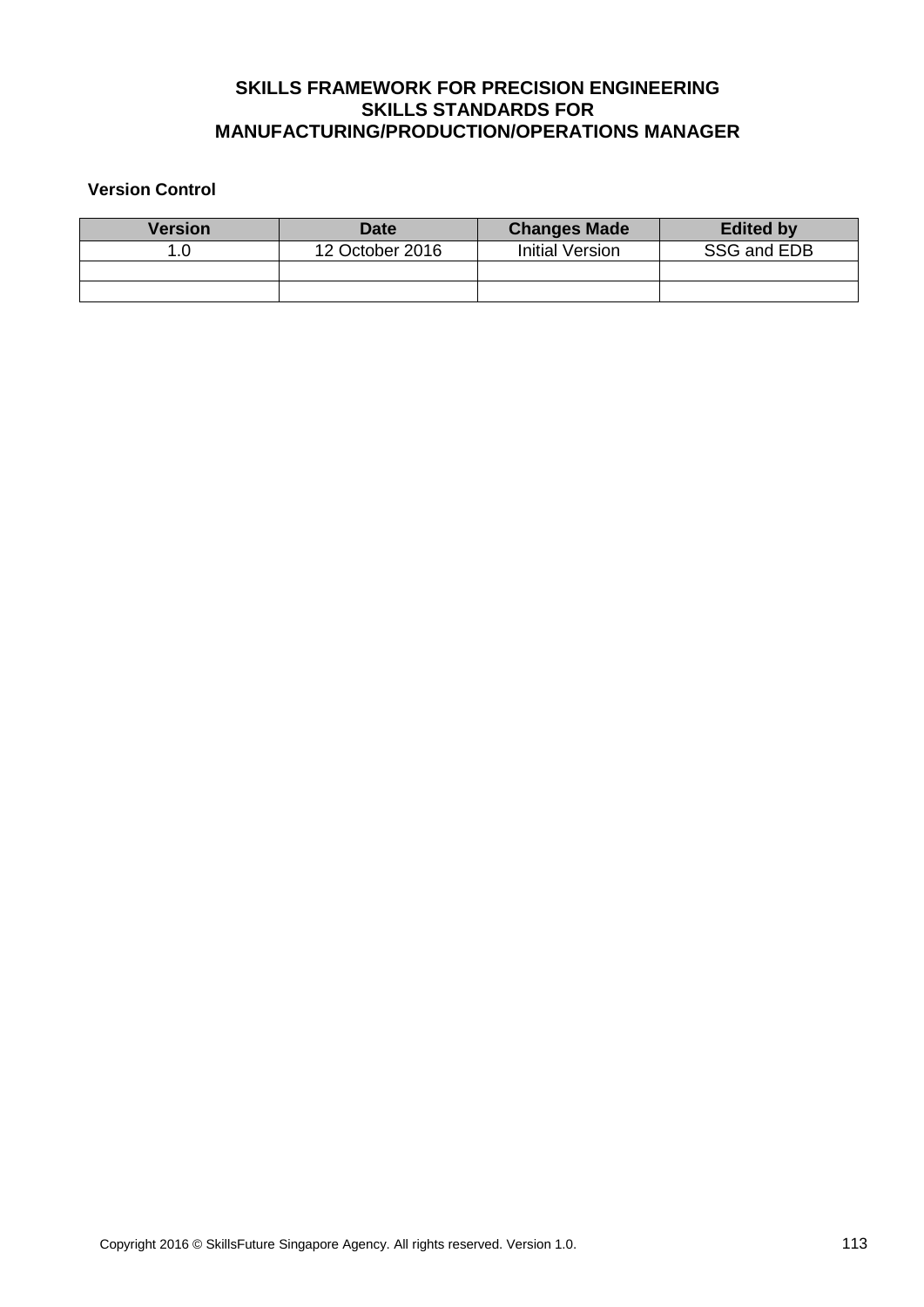**SKILLS FRAMEWORK FOR PRECISION ENGINEERING**
**SKILLS STANDARDS FOR**
**MANUFACTURING/PRODUCTION/OPERATIONS MANAGER**

**Version Control**

| Version | Date | Changes Made | Edited by |
|---|---|---|---|
| 1.0 | 12 October 2016 | Initial Version | SSG and EDB |
| | | | |
| | | | |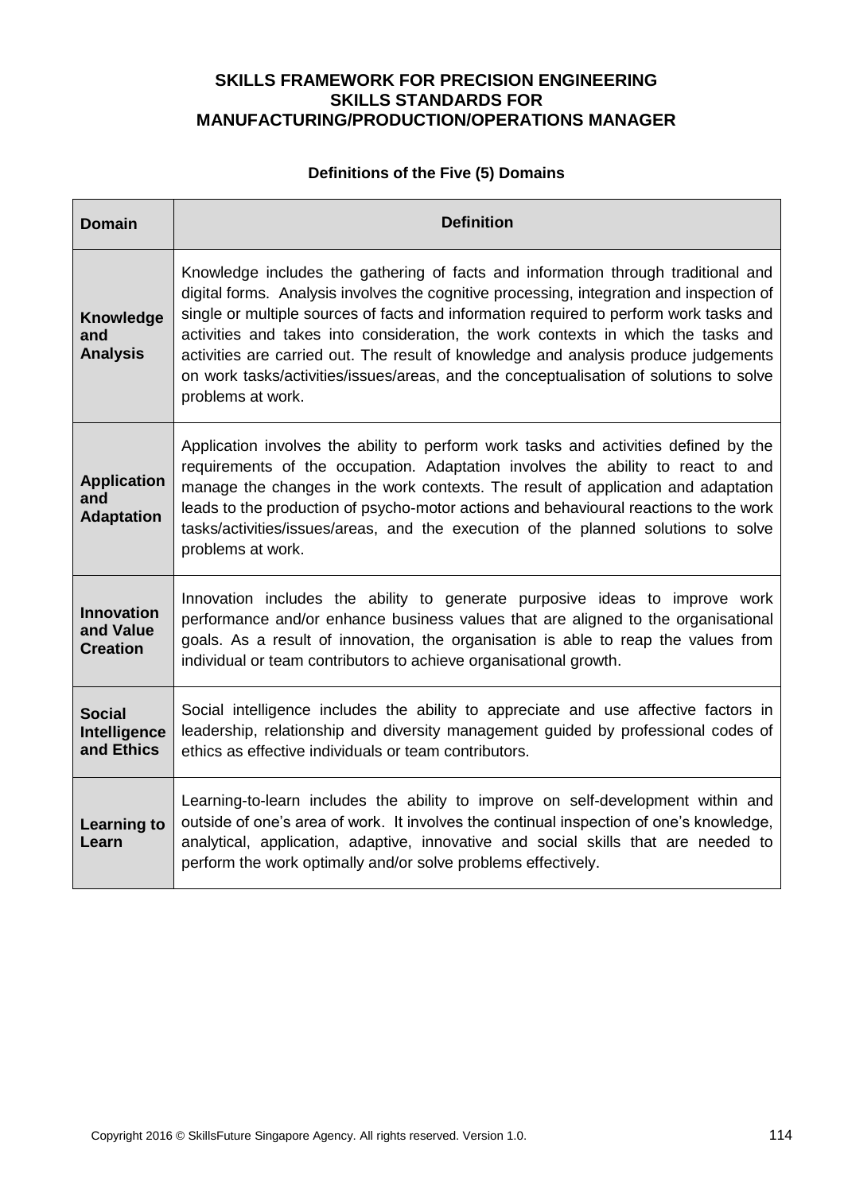**SKILLS FRAMEWORK FOR PRECISION ENGINEERING**
**SKILLS STANDARDS FOR**
**MANUFACTURING/PRODUCTION/OPERATIONS MANAGER**

**Definitions of the Five (5) Domains**

| Domain | Definition |
| --- | --- |
| **Knowledge and Analysis** | Knowledge includes the gathering of facts and information through traditional and digital forms. Analysis involves the cognitive processing, integration and inspection of single or multiple sources of facts and information required to perform work tasks and activities and takes into consideration, the work contexts in which the tasks and activities are carried out. The result of knowledge and analysis produce judgements on work tasks/activities/issues/areas, and the conceptualisation of solutions to solve problems at work. |
| **Application and Adaptation** | Application involves the ability to perform work tasks and activities defined by the requirements of the occupation. Adaptation involves the ability to react to and manage the changes in the work contexts. The result of application and adaptation leads to the production of psycho-motor actions and behavioural reactions to the work tasks/activities/issues/areas, and the execution of the planned solutions to solve problems at work. |
| **Innovation and Value Creation** | Innovation includes the ability to generate purposive ideas to improve work performance and/or enhance business values that are aligned to the organisational goals. As a result of innovation, the organisation is able to reap the values from individual or team contributors to achieve organisational growth. |
| **Social Intelligence and Ethics** | Social intelligence includes the ability to appreciate and use affective factors in leadership, relationship and diversity management guided by professional codes of ethics as effective individuals or team contributors. |
| **Learning to Learn** | Learning-to-learn includes the ability to improve on self-development within and outside of one's area of work. It involves the continual inspection of one's knowledge, analytical, application, adaptive, innovative and social skills that are needed to perform the work optimally and/or solve problems effectively. |